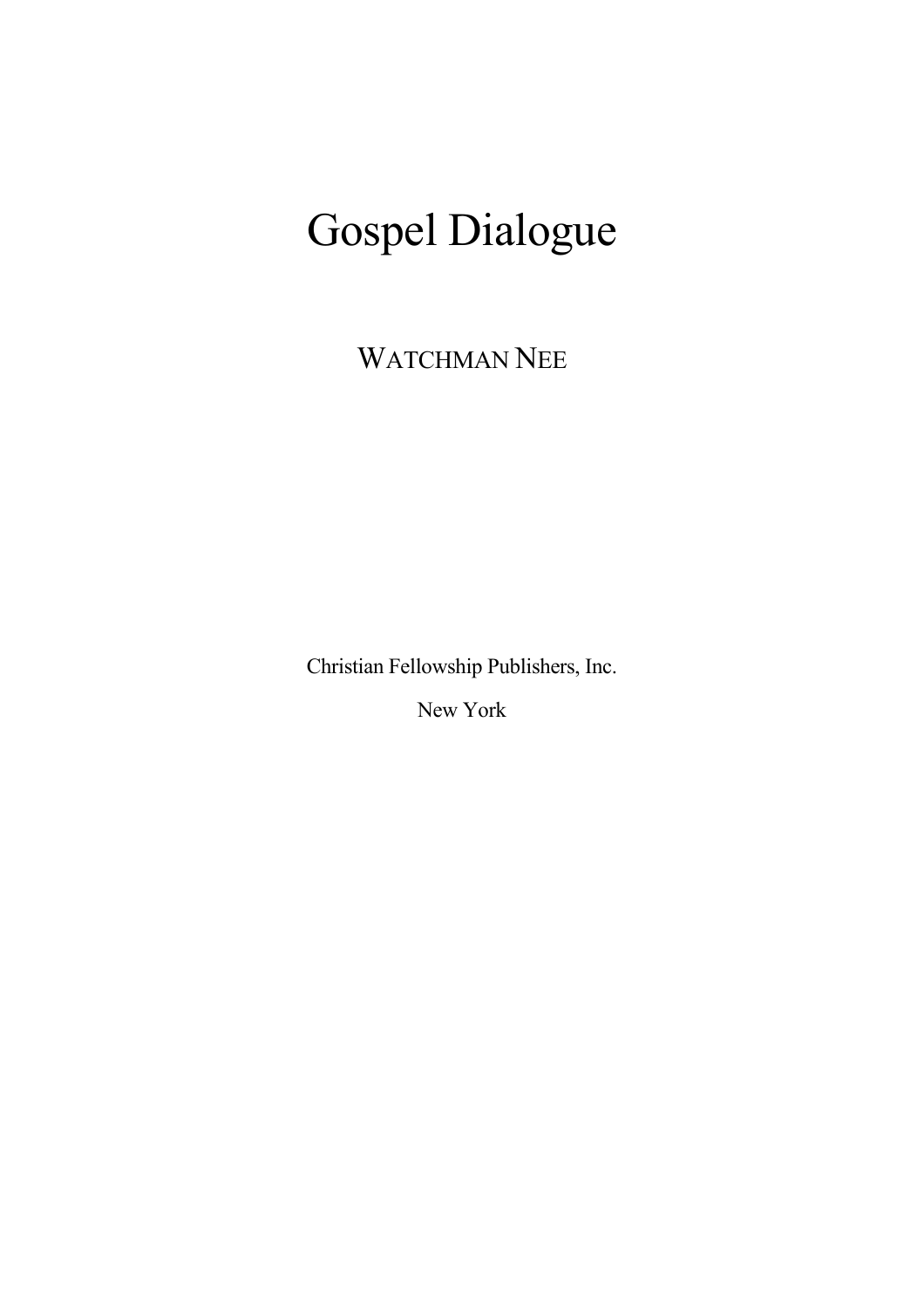# Gospel Dialogue

WATCHMAN NEE

Christian Fellowship Publishers, Inc.

New York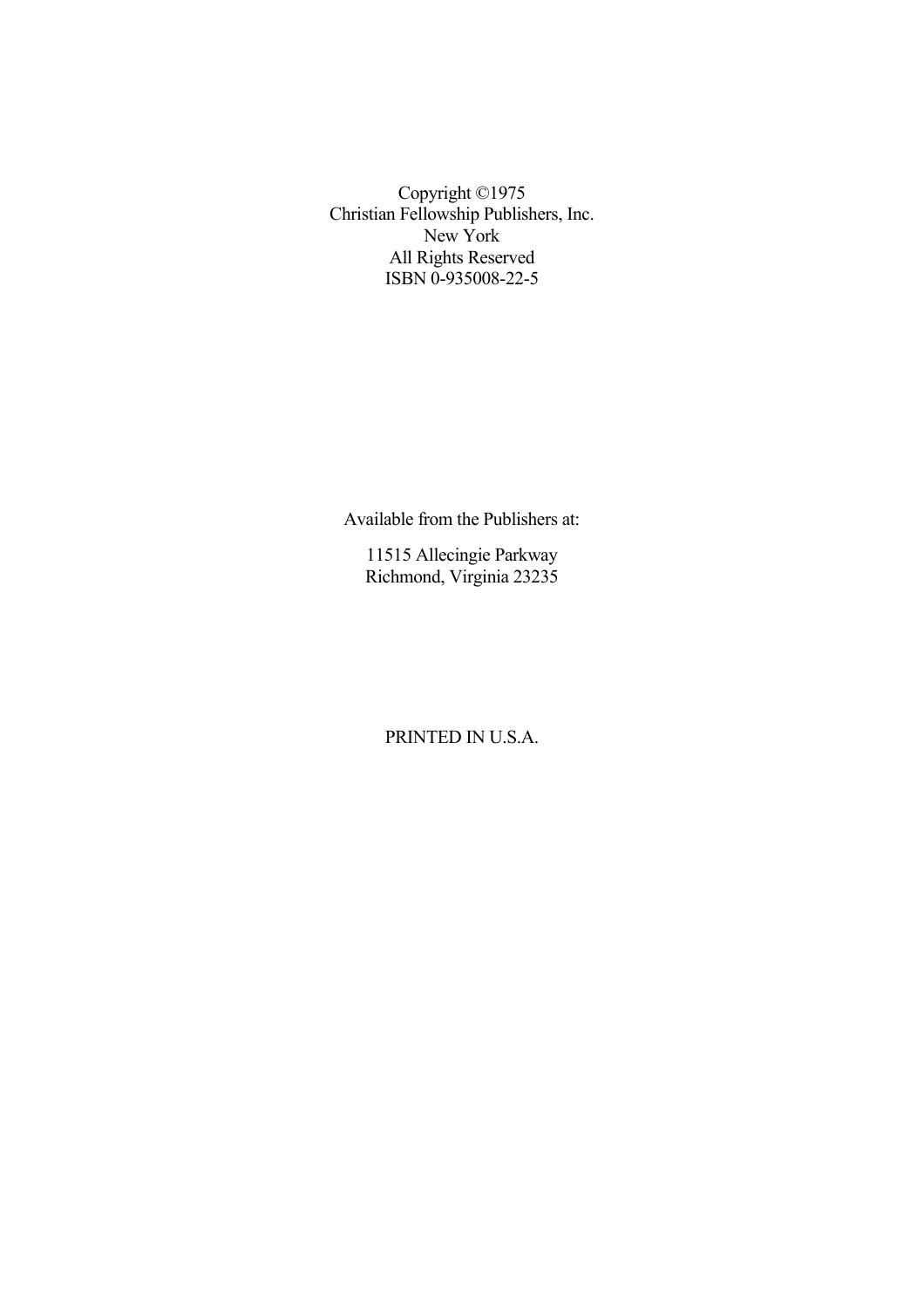Copyright ©1975
Christian Fellowship Publishers, Inc.
New York
All Rights Reserved
ISBN 0-935008-22-5

Available from the Publishers at:

11515 Allecingie Parkway
Richmond, Virginia 23235

PRINTED IN U.S.A.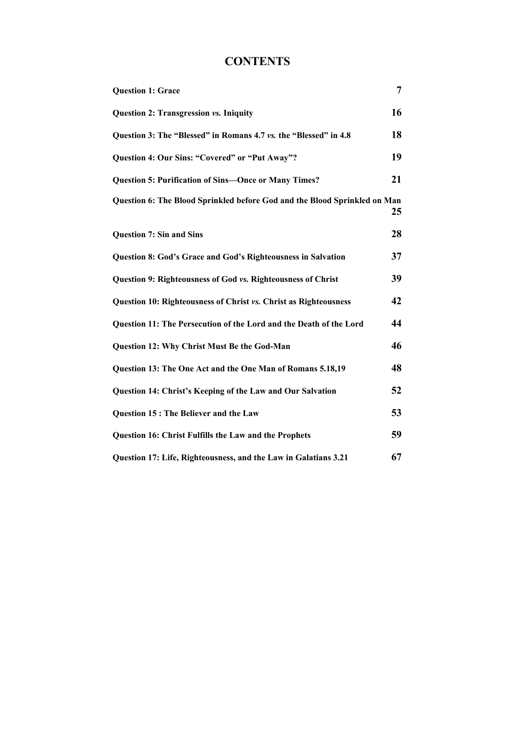# CONTENTS

| | |
|---|---|
| **Question 1: Grace** | **7** |
| **Question 2: Transgression *vs.* Iniquity** | **16** |
| **Question 3: The "Blessed" in Romans 4.7 *vs.* the "Blessed" in 4.8** | **18** |
| **Question 4: Our Sins: "Covered" or "Put Away"?** | **19** |
| **Question 5: Purification of Sins—Once or Many Times?** | **21** |
| **Question 6: The Blood Sprinkled before God and the Blood Sprinkled on Man** | **25** |
| **Question 7: Sin and Sins** | **28** |
| **Question 8: God's Grace and God's Righteousness in Salvation** | **37** |
| **Question 9: Righteousness of God *vs.* Righteousness of Christ** | **39** |
| **Question 10: Righteousness of Christ *vs.* Christ as Righteousness** | **42** |
| **Question 11: The Persecution of the Lord and the Death of the Lord** | **44** |
| **Question 12: Why Christ Must Be the God-Man** | **46** |
| **Question 13: The One Act and the One Man of Romans 5.18,19** | **48** |
| **Question 14: Christ's Keeping of the Law and Our Salvation** | **52** |
| **Question 15 : The Believer and the Law** | **53** |
| **Question 16: Christ Fulfills the Law and the Prophets** | **59** |
| **Question 17: Life, Righteousness, and the Law in Galatians 3.21** | **67** |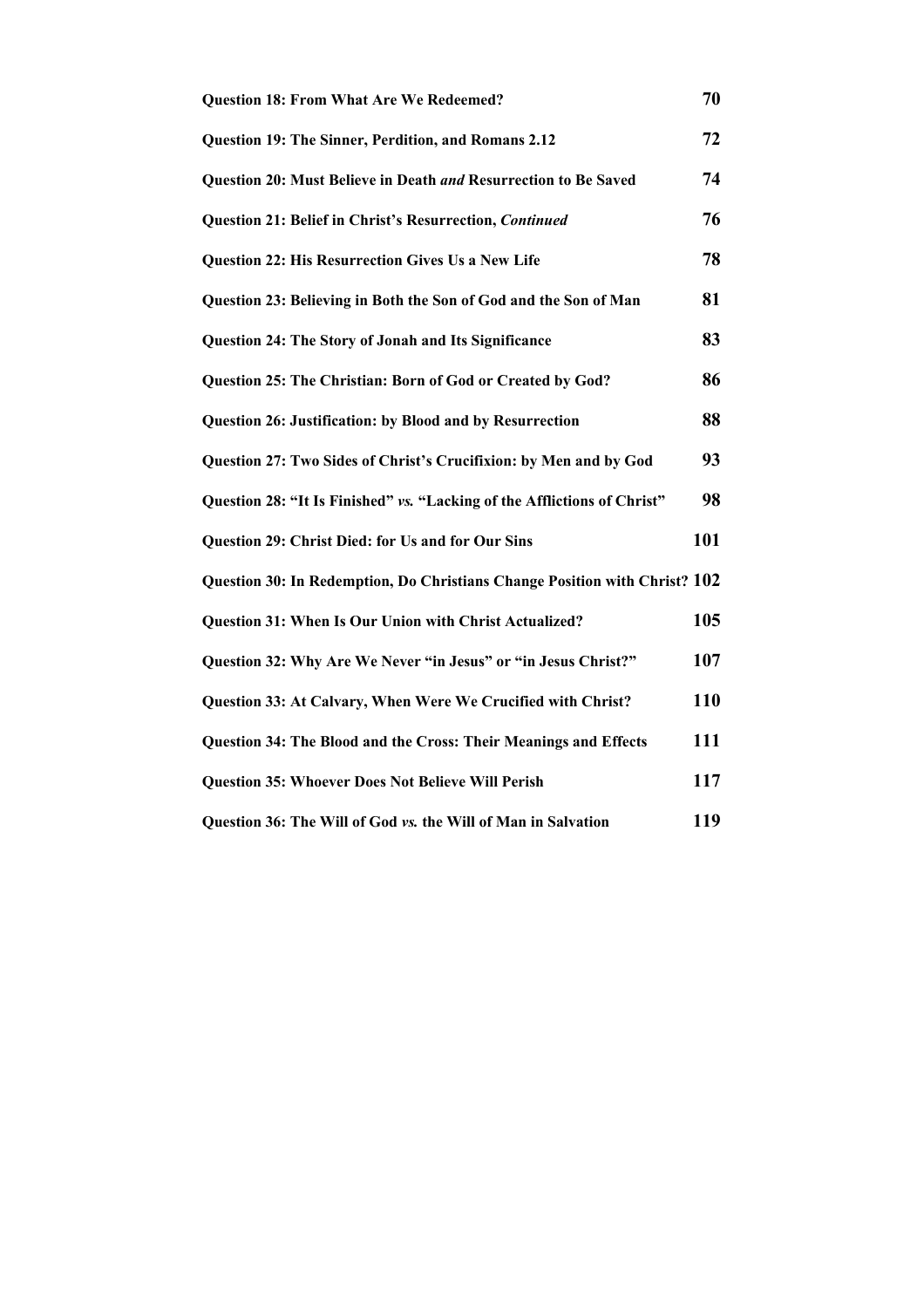| | |
|---|---|
| **Question 18: From What Are We Redeemed?** | **70** |
| **Question 19: The Sinner, Perdition, and Romans 2.12** | **72** |
| **Question 20: Must Believe in Death *and* Resurrection to Be Saved** | **74** |
| **Question 21: Belief in Christ's Resurrection, *Continued*** | **76** |
| **Question 22: His Resurrection Gives Us a New Life** | **78** |
| **Question 23: Believing in Both the Son of God and the Son of Man** | **81** |
| **Question 24: The Story of Jonah and Its Significance** | **83** |
| **Question 25: The Christian: Born of God or Created by God?** | **86** |
| **Question 26: Justification: by Blood and by Resurrection** | **88** |
| **Question 27: Two Sides of Christ's Crucifixion: by Men and by God** | **93** |
| **Question 28: "It Is Finished" *vs.* "Lacking of the Afflictions of Christ"** | **98** |
| **Question 29: Christ Died: for Us and for Our Sins** | **101** |
| **Question 30: In Redemption, Do Christians Change Position with Christ?** | **102** |
| **Question 31: When Is Our Union with Christ Actualized?** | **105** |
| **Question 32: Why Are We Never "in Jesus" or "in Jesus Christ?"** | **107** |
| **Question 33: At Calvary, When Were We Crucified with Christ?** | **110** |
| **Question 34: The Blood and the Cross: Their Meanings and Effects** | **111** |
| **Question 35: Whoever Does Not Believe Will Perish** | **117** |
| **Question 36: The Will of God *vs.* the Will of Man in Salvation** | **119** |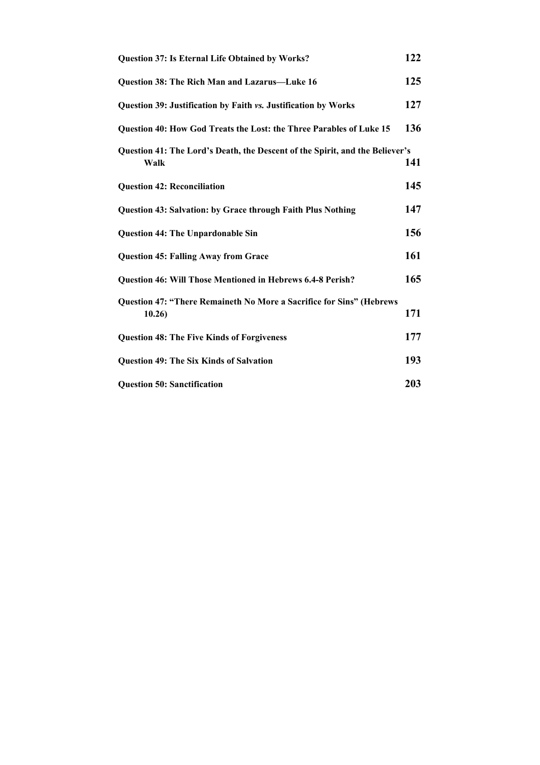**Question 37: Is Eternal Life Obtained by Works?** **122**

**Question 38: The Rich Man and Lazarus—Luke 16** **125**

**Question 39: Justification by Faith *vs.* Justification by Works** **127**

**Question 40: How God Treats the Lost: the Three Parables of Luke 15** **136**

**Question 41: The Lord's Death, the Descent of the Spirit, and the Believer's Walk** **141**

**Question 42: Reconciliation** **145**

**Question 43: Salvation: by Grace through Faith Plus Nothing** **147**

**Question 44: The Unpardonable Sin** **156**

**Question 45: Falling Away from Grace** **161**

**Question 46: Will Those Mentioned in Hebrews 6.4-8 Perish?** **165**

**Question 47: "There Remaineth No More a Sacrifice for Sins" (Hebrews 10.26)** **171**

**Question 48: The Five Kinds of Forgiveness** **177**

**Question 49: The Six Kinds of Salvation** **193**

**Question 50: Sanctification** **203**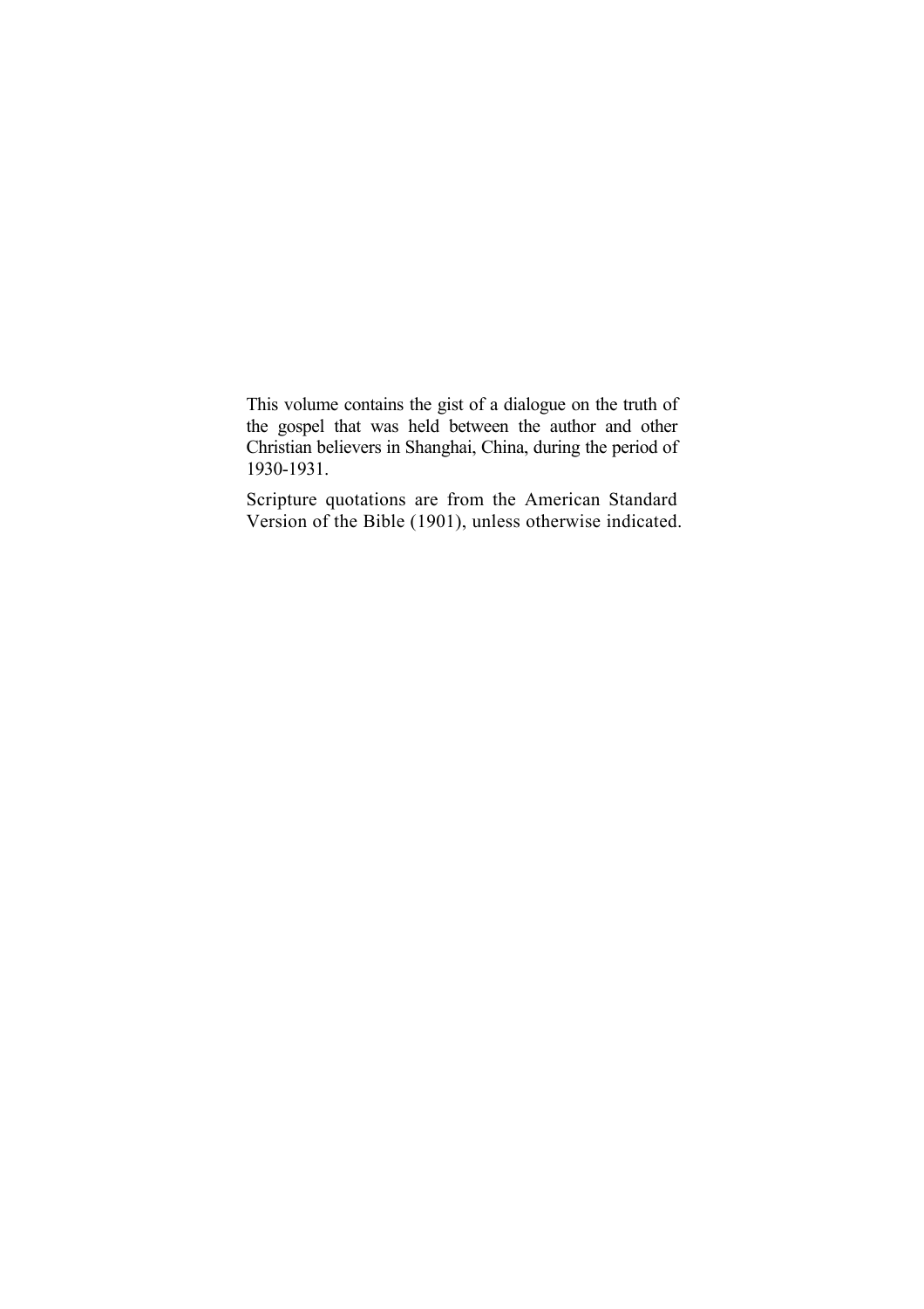This volume contains the gist of a dialogue on the truth of the gospel that was held between the author and other Christian believers in Shanghai, China, during the period of 1930-1931.

Scripture quotations are from the American Standard Version of the Bible (1901), unless otherwise indicated.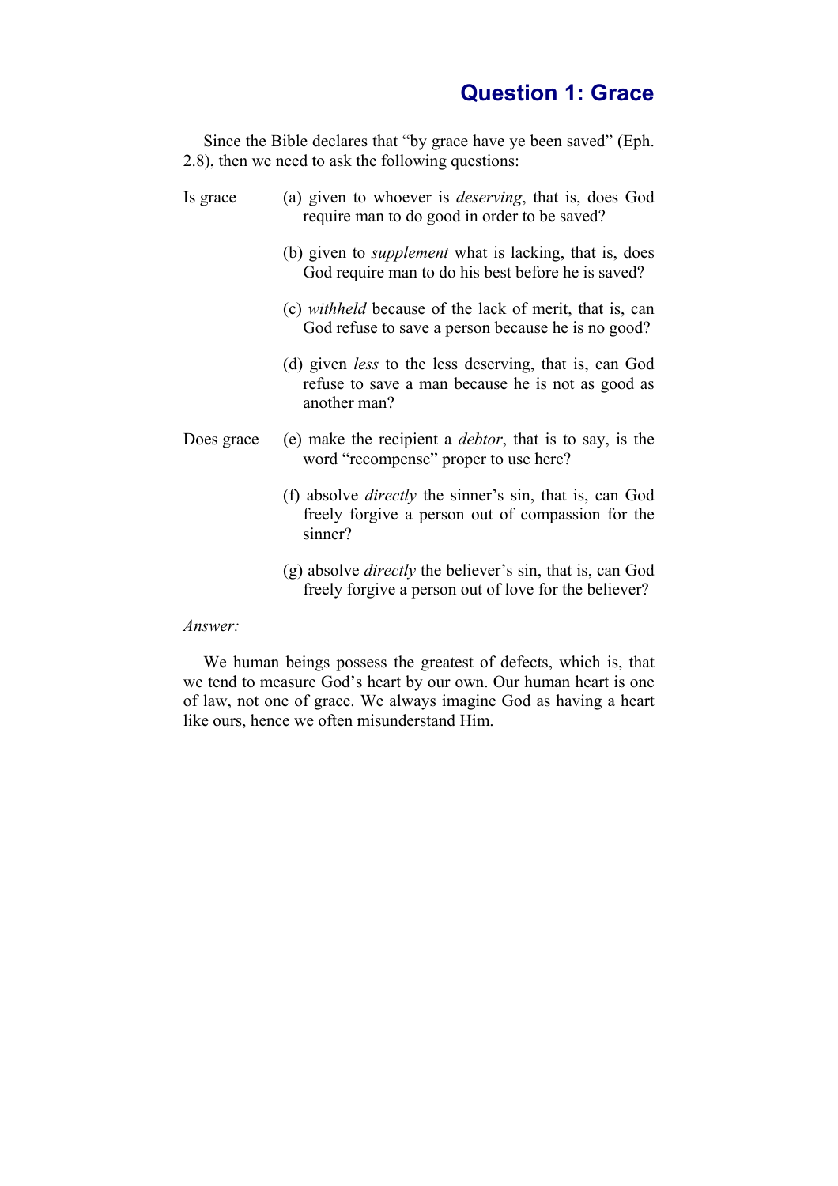## Question 1: Grace

Since the Bible declares that "by grace have ye been saved" (Eph. 2.8), then we need to ask the following questions:

Is grace

(a) given to whoever is *deserving*, that is, does God require man to do good in order to be saved?

(b) given to *supplement* what is lacking, that is, does God require man to do his best before he is saved?

(c) *withheld* because of the lack of merit, that is, can God refuse to save a person because he is no good?

(d) given *less* to the less deserving, that is, can God refuse to save a man because he is not as good as another man?

Does grace

(e) make the recipient a *debtor*, that is to say, is the word "recompense" proper to use here?

(f) absolve *directly* the sinner's sin, that is, can God freely forgive a person out of compassion for the sinner?

(g) absolve *directly* the believer's sin, that is, can God freely forgive a person out of love for the believer?

*Answer:*

We human beings possess the greatest of defects, which is, that we tend to measure God's heart by our own. Our human heart is one of law, not one of grace. We always imagine God as having a heart like ours, hence we often misunderstand Him.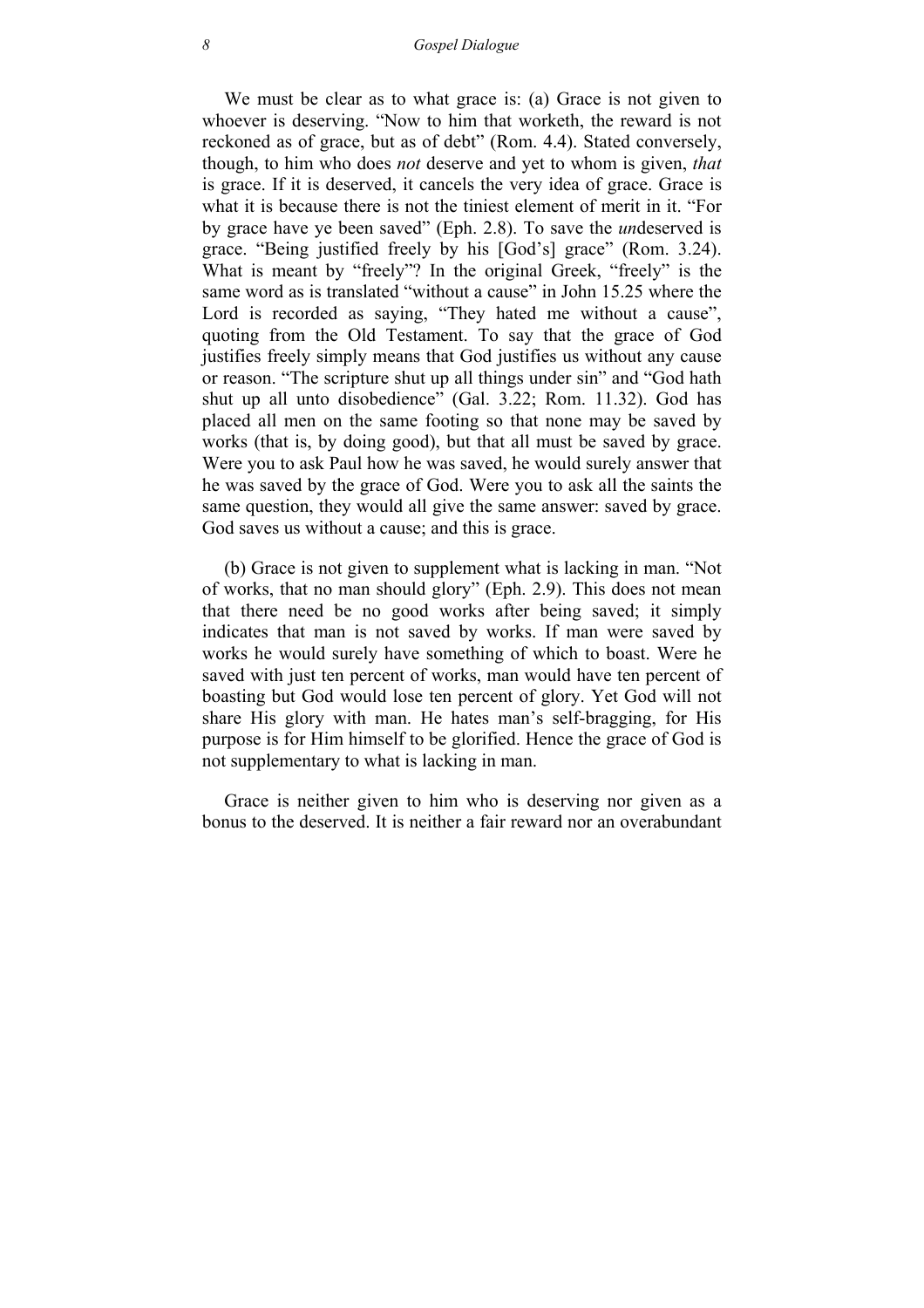We must be clear as to what grace is: (a) Grace is not given to whoever is deserving. "Now to him that worketh, the reward is not reckoned as of grace, but as of debt" (Rom. 4.4). Stated conversely, though, to him who does *not* deserve and yet to whom is given, *that* is grace. If it is deserved, it cancels the very idea of grace. Grace is what it is because there is not the tiniest element of merit in it. "For by grace have ye been saved" (Eph. 2.8). To save the *un*deserved is grace. "Being justified freely by his [God's] grace" (Rom. 3.24). What is meant by "freely"? In the original Greek, "freely" is the same word as is translated "without a cause" in John 15.25 where the Lord is recorded as saying, "They hated me without a cause", quoting from the Old Testament. To say that the grace of God justifies freely simply means that God justifies us without any cause or reason. "The scripture shut up all things under sin" and "God hath shut up all unto disobedience" (Gal. 3.22; Rom. 11.32). God has placed all men on the same footing so that none may be saved by works (that is, by doing good), but that all must be saved by grace. Were you to ask Paul how he was saved, he would surely answer that he was saved by the grace of God. Were you to ask all the saints the same question, they would all give the same answer: saved by grace. God saves us without a cause; and this is grace.

(b) Grace is not given to supplement what is lacking in man. "Not of works, that no man should glory" (Eph. 2.9). This does not mean that there need be no good works after being saved; it simply indicates that man is not saved by works. If man were saved by works he would surely have something of which to boast. Were he saved with just ten percent of works, man would have ten percent of boasting but God would lose ten percent of glory. Yet God will not share His glory with man. He hates man's self-bragging, for His purpose is for Him himself to be glorified. Hence the grace of God is not supplementary to what is lacking in man.

Grace is neither given to him who is deserving nor given as a bonus to the deserved. It is neither a fair reward nor an overabundant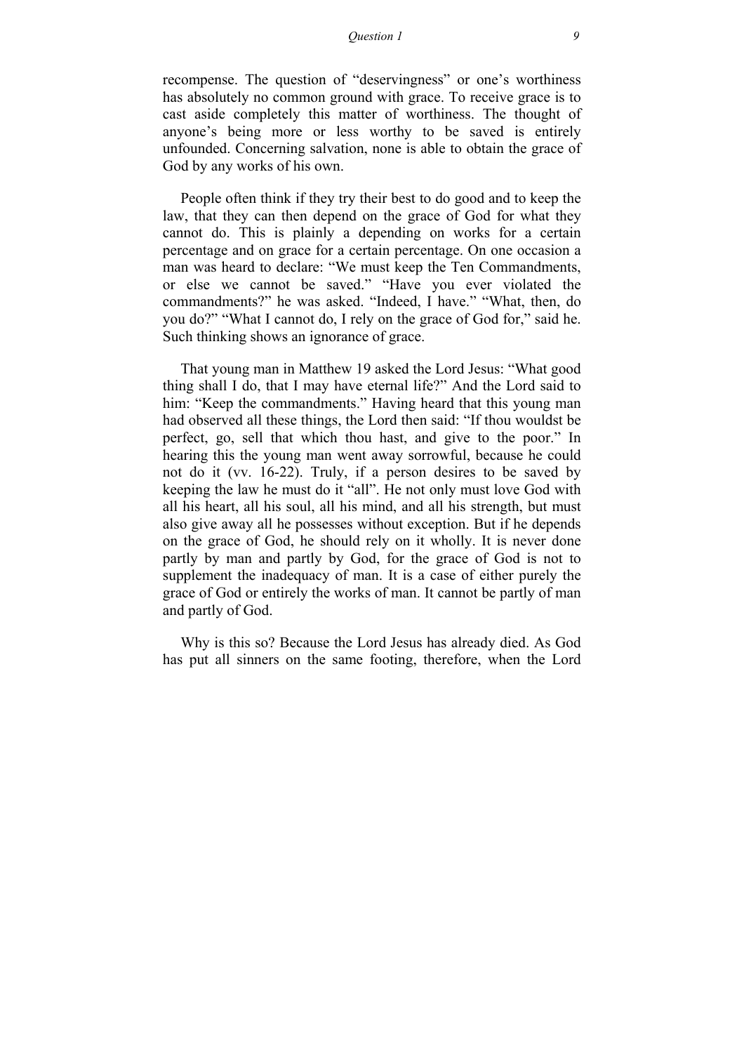recompense. The question of "deservingness" or one's worthiness has absolutely no common ground with grace. To receive grace is to cast aside completely this matter of worthiness. The thought of anyone's being more or less worthy to be saved is entirely unfounded. Concerning salvation, none is able to obtain the grace of God by any works of his own.

People often think if they try their best to do good and to keep the law, that they can then depend on the grace of God for what they cannot do. This is plainly a depending on works for a certain percentage and on grace for a certain percentage. On one occasion a man was heard to declare: "We must keep the Ten Commandments, or else we cannot be saved." "Have you ever violated the commandments?" he was asked. "Indeed, I have." "What, then, do you do?" "What I cannot do, I rely on the grace of God for," said he. Such thinking shows an ignorance of grace.

That young man in Matthew 19 asked the Lord Jesus: "What good thing shall I do, that I may have eternal life?" And the Lord said to him: "Keep the commandments." Having heard that this young man had observed all these things, the Lord then said: "If thou wouldst be perfect, go, sell that which thou hast, and give to the poor." In hearing this the young man went away sorrowful, because he could not do it (vv. 16-22). Truly, if a person desires to be saved by keeping the law he must do it "all". He not only must love God with all his heart, all his soul, all his mind, and all his strength, but must also give away all he possesses without exception. But if he depends on the grace of God, he should rely on it wholly. It is never done partly by man and partly by God, for the grace of God is not to supplement the inadequacy of man. It is a case of either purely the grace of God or entirely the works of man. It cannot be partly of man and partly of God.

Why is this so? Because the Lord Jesus has already died. As God has put all sinners on the same footing, therefore, when the Lord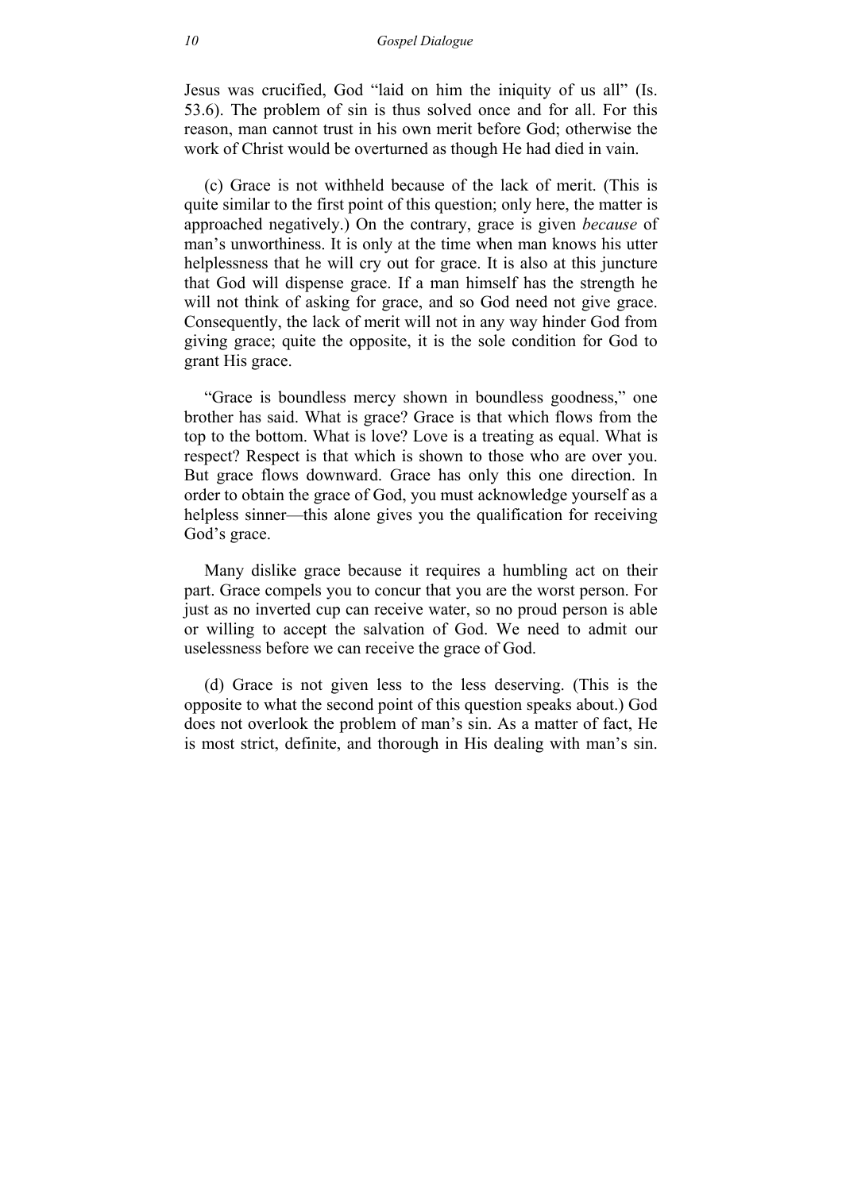Jesus was crucified, God "laid on him the iniquity of us all" (Is. 53.6). The problem of sin is thus solved once and for all. For this reason, man cannot trust in his own merit before God; otherwise the work of Christ would be overturned as though He had died in vain.

(c) Grace is not withheld because of the lack of merit. (This is quite similar to the first point of this question; only here, the matter is approached negatively.) On the contrary, grace is given *because* of man's unworthiness. It is only at the time when man knows his utter helplessness that he will cry out for grace. It is also at this juncture that God will dispense grace. If a man himself has the strength he will not think of asking for grace, and so God need not give grace. Consequently, the lack of merit will not in any way hinder God from giving grace; quite the opposite, it is the sole condition for God to grant His grace.

"Grace is boundless mercy shown in boundless goodness," one brother has said. What is grace? Grace is that which flows from the top to the bottom. What is love? Love is a treating as equal. What is respect? Respect is that which is shown to those who are over you. But grace flows downward. Grace has only this one direction. In order to obtain the grace of God, you must acknowledge yourself as a helpless sinner—this alone gives you the qualification for receiving God's grace.

Many dislike grace because it requires a humbling act on their part. Grace compels you to concur that you are the worst person. For just as no inverted cup can receive water, so no proud person is able or willing to accept the salvation of God. We need to admit our uselessness before we can receive the grace of God.

(d) Grace is not given less to the less deserving. (This is the opposite to what the second point of this question speaks about.) God does not overlook the problem of man's sin. As a matter of fact, He is most strict, definite, and thorough in His dealing with man's sin.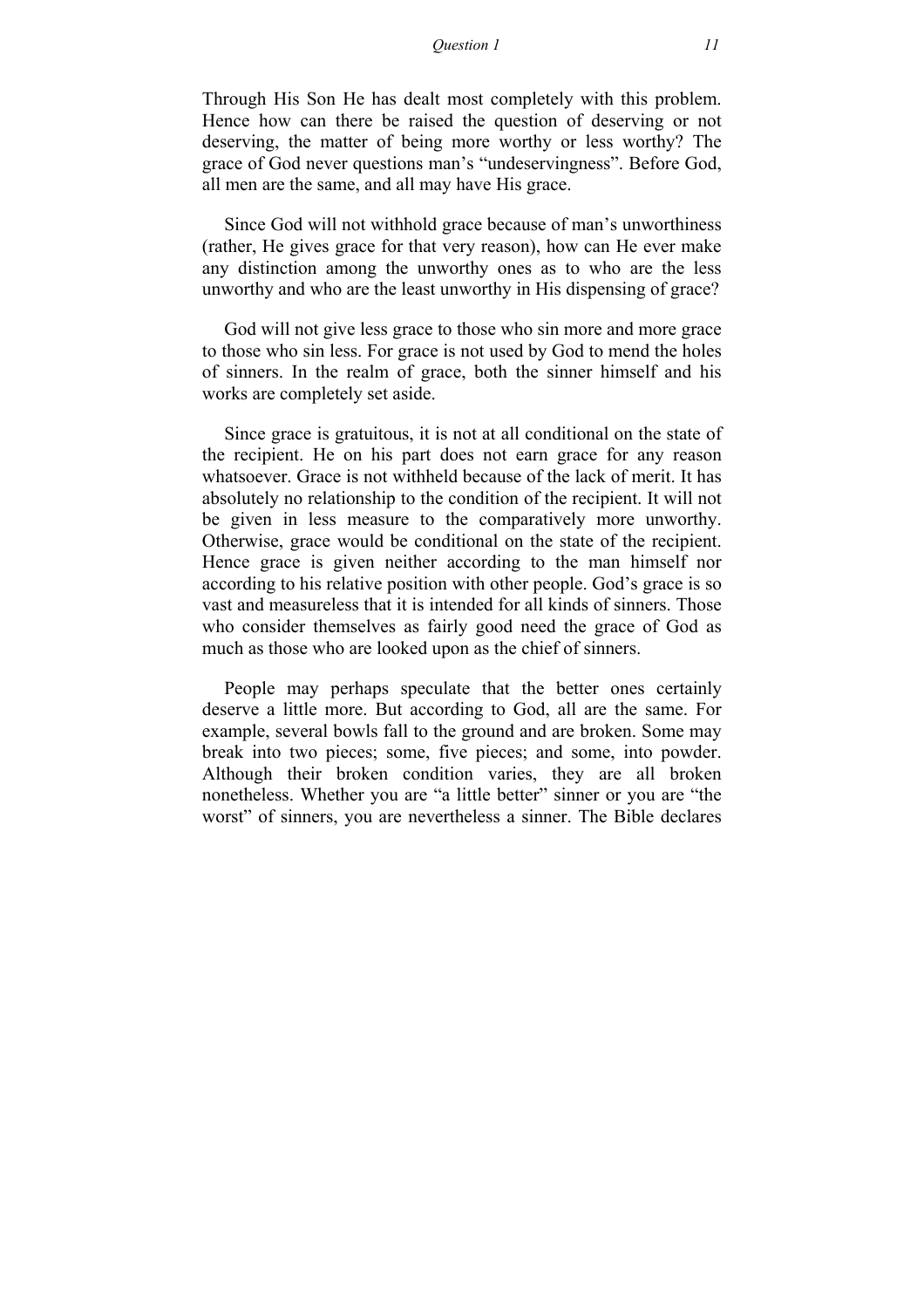Through His Son He has dealt most completely with this problem. Hence how can there be raised the question of deserving or not deserving, the matter of being more worthy or less worthy? The grace of God never questions man's "undeservingness". Before God, all men are the same, and all may have His grace.

Since God will not withhold grace because of man's unworthiness (rather, He gives grace for that very reason), how can He ever make any distinction among the unworthy ones as to who are the less unworthy and who are the least unworthy in His dispensing of grace?

God will not give less grace to those who sin more and more grace to those who sin less. For grace is not used by God to mend the holes of sinners. In the realm of grace, both the sinner himself and his works are completely set aside.

Since grace is gratuitous, it is not at all conditional on the state of the recipient. He on his part does not earn grace for any reason whatsoever. Grace is not withheld because of the lack of merit. It has absolutely no relationship to the condition of the recipient. It will not be given in less measure to the comparatively more unworthy. Otherwise, grace would be conditional on the state of the recipient. Hence grace is given neither according to the man himself nor according to his relative position with other people. God's grace is so vast and measureless that it is intended for all kinds of sinners. Those who consider themselves as fairly good need the grace of God as much as those who are looked upon as the chief of sinners.

People may perhaps speculate that the better ones certainly deserve a little more. But according to God, all are the same. For example, several bowls fall to the ground and are broken. Some may break into two pieces; some, five pieces; and some, into powder. Although their broken condition varies, they are all broken nonetheless. Whether you are "a little better" sinner or you are "the worst" of sinners, you are nevertheless a sinner. The Bible declares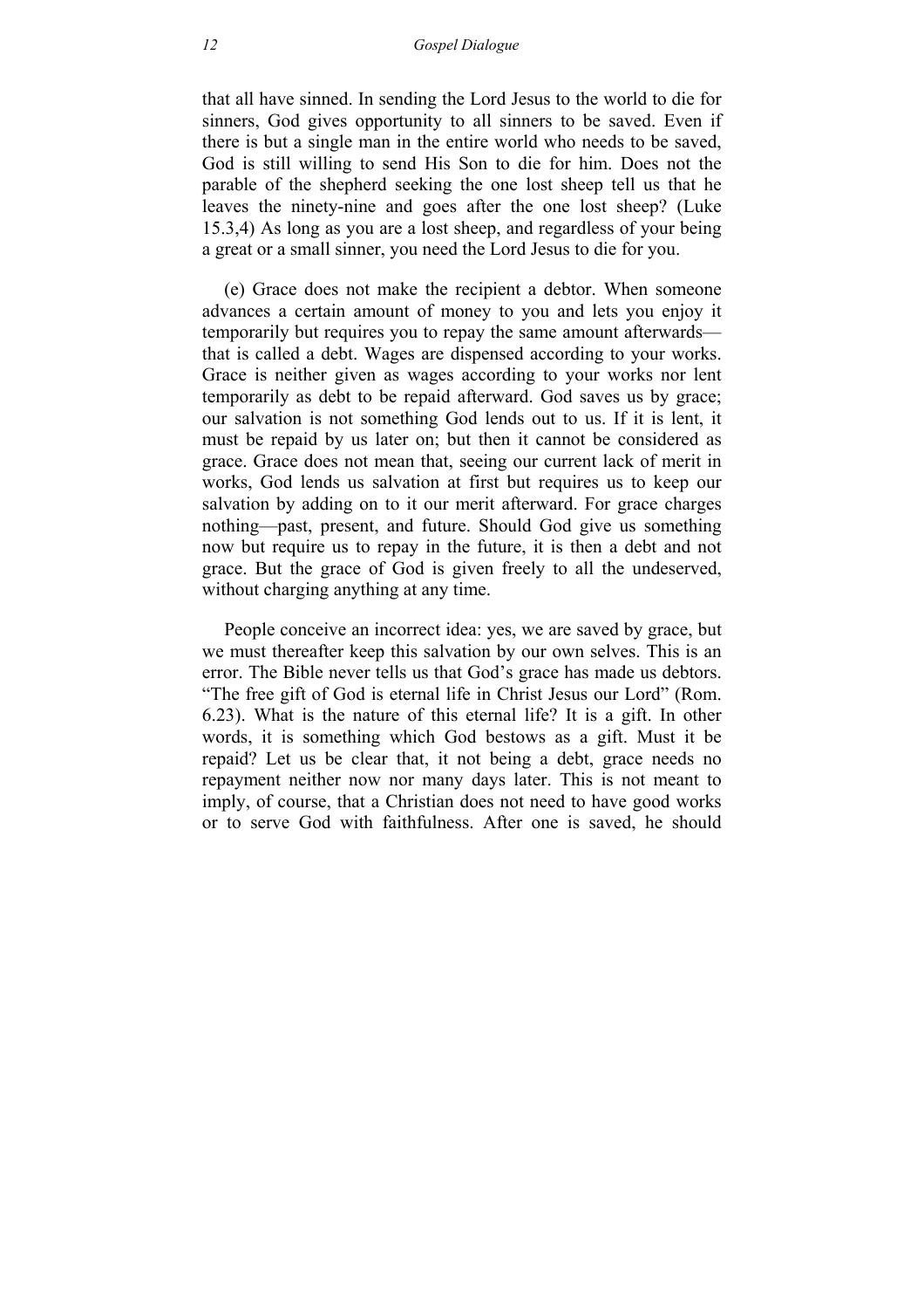that all have sinned. In sending the Lord Jesus to the world to die for sinners, God gives opportunity to all sinners to be saved. Even if there is but a single man in the entire world who needs to be saved, God is still willing to send His Son to die for him. Does not the parable of the shepherd seeking the one lost sheep tell us that he leaves the ninety-nine and goes after the one lost sheep? (Luke 15.3,4) As long as you are a lost sheep, and regardless of your being a great or a small sinner, you need the Lord Jesus to die for you.

(e) Grace does not make the recipient a debtor. When someone advances a certain amount of money to you and lets you enjoy it temporarily but requires you to repay the same amount afterwards—that is called a debt. Wages are dispensed according to your works. Grace is neither given as wages according to your works nor lent temporarily as debt to be repaid afterward. God saves us by grace; our salvation is not something God lends out to us. If it is lent, it must be repaid by us later on; but then it cannot be considered as grace. Grace does not mean that, seeing our current lack of merit in works, God lends us salvation at first but requires us to keep our salvation by adding on to it our merit afterward. For grace charges nothing—past, present, and future. Should God give us something now but require us to repay in the future, it is then a debt and not grace. But the grace of God is given freely to all the undeserved, without charging anything at any time.

People conceive an incorrect idea: yes, we are saved by grace, but we must thereafter keep this salvation by our own selves. This is an error. The Bible never tells us that God's grace has made us debtors. "The free gift of God is eternal life in Christ Jesus our Lord" (Rom. 6.23). What is the nature of this eternal life? It is a gift. In other words, it is something which God bestows as a gift. Must it be repaid? Let us be clear that, it not being a debt, grace needs no repayment neither now nor many days later. This is not meant to imply, of course, that a Christian does not need to have good works or to serve God with faithfulness. After one is saved, he should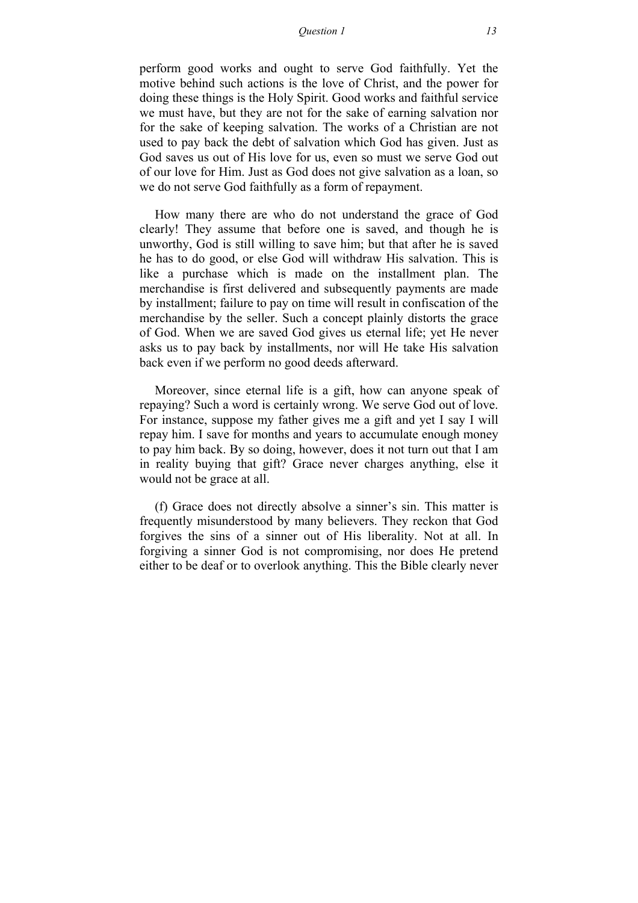perform good works and ought to serve God faithfully. Yet the motive behind such actions is the love of Christ, and the power for doing these things is the Holy Spirit. Good works and faithful service we must have, but they are not for the sake of earning salvation nor for the sake of keeping salvation. The works of a Christian are not used to pay back the debt of salvation which God has given. Just as God saves us out of His love for us, even so must we serve God out of our love for Him. Just as God does not give salvation as a loan, so we do not serve God faithfully as a form of repayment.

How many there are who do not understand the grace of God clearly! They assume that before one is saved, and though he is unworthy, God is still willing to save him; but that after he is saved he has to do good, or else God will withdraw His salvation. This is like a purchase which is made on the installment plan. The merchandise is first delivered and subsequently payments are made by installment; failure to pay on time will result in confiscation of the merchandise by the seller. Such a concept plainly distorts the grace of God. When we are saved God gives us eternal life; yet He never asks us to pay back by installments, nor will He take His salvation back even if we perform no good deeds afterward.

Moreover, since eternal life is a gift, how can anyone speak of repaying? Such a word is certainly wrong. We serve God out of love. For instance, suppose my father gives me a gift and yet I say I will repay him. I save for months and years to accumulate enough money to pay him back. By so doing, however, does it not turn out that I am in reality buying that gift? Grace never charges anything, else it would not be grace at all.

(f) Grace does not directly absolve a sinner's sin. This matter is frequently misunderstood by many believers. They reckon that God forgives the sins of a sinner out of His liberality. Not at all. In forgiving a sinner God is not compromising, nor does He pretend either to be deaf or to overlook anything. This the Bible clearly never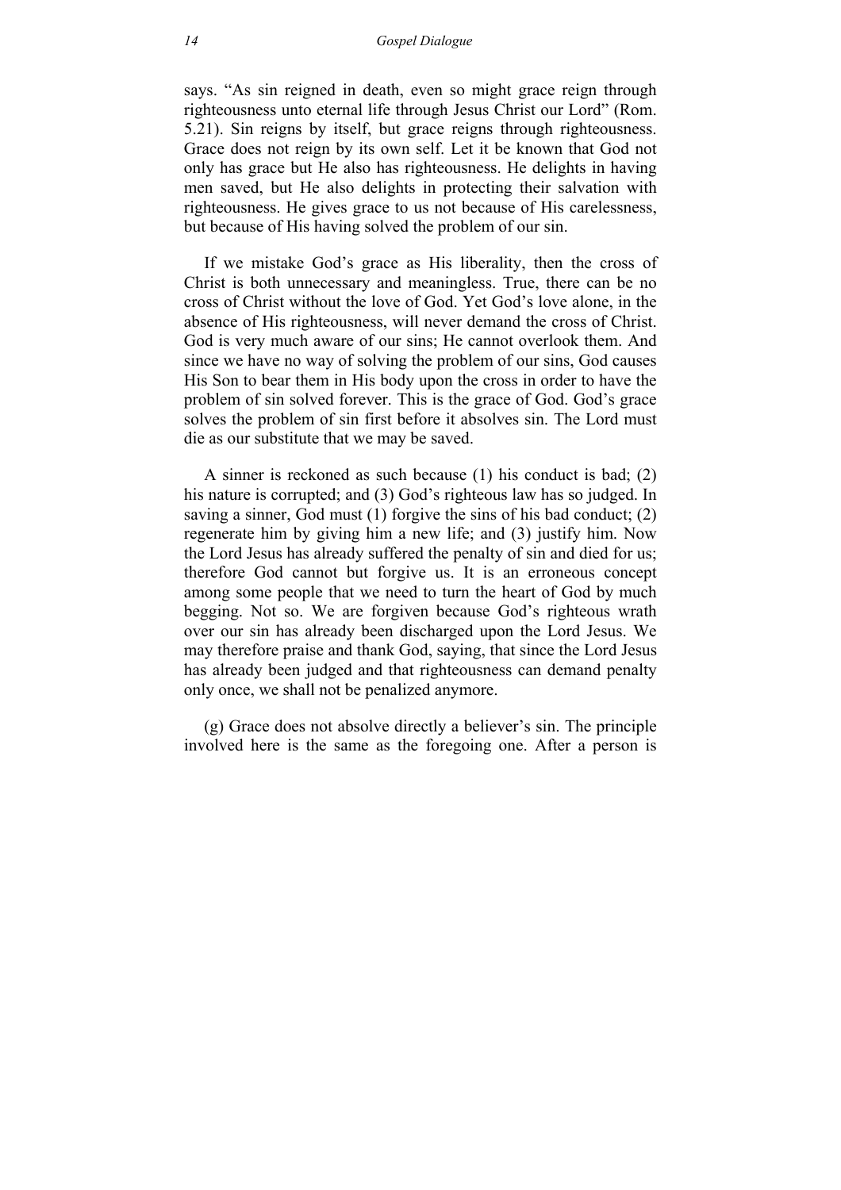says. “As sin reigned in death, even so might grace reign through righteousness unto eternal life through Jesus Christ our Lord” (Rom. 5.21). Sin reigns by itself, but grace reigns through righteousness. Grace does not reign by its own self. Let it be known that God not only has grace but He also has righteousness. He delights in having men saved, but He also delights in protecting their salvation with righteousness. He gives grace to us not because of His carelessness, but because of His having solved the problem of our sin.

If we mistake God’s grace as His liberality, then the cross of Christ is both unnecessary and meaningless. True, there can be no cross of Christ without the love of God. Yet God’s love alone, in the absence of His righteousness, will never demand the cross of Christ. God is very much aware of our sins; He cannot overlook them. And since we have no way of solving the problem of our sins, God causes His Son to bear them in His body upon the cross in order to have the problem of sin solved forever. This is the grace of God. God’s grace solves the problem of sin first before it absolves sin. The Lord must die as our substitute that we may be saved.

A sinner is reckoned as such because (1) his conduct is bad; (2) his nature is corrupted; and (3) God’s righteous law has so judged. In saving a sinner, God must (1) forgive the sins of his bad conduct; (2) regenerate him by giving him a new life; and (3) justify him. Now the Lord Jesus has already suffered the penalty of sin and died for us; therefore God cannot but forgive us. It is an erroneous concept among some people that we need to turn the heart of God by much begging. Not so. We are forgiven because God’s righteous wrath over our sin has already been discharged upon the Lord Jesus. We may therefore praise and thank God, saying, that since the Lord Jesus has already been judged and that righteousness can demand penalty only once, we shall not be penalized anymore.

(g) Grace does not absolve directly a believer’s sin. The principle involved here is the same as the foregoing one. After a person is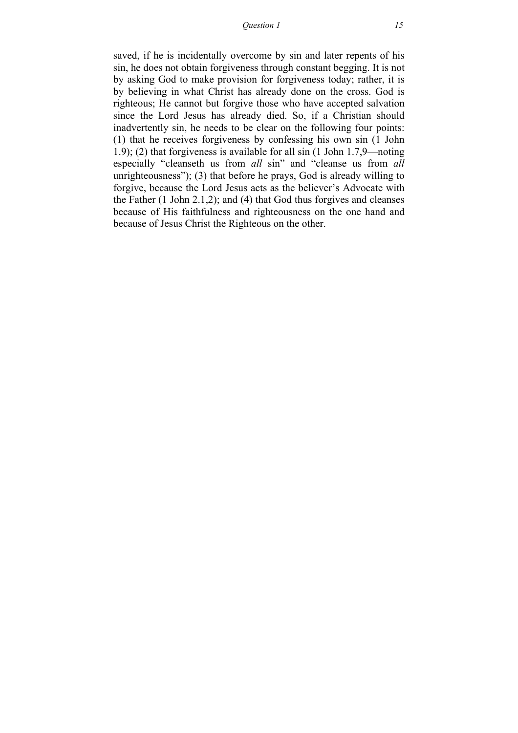saved, if he is incidentally overcome by sin and later repents of his sin, he does not obtain forgiveness through constant begging. It is not by asking God to make provision for forgiveness today; rather, it is by believing in what Christ has already done on the cross. God is righteous; He cannot but forgive those who have accepted salvation since the Lord Jesus has already died. So, if a Christian should inadvertently sin, he needs to be clear on the following four points: (1) that he receives forgiveness by confessing his own sin (1 John 1.9); (2) that forgiveness is available for all sin (1 John 1.7,9—noting especially "cleanseth us from *all* sin" and "cleanse us from *all* unrighteousness"); (3) that before he prays, God is already willing to forgive, because the Lord Jesus acts as the believer's Advocate with the Father (1 John 2.1,2); and (4) that God thus forgives and cleanses because of His faithfulness and righteousness on the one hand and because of Jesus Christ the Righteous on the other.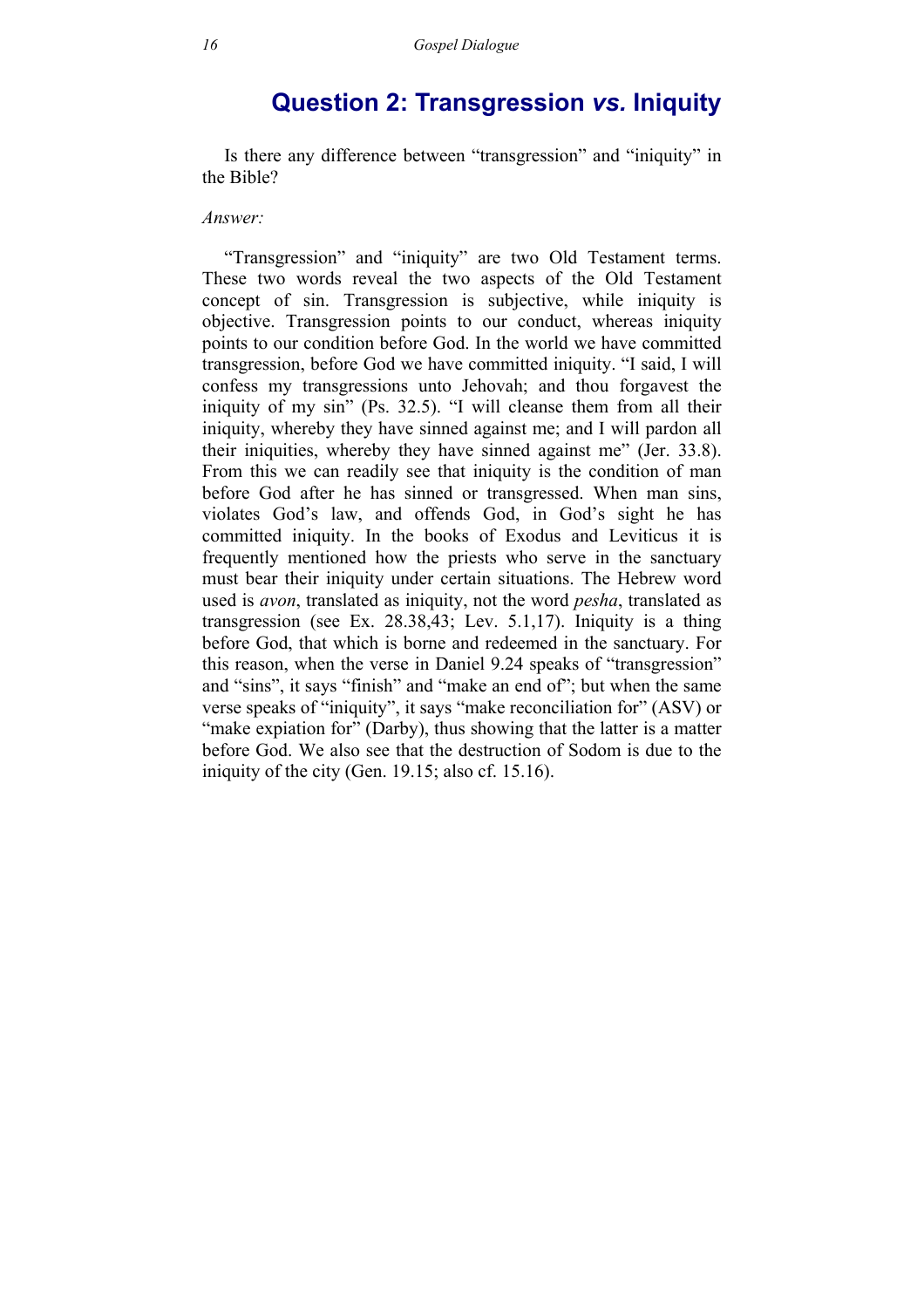## Question 2: Transgression *vs.* Iniquity

Is there any difference between "transgression" and "iniquity" in the Bible?

*Answer:*

"Transgression" and "iniquity" are two Old Testament terms. These two words reveal the two aspects of the Old Testament concept of sin. Transgression is subjective, while iniquity is objective. Transgression points to our conduct, whereas iniquity points to our condition before God. In the world we have committed transgression, before God we have committed iniquity. "I said, I will confess my transgressions unto Jehovah; and thou forgavest the iniquity of my sin" (Ps. 32.5). "I will cleanse them from all their iniquity, whereby they have sinned against me; and I will pardon all their iniquities, whereby they have sinned against me" (Jer. 33.8). From this we can readily see that iniquity is the condition of man before God after he has sinned or transgressed. When man sins, violates God's law, and offends God, in God's sight he has committed iniquity. In the books of Exodus and Leviticus it is frequently mentioned how the priests who serve in the sanctuary must bear their iniquity under certain situations. The Hebrew word used is *avon*, translated as iniquity, not the word *pesha*, translated as transgression (see Ex. 28.38,43; Lev. 5.1,17). Iniquity is a thing before God, that which is borne and redeemed in the sanctuary. For this reason, when the verse in Daniel 9.24 speaks of "transgression" and "sins", it says "finish" and "make an end of"; but when the same verse speaks of "iniquity", it says "make reconciliation for" (ASV) or "make expiation for" (Darby), thus showing that the latter is a matter before God. We also see that the destruction of Sodom is due to the iniquity of the city (Gen. 19.15; also cf. 15.16).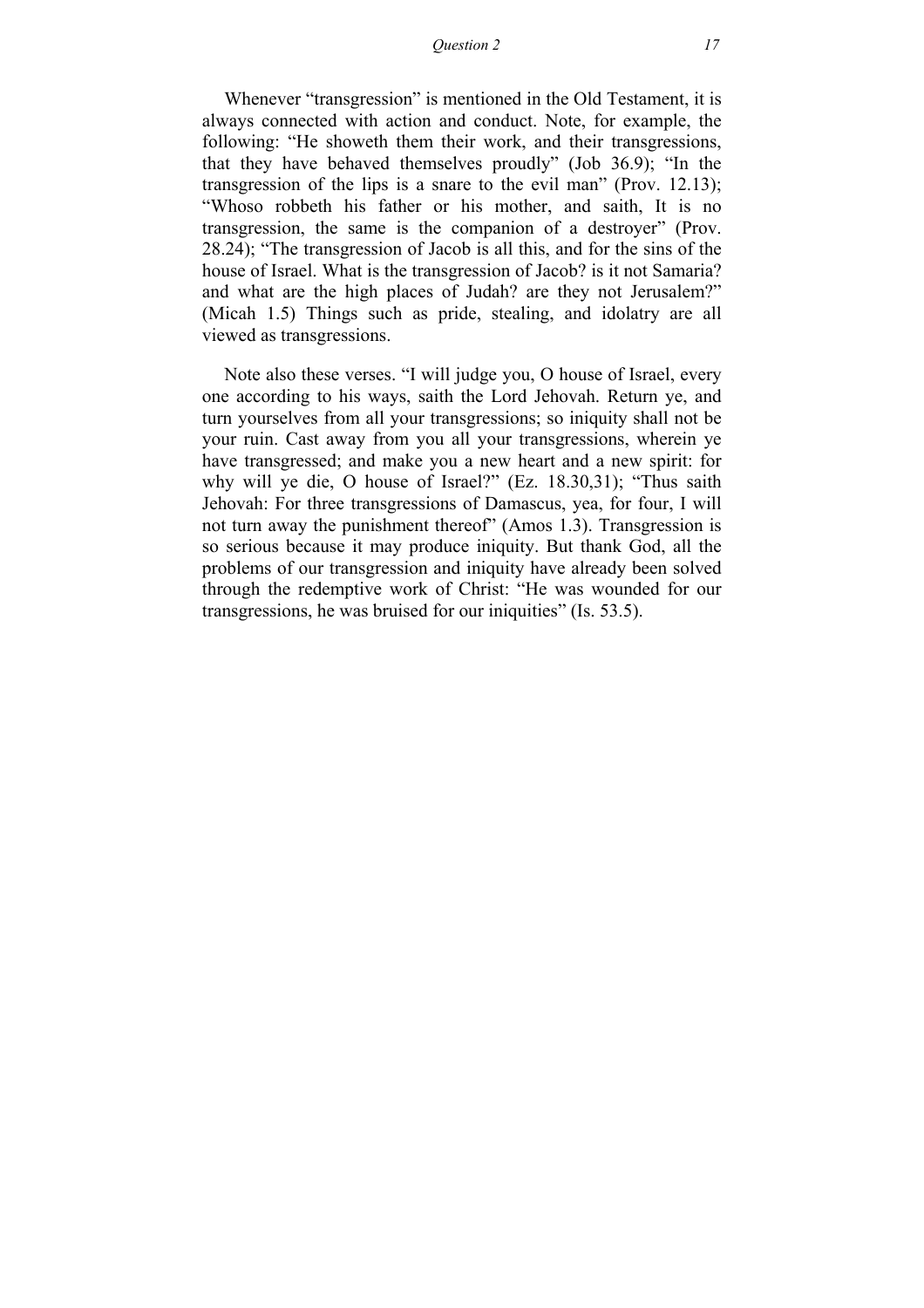Whenever “transgression” is mentioned in the Old Testament, it is always connected with action and conduct. Note, for example, the following: “He showeth them their work, and their transgressions, that they have behaved themselves proudly” (Job 36.9); “In the transgression of the lips is a snare to the evil man” (Prov. 12.13); “Whoso robbeth his father or his mother, and saith, It is no transgression, the same is the companion of a destroyer” (Prov. 28.24); “The transgression of Jacob is all this, and for the sins of the house of Israel. What is the transgression of Jacob? is it not Samaria? and what are the high places of Judah? are they not Jerusalem?” (Micah 1.5) Things such as pride, stealing, and idolatry are all viewed as transgressions.

Note also these verses. “I will judge you, O house of Israel, every one according to his ways, saith the Lord Jehovah. Return ye, and turn yourselves from all your transgressions; so iniquity shall not be your ruin. Cast away from you all your transgressions, wherein ye have transgressed; and make you a new heart and a new spirit: for why will ye die, O house of Israel?” (Ez. 18.30,31); “Thus saith Jehovah: For three transgressions of Damascus, yea, for four, I will not turn away the punishment thereof” (Amos 1.3). Transgression is so serious because it may produce iniquity. But thank God, all the problems of our transgression and iniquity have already been solved through the redemptive work of Christ: “He was wounded for our transgressions, he was bruised for our iniquities” (Is. 53.5).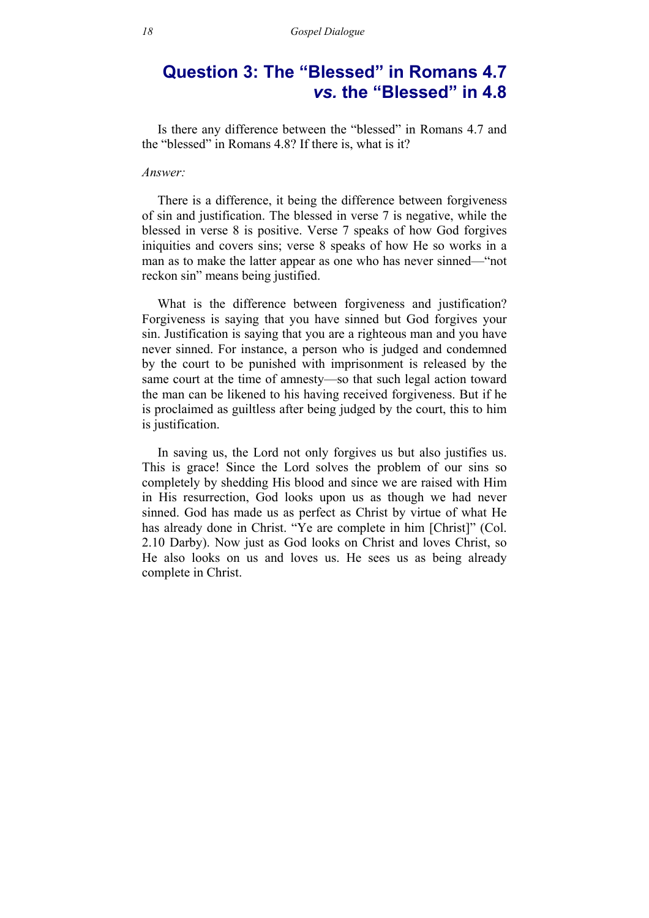## Question 3: The “Blessed” in Romans 4.7 *vs.* the “Blessed” in 4.8

Is there any difference between the “blessed” in Romans 4.7 and the “blessed” in Romans 4.8? If there is, what is it?

*Answer:*

There is a difference, it being the difference between forgiveness of sin and justification. The blessed in verse 7 is negative, while the blessed in verse 8 is positive. Verse 7 speaks of how God forgives iniquities and covers sins; verse 8 speaks of how He so works in a man as to make the latter appear as one who has never sinned—“not reckon sin” means being justified.

What is the difference between forgiveness and justification? Forgiveness is saying that you have sinned but God forgives your sin. Justification is saying that you are a righteous man and you have never sinned. For instance, a person who is judged and condemned by the court to be punished with imprisonment is released by the same court at the time of amnesty—so that such legal action toward the man can be likened to his having received forgiveness. But if he is proclaimed as guiltless after being judged by the court, this to him is justification.

In saving us, the Lord not only forgives us but also justifies us. This is grace! Since the Lord solves the problem of our sins so completely by shedding His blood and since we are raised with Him in His resurrection, God looks upon us as though we had never sinned. God has made us as perfect as Christ by virtue of what He has already done in Christ. “Ye are complete in him [Christ]” (Col. 2.10 Darby). Now just as God looks on Christ and loves Christ, so He also looks on us and loves us. He sees us as being already complete in Christ.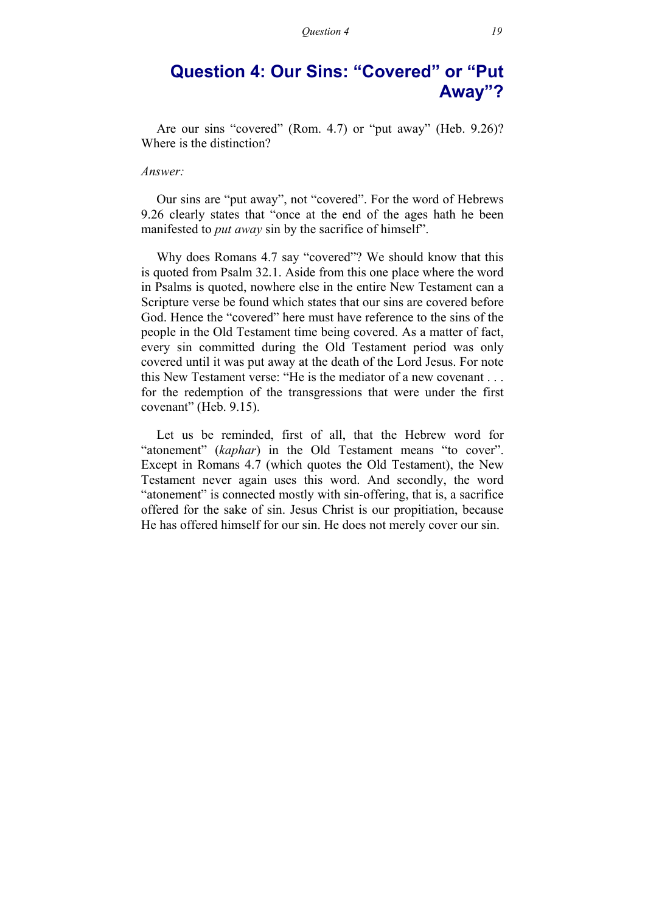## Question 4: Our Sins: “Covered” or “Put Away”?

Are our sins “covered” (Rom. 4.7) or “put away” (Heb. 9.26)? Where is the distinction?

*Answer:*

Our sins are “put away”, not “covered”. For the word of Hebrews 9.26 clearly states that “once at the end of the ages hath he been manifested to *put away* sin by the sacrifice of himself”.

Why does Romans 4.7 say “covered”? We should know that this is quoted from Psalm 32.1. Aside from this one place where the word in Psalms is quoted, nowhere else in the entire New Testament can a Scripture verse be found which states that our sins are covered before God. Hence the “covered” here must have reference to the sins of the people in the Old Testament time being covered. As a matter of fact, every sin committed during the Old Testament period was only covered until it was put away at the death of the Lord Jesus. For note this New Testament verse: “He is the mediator of a new covenant . . . for the redemption of the transgressions that were under the first covenant” (Heb. 9.15).

Let us be reminded, first of all, that the Hebrew word for “atonement” (*kaphar*) in the Old Testament means “to cover”. Except in Romans 4.7 (which quotes the Old Testament), the New Testament never again uses this word. And secondly, the word “atonement” is connected mostly with sin-offering, that is, a sacrifice offered for the sake of sin. Jesus Christ is our propitiation, because He has offered himself for our sin. He does not merely cover our sin.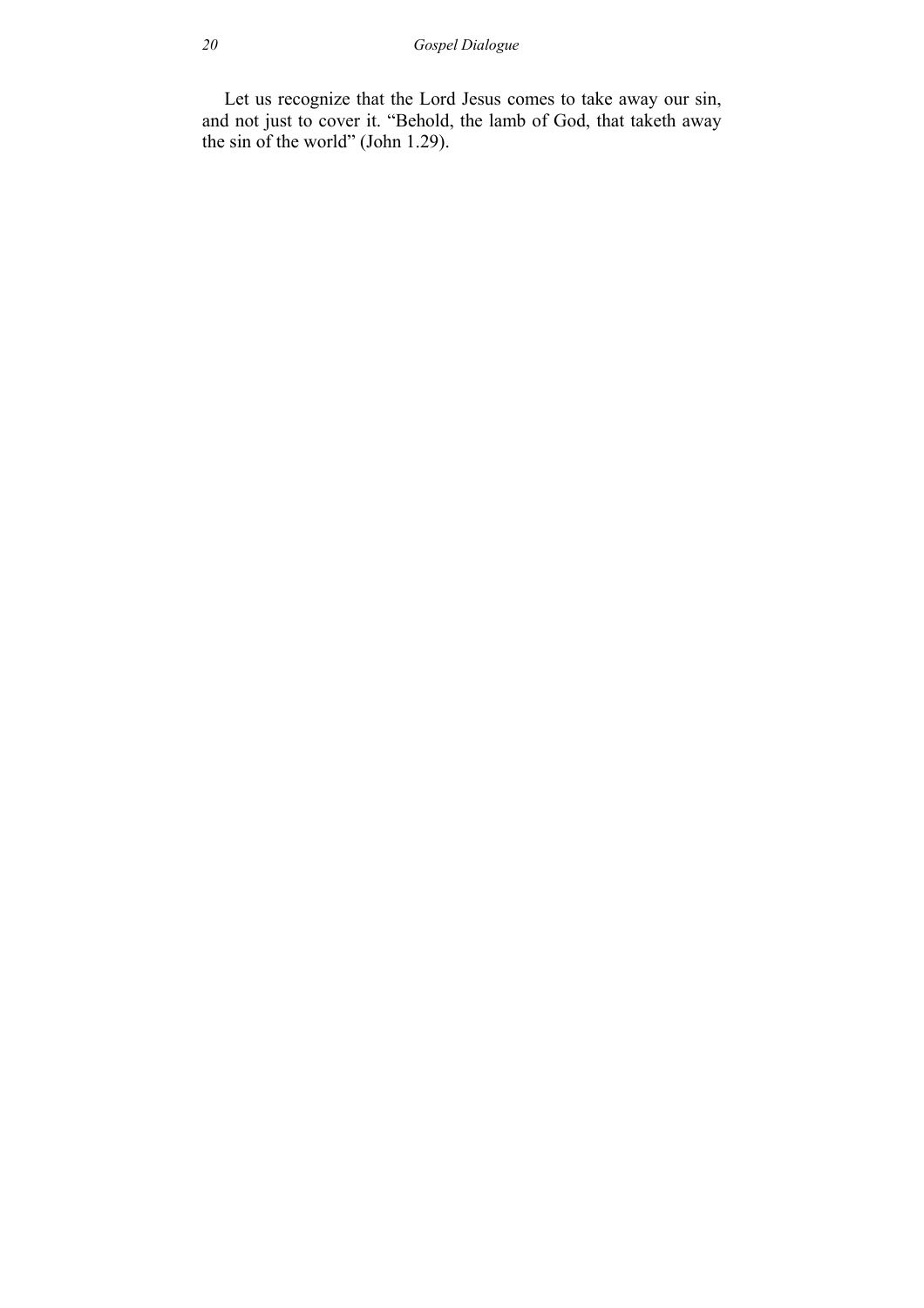Let us recognize that the Lord Jesus comes to take away our sin, and not just to cover it. "Behold, the lamb of God, that taketh away the sin of the world" (John 1.29).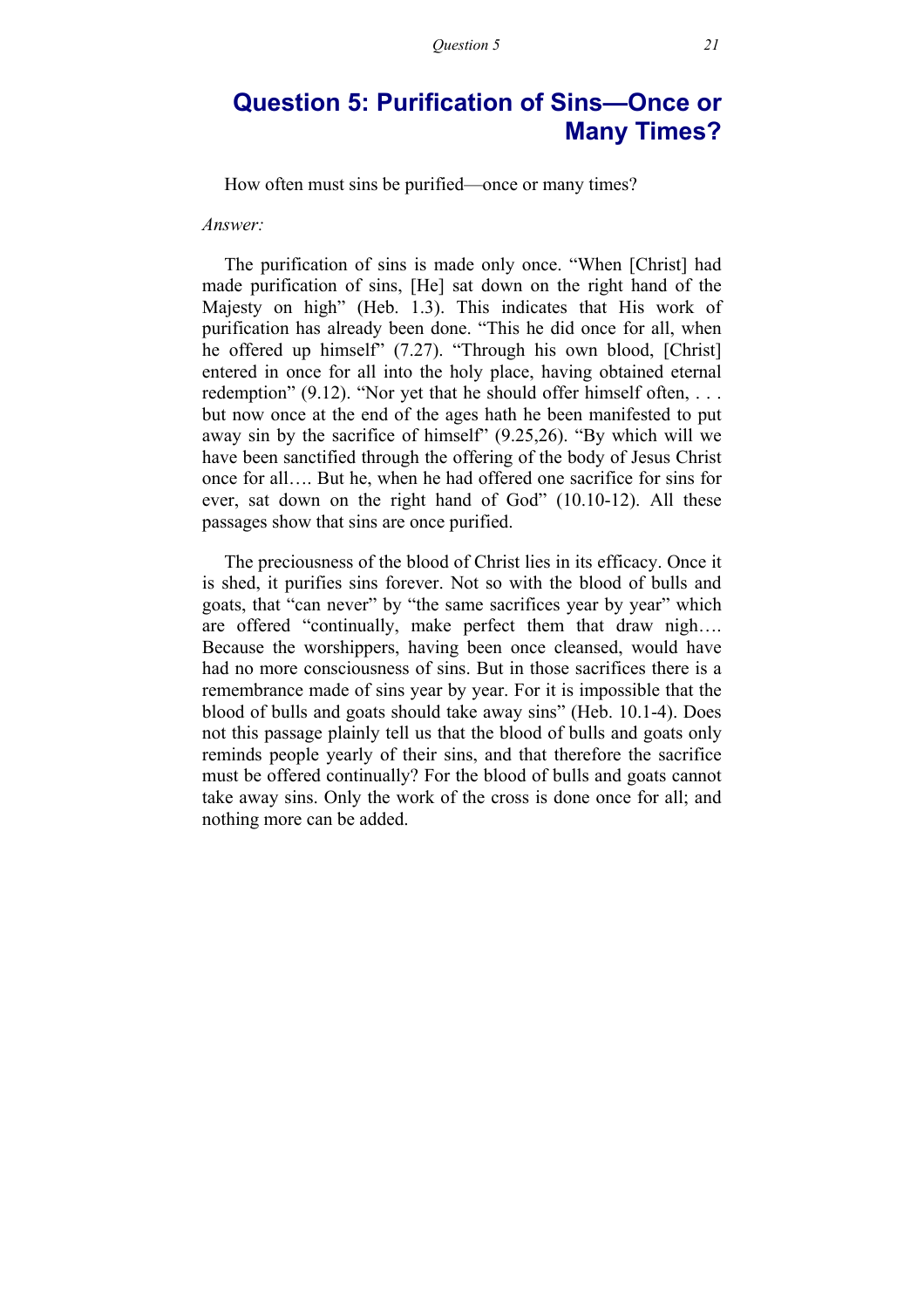## Question 5: Purification of Sins—Once or Many Times?

How often must sins be purified—once or many times?

*Answer:*

The purification of sins is made only once. "When [Christ] had made purification of sins, [He] sat down on the right hand of the Majesty on high" (Heb. 1.3). This indicates that His work of purification has already been done. "This he did once for all, when he offered up himself" (7.27). "Through his own blood, [Christ] entered in once for all into the holy place, having obtained eternal redemption" (9.12). "Nor yet that he should offer himself often, . . . but now once at the end of the ages hath he been manifested to put away sin by the sacrifice of himself" (9.25,26). "By which will we have been sanctified through the offering of the body of Jesus Christ once for all…. But he, when he had offered one sacrifice for sins for ever, sat down on the right hand of God" (10.10-12). All these passages show that sins are once purified.

The preciousness of the blood of Christ lies in its efficacy. Once it is shed, it purifies sins forever. Not so with the blood of bulls and goats, that "can never" by "the same sacrifices year by year" which are offered "continually, make perfect them that draw nigh…. Because the worshippers, having been once cleansed, would have had no more consciousness of sins. But in those sacrifices there is a remembrance made of sins year by year. For it is impossible that the blood of bulls and goats should take away sins" (Heb. 10.1-4). Does not this passage plainly tell us that the blood of bulls and goats only reminds people yearly of their sins, and that therefore the sacrifice must be offered continually? For the blood of bulls and goats cannot take away sins. Only the work of the cross is done once for all; and nothing more can be added.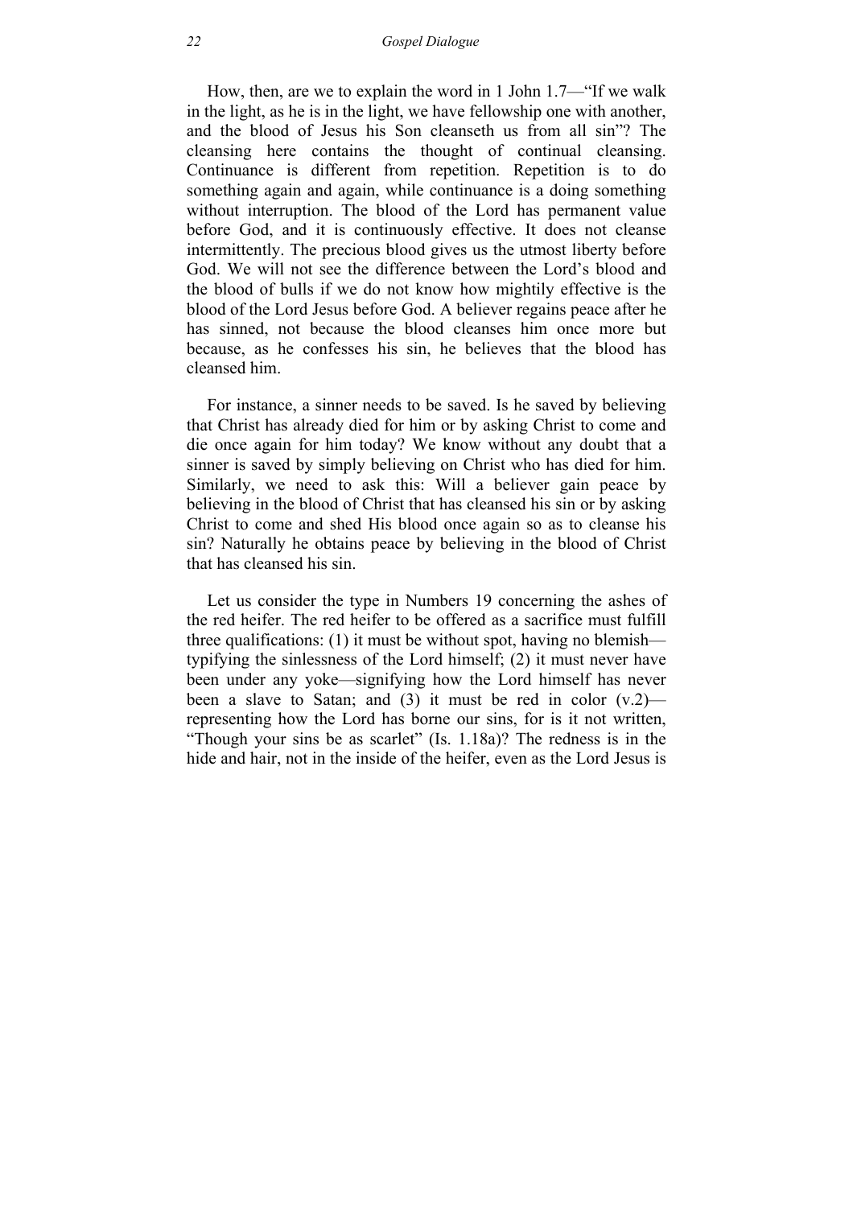How, then, are we to explain the word in 1 John 1.7—"If we walk in the light, as he is in the light, we have fellowship one with another, and the blood of Jesus his Son cleanseth us from all sin"? The cleansing here contains the thought of continual cleansing. Continuance is different from repetition. Repetition is to do something again and again, while continuance is a doing something without interruption. The blood of the Lord has permanent value before God, and it is continuously effective. It does not cleanse intermittently. The precious blood gives us the utmost liberty before God. We will not see the difference between the Lord's blood and the blood of bulls if we do not know how mightily effective is the blood of the Lord Jesus before God. A believer regains peace after he has sinned, not because the blood cleanses him once more but because, as he confesses his sin, he believes that the blood has cleansed him.

For instance, a sinner needs to be saved. Is he saved by believing that Christ has already died for him or by asking Christ to come and die once again for him today? We know without any doubt that a sinner is saved by simply believing on Christ who has died for him. Similarly, we need to ask this: Will a believer gain peace by believing in the blood of Christ that has cleansed his sin or by asking Christ to come and shed His blood once again so as to cleanse his sin? Naturally he obtains peace by believing in the blood of Christ that has cleansed his sin.

Let us consider the type in Numbers 19 concerning the ashes of the red heifer. The red heifer to be offered as a sacrifice must fulfill three qualifications: (1) it must be without spot, having no blemish—typifying the sinlessness of the Lord himself; (2) it must never have been under any yoke—signifying how the Lord himself has never been a slave to Satan; and (3) it must be red in color (v.2)—representing how the Lord has borne our sins, for is it not written, "Though your sins be as scarlet" (Is. 1.18a)? The redness is in the hide and hair, not in the inside of the heifer, even as the Lord Jesus is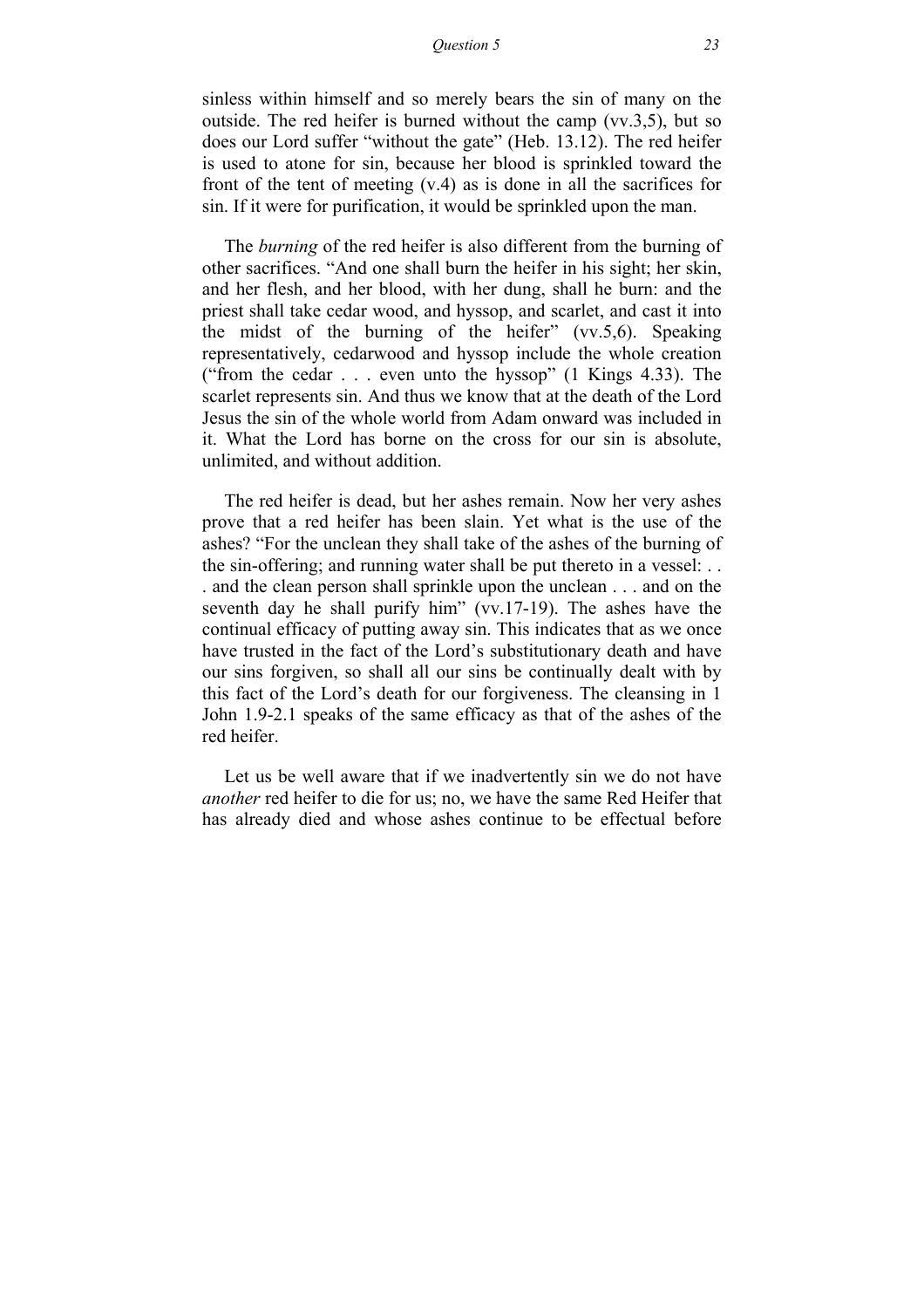sinless within himself and so merely bears the sin of many on the outside. The red heifer is burned without the camp (vv.3,5), but so does our Lord suffer "without the gate" (Heb. 13.12). The red heifer is used to atone for sin, because her blood is sprinkled toward the front of the tent of meeting (v.4) as is done in all the sacrifices for sin. If it were for purification, it would be sprinkled upon the man.

The *burning* of the red heifer is also different from the burning of other sacrifices. "And one shall burn the heifer in his sight; her skin, and her flesh, and her blood, with her dung, shall he burn: and the priest shall take cedar wood, and hyssop, and scarlet, and cast it into the midst of the burning of the heifer" (vv.5,6). Speaking representatively, cedarwood and hyssop include the whole creation ("from the cedar . . . even unto the hyssop" (1 Kings 4.33). The scarlet represents sin. And thus we know that at the death of the Lord Jesus the sin of the whole world from Adam onward was included in it. What the Lord has borne on the cross for our sin is absolute, unlimited, and without addition.

The red heifer is dead, but her ashes remain. Now her very ashes prove that a red heifer has been slain. Yet what is the use of the ashes? "For the unclean they shall take of the ashes of the burning of the sin-offering; and running water shall be put thereto in a vessel: . . . and the clean person shall sprinkle upon the unclean . . . and on the seventh day he shall purify him" (vv.17-19). The ashes have the continual efficacy of putting away sin. This indicates that as we once have trusted in the fact of the Lord's substitutionary death and have our sins forgiven, so shall all our sins be continually dealt with by this fact of the Lord's death for our forgiveness. The cleansing in 1 John 1.9-2.1 speaks of the same efficacy as that of the ashes of the red heifer.

Let us be well aware that if we inadvertently sin we do not have *another* red heifer to die for us; no, we have the same Red Heifer that has already died and whose ashes continue to be effectual before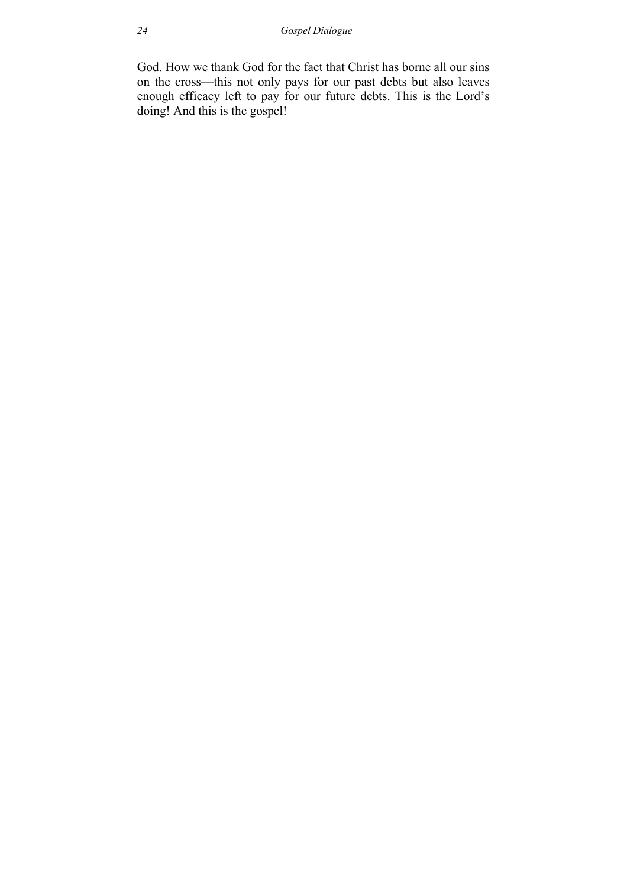God. How we thank God for the fact that Christ has borne all our sins on the cross—this not only pays for our past debts but also leaves enough efficacy left to pay for our future debts. This is the Lord's doing! And this is the gospel!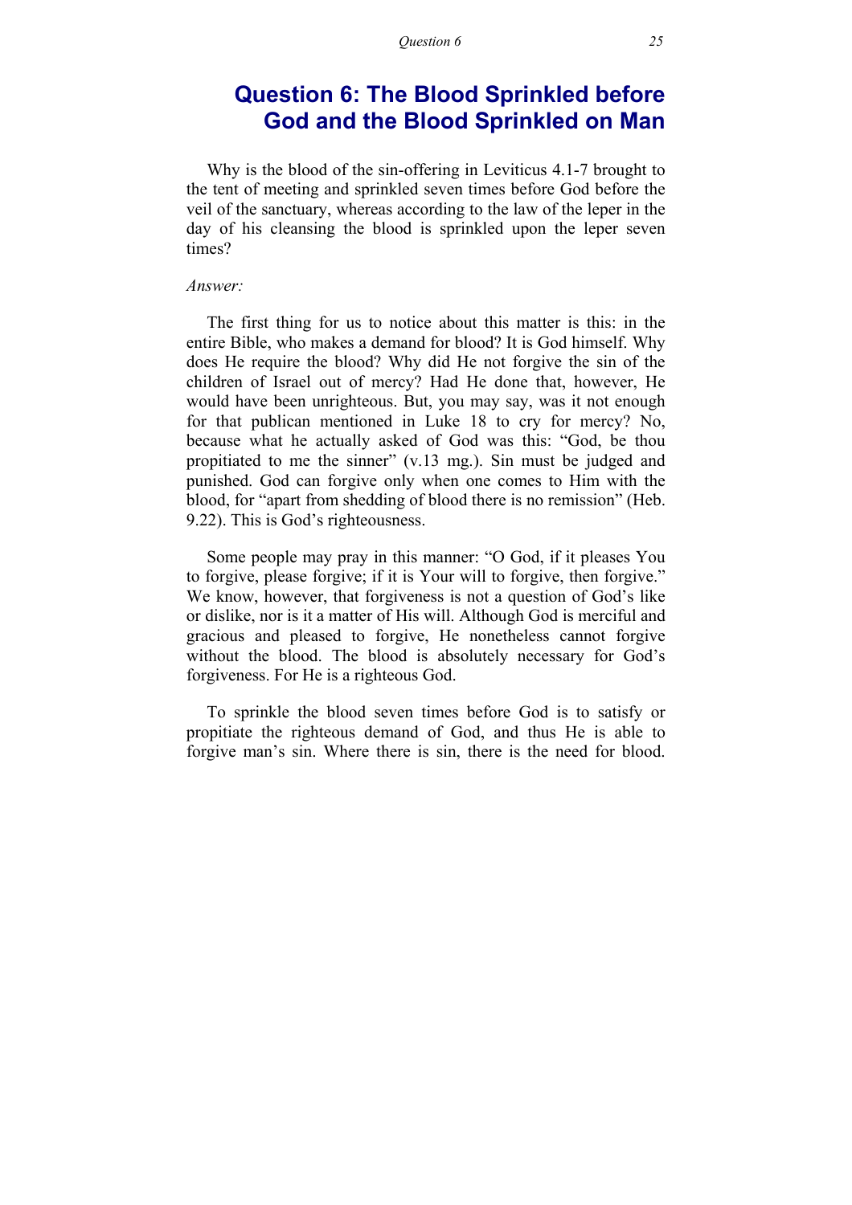# Question 6: The Blood Sprinkled before God and the Blood Sprinkled on Man

Why is the blood of the sin-offering in Leviticus 4.1-7 brought to the tent of meeting and sprinkled seven times before God before the veil of the sanctuary, whereas according to the law of the leper in the day of his cleansing the blood is sprinkled upon the leper seven times?

*Answer:*

The first thing for us to notice about this matter is this: in the entire Bible, who makes a demand for blood? It is God himself. Why does He require the blood? Why did He not forgive the sin of the children of Israel out of mercy? Had He done that, however, He would have been unrighteous. But, you may say, was it not enough for that publican mentioned in Luke 18 to cry for mercy? No, because what he actually asked of God was this: "God, be thou propitiated to me the sinner" (v.13 mg.). Sin must be judged and punished. God can forgive only when one comes to Him with the blood, for "apart from shedding of blood there is no remission" (Heb. 9.22). This is God's righteousness.

Some people may pray in this manner: "O God, if it pleases You to forgive, please forgive; if it is Your will to forgive, then forgive." We know, however, that forgiveness is not a question of God's like or dislike, nor is it a matter of His will. Although God is merciful and gracious and pleased to forgive, He nonetheless cannot forgive without the blood. The blood is absolutely necessary for God's forgiveness. For He is a righteous God.

To sprinkle the blood seven times before God is to satisfy or propitiate the righteous demand of God, and thus He is able to forgive man's sin. Where there is sin, there is the need for blood.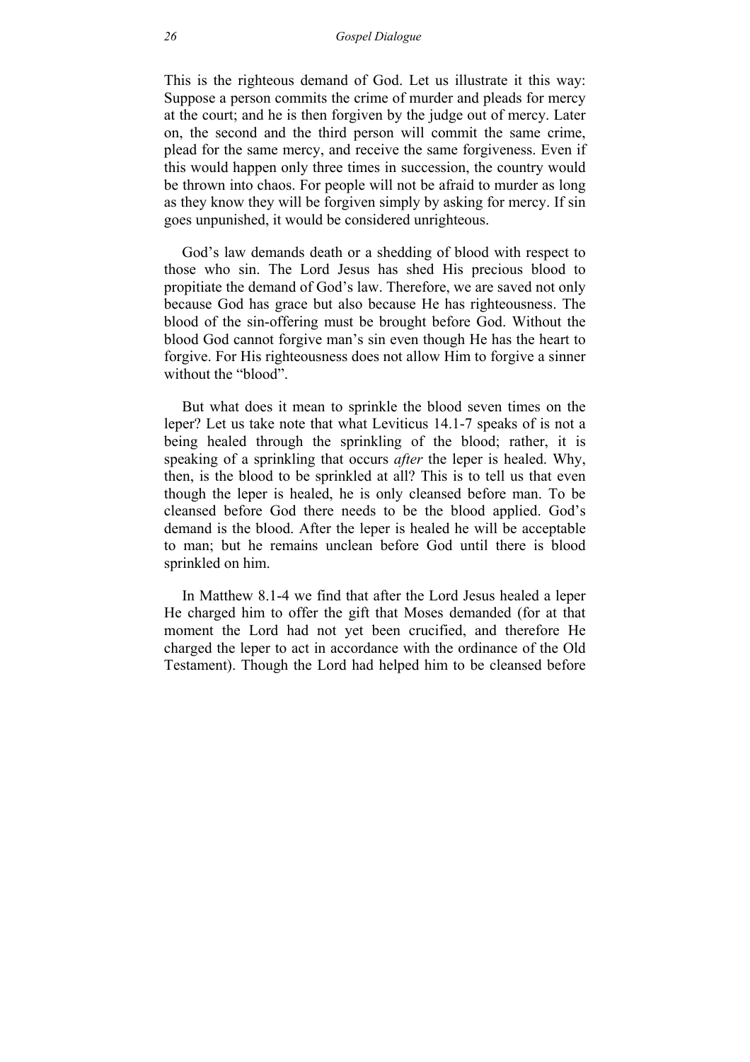This is the righteous demand of God. Let us illustrate it this way: Suppose a person commits the crime of murder and pleads for mercy at the court; and he is then forgiven by the judge out of mercy. Later on, the second and the third person will commit the same crime, plead for the same mercy, and receive the same forgiveness. Even if this would happen only three times in succession, the country would be thrown into chaos. For people will not be afraid to murder as long as they know they will be forgiven simply by asking for mercy. If sin goes unpunished, it would be considered unrighteous.

God's law demands death or a shedding of blood with respect to those who sin. The Lord Jesus has shed His precious blood to propitiate the demand of God's law. Therefore, we are saved not only because God has grace but also because He has righteousness. The blood of the sin-offering must be brought before God. Without the blood God cannot forgive man's sin even though He has the heart to forgive. For His righteousness does not allow Him to forgive a sinner without the "blood".

But what does it mean to sprinkle the blood seven times on the leper? Let us take note that what Leviticus 14.1-7 speaks of is not a being healed through the sprinkling of the blood; rather, it is speaking of a sprinkling that occurs *after* the leper is healed. Why, then, is the blood to be sprinkled at all? This is to tell us that even though the leper is healed, he is only cleansed before man. To be cleansed before God there needs to be the blood applied. God's demand is the blood. After the leper is healed he will be acceptable to man; but he remains unclean before God until there is blood sprinkled on him.

In Matthew 8.1-4 we find that after the Lord Jesus healed a leper He charged him to offer the gift that Moses demanded (for at that moment the Lord had not yet been crucified, and therefore He charged the leper to act in accordance with the ordinance of the Old Testament). Though the Lord had helped him to be cleansed before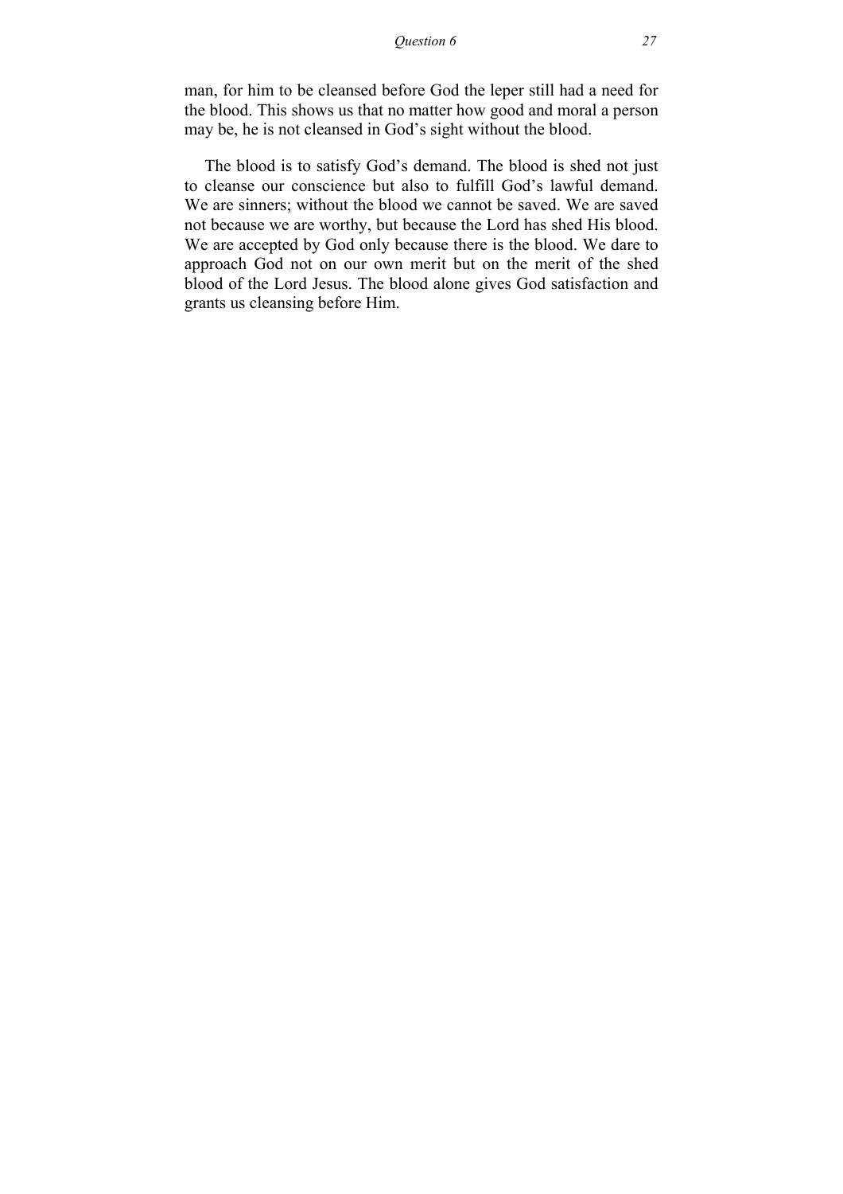man, for him to be cleansed before God the leper still had a need for the blood. This shows us that no matter how good and moral a person may be, he is not cleansed in God's sight without the blood.

The blood is to satisfy God's demand. The blood is shed not just to cleanse our conscience but also to fulfill God's lawful demand. We are sinners; without the blood we cannot be saved. We are saved not because we are worthy, but because the Lord has shed His blood. We are accepted by God only because there is the blood. We dare to approach God not on our own merit but on the merit of the shed blood of the Lord Jesus. The blood alone gives God satisfaction and grants us cleansing before Him.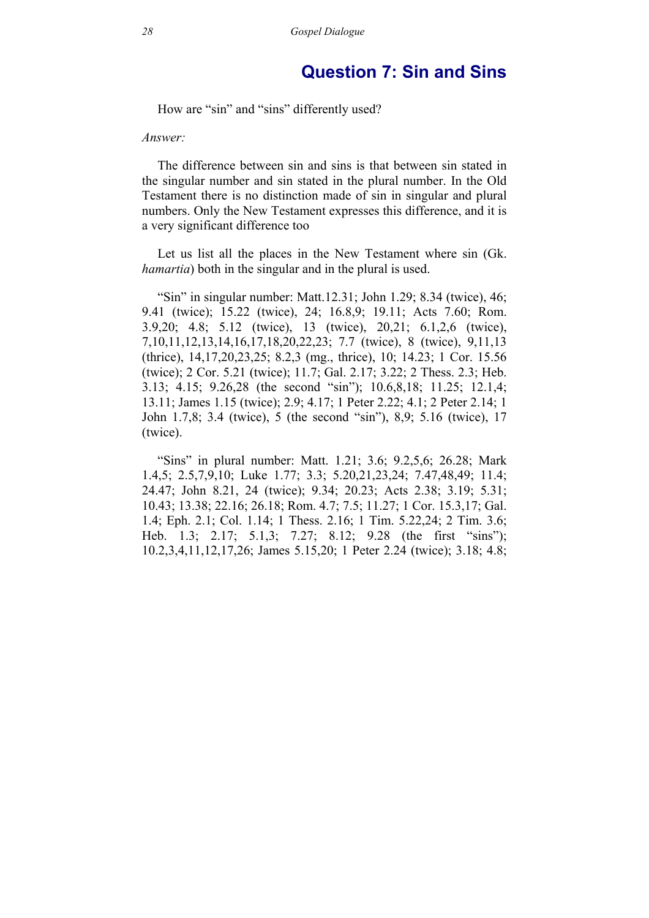## Question 7: Sin and Sins

How are "sin" and "sins" differently used?

*Answer:*

The difference between sin and sins is that between sin stated in the singular number and sin stated in the plural number. In the Old Testament there is no distinction made of sin in singular and plural numbers. Only the New Testament expresses this difference, and it is a very significant difference too

Let us list all the places in the New Testament where sin (Gk. *hamartia*) both in the singular and in the plural is used.

"Sin" in singular number: Matt.12.31; John 1.29; 8.34 (twice), 46; 9.41 (twice); 15.22 (twice), 24; 16.8,9; 19.11; Acts 7.60; Rom. 3.9,20; 4.8; 5.12 (twice), 13 (twice), 20,21; 6.1,2,6 (twice), 7,10,11,12,13,14,16,17,18,20,22,23; 7.7 (twice), 8 (twice), 9,11,13 (thrice), 14,17,20,23,25; 8.2,3 (mg., thrice), 10; 14.23; 1 Cor. 15.56 (twice); 2 Cor. 5.21 (twice); 11.7; Gal. 2.17; 3.22; 2 Thess. 2.3; Heb. 3.13; 4.15; 9.26,28 (the second "sin"); 10.6,8,18; 11.25; 12.1,4; 13.11; James 1.15 (twice); 2.9; 4.17; 1 Peter 2.22; 4.1; 2 Peter 2.14; 1 John 1.7,8; 3.4 (twice), 5 (the second "sin"), 8,9; 5.16 (twice), 17 (twice).

"Sins" in plural number: Matt. 1.21; 3.6; 9.2,5,6; 26.28; Mark 1.4,5; 2.5,7,9,10; Luke 1.77; 3.3; 5.20,21,23,24; 7.47,48,49; 11.4; 24.47; John 8.21, 24 (twice); 9.34; 20.23; Acts 2.38; 3.19; 5.31; 10.43; 13.38; 22.16; 26.18; Rom. 4.7; 7.5; 11.27; 1 Cor. 15.3,17; Gal. 1.4; Eph. 2.1; Col. 1.14; 1 Thess. 2.16; 1 Tim. 5.22,24; 2 Tim. 3.6; Heb. 1.3; 2.17; 5.1,3; 7.27; 8.12; 9.28 (the first "sins"); 10.2,3,4,11,12,17,26; James 5.15,20; 1 Peter 2.24 (twice); 3.18; 4.8;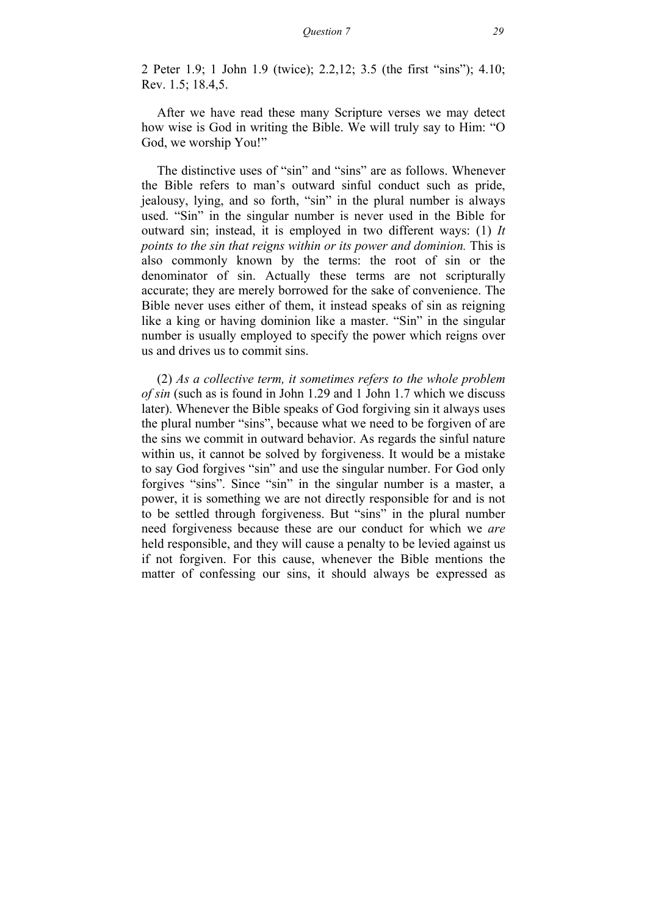2 Peter 1.9; 1 John 1.9 (twice); 2.2,12; 3.5 (the first "sins"); 4.10; Rev. 1.5; 18.4,5.

After we have read these many Scripture verses we may detect how wise is God in writing the Bible. We will truly say to Him: "O God, we worship You!"

The distinctive uses of "sin" and "sins" are as follows. Whenever the Bible refers to man's outward sinful conduct such as pride, jealousy, lying, and so forth, "sin" in the plural number is always used. "Sin" in the singular number is never used in the Bible for outward sin; instead, it is employed in two different ways: (1) *It points to the sin that reigns within or its power and dominion.* This is also commonly known by the terms: the root of sin or the denominator of sin. Actually these terms are not scripturally accurate; they are merely borrowed for the sake of convenience. The Bible never uses either of them, it instead speaks of sin as reigning like a king or having dominion like a master. "Sin" in the singular number is usually employed to specify the power which reigns over us and drives us to commit sins.

(2) *As a collective term, it sometimes refers to the whole problem of sin* (such as is found in John 1.29 and 1 John 1.7 which we discuss later). Whenever the Bible speaks of God forgiving sin it always uses the plural number "sins", because what we need to be forgiven of are the sins we commit in outward behavior. As regards the sinful nature within us, it cannot be solved by forgiveness. It would be a mistake to say God forgives "sin" and use the singular number. For God only forgives "sins". Since "sin" in the singular number is a master, a power, it is something we are not directly responsible for and is not to be settled through forgiveness. But "sins" in the plural number need forgiveness because these are our conduct for which we *are* held responsible, and they will cause a penalty to be levied against us if not forgiven. For this cause, whenever the Bible mentions the matter of confessing our sins, it should always be expressed as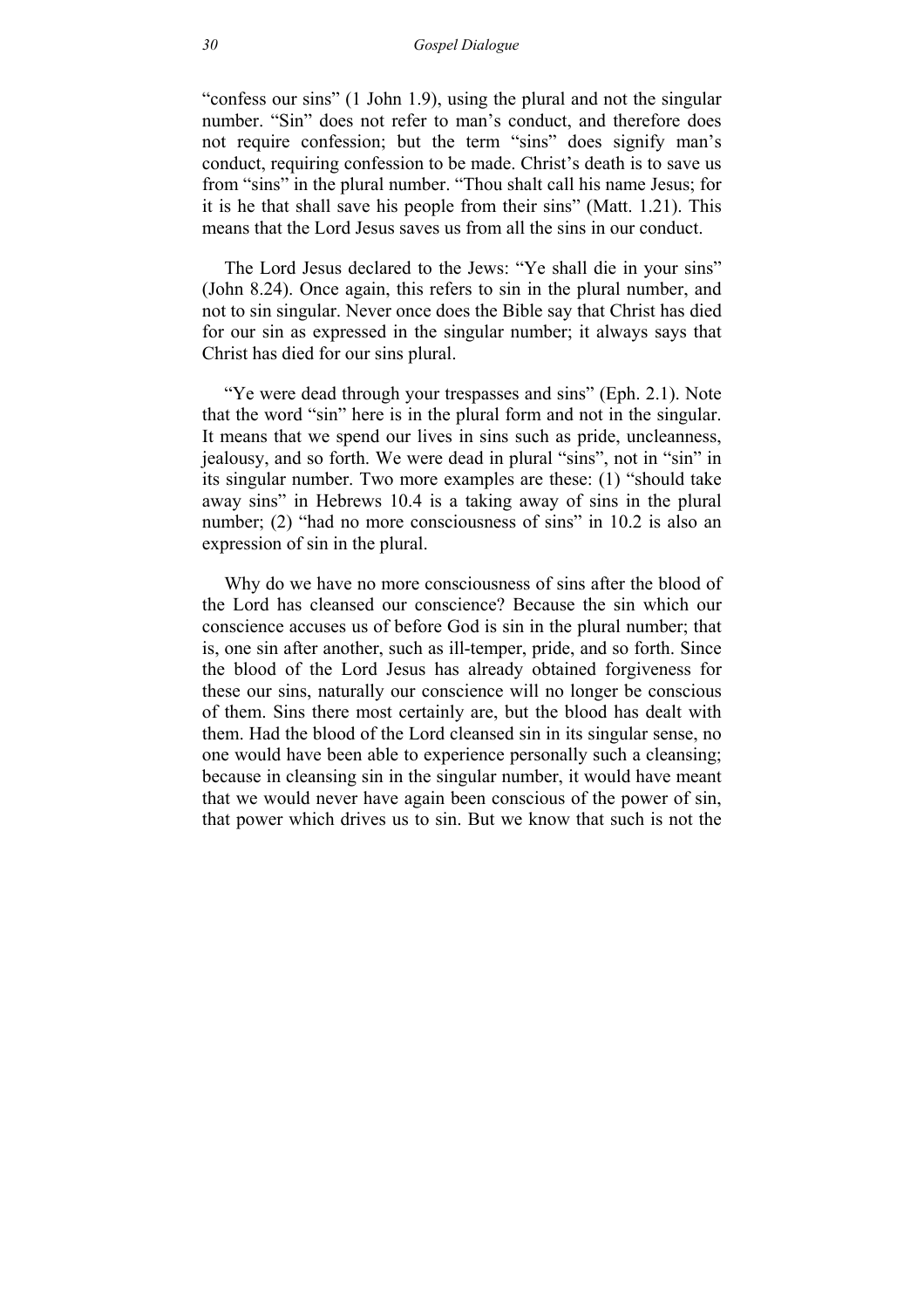"confess our sins" (1 John 1.9), using the plural and not the singular number. "Sin" does not refer to man's conduct, and therefore does not require confession; but the term "sins" does signify man's conduct, requiring confession to be made. Christ's death is to save us from "sins" in the plural number. "Thou shalt call his name Jesus; for it is he that shall save his people from their sins" (Matt. 1.21). This means that the Lord Jesus saves us from all the sins in our conduct.

The Lord Jesus declared to the Jews: "Ye shall die in your sins" (John 8.24). Once again, this refers to sin in the plural number, and not to sin singular. Never once does the Bible say that Christ has died for our sin as expressed in the singular number; it always says that Christ has died for our sins plural.

"Ye were dead through your trespasses and sins" (Eph. 2.1). Note that the word "sin" here is in the plural form and not in the singular. It means that we spend our lives in sins such as pride, uncleanness, jealousy, and so forth. We were dead in plural "sins", not in "sin" in its singular number. Two more examples are these: (1) "should take away sins" in Hebrews 10.4 is a taking away of sins in the plural number; (2) "had no more consciousness of sins" in 10.2 is also an expression of sin in the plural.

Why do we have no more consciousness of sins after the blood of the Lord has cleansed our conscience? Because the sin which our conscience accuses us of before God is sin in the plural number; that is, one sin after another, such as ill-temper, pride, and so forth. Since the blood of the Lord Jesus has already obtained forgiveness for these our sins, naturally our conscience will no longer be conscious of them. Sins there most certainly are, but the blood has dealt with them. Had the blood of the Lord cleansed sin in its singular sense, no one would have been able to experience personally such a cleansing; because in cleansing sin in the singular number, it would have meant that we would never have again been conscious of the power of sin, that power which drives us to sin. But we know that such is not the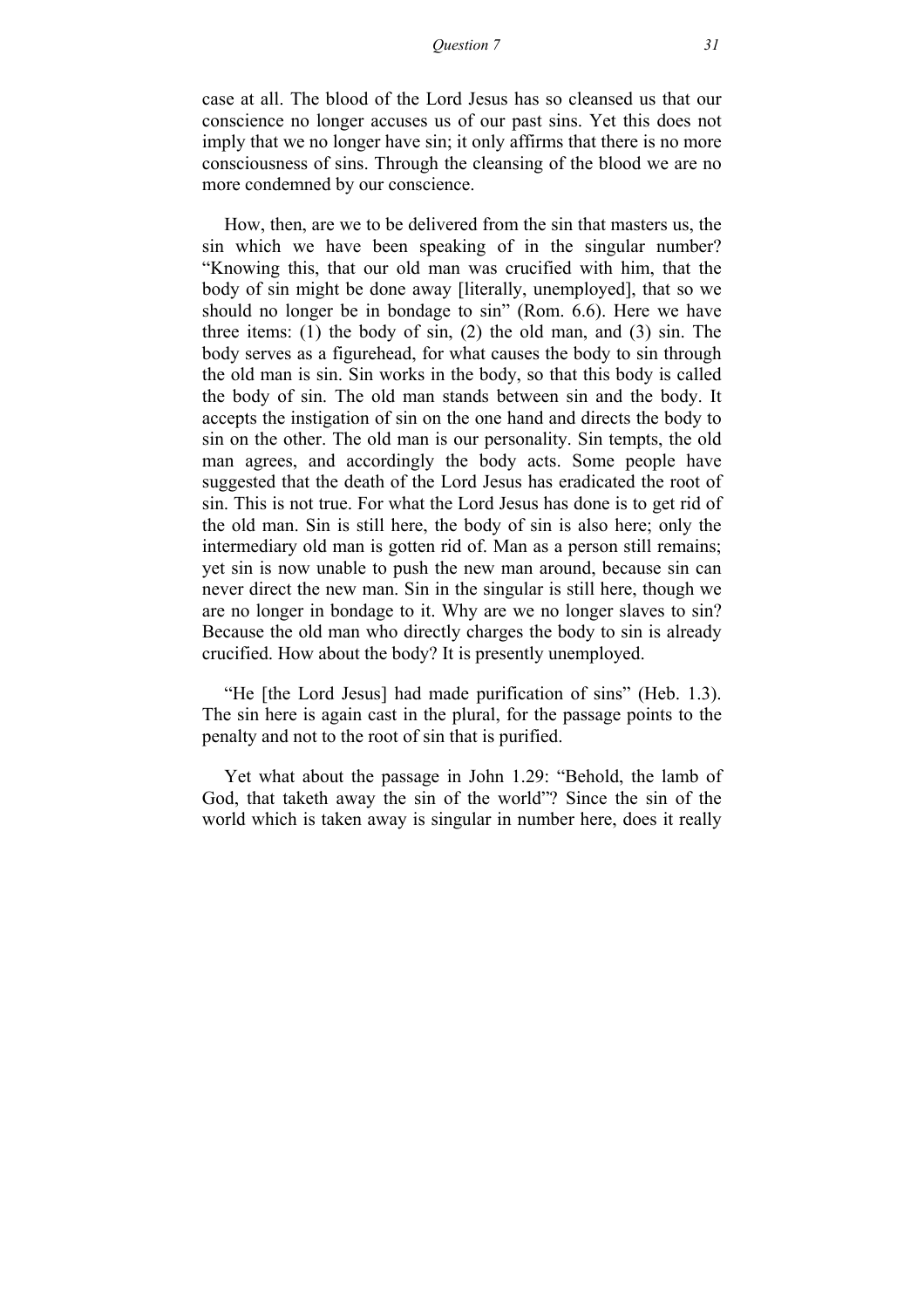case at all. The blood of the Lord Jesus has so cleansed us that our conscience no longer accuses us of our past sins. Yet this does not imply that we no longer have sin; it only affirms that there is no more consciousness of sins. Through the cleansing of the blood we are no more condemned by our conscience.

How, then, are we to be delivered from the sin that masters us, the sin which we have been speaking of in the singular number? "Knowing this, that our old man was crucified with him, that the body of sin might be done away [literally, unemployed], that so we should no longer be in bondage to sin" (Rom. 6.6). Here we have three items: (1) the body of sin, (2) the old man, and (3) sin. The body serves as a figurehead, for what causes the body to sin through the old man is sin. Sin works in the body, so that this body is called the body of sin. The old man stands between sin and the body. It accepts the instigation of sin on the one hand and directs the body to sin on the other. The old man is our personality. Sin tempts, the old man agrees, and accordingly the body acts. Some people have suggested that the death of the Lord Jesus has eradicated the root of sin. This is not true. For what the Lord Jesus has done is to get rid of the old man. Sin is still here, the body of sin is also here; only the intermediary old man is gotten rid of. Man as a person still remains; yet sin is now unable to push the new man around, because sin can never direct the new man. Sin in the singular is still here, though we are no longer in bondage to it. Why are we no longer slaves to sin? Because the old man who directly charges the body to sin is already crucified. How about the body? It is presently unemployed.

"He [the Lord Jesus] had made purification of sins" (Heb. 1.3). The sin here is again cast in the plural, for the passage points to the penalty and not to the root of sin that is purified.

Yet what about the passage in John 1.29: "Behold, the lamb of God, that taketh away the sin of the world"? Since the sin of the world which is taken away is singular in number here, does it really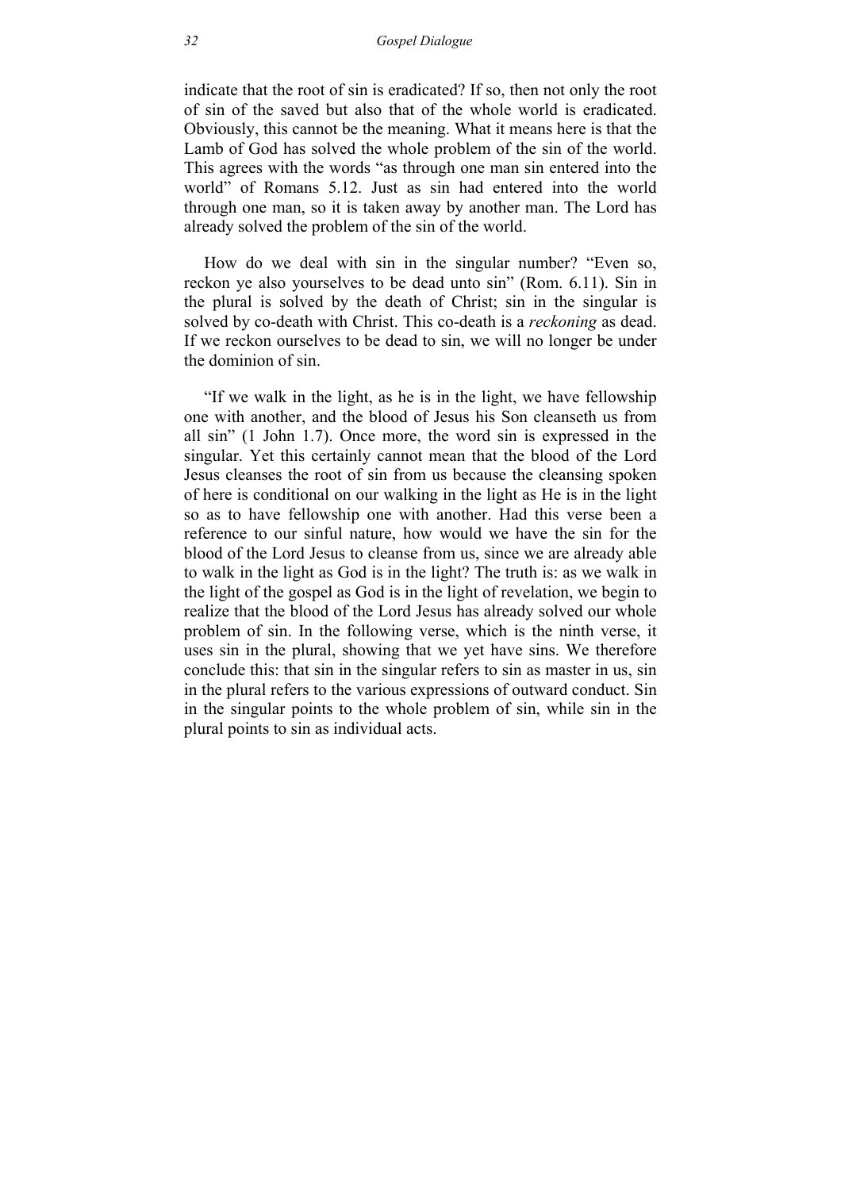indicate that the root of sin is eradicated? If so, then not only the root of sin of the saved but also that of the whole world is eradicated. Obviously, this cannot be the meaning. What it means here is that the Lamb of God has solved the whole problem of the sin of the world. This agrees with the words "as through one man sin entered into the world" of Romans 5.12. Just as sin had entered into the world through one man, so it is taken away by another man. The Lord has already solved the problem of the sin of the world.

How do we deal with sin in the singular number? "Even so, reckon ye also yourselves to be dead unto sin" (Rom. 6.11). Sin in the plural is solved by the death of Christ; sin in the singular is solved by co-death with Christ. This co-death is a *reckoning* as dead. If we reckon ourselves to be dead to sin, we will no longer be under the dominion of sin.

"If we walk in the light, as he is in the light, we have fellowship one with another, and the blood of Jesus his Son cleanseth us from all sin" (1 John 1.7). Once more, the word sin is expressed in the singular. Yet this certainly cannot mean that the blood of the Lord Jesus cleanses the root of sin from us because the cleansing spoken of here is conditional on our walking in the light as He is in the light so as to have fellowship one with another. Had this verse been a reference to our sinful nature, how would we have the sin for the blood of the Lord Jesus to cleanse from us, since we are already able to walk in the light as God is in the light? The truth is: as we walk in the light of the gospel as God is in the light of revelation, we begin to realize that the blood of the Lord Jesus has already solved our whole problem of sin. In the following verse, which is the ninth verse, it uses sin in the plural, showing that we yet have sins. We therefore conclude this: that sin in the singular refers to sin as master in us, sin in the plural refers to the various expressions of outward conduct. Sin in the singular points to the whole problem of sin, while sin in the plural points to sin as individual acts.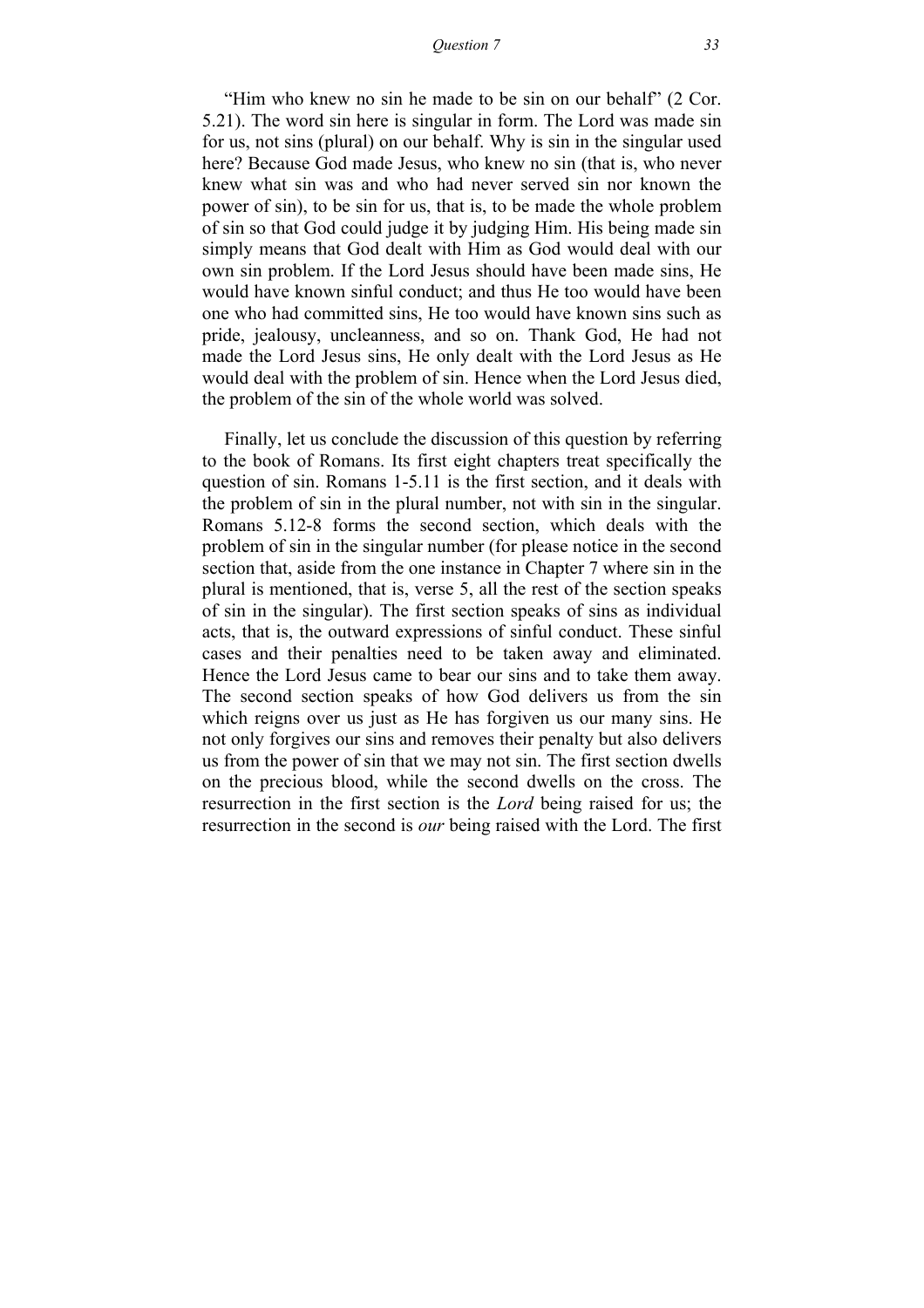"Him who knew no sin he made to be sin on our behalf" (2 Cor. 5.21). The word sin here is singular in form. The Lord was made sin for us, not sins (plural) on our behalf. Why is sin in the singular used here? Because God made Jesus, who knew no sin (that is, who never knew what sin was and who had never served sin nor known the power of sin), to be sin for us, that is, to be made the whole problem of sin so that God could judge it by judging Him. His being made sin simply means that God dealt with Him as God would deal with our own sin problem. If the Lord Jesus should have been made sins, He would have known sinful conduct; and thus He too would have been one who had committed sins, He too would have known sins such as pride, jealousy, uncleanness, and so on. Thank God, He had not made the Lord Jesus sins, He only dealt with the Lord Jesus as He would deal with the problem of sin. Hence when the Lord Jesus died, the problem of the sin of the whole world was solved.

Finally, let us conclude the discussion of this question by referring to the book of Romans. Its first eight chapters treat specifically the question of sin. Romans 1-5.11 is the first section, and it deals with the problem of sin in the plural number, not with sin in the singular. Romans 5.12-8 forms the second section, which deals with the problem of sin in the singular number (for please notice in the second section that, aside from the one instance in Chapter 7 where sin in the plural is mentioned, that is, verse 5, all the rest of the section speaks of sin in the singular). The first section speaks of sins as individual acts, that is, the outward expressions of sinful conduct. These sinful cases and their penalties need to be taken away and eliminated. Hence the Lord Jesus came to bear our sins and to take them away. The second section speaks of how God delivers us from the sin which reigns over us just as He has forgiven us our many sins. He not only forgives our sins and removes their penalty but also delivers us from the power of sin that we may not sin. The first section dwells on the precious blood, while the second dwells on the cross. The resurrection in the first section is the *Lord* being raised for us; the resurrection in the second is *our* being raised with the Lord. The first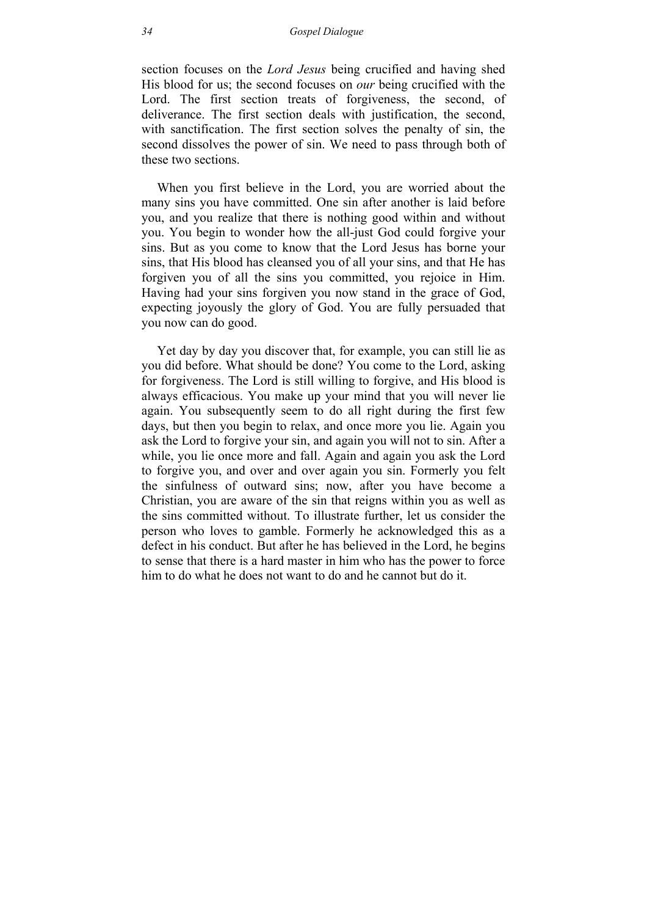section focuses on the *Lord Jesus* being crucified and having shed His blood for us; the second focuses on *our* being crucified with the Lord. The first section treats of forgiveness, the second, of deliverance. The first section deals with justification, the second, with sanctification. The first section solves the penalty of sin, the second dissolves the power of sin. We need to pass through both of these two sections.

When you first believe in the Lord, you are worried about the many sins you have committed. One sin after another is laid before you, and you realize that there is nothing good within and without you. You begin to wonder how the all-just God could forgive your sins. But as you come to know that the Lord Jesus has borne your sins, that His blood has cleansed you of all your sins, and that He has forgiven you of all the sins you committed, you rejoice in Him. Having had your sins forgiven you now stand in the grace of God, expecting joyously the glory of God. You are fully persuaded that you now can do good.

Yet day by day you discover that, for example, you can still lie as you did before. What should be done? You come to the Lord, asking for forgiveness. The Lord is still willing to forgive, and His blood is always efficacious. You make up your mind that you will never lie again. You subsequently seem to do all right during the first few days, but then you begin to relax, and once more you lie. Again you ask the Lord to forgive your sin, and again you will not to sin. After a while, you lie once more and fall. Again and again you ask the Lord to forgive you, and over and over again you sin. Formerly you felt the sinfulness of outward sins; now, after you have become a Christian, you are aware of the sin that reigns within you as well as the sins committed without. To illustrate further, let us consider the person who loves to gamble. Formerly he acknowledged this as a defect in his conduct. But after he has believed in the Lord, he begins to sense that there is a hard master in him who has the power to force him to do what he does not want to do and he cannot but do it.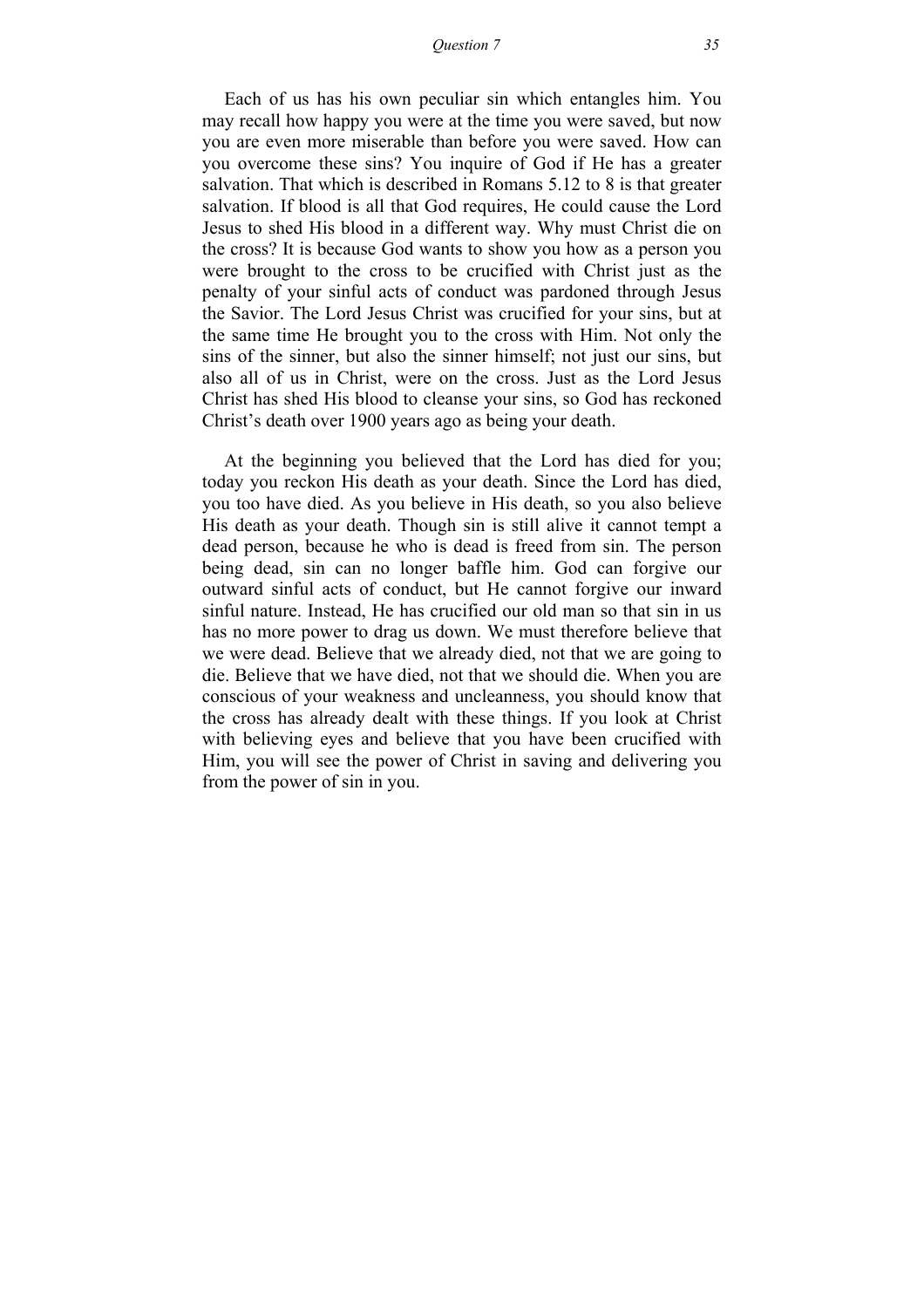Each of us has his own peculiar sin which entangles him. You may recall how happy you were at the time you were saved, but now you are even more miserable than before you were saved. How can you overcome these sins? You inquire of God if He has a greater salvation. That which is described in Romans 5.12 to 8 is that greater salvation. If blood is all that God requires, He could cause the Lord Jesus to shed His blood in a different way. Why must Christ die on the cross? It is because God wants to show you how as a person you were brought to the cross to be crucified with Christ just as the penalty of your sinful acts of conduct was pardoned through Jesus the Savior. The Lord Jesus Christ was crucified for your sins, but at the same time He brought you to the cross with Him. Not only the sins of the sinner, but also the sinner himself; not just our sins, but also all of us in Christ, were on the cross. Just as the Lord Jesus Christ has shed His blood to cleanse your sins, so God has reckoned Christ's death over 1900 years ago as being your death.

At the beginning you believed that the Lord has died for you; today you reckon His death as your death. Since the Lord has died, you too have died. As you believe in His death, so you also believe His death as your death. Though sin is still alive it cannot tempt a dead person, because he who is dead is freed from sin. The person being dead, sin can no longer baffle him. God can forgive our outward sinful acts of conduct, but He cannot forgive our inward sinful nature. Instead, He has crucified our old man so that sin in us has no more power to drag us down. We must therefore believe that we were dead. Believe that we already died, not that we are going to die. Believe that we have died, not that we should die. When you are conscious of your weakness and uncleanness, you should know that the cross has already dealt with these things. If you look at Christ with believing eyes and believe that you have been crucified with Him, you will see the power of Christ in saving and delivering you from the power of sin in you.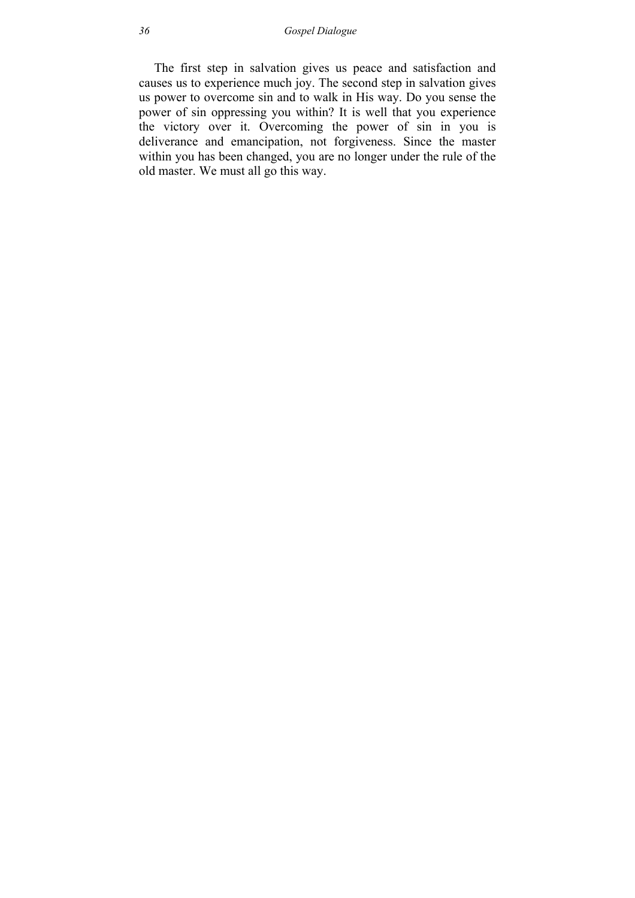The first step in salvation gives us peace and satisfaction and causes us to experience much joy. The second step in salvation gives us power to overcome sin and to walk in His way. Do you sense the power of sin oppressing you within? It is well that you experience the victory over it. Overcoming the power of sin in you is deliverance and emancipation, not forgiveness. Since the master within you has been changed, you are no longer under the rule of the old master. We must all go this way.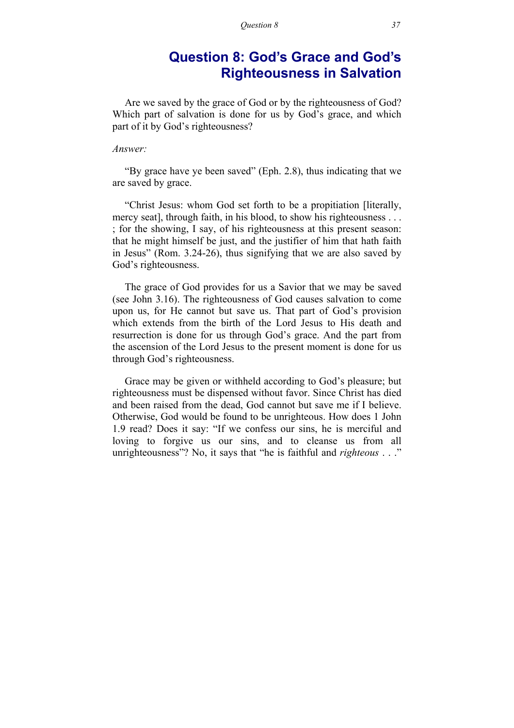# Question 8: God's Grace and God's Righteousness in Salvation

Are we saved by the grace of God or by the righteousness of God? Which part of salvation is done for us by God's grace, and which part of it by God's righteousness?

*Answer:*

"By grace have ye been saved" (Eph. 2.8), thus indicating that we are saved by grace.

"Christ Jesus: whom God set forth to be a propitiation [literally, mercy seat], through faith, in his blood, to show his righteousness . . . ; for the showing, I say, of his righteousness at this present season: that he might himself be just, and the justifier of him that hath faith in Jesus" (Rom. 3.24-26), thus signifying that we are also saved by God's righteousness.

The grace of God provides for us a Savior that we may be saved (see John 3.16). The righteousness of God causes salvation to come upon us, for He cannot but save us. That part of God's provision which extends from the birth of the Lord Jesus to His death and resurrection is done for us through God's grace. And the part from the ascension of the Lord Jesus to the present moment is done for us through God's righteousness.

Grace may be given or withheld according to God's pleasure; but righteousness must be dispensed without favor. Since Christ has died and been raised from the dead, God cannot but save me if I believe. Otherwise, God would be found to be unrighteous. How does 1 John 1.9 read? Does it say: "If we confess our sins, he is merciful and loving to forgive us our sins, and to cleanse us from all unrighteousness"? No, it says that "he is faithful and *righteous* . . ."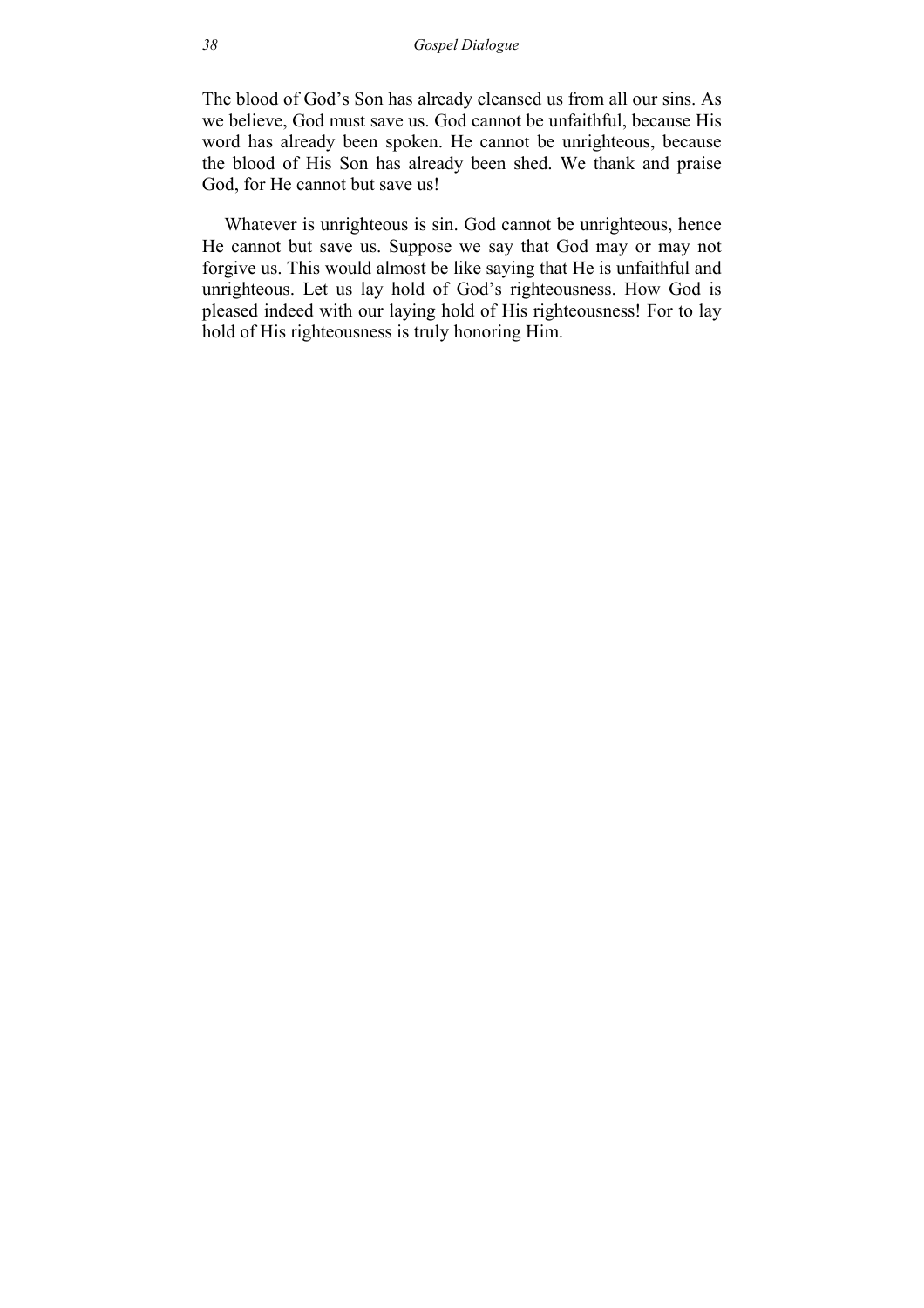The blood of God's Son has already cleansed us from all our sins. As we believe, God must save us. God cannot be unfaithful, because His word has already been spoken. He cannot be unrighteous, because the blood of His Son has already been shed. We thank and praise God, for He cannot but save us!

Whatever is unrighteous is sin. God cannot be unrighteous, hence He cannot but save us. Suppose we say that God may or may not forgive us. This would almost be like saying that He is unfaithful and unrighteous. Let us lay hold of God's righteousness. How God is pleased indeed with our laying hold of His righteousness! For to lay hold of His righteousness is truly honoring Him.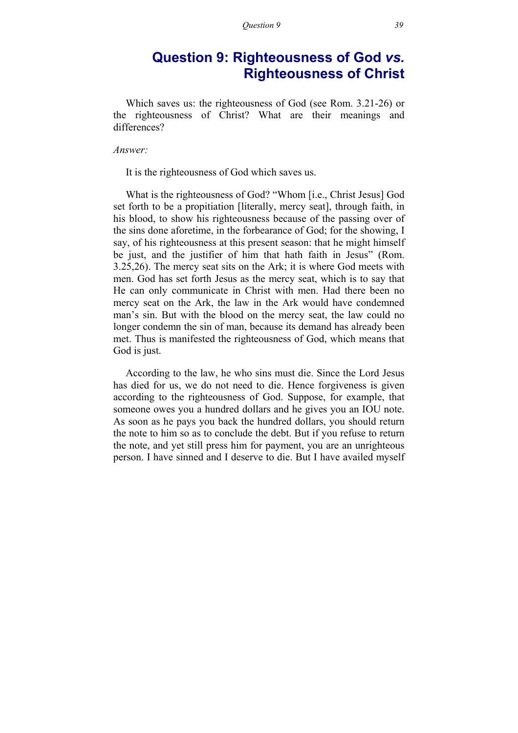# Question 9: Righteousness of God *vs.* Righteousness of Christ

Which saves us: the righteousness of God (see Rom. 3.21-26) or the righteousness of Christ? What are their meanings and differences?

*Answer:*

It is the righteousness of God which saves us.

What is the righteousness of God? "Whom [i.e., Christ Jesus] God set forth to be a propitiation [literally, mercy seat], through faith, in his blood, to show his righteousness because of the passing over of the sins done aforetime, in the forbearance of God; for the showing, I say, of his righteousness at this present season: that he might himself be just, and the justifier of him that hath faith in Jesus" (Rom. 3.25,26). The mercy seat sits on the Ark; it is where God meets with men. God has set forth Jesus as the mercy seat, which is to say that He can only communicate in Christ with men. Had there been no mercy seat on the Ark, the law in the Ark would have condemned man's sin. But with the blood on the mercy seat, the law could no longer condemn the sin of man, because its demand has already been met. Thus is manifested the righteousness of God, which means that God is just.

According to the law, he who sins must die. Since the Lord Jesus has died for us, we do not need to die. Hence forgiveness is given according to the righteousness of God. Suppose, for example, that someone owes you a hundred dollars and he gives you an IOU note. As soon as he pays you back the hundred dollars, you should return the note to him so as to conclude the debt. But if you refuse to return the note, and yet still press him for payment, you are an unrighteous person. I have sinned and I deserve to die. But I have availed myself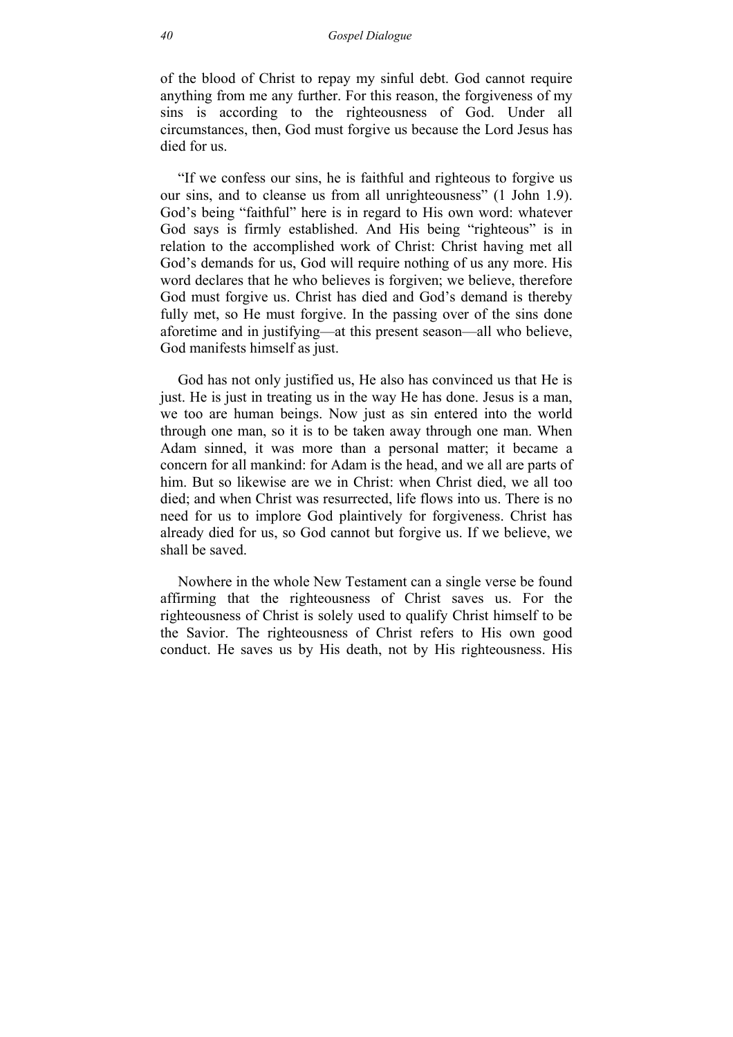of the blood of Christ to repay my sinful debt. God cannot require anything from me any further. For this reason, the forgiveness of my sins is according to the righteousness of God. Under all circumstances, then, God must forgive us because the Lord Jesus has died for us.

"If we confess our sins, he is faithful and righteous to forgive us our sins, and to cleanse us from all unrighteousness" (1 John 1.9). God's being "faithful" here is in regard to His own word: whatever God says is firmly established. And His being "righteous" is in relation to the accomplished work of Christ: Christ having met all God's demands for us, God will require nothing of us any more. His word declares that he who believes is forgiven; we believe, therefore God must forgive us. Christ has died and God's demand is thereby fully met, so He must forgive. In the passing over of the sins done aforetime and in justifying—at this present season—all who believe, God manifests himself as just.

God has not only justified us, He also has convinced us that He is just. He is just in treating us in the way He has done. Jesus is a man, we too are human beings. Now just as sin entered into the world through one man, so it is to be taken away through one man. When Adam sinned, it was more than a personal matter; it became a concern for all mankind: for Adam is the head, and we all are parts of him. But so likewise are we in Christ: when Christ died, we all too died; and when Christ was resurrected, life flows into us. There is no need for us to implore God plaintively for forgiveness. Christ has already died for us, so God cannot but forgive us. If we believe, we shall be saved.

Nowhere in the whole New Testament can a single verse be found affirming that the righteousness of Christ saves us. For the righteousness of Christ is solely used to qualify Christ himself to be the Savior. The righteousness of Christ refers to His own good conduct. He saves us by His death, not by His righteousness. His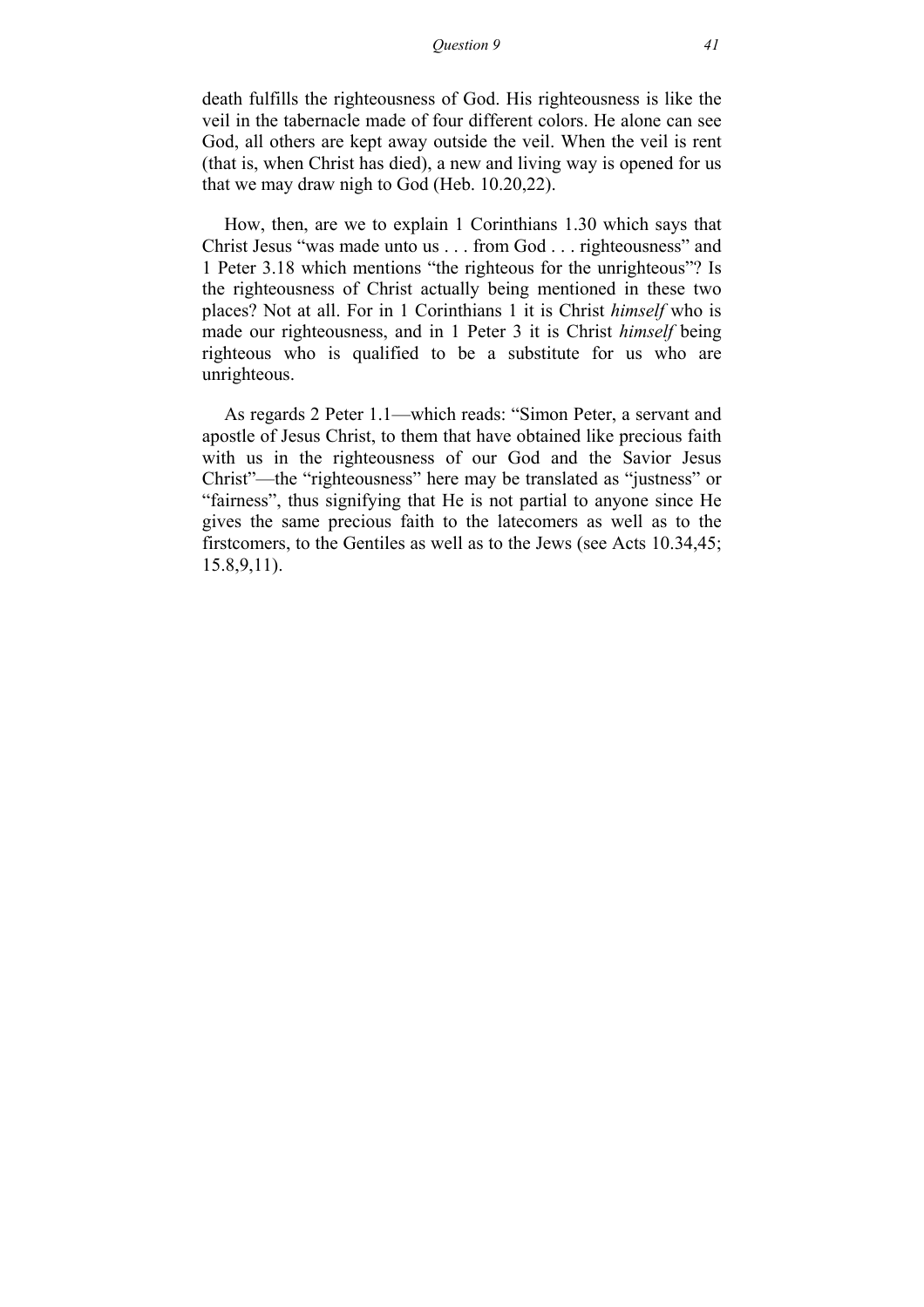death fulfills the righteousness of God. His righteousness is like the veil in the tabernacle made of four different colors. He alone can see God, all others are kept away outside the veil. When the veil is rent (that is, when Christ has died), a new and living way is opened for us that we may draw nigh to God (Heb. 10.20,22).

How, then, are we to explain 1 Corinthians 1.30 which says that Christ Jesus "was made unto us . . . from God . . . righteousness" and 1 Peter 3.18 which mentions "the righteous for the unrighteous"? Is the righteousness of Christ actually being mentioned in these two places? Not at all. For in 1 Corinthians 1 it is Christ *himself* who is made our righteousness, and in 1 Peter 3 it is Christ *himself* being righteous who is qualified to be a substitute for us who are unrighteous.

As regards 2 Peter 1.1—which reads: "Simon Peter, a servant and apostle of Jesus Christ, to them that have obtained like precious faith with us in the righteousness of our God and the Savior Jesus Christ"—the "righteousness" here may be translated as "justness" or "fairness", thus signifying that He is not partial to anyone since He gives the same precious faith to the latecomers as well as to the firstcomers, to the Gentiles as well as to the Jews (see Acts 10.34,45; 15.8,9,11).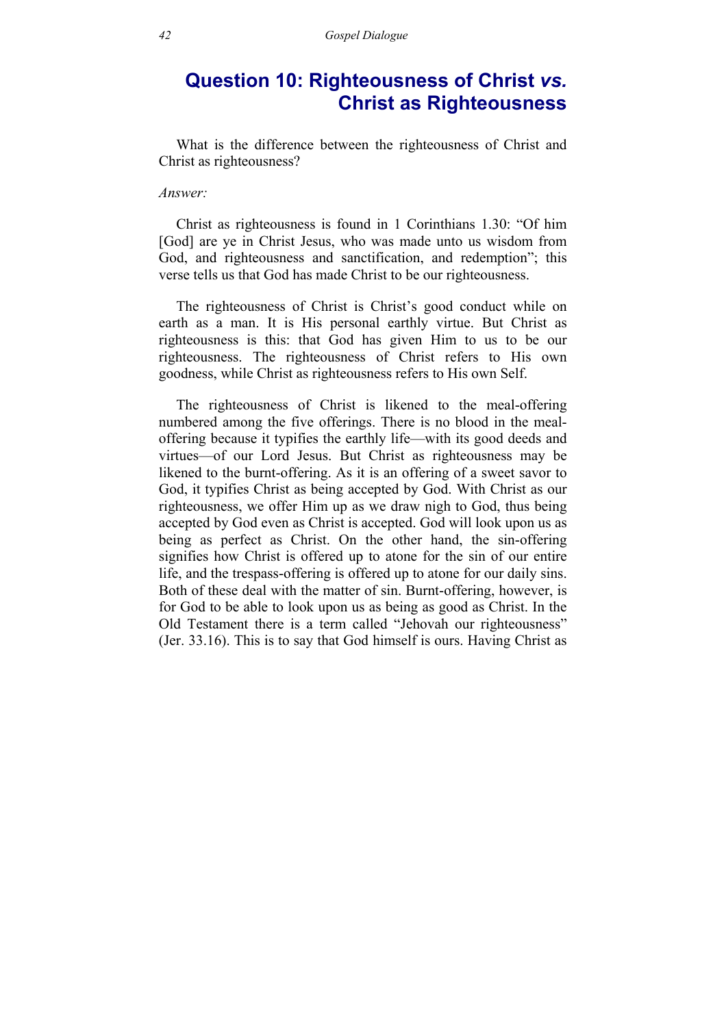## Question 10: Righteousness of Christ *vs.* Christ as Righteousness

What is the difference between the righteousness of Christ and Christ as righteousness?

*Answer:*

Christ as righteousness is found in 1 Corinthians 1.30: "Of him [God] are ye in Christ Jesus, who was made unto us wisdom from God, and righteousness and sanctification, and redemption"; this verse tells us that God has made Christ to be our righteousness.

The righteousness of Christ is Christ's good conduct while on earth as a man. It is His personal earthly virtue. But Christ as righteousness is this: that God has given Him to us to be our righteousness. The righteousness of Christ refers to His own goodness, while Christ as righteousness refers to His own Self.

The righteousness of Christ is likened to the meal-offering numbered among the five offerings. There is no blood in the meal-offering because it typifies the earthly life—with its good deeds and virtues—of our Lord Jesus. But Christ as righteousness may be likened to the burnt-offering. As it is an offering of a sweet savor to God, it typifies Christ as being accepted by God. With Christ as our righteousness, we offer Him up as we draw nigh to God, thus being accepted by God even as Christ is accepted. God will look upon us as being as perfect as Christ. On the other hand, the sin-offering signifies how Christ is offered up to atone for the sin of our entire life, and the trespass-offering is offered up to atone for our daily sins. Both of these deal with the matter of sin. Burnt-offering, however, is for God to be able to look upon us as being as good as Christ. In the Old Testament there is a term called "Jehovah our righteousness" (Jer. 33.16). This is to say that God himself is ours. Having Christ as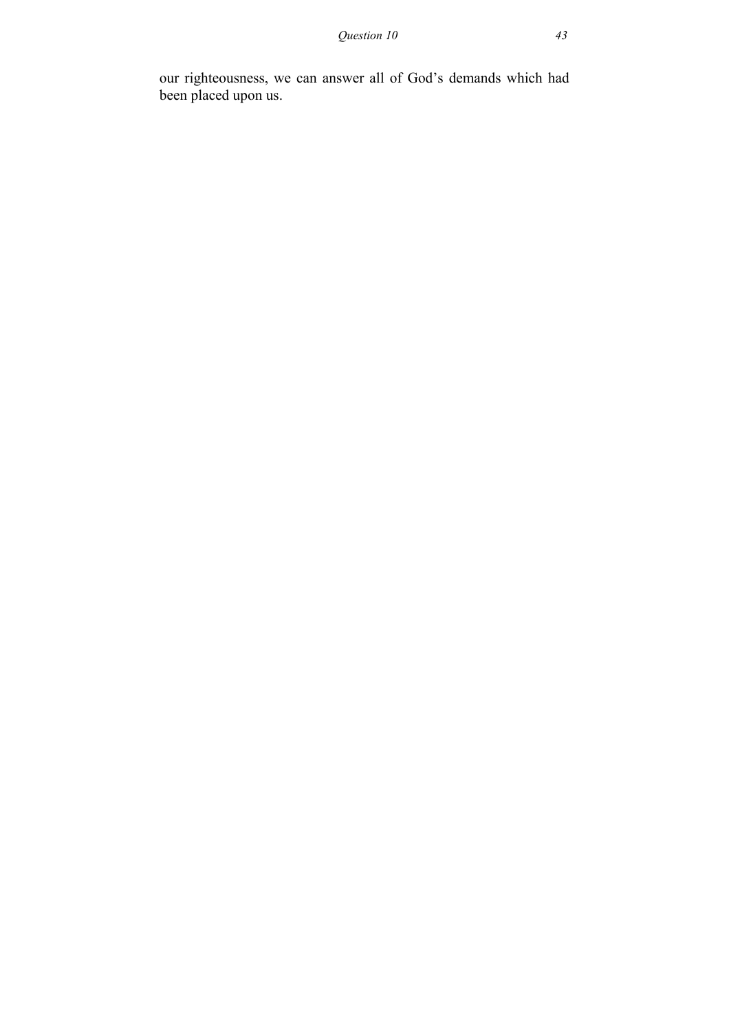our righteousness, we can answer all of God’s demands which had been placed upon us.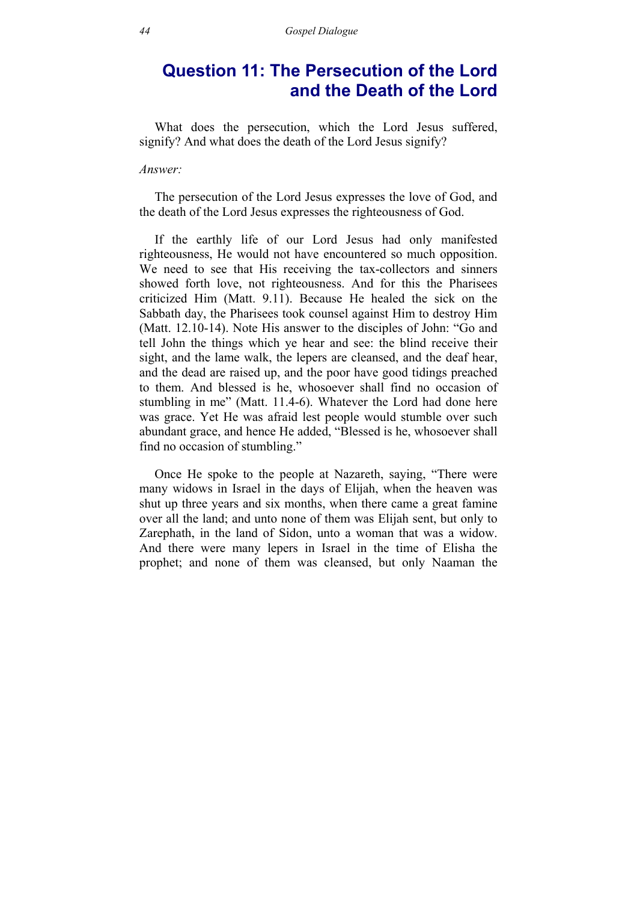## Question 11: The Persecution of the Lord and the Death of the Lord

What does the persecution, which the Lord Jesus suffered, signify? And what does the death of the Lord Jesus signify?

*Answer:*

The persecution of the Lord Jesus expresses the love of God, and the death of the Lord Jesus expresses the righteousness of God.

If the earthly life of our Lord Jesus had only manifested righteousness, He would not have encountered so much opposition. We need to see that His receiving the tax-collectors and sinners showed forth love, not righteousness. And for this the Pharisees criticized Him (Matt. 9.11). Because He healed the sick on the Sabbath day, the Pharisees took counsel against Him to destroy Him (Matt. 12.10-14). Note His answer to the disciples of John: "Go and tell John the things which ye hear and see: the blind receive their sight, and the lame walk, the lepers are cleansed, and the deaf hear, and the dead are raised up, and the poor have good tidings preached to them. And blessed is he, whosoever shall find no occasion of stumbling in me" (Matt. 11.4-6). Whatever the Lord had done here was grace. Yet He was afraid lest people would stumble over such abundant grace, and hence He added, "Blessed is he, whosoever shall find no occasion of stumbling."

Once He spoke to the people at Nazareth, saying, "There were many widows in Israel in the days of Elijah, when the heaven was shut up three years and six months, when there came a great famine over all the land; and unto none of them was Elijah sent, but only to Zarephath, in the land of Sidon, unto a woman that was a widow. And there were many lepers in Israel in the time of Elisha the prophet; and none of them was cleansed, but only Naaman the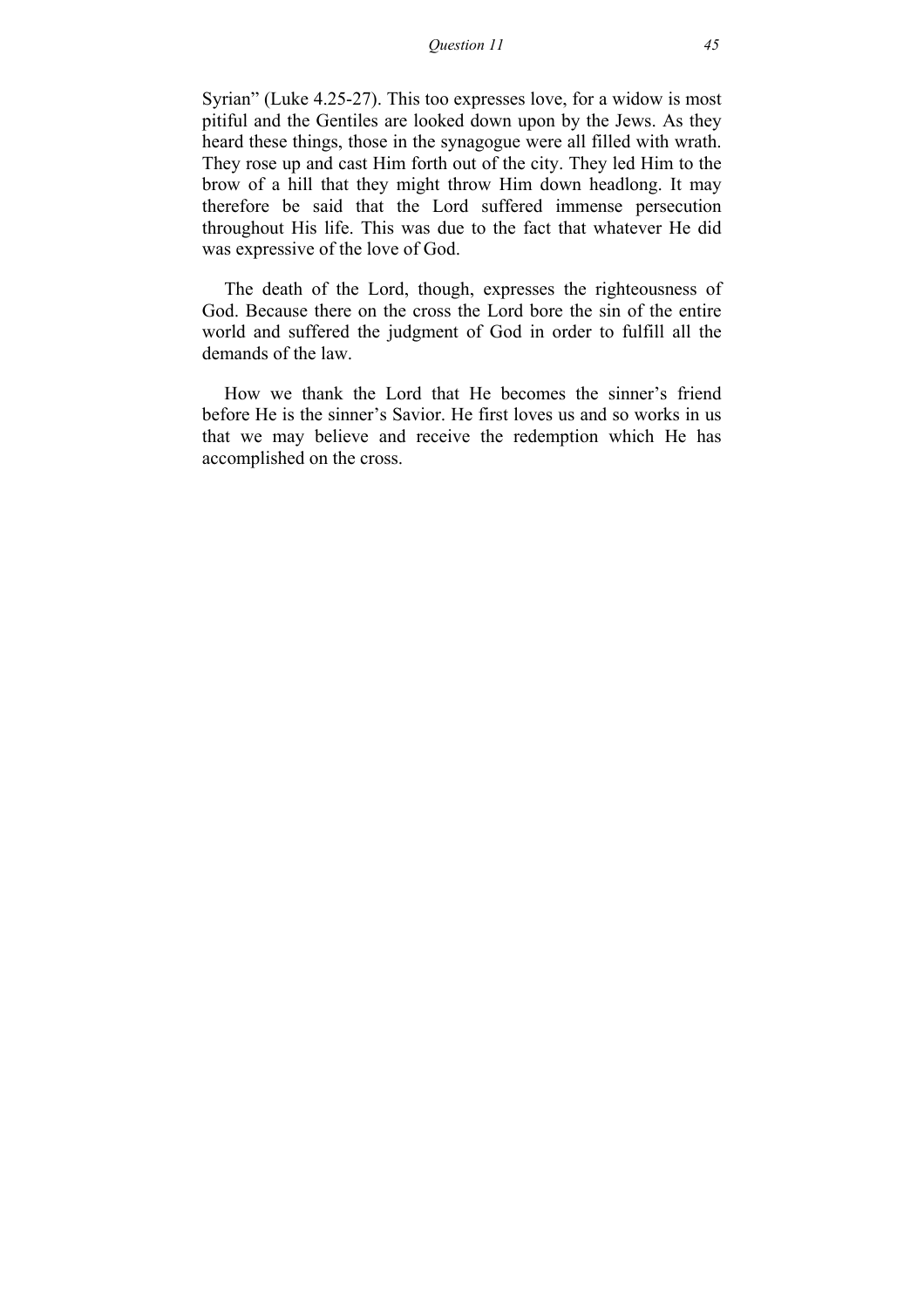Syrian" (Luke 4.25-27). This too expresses love, for a widow is most pitiful and the Gentiles are looked down upon by the Jews. As they heard these things, those in the synagogue were all filled with wrath. They rose up and cast Him forth out of the city. They led Him to the brow of a hill that they might throw Him down headlong. It may therefore be said that the Lord suffered immense persecution throughout His life. This was due to the fact that whatever He did was expressive of the love of God.

The death of the Lord, though, expresses the righteousness of God. Because there on the cross the Lord bore the sin of the entire world and suffered the judgment of God in order to fulfill all the demands of the law.

How we thank the Lord that He becomes the sinner's friend before He is the sinner's Savior. He first loves us and so works in us that we may believe and receive the redemption which He has accomplished on the cross.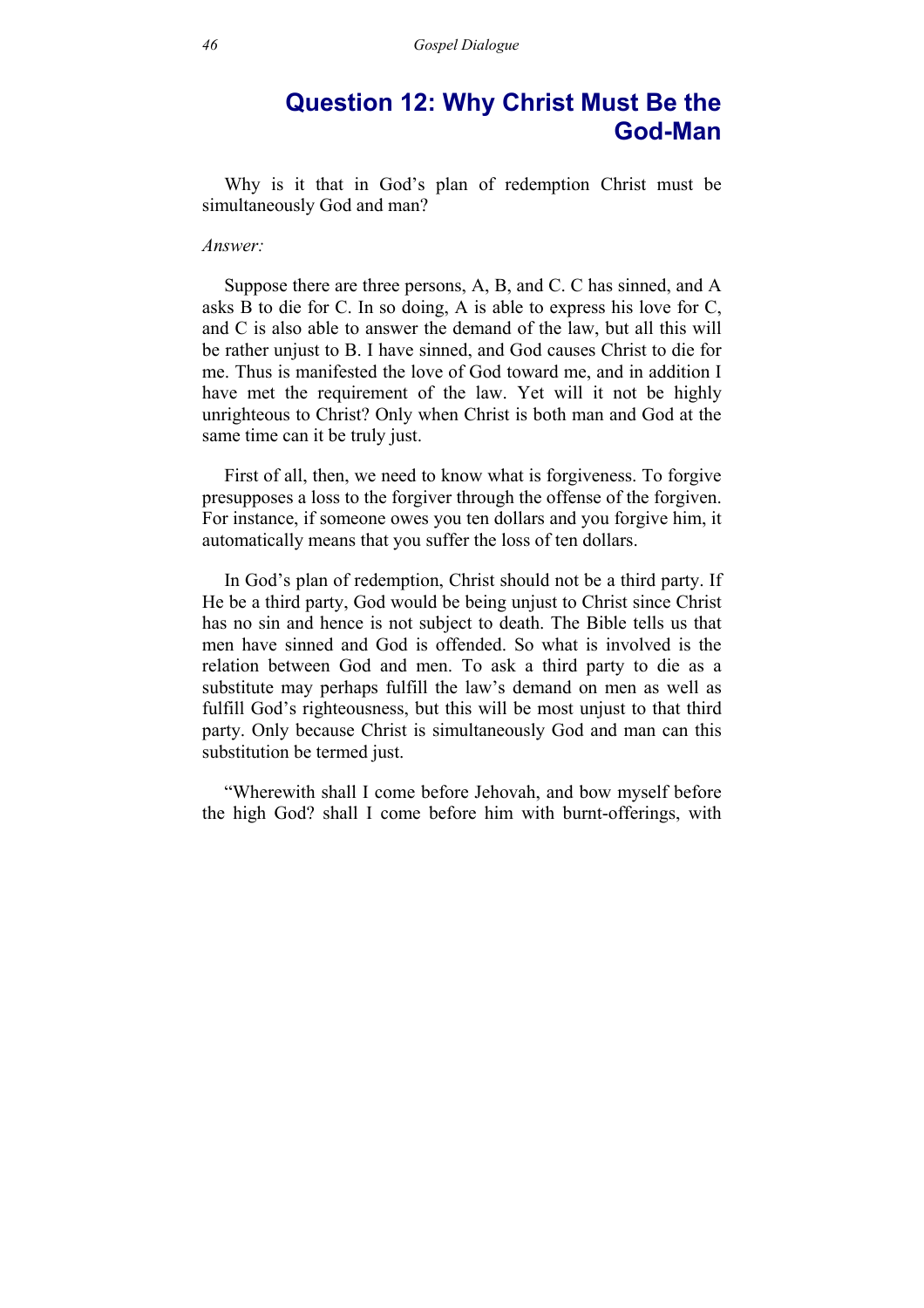## Question 12: Why Christ Must Be the God-Man

Why is it that in God's plan of redemption Christ must be simultaneously God and man?

*Answer:*

Suppose there are three persons, A, B, and C. C has sinned, and A asks B to die for C. In so doing, A is able to express his love for C, and C is also able to answer the demand of the law, but all this will be rather unjust to B. I have sinned, and God causes Christ to die for me. Thus is manifested the love of God toward me, and in addition I have met the requirement of the law. Yet will it not be highly unrighteous to Christ? Only when Christ is both man and God at the same time can it be truly just.

First of all, then, we need to know what is forgiveness. To forgive presupposes a loss to the forgiver through the offense of the forgiven. For instance, if someone owes you ten dollars and you forgive him, it automatically means that you suffer the loss of ten dollars.

In God's plan of redemption, Christ should not be a third party. If He be a third party, God would be being unjust to Christ since Christ has no sin and hence is not subject to death. The Bible tells us that men have sinned and God is offended. So what is involved is the relation between God and men. To ask a third party to die as a substitute may perhaps fulfill the law's demand on men as well as fulfill God's righteousness, but this will be most unjust to that third party. Only because Christ is simultaneously God and man can this substitution be termed just.

"Wherewith shall I come before Jehovah, and bow myself before the high God? shall I come before him with burnt-offerings, with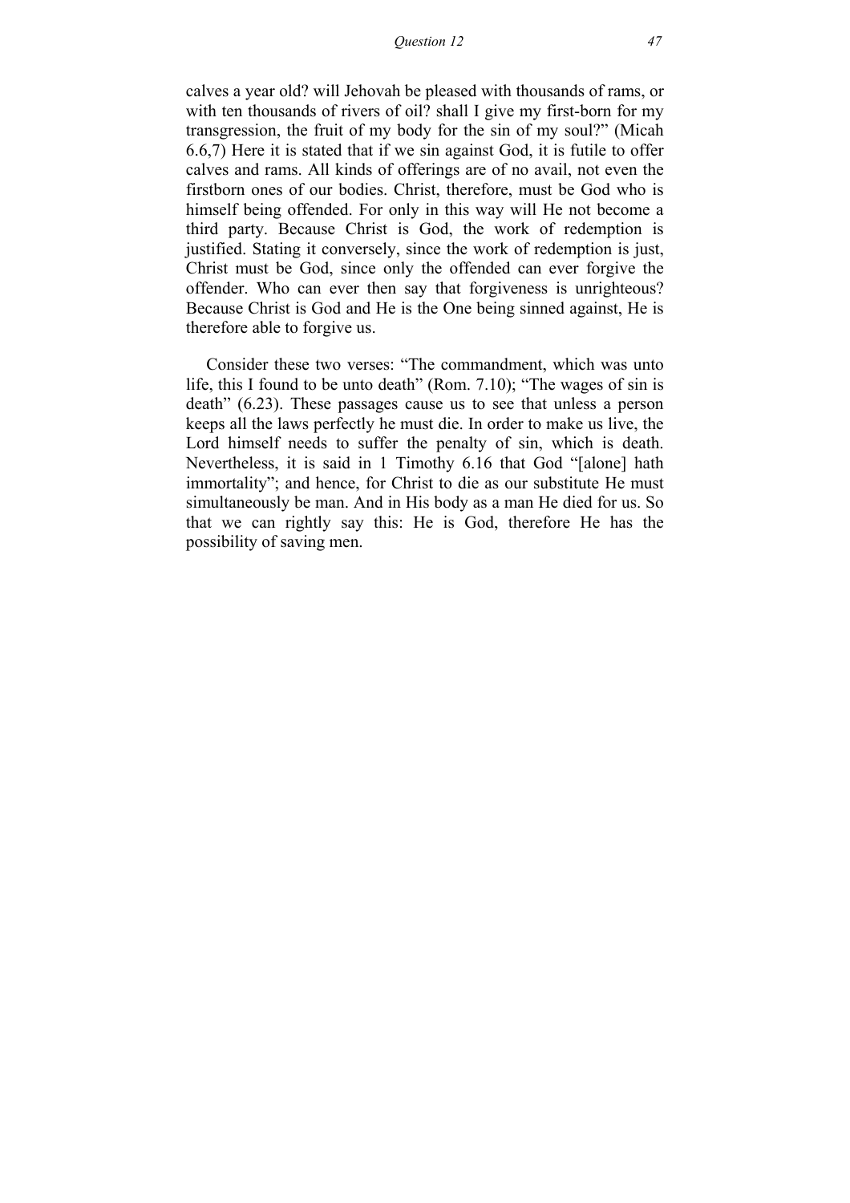calves a year old? will Jehovah be pleased with thousands of rams, or with ten thousands of rivers of oil? shall I give my first-born for my transgression, the fruit of my body for the sin of my soul?" (Micah 6.6,7) Here it is stated that if we sin against God, it is futile to offer calves and rams. All kinds of offerings are of no avail, not even the firstborn ones of our bodies. Christ, therefore, must be God who is himself being offended. For only in this way will He not become a third party. Because Christ is God, the work of redemption is justified. Stating it conversely, since the work of redemption is just, Christ must be God, since only the offended can ever forgive the offender. Who can ever then say that forgiveness is unrighteous? Because Christ is God and He is the One being sinned against, He is therefore able to forgive us.

Consider these two verses: "The commandment, which was unto life, this I found to be unto death" (Rom. 7.10); "The wages of sin is death" (6.23). These passages cause us to see that unless a person keeps all the laws perfectly he must die. In order to make us live, the Lord himself needs to suffer the penalty of sin, which is death. Nevertheless, it is said in 1 Timothy 6.16 that God "[alone] hath immortality"; and hence, for Christ to die as our substitute He must simultaneously be man. And in His body as a man He died for us. So that we can rightly say this: He is God, therefore He has the possibility of saving men.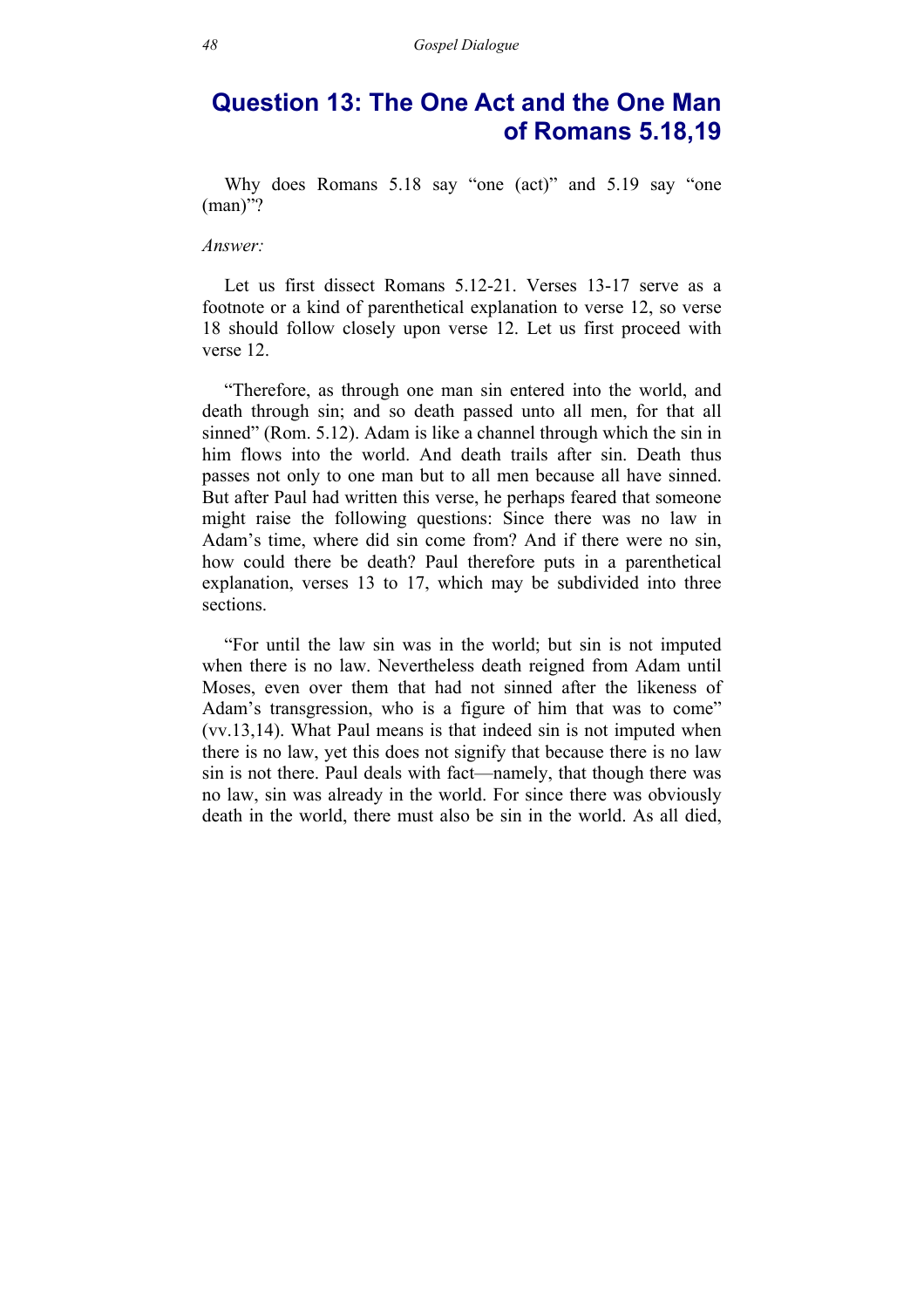## Question 13: The One Act and the One Man of Romans 5.18,19

Why does Romans 5.18 say "one (act)" and 5.19 say "one (man)"?

*Answer:*

Let us first dissect Romans 5.12-21. Verses 13-17 serve as a footnote or a kind of parenthetical explanation to verse 12, so verse 18 should follow closely upon verse 12. Let us first proceed with verse 12.

"Therefore, as through one man sin entered into the world, and death through sin; and so death passed unto all men, for that all sinned" (Rom. 5.12). Adam is like a channel through which the sin in him flows into the world. And death trails after sin. Death thus passes not only to one man but to all men because all have sinned. But after Paul had written this verse, he perhaps feared that someone might raise the following questions: Since there was no law in Adam's time, where did sin come from? And if there were no sin, how could there be death? Paul therefore puts in a parenthetical explanation, verses 13 to 17, which may be subdivided into three sections.

"For until the law sin was in the world; but sin is not imputed when there is no law. Nevertheless death reigned from Adam until Moses, even over them that had not sinned after the likeness of Adam's transgression, who is a figure of him that was to come" (vv.13,14). What Paul means is that indeed sin is not imputed when there is no law, yet this does not signify that because there is no law sin is not there. Paul deals with fact—namely, that though there was no law, sin was already in the world. For since there was obviously death in the world, there must also be sin in the world. As all died,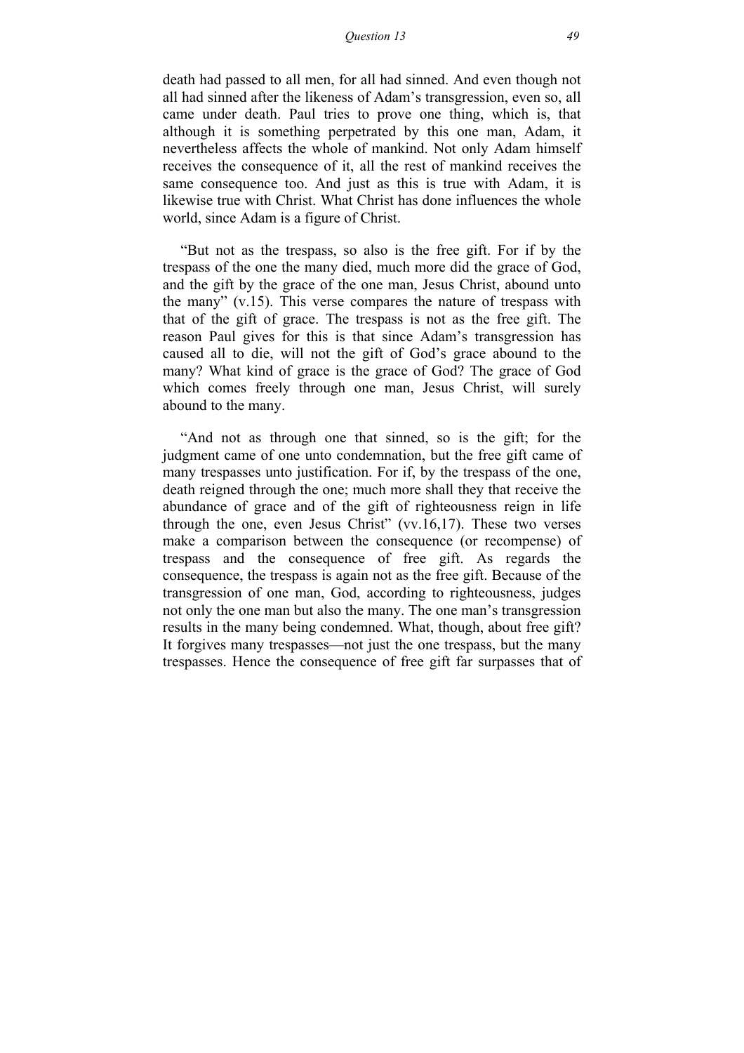death had passed to all men, for all had sinned. And even though not all had sinned after the likeness of Adam's transgression, even so, all came under death. Paul tries to prove one thing, which is, that although it is something perpetrated by this one man, Adam, it nevertheless affects the whole of mankind. Not only Adam himself receives the consequence of it, all the rest of mankind receives the same consequence too. And just as this is true with Adam, it is likewise true with Christ. What Christ has done influences the whole world, since Adam is a figure of Christ.

"But not as the trespass, so also is the free gift. For if by the trespass of the one the many died, much more did the grace of God, and the gift by the grace of the one man, Jesus Christ, abound unto the many" (v.15). This verse compares the nature of trespass with that of the gift of grace. The trespass is not as the free gift. The reason Paul gives for this is that since Adam's transgression has caused all to die, will not the gift of God's grace abound to the many? What kind of grace is the grace of God? The grace of God which comes freely through one man, Jesus Christ, will surely abound to the many.

"And not as through one that sinned, so is the gift; for the judgment came of one unto condemnation, but the free gift came of many trespasses unto justification. For if, by the trespass of the one, death reigned through the one; much more shall they that receive the abundance of grace and of the gift of righteousness reign in life through the one, even Jesus Christ" (vv.16,17). These two verses make a comparison between the consequence (or recompense) of trespass and the consequence of free gift. As regards the consequence, the trespass is again not as the free gift. Because of the transgression of one man, God, according to righteousness, judges not only the one man but also the many. The one man's transgression results in the many being condemned. What, though, about free gift? It forgives many trespasses—not just the one trespass, but the many trespasses. Hence the consequence of free gift far surpasses that of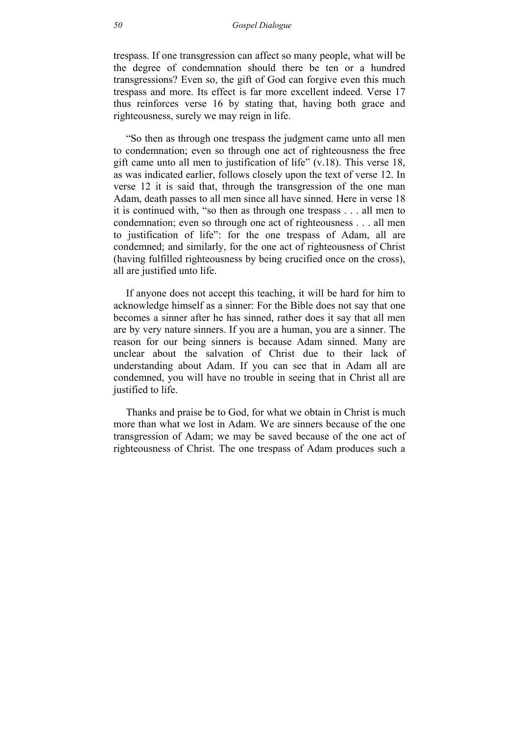trespass. If one transgression can affect so many people, what will be the degree of condemnation should there be ten or a hundred transgressions? Even so, the gift of God can forgive even this much trespass and more. Its effect is far more excellent indeed. Verse 17 thus reinforces verse 16 by stating that, having both grace and righteousness, surely we may reign in life.

"So then as through one trespass the judgment came unto all men to condemnation; even so through one act of righteousness the free gift came unto all men to justification of life" (v.18). This verse 18, as was indicated earlier, follows closely upon the text of verse 12. In verse 12 it is said that, through the transgression of the one man Adam, death passes to all men since all have sinned. Here in verse 18 it is continued with, "so then as through one trespass . . . all men to condemnation; even so through one act of righteousness . . . all men to justification of life": for the one trespass of Adam, all are condemned; and similarly, for the one act of righteousness of Christ (having fulfilled righteousness by being crucified once on the cross), all are justified unto life.

If anyone does not accept this teaching, it will be hard for him to acknowledge himself as a sinner: For the Bible does not say that one becomes a sinner after he has sinned, rather does it say that all men are by very nature sinners. If you are a human, you are a sinner. The reason for our being sinners is because Adam sinned. Many are unclear about the salvation of Christ due to their lack of understanding about Adam. If you can see that in Adam all are condemned, you will have no trouble in seeing that in Christ all are justified to life.

Thanks and praise be to God, for what we obtain in Christ is much more than what we lost in Adam. We are sinners because of the one transgression of Adam; we may be saved because of the one act of righteousness of Christ. The one trespass of Adam produces such a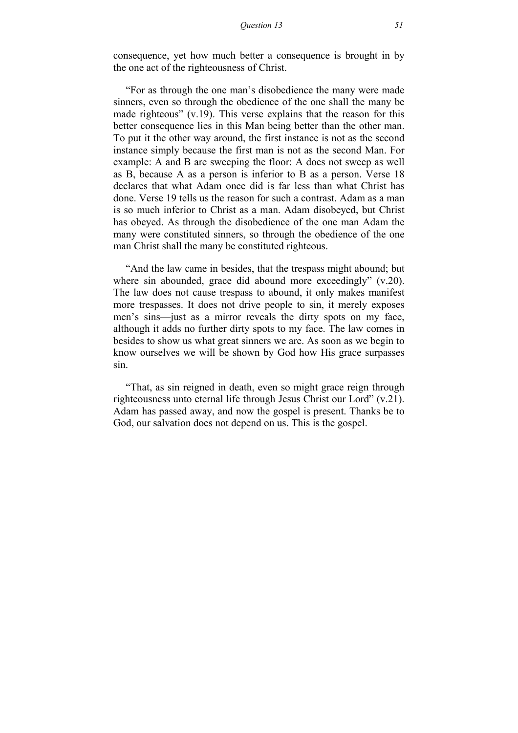consequence, yet how much better a consequence is brought in by the one act of the righteousness of Christ.

"For as through the one man's disobedience the many were made sinners, even so through the obedience of the one shall the many be made righteous" (v.19). This verse explains that the reason for this better consequence lies in this Man being better than the other man. To put it the other way around, the first instance is not as the second instance simply because the first man is not as the second Man. For example: A and B are sweeping the floor: A does not sweep as well as B, because A as a person is inferior to B as a person. Verse 18 declares that what Adam once did is far less than what Christ has done. Verse 19 tells us the reason for such a contrast. Adam as a man is so much inferior to Christ as a man. Adam disobeyed, but Christ has obeyed. As through the disobedience of the one man Adam the many were constituted sinners, so through the obedience of the one man Christ shall the many be constituted righteous.

"And the law came in besides, that the trespass might abound; but where sin abounded, grace did abound more exceedingly" (v.20). The law does not cause trespass to abound, it only makes manifest more trespasses. It does not drive people to sin, it merely exposes men's sins—just as a mirror reveals the dirty spots on my face, although it adds no further dirty spots to my face. The law comes in besides to show us what great sinners we are. As soon as we begin to know ourselves we will be shown by God how His grace surpasses sin.

"That, as sin reigned in death, even so might grace reign through righteousness unto eternal life through Jesus Christ our Lord" (v.21). Adam has passed away, and now the gospel is present. Thanks be to God, our salvation does not depend on us. This is the gospel.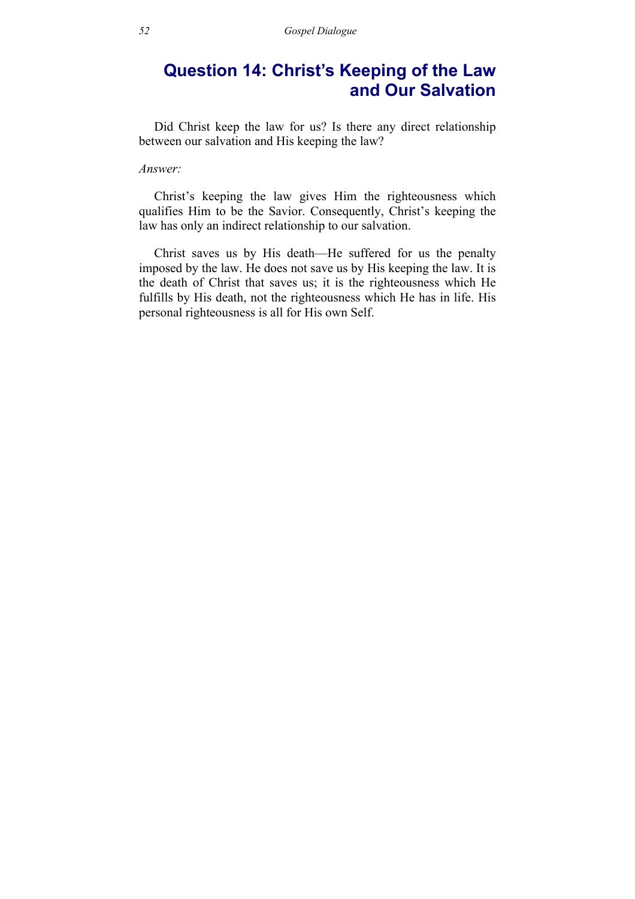## Question 14: Christ's Keeping of the Law and Our Salvation

Did Christ keep the law for us? Is there any direct relationship between our salvation and His keeping the law?

*Answer:*

Christ's keeping the law gives Him the righteousness which qualifies Him to be the Savior. Consequently, Christ's keeping the law has only an indirect relationship to our salvation.

Christ saves us by His death—He suffered for us the penalty imposed by the law. He does not save us by His keeping the law. It is the death of Christ that saves us; it is the righteousness which He fulfills by His death, not the righteousness which He has in life. His personal righteousness is all for His own Self.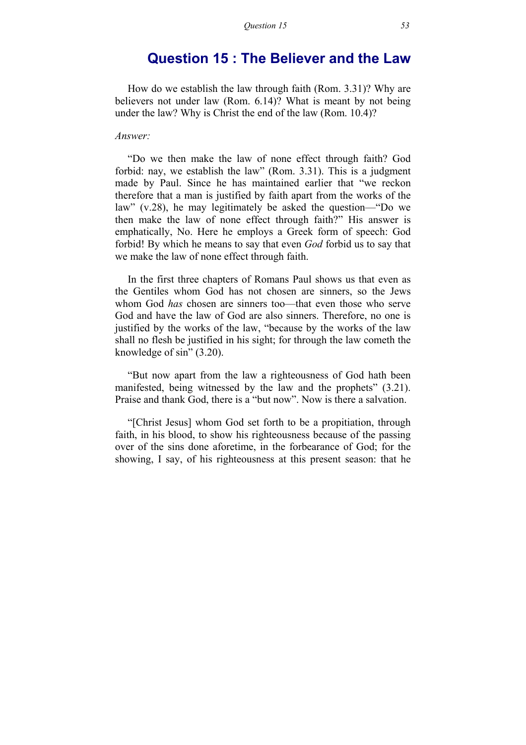# Question 15 : The Believer and the Law

How do we establish the law through faith (Rom. 3.31)? Why are believers not under law (Rom. 6.14)? What is meant by not being under the law? Why is Christ the end of the law (Rom. 10.4)?

*Answer:*

"Do we then make the law of none effect through faith? God forbid: nay, we establish the law" (Rom. 3.31). This is a judgment made by Paul. Since he has maintained earlier that "we reckon therefore that a man is justified by faith apart from the works of the law" (v.28), he may legitimately be asked the question—"Do we then make the law of none effect through faith?" His answer is emphatically, No. Here he employs a Greek form of speech: God forbid! By which he means to say that even *God* forbid us to say that we make the law of none effect through faith.

In the first three chapters of Romans Paul shows us that even as the Gentiles whom God has not chosen are sinners, so the Jews whom God *has* chosen are sinners too—that even those who serve God and have the law of God are also sinners. Therefore, no one is justified by the works of the law, "because by the works of the law shall no flesh be justified in his sight; for through the law cometh the knowledge of sin" (3.20).

"But now apart from the law a righteousness of God hath been manifested, being witnessed by the law and the prophets" (3.21). Praise and thank God, there is a "but now". Now is there a salvation.

"[Christ Jesus] whom God set forth to be a propitiation, through faith, in his blood, to show his righteousness because of the passing over of the sins done aforetime, in the forbearance of God; for the showing, I say, of his righteousness at this present season: that he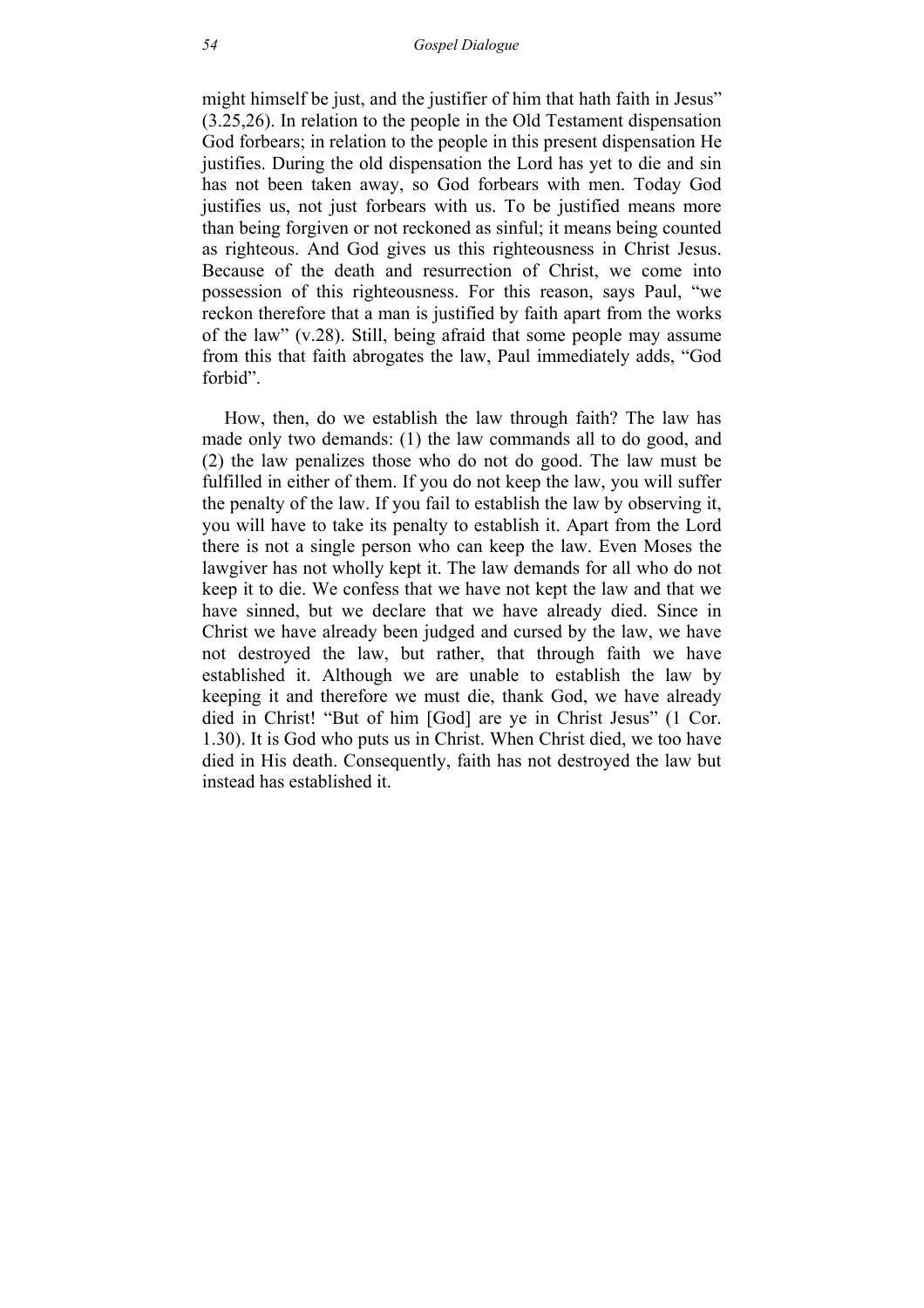might himself be just, and the justifier of him that hath faith in Jesus" (3.25,26). In relation to the people in the Old Testament dispensation God forbears; in relation to the people in this present dispensation He justifies. During the old dispensation the Lord has yet to die and sin has not been taken away, so God forbears with men. Today God justifies us, not just forbears with us. To be justified means more than being forgiven or not reckoned as sinful; it means being counted as righteous. And God gives us this righteousness in Christ Jesus. Because of the death and resurrection of Christ, we come into possession of this righteousness. For this reason, says Paul, "we reckon therefore that a man is justified by faith apart from the works of the law" (v.28). Still, being afraid that some people may assume from this that faith abrogates the law, Paul immediately adds, "God forbid".

How, then, do we establish the law through faith? The law has made only two demands: (1) the law commands all to do good, and (2) the law penalizes those who do not do good. The law must be fulfilled in either of them. If you do not keep the law, you will suffer the penalty of the law. If you fail to establish the law by observing it, you will have to take its penalty to establish it. Apart from the Lord there is not a single person who can keep the law. Even Moses the lawgiver has not wholly kept it. The law demands for all who do not keep it to die. We confess that we have not kept the law and that we have sinned, but we declare that we have already died. Since in Christ we have already been judged and cursed by the law, we have not destroyed the law, but rather, that through faith we have established it. Although we are unable to establish the law by keeping it and therefore we must die, thank God, we have already died in Christ! "But of him [God] are ye in Christ Jesus" (1 Cor. 1.30). It is God who puts us in Christ. When Christ died, we too have died in His death. Consequently, faith has not destroyed the law but instead has established it.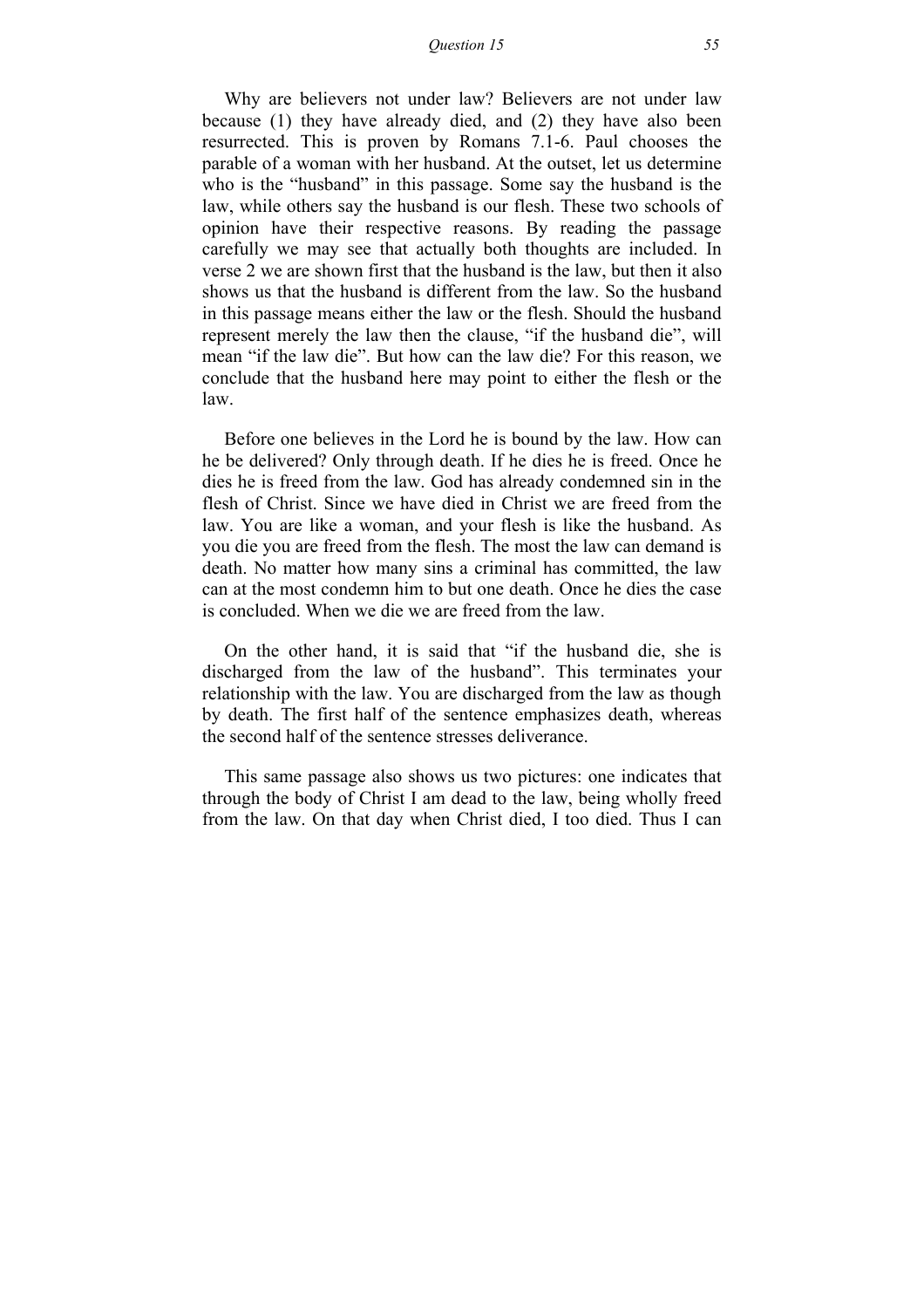Why are believers not under law? Believers are not under law because (1) they have already died, and (2) they have also been resurrected. This is proven by Romans 7.1-6. Paul chooses the parable of a woman with her husband. At the outset, let us determine who is the "husband" in this passage. Some say the husband is the law, while others say the husband is our flesh. These two schools of opinion have their respective reasons. By reading the passage carefully we may see that actually both thoughts are included. In verse 2 we are shown first that the husband is the law, but then it also shows us that the husband is different from the law. So the husband in this passage means either the law or the flesh. Should the husband represent merely the law then the clause, "if the husband die", will mean "if the law die". But how can the law die? For this reason, we conclude that the husband here may point to either the flesh or the law.

Before one believes in the Lord he is bound by the law. How can he be delivered? Only through death. If he dies he is freed. Once he dies he is freed from the law. God has already condemned sin in the flesh of Christ. Since we have died in Christ we are freed from the law. You are like a woman, and your flesh is like the husband. As you die you are freed from the flesh. The most the law can demand is death. No matter how many sins a criminal has committed, the law can at the most condemn him to but one death. Once he dies the case is concluded. When we die we are freed from the law.

On the other hand, it is said that "if the husband die, she is discharged from the law of the husband". This terminates your relationship with the law. You are discharged from the law as though by death. The first half of the sentence emphasizes death, whereas the second half of the sentence stresses deliverance.

This same passage also shows us two pictures: one indicates that through the body of Christ I am dead to the law, being wholly freed from the law. On that day when Christ died, I too died. Thus I can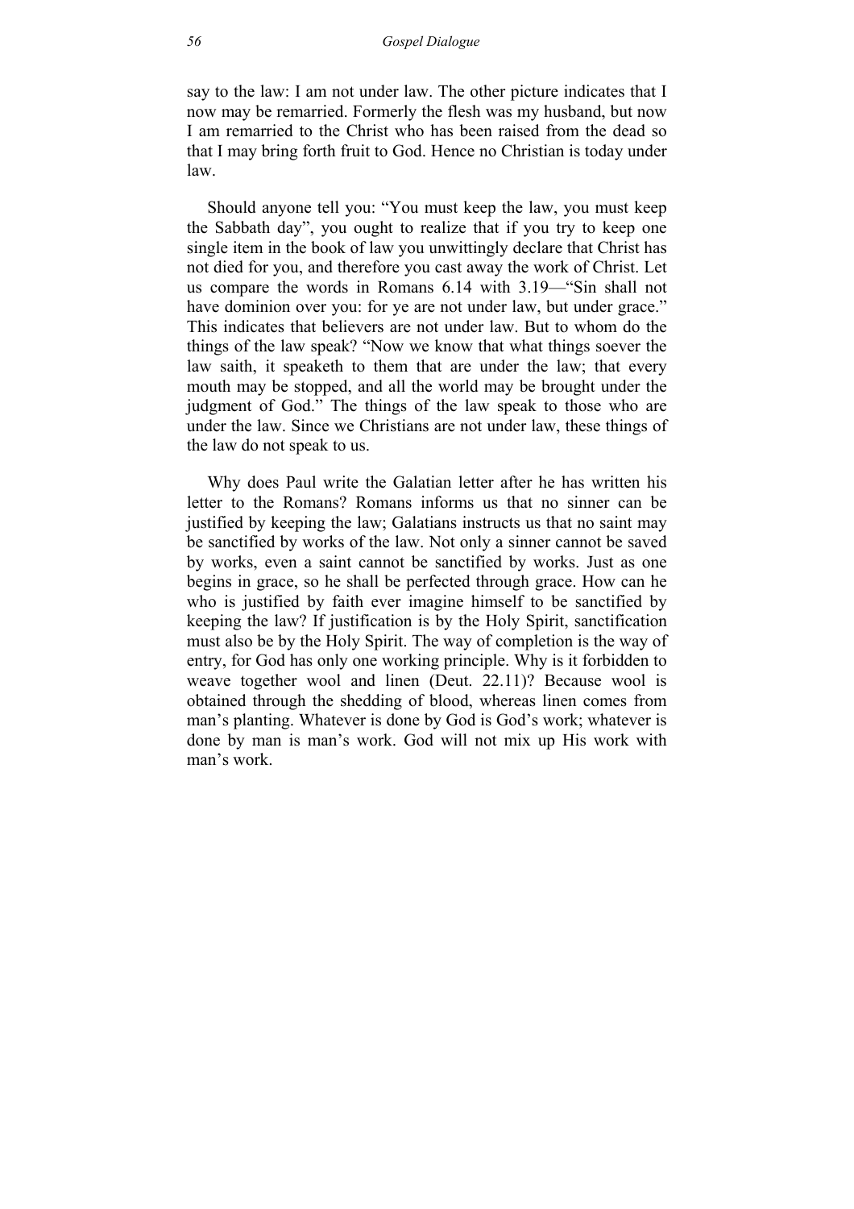say to the law: I am not under law. The other picture indicates that I now may be remarried. Formerly the flesh was my husband, but now I am remarried to the Christ who has been raised from the dead so that I may bring forth fruit to God. Hence no Christian is today under law.

Should anyone tell you: "You must keep the law, you must keep the Sabbath day", you ought to realize that if you try to keep one single item in the book of law you unwittingly declare that Christ has not died for you, and therefore you cast away the work of Christ. Let us compare the words in Romans 6.14 with 3.19—"Sin shall not have dominion over you: for ye are not under law, but under grace." This indicates that believers are not under law. But to whom do the things of the law speak? "Now we know that what things soever the law saith, it speaketh to them that are under the law; that every mouth may be stopped, and all the world may be brought under the judgment of God." The things of the law speak to those who are under the law. Since we Christians are not under law, these things of the law do not speak to us.

Why does Paul write the Galatian letter after he has written his letter to the Romans? Romans informs us that no sinner can be justified by keeping the law; Galatians instructs us that no saint may be sanctified by works of the law. Not only a sinner cannot be saved by works, even a saint cannot be sanctified by works. Just as one begins in grace, so he shall be perfected through grace. How can he who is justified by faith ever imagine himself to be sanctified by keeping the law? If justification is by the Holy Spirit, sanctification must also be by the Holy Spirit. The way of completion is the way of entry, for God has only one working principle. Why is it forbidden to weave together wool and linen (Deut. 22.11)? Because wool is obtained through the shedding of blood, whereas linen comes from man's planting. Whatever is done by God is God's work; whatever is done by man is man's work. God will not mix up His work with man's work.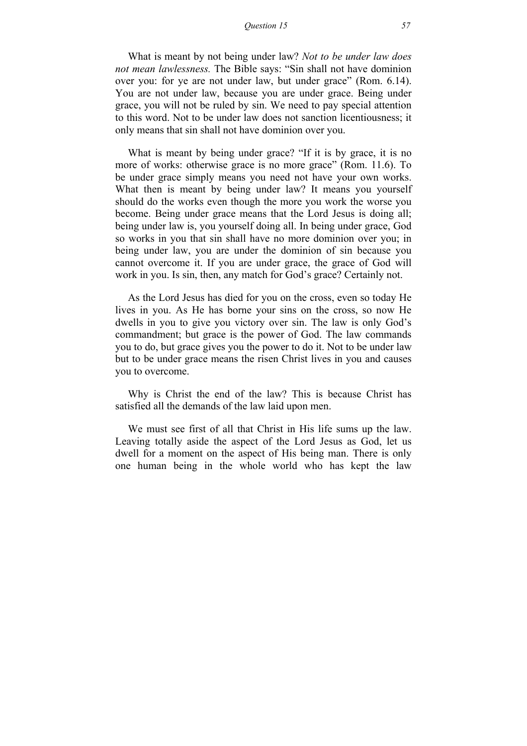What is meant by not being under law? *Not to be under law does not mean lawlessness.* The Bible says: "Sin shall not have dominion over you: for ye are not under law, but under grace" (Rom. 6.14). You are not under law, because you are under grace. Being under grace, you will not be ruled by sin. We need to pay special attention to this word. Not to be under law does not sanction licentiousness; it only means that sin shall not have dominion over you.

What is meant by being under grace? "If it is by grace, it is no more of works: otherwise grace is no more grace" (Rom. 11.6). To be under grace simply means you need not have your own works. What then is meant by being under law? It means you yourself should do the works even though the more you work the worse you become. Being under grace means that the Lord Jesus is doing all; being under law is, you yourself doing all. In being under grace, God so works in you that sin shall have no more dominion over you; in being under law, you are under the dominion of sin because you cannot overcome it. If you are under grace, the grace of God will work in you. Is sin, then, any match for God's grace? Certainly not.

As the Lord Jesus has died for you on the cross, even so today He lives in you. As He has borne your sins on the cross, so now He dwells in you to give you victory over sin. The law is only God's commandment; but grace is the power of God. The law commands you to do, but grace gives you the power to do it. Not to be under law but to be under grace means the risen Christ lives in you and causes you to overcome.

Why is Christ the end of the law? This is because Christ has satisfied all the demands of the law laid upon men.

We must see first of all that Christ in His life sums up the law. Leaving totally aside the aspect of the Lord Jesus as God, let us dwell for a moment on the aspect of His being man. There is only one human being in the whole world who has kept the law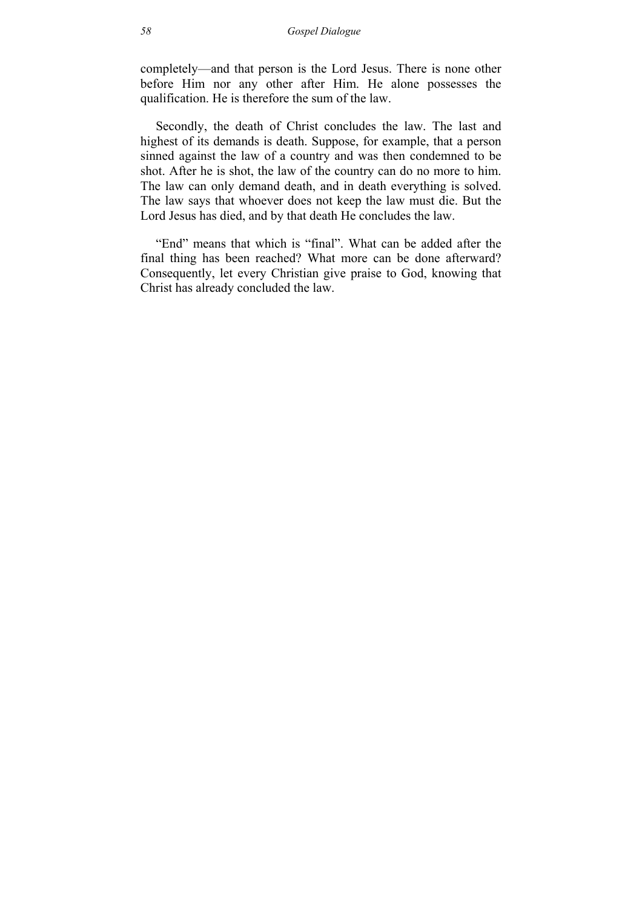completely—and that person is the Lord Jesus. There is none other before Him nor any other after Him. He alone possesses the qualification. He is therefore the sum of the law.

Secondly, the death of Christ concludes the law. The last and highest of its demands is death. Suppose, for example, that a person sinned against the law of a country and was then condemned to be shot. After he is shot, the law of the country can do no more to him. The law can only demand death, and in death everything is solved. The law says that whoever does not keep the law must die. But the Lord Jesus has died, and by that death He concludes the law.

"End" means that which is "final". What can be added after the final thing has been reached? What more can be done afterward? Consequently, let every Christian give praise to God, knowing that Christ has already concluded the law.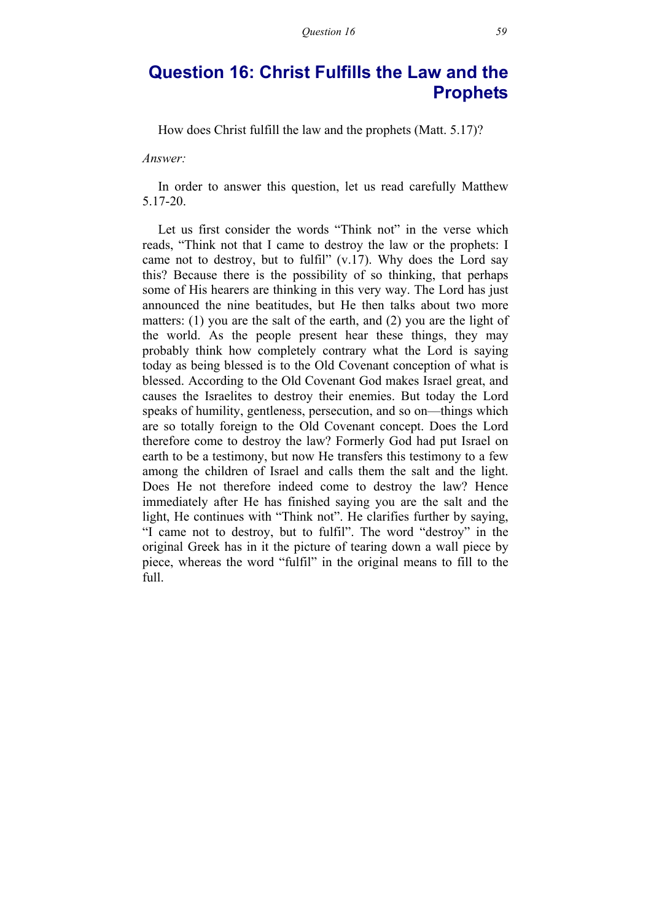# Question 16: Christ Fulfills the Law and the Prophets

How does Christ fulfill the law and the prophets (Matt. 5.17)?

*Answer:*

In order to answer this question, let us read carefully Matthew 5.17-20.

Let us first consider the words "Think not" in the verse which reads, "Think not that I came to destroy the law or the prophets: I came not to destroy, but to fulfil" (v.17). Why does the Lord say this? Because there is the possibility of so thinking, that perhaps some of His hearers are thinking in this very way. The Lord has just announced the nine beatitudes, but He then talks about two more matters: (1) you are the salt of the earth, and (2) you are the light of the world. As the people present hear these things, they may probably think how completely contrary what the Lord is saying today as being blessed is to the Old Covenant conception of what is blessed. According to the Old Covenant God makes Israel great, and causes the Israelites to destroy their enemies. But today the Lord speaks of humility, gentleness, persecution, and so on—things which are so totally foreign to the Old Covenant concept. Does the Lord therefore come to destroy the law? Formerly God had put Israel on earth to be a testimony, but now He transfers this testimony to a few among the children of Israel and calls them the salt and the light. Does He not therefore indeed come to destroy the law? Hence immediately after He has finished saying you are the salt and the light, He continues with "Think not". He clarifies further by saying, "I came not to destroy, but to fulfil". The word "destroy" in the original Greek has in it the picture of tearing down a wall piece by piece, whereas the word "fulfil" in the original means to fill to the full.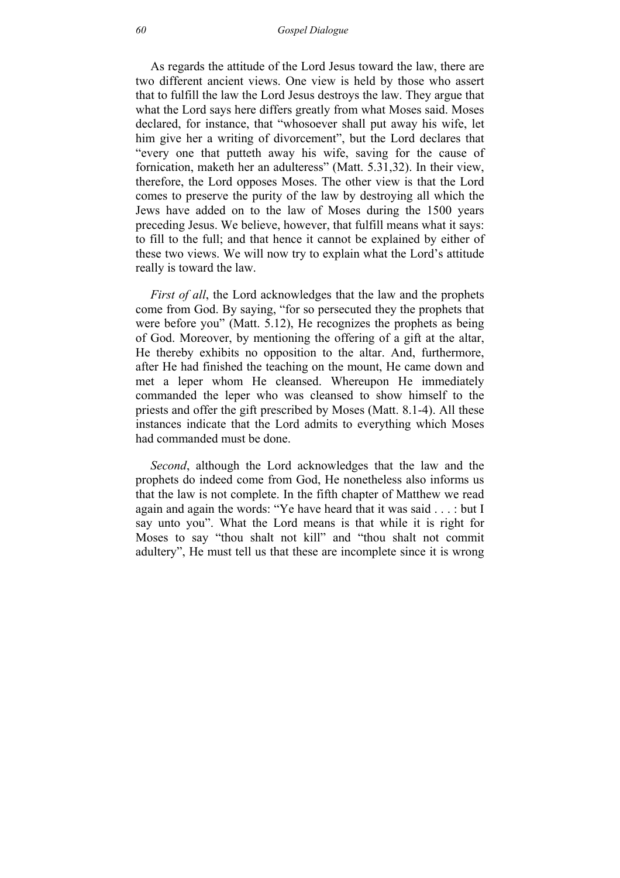As regards the attitude of the Lord Jesus toward the law, there are two different ancient views. One view is held by those who assert that to fulfill the law the Lord Jesus destroys the law. They argue that what the Lord says here differs greatly from what Moses said. Moses declared, for instance, that "whosoever shall put away his wife, let him give her a writing of divorcement", but the Lord declares that "every one that putteth away his wife, saving for the cause of fornication, maketh her an adulteress" (Matt. 5.31,32). In their view, therefore, the Lord opposes Moses. The other view is that the Lord comes to preserve the purity of the law by destroying all which the Jews have added on to the law of Moses during the 1500 years preceding Jesus. We believe, however, that fulfill means what it says: to fill to the full; and that hence it cannot be explained by either of these two views. We will now try to explain what the Lord's attitude really is toward the law.

*First of all*, the Lord acknowledges that the law and the prophets come from God. By saying, "for so persecuted they the prophets that were before you" (Matt. 5.12), He recognizes the prophets as being of God. Moreover, by mentioning the offering of a gift at the altar, He thereby exhibits no opposition to the altar. And, furthermore, after He had finished the teaching on the mount, He came down and met a leper whom He cleansed. Whereupon He immediately commanded the leper who was cleansed to show himself to the priests and offer the gift prescribed by Moses (Matt. 8.1-4). All these instances indicate that the Lord admits to everything which Moses had commanded must be done.

*Second*, although the Lord acknowledges that the law and the prophets do indeed come from God, He nonetheless also informs us that the law is not complete. In the fifth chapter of Matthew we read again and again the words: "Ye have heard that it was said . . . : but I say unto you". What the Lord means is that while it is right for Moses to say "thou shalt not kill" and "thou shalt not commit adultery", He must tell us that these are incomplete since it is wrong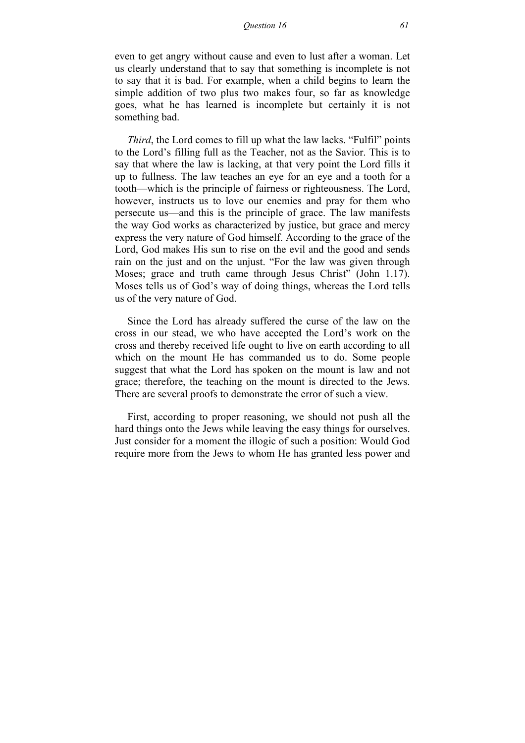even to get angry without cause and even to lust after a woman. Let us clearly understand that to say that something is incomplete is not to say that it is bad. For example, when a child begins to learn the simple addition of two plus two makes four, so far as knowledge goes, what he has learned is incomplete but certainly it is not something bad.

*Third*, the Lord comes to fill up what the law lacks. "Fulfil" points to the Lord's filling full as the Teacher, not as the Savior. This is to say that where the law is lacking, at that very point the Lord fills it up to fullness. The law teaches an eye for an eye and a tooth for a tooth—which is the principle of fairness or righteousness. The Lord, however, instructs us to love our enemies and pray for them who persecute us—and this is the principle of grace. The law manifests the way God works as characterized by justice, but grace and mercy express the very nature of God himself. According to the grace of the Lord, God makes His sun to rise on the evil and the good and sends rain on the just and on the unjust. "For the law was given through Moses; grace and truth came through Jesus Christ" (John 1.17). Moses tells us of God's way of doing things, whereas the Lord tells us of the very nature of God.

Since the Lord has already suffered the curse of the law on the cross in our stead, we who have accepted the Lord's work on the cross and thereby received life ought to live on earth according to all which on the mount He has commanded us to do. Some people suggest that what the Lord has spoken on the mount is law and not grace; therefore, the teaching on the mount is directed to the Jews. There are several proofs to demonstrate the error of such a view.

First, according to proper reasoning, we should not push all the hard things onto the Jews while leaving the easy things for ourselves. Just consider for a moment the illogic of such a position: Would God require more from the Jews to whom He has granted less power and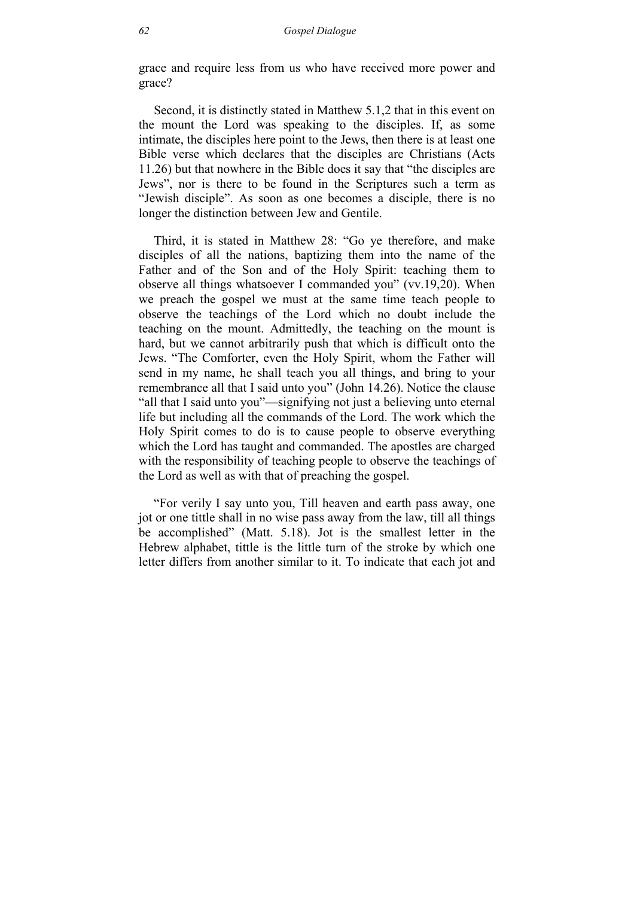grace and require less from us who have received more power and grace?

Second, it is distinctly stated in Matthew 5.1,2 that in this event on the mount the Lord was speaking to the disciples. If, as some intimate, the disciples here point to the Jews, then there is at least one Bible verse which declares that the disciples are Christians (Acts 11.26) but that nowhere in the Bible does it say that "the disciples are Jews", nor is there to be found in the Scriptures such a term as "Jewish disciple". As soon as one becomes a disciple, there is no longer the distinction between Jew and Gentile.

Third, it is stated in Matthew 28: "Go ye therefore, and make disciples of all the nations, baptizing them into the name of the Father and of the Son and of the Holy Spirit: teaching them to observe all things whatsoever I commanded you" (vv.19,20). When we preach the gospel we must at the same time teach people to observe the teachings of the Lord which no doubt include the teaching on the mount. Admittedly, the teaching on the mount is hard, but we cannot arbitrarily push that which is difficult onto the Jews. "The Comforter, even the Holy Spirit, whom the Father will send in my name, he shall teach you all things, and bring to your remembrance all that I said unto you" (John 14.26). Notice the clause "all that I said unto you"—signifying not just a believing unto eternal life but including all the commands of the Lord. The work which the Holy Spirit comes to do is to cause people to observe everything which the Lord has taught and commanded. The apostles are charged with the responsibility of teaching people to observe the teachings of the Lord as well as with that of preaching the gospel.

"For verily I say unto you, Till heaven and earth pass away, one jot or one tittle shall in no wise pass away from the law, till all things be accomplished" (Matt. 5.18). Jot is the smallest letter in the Hebrew alphabet, tittle is the little turn of the stroke by which one letter differs from another similar to it. To indicate that each jot and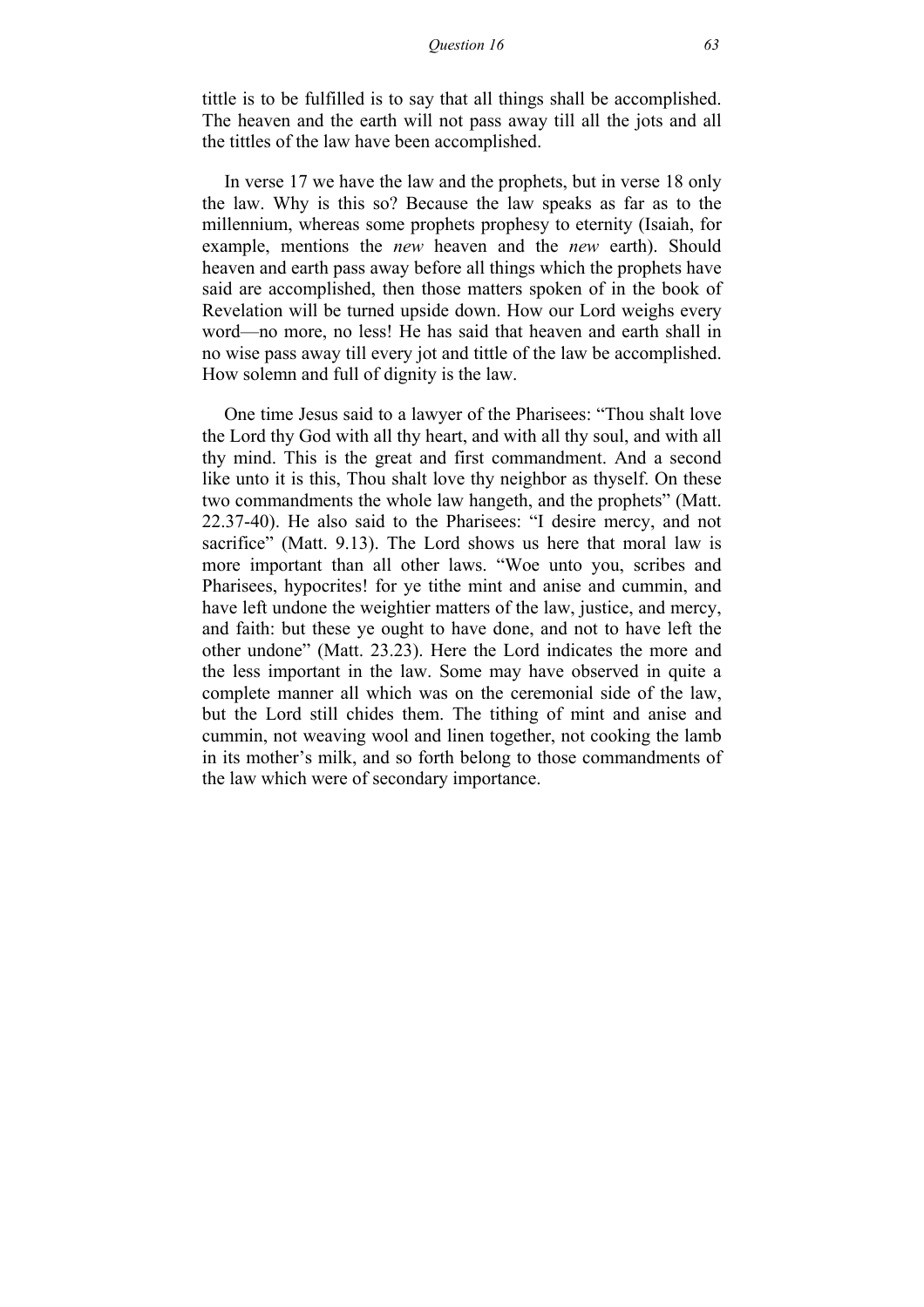tittle is to be fulfilled is to say that all things shall be accomplished. The heaven and the earth will not pass away till all the jots and all the tittles of the law have been accomplished.

In verse 17 we have the law and the prophets, but in verse 18 only the law. Why is this so? Because the law speaks as far as to the millennium, whereas some prophets prophesy to eternity (Isaiah, for example, mentions the *new* heaven and the *new* earth). Should heaven and earth pass away before all things which the prophets have said are accomplished, then those matters spoken of in the book of Revelation will be turned upside down. How our Lord weighs every word—no more, no less! He has said that heaven and earth shall in no wise pass away till every jot and tittle of the law be accomplished. How solemn and full of dignity is the law.

One time Jesus said to a lawyer of the Pharisees: "Thou shalt love the Lord thy God with all thy heart, and with all thy soul, and with all thy mind. This is the great and first commandment. And a second like unto it is this, Thou shalt love thy neighbor as thyself. On these two commandments the whole law hangeth, and the prophets" (Matt. 22.37-40). He also said to the Pharisees: "I desire mercy, and not sacrifice" (Matt. 9.13). The Lord shows us here that moral law is more important than all other laws. "Woe unto you, scribes and Pharisees, hypocrites! for ye tithe mint and anise and cummin, and have left undone the weightier matters of the law, justice, and mercy, and faith: but these ye ought to have done, and not to have left the other undone" (Matt. 23.23). Here the Lord indicates the more and the less important in the law. Some may have observed in quite a complete manner all which was on the ceremonial side of the law, but the Lord still chides them. The tithing of mint and anise and cummin, not weaving wool and linen together, not cooking the lamb in its mother's milk, and so forth belong to those commandments of the law which were of secondary importance.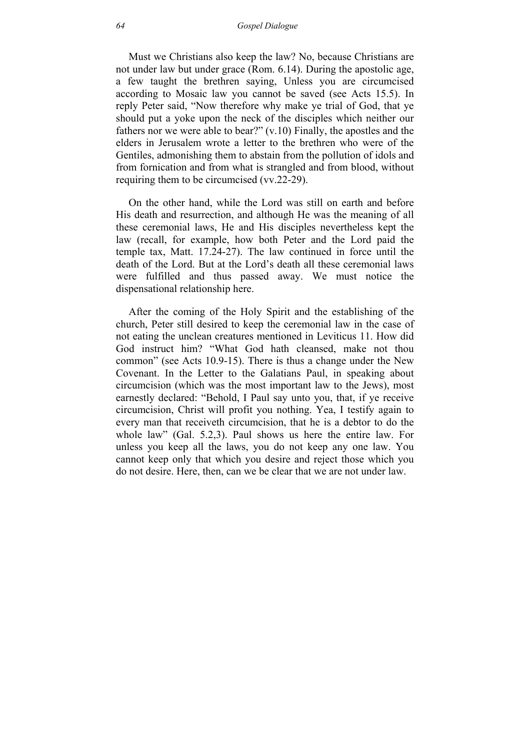Must we Christians also keep the law? No, because Christians are not under law but under grace (Rom. 6.14). During the apostolic age, a few taught the brethren saying, Unless you are circumcised according to Mosaic law you cannot be saved (see Acts 15.5). In reply Peter said, "Now therefore why make ye trial of God, that ye should put a yoke upon the neck of the disciples which neither our fathers nor we were able to bear?" (v.10) Finally, the apostles and the elders in Jerusalem wrote a letter to the brethren who were of the Gentiles, admonishing them to abstain from the pollution of idols and from fornication and from what is strangled and from blood, without requiring them to be circumcised (vv.22-29).

On the other hand, while the Lord was still on earth and before His death and resurrection, and although He was the meaning of all these ceremonial laws, He and His disciples nevertheless kept the law (recall, for example, how both Peter and the Lord paid the temple tax, Matt. 17.24-27). The law continued in force until the death of the Lord. But at the Lord's death all these ceremonial laws were fulfilled and thus passed away. We must notice the dispensational relationship here.

After the coming of the Holy Spirit and the establishing of the church, Peter still desired to keep the ceremonial law in the case of not eating the unclean creatures mentioned in Leviticus 11. How did God instruct him? "What God hath cleansed, make not thou common" (see Acts 10.9-15). There is thus a change under the New Covenant. In the Letter to the Galatians Paul, in speaking about circumcision (which was the most important law to the Jews), most earnestly declared: "Behold, I Paul say unto you, that, if ye receive circumcision, Christ will profit you nothing. Yea, I testify again to every man that receiveth circumcision, that he is a debtor to do the whole law" (Gal. 5.2,3). Paul shows us here the entire law. For unless you keep all the laws, you do not keep any one law. You cannot keep only that which you desire and reject those which you do not desire. Here, then, can we be clear that we are not under law.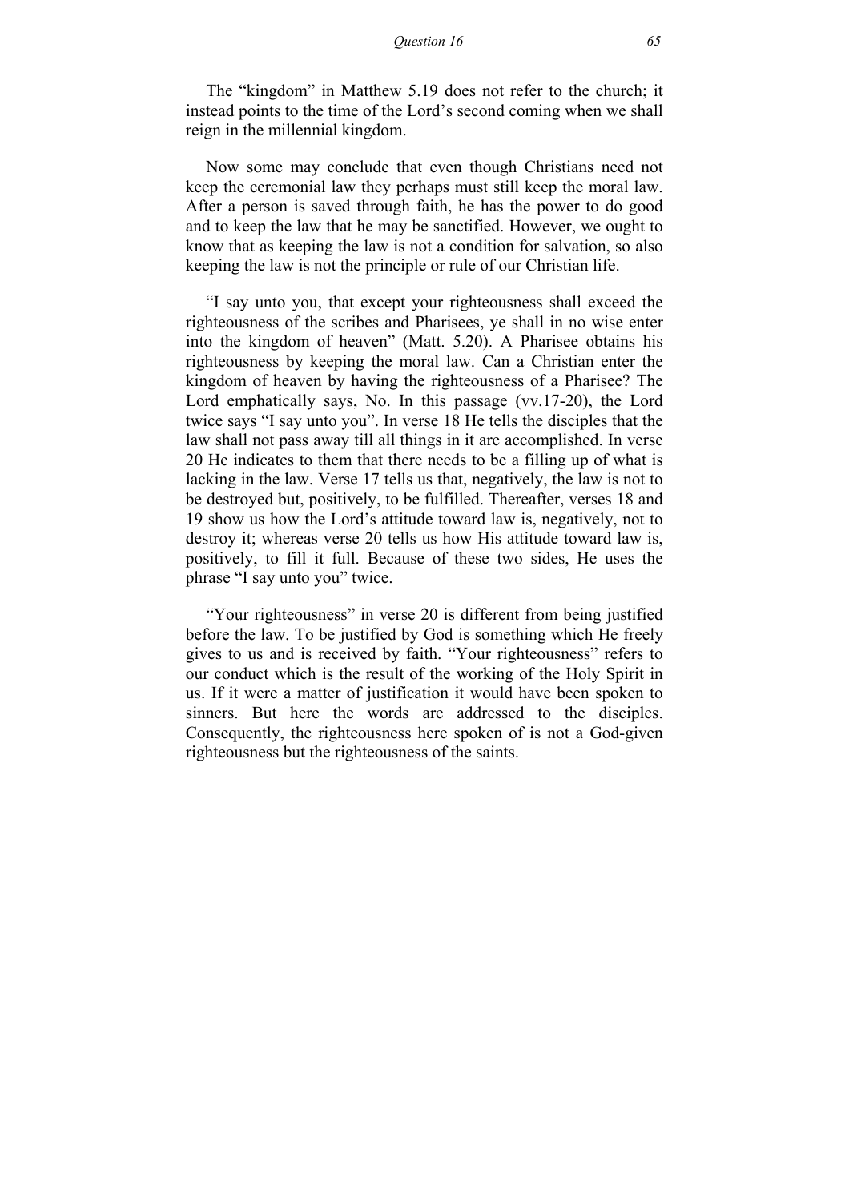The “kingdom” in Matthew 5.19 does not refer to the church; it instead points to the time of the Lord’s second coming when we shall reign in the millennial kingdom.

Now some may conclude that even though Christians need not keep the ceremonial law they perhaps must still keep the moral law. After a person is saved through faith, he has the power to do good and to keep the law that he may be sanctified. However, we ought to know that as keeping the law is not a condition for salvation, so also keeping the law is not the principle or rule of our Christian life.

“I say unto you, that except your righteousness shall exceed the righteousness of the scribes and Pharisees, ye shall in no wise enter into the kingdom of heaven” (Matt. 5.20). A Pharisee obtains his righteousness by keeping the moral law. Can a Christian enter the kingdom of heaven by having the righteousness of a Pharisee? The Lord emphatically says, No. In this passage (vv.17-20), the Lord twice says “I say unto you”. In verse 18 He tells the disciples that the law shall not pass away till all things in it are accomplished. In verse 20 He indicates to them that there needs to be a filling up of what is lacking in the law. Verse 17 tells us that, negatively, the law is not to be destroyed but, positively, to be fulfilled. Thereafter, verses 18 and 19 show us how the Lord’s attitude toward law is, negatively, not to destroy it; whereas verse 20 tells us how His attitude toward law is, positively, to fill it full. Because of these two sides, He uses the phrase “I say unto you” twice.

“Your righteousness” in verse 20 is different from being justified before the law. To be justified by God is something which He freely gives to us and is received by faith. “Your righteousness” refers to our conduct which is the result of the working of the Holy Spirit in us. If it were a matter of justification it would have been spoken to sinners. But here the words are addressed to the disciples. Consequently, the righteousness here spoken of is not a God-given righteousness but the righteousness of the saints.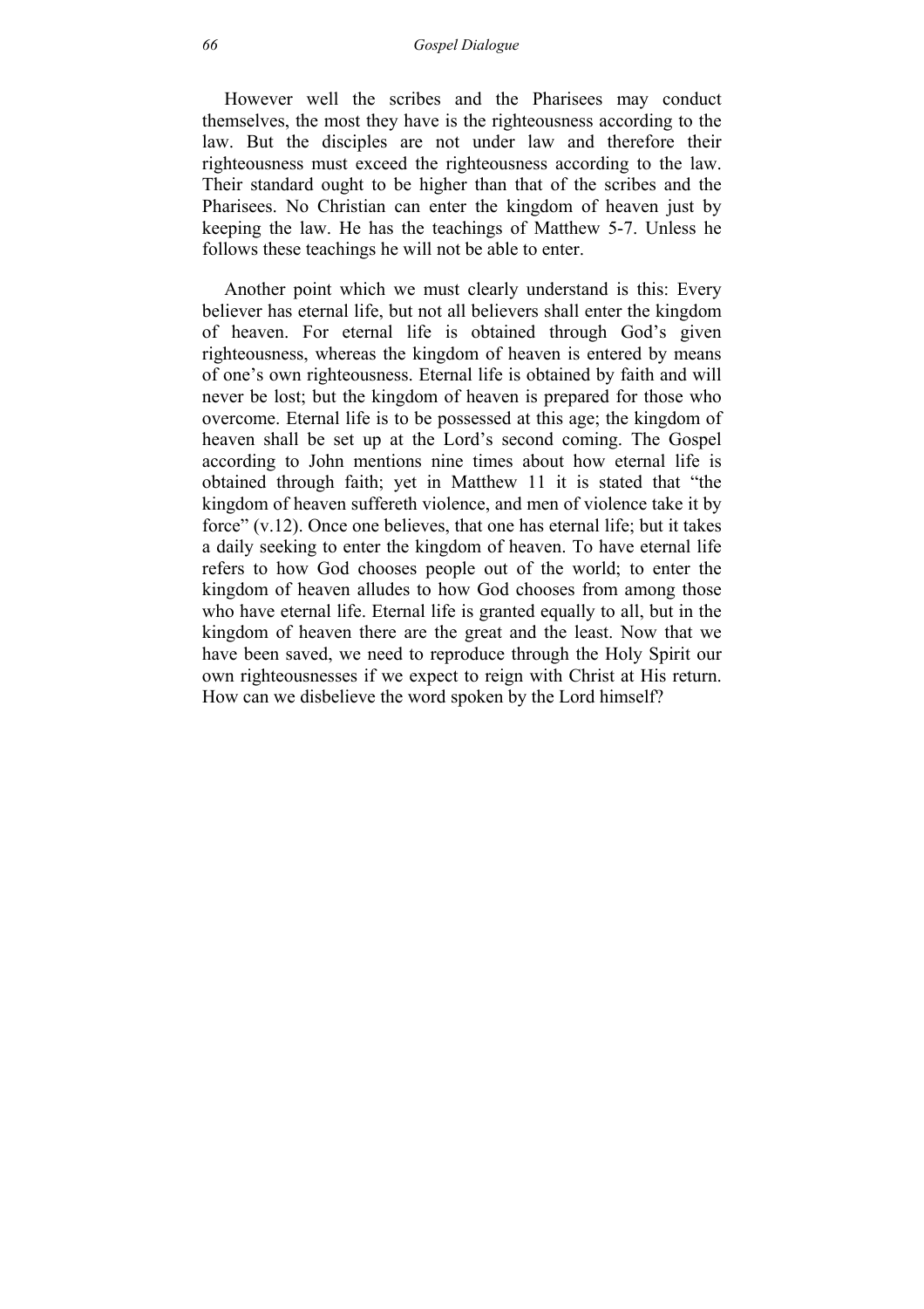However well the scribes and the Pharisees may conduct themselves, the most they have is the righteousness according to the law. But the disciples are not under law and therefore their righteousness must exceed the righteousness according to the law. Their standard ought to be higher than that of the scribes and the Pharisees. No Christian can enter the kingdom of heaven just by keeping the law. He has the teachings of Matthew 5-7. Unless he follows these teachings he will not be able to enter.

Another point which we must clearly understand is this: Every believer has eternal life, but not all believers shall enter the kingdom of heaven. For eternal life is obtained through God's given righteousness, whereas the kingdom of heaven is entered by means of one's own righteousness. Eternal life is obtained by faith and will never be lost; but the kingdom of heaven is prepared for those who overcome. Eternal life is to be possessed at this age; the kingdom of heaven shall be set up at the Lord's second coming. The Gospel according to John mentions nine times about how eternal life is obtained through faith; yet in Matthew 11 it is stated that "the kingdom of heaven suffereth violence, and men of violence take it by force" (v.12). Once one believes, that one has eternal life; but it takes a daily seeking to enter the kingdom of heaven. To have eternal life refers to how God chooses people out of the world; to enter the kingdom of heaven alludes to how God chooses from among those who have eternal life. Eternal life is granted equally to all, but in the kingdom of heaven there are the great and the least. Now that we have been saved, we need to reproduce through the Holy Spirit our own righteousnesses if we expect to reign with Christ at His return. How can we disbelieve the word spoken by the Lord himself?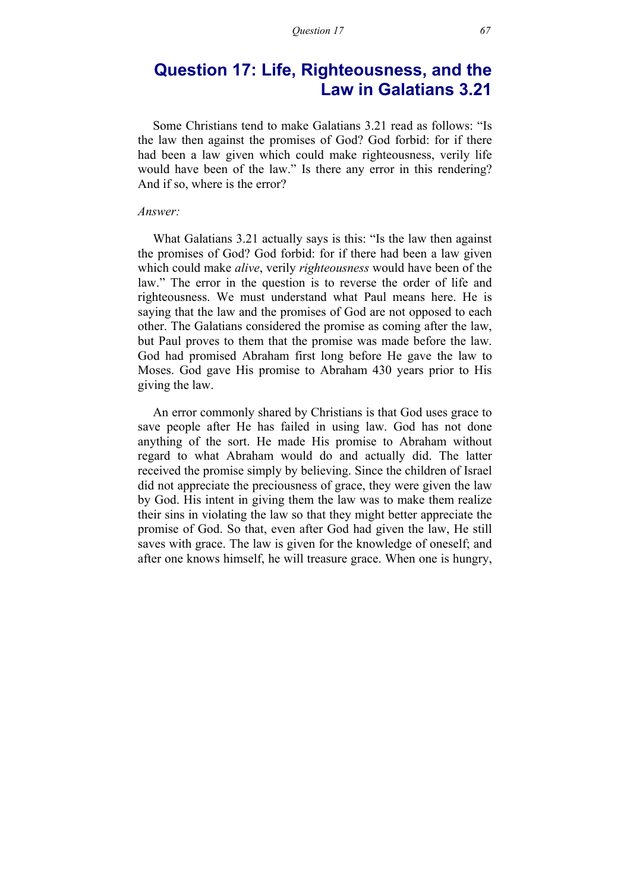# Question 17: Life, Righteousness, and the Law in Galatians 3.21

Some Christians tend to make Galatians 3.21 read as follows: "Is the law then against the promises of God? God forbid: for if there had been a law given which could make righteousness, verily life would have been of the law." Is there any error in this rendering? And if so, where is the error?

*Answer:*

What Galatians 3.21 actually says is this: "Is the law then against the promises of God? God forbid: for if there had been a law given which could make *alive*, verily *righteousness* would have been of the law." The error in the question is to reverse the order of life and righteousness. We must understand what Paul means here. He is saying that the law and the promises of God are not opposed to each other. The Galatians considered the promise as coming after the law, but Paul proves to them that the promise was made before the law. God had promised Abraham first long before He gave the law to Moses. God gave His promise to Abraham 430 years prior to His giving the law.

An error commonly shared by Christians is that God uses grace to save people after He has failed in using law. God has not done anything of the sort. He made His promise to Abraham without regard to what Abraham would do and actually did. The latter received the promise simply by believing. Since the children of Israel did not appreciate the preciousness of grace, they were given the law by God. His intent in giving them the law was to make them realize their sins in violating the law so that they might better appreciate the promise of God. So that, even after God had given the law, He still saves with grace. The law is given for the knowledge of oneself; and after one knows himself, he will treasure grace. When one is hungry,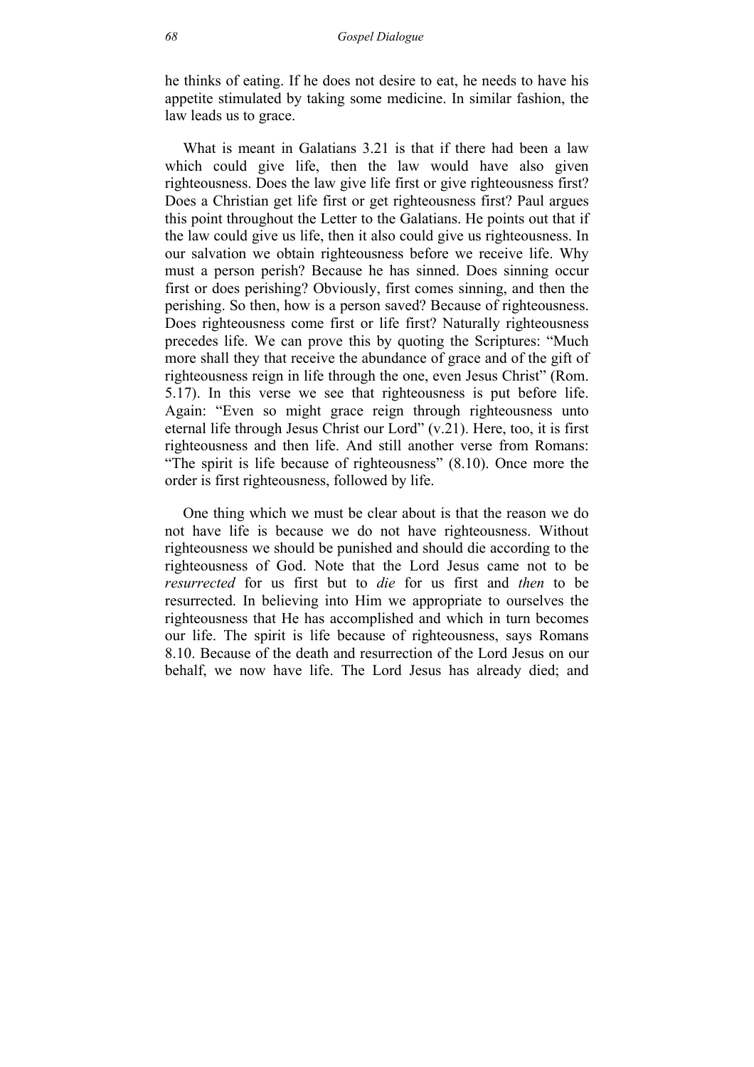he thinks of eating. If he does not desire to eat, he needs to have his appetite stimulated by taking some medicine. In similar fashion, the law leads us to grace.

What is meant in Galatians 3.21 is that if there had been a law which could give life, then the law would have also given righteousness. Does the law give life first or give righteousness first? Does a Christian get life first or get righteousness first? Paul argues this point throughout the Letter to the Galatians. He points out that if the law could give us life, then it also could give us righteousness. In our salvation we obtain righteousness before we receive life. Why must a person perish? Because he has sinned. Does sinning occur first or does perishing? Obviously, first comes sinning, and then the perishing. So then, how is a person saved? Because of righteousness. Does righteousness come first or life first? Naturally righteousness precedes life. We can prove this by quoting the Scriptures: "Much more shall they that receive the abundance of grace and of the gift of righteousness reign in life through the one, even Jesus Christ" (Rom. 5.17). In this verse we see that righteousness is put before life. Again: "Even so might grace reign through righteousness unto eternal life through Jesus Christ our Lord" (v.21). Here, too, it is first righteousness and then life. And still another verse from Romans: "The spirit is life because of righteousness" (8.10). Once more the order is first righteousness, followed by life.

One thing which we must be clear about is that the reason we do not have life is because we do not have righteousness. Without righteousness we should be punished and should die according to the righteousness of God. Note that the Lord Jesus came not to be *resurrected* for us first but to *die* for us first and *then* to be resurrected. In believing into Him we appropriate to ourselves the righteousness that He has accomplished and which in turn becomes our life. The spirit is life because of righteousness, says Romans 8.10. Because of the death and resurrection of the Lord Jesus on our behalf, we now have life. The Lord Jesus has already died; and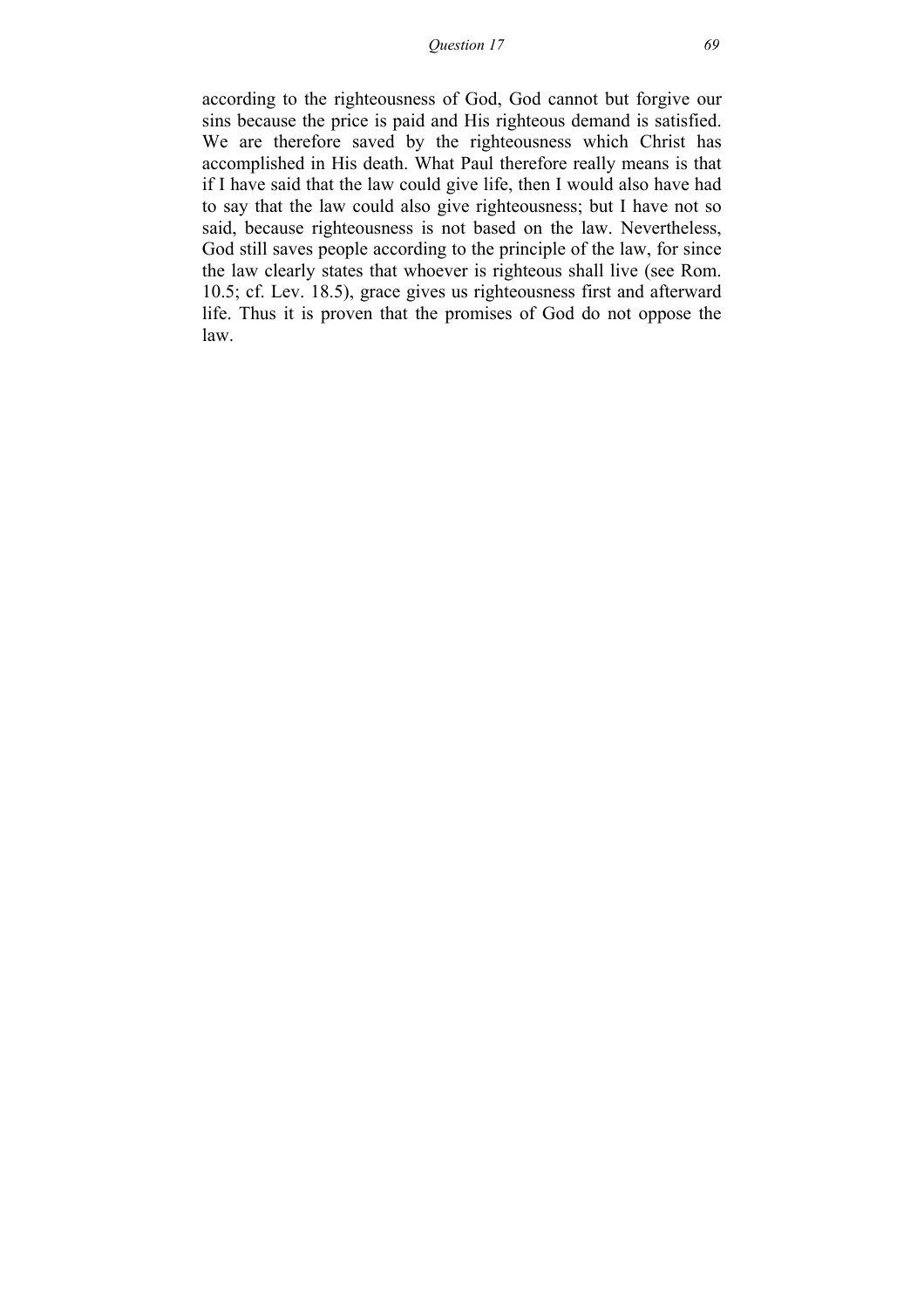according to the righteousness of God, God cannot but forgive our sins because the price is paid and His righteous demand is satisfied. We are therefore saved by the righteousness which Christ has accomplished in His death. What Paul therefore really means is that if I have said that the law could give life, then I would also have had to say that the law could also give righteousness; but I have not so said, because righteousness is not based on the law. Nevertheless, God still saves people according to the principle of the law, for since the law clearly states that whoever is righteous shall live (see Rom. 10.5; cf. Lev. 18.5), grace gives us righteousness first and afterward life. Thus it is proven that the promises of God do not oppose the law.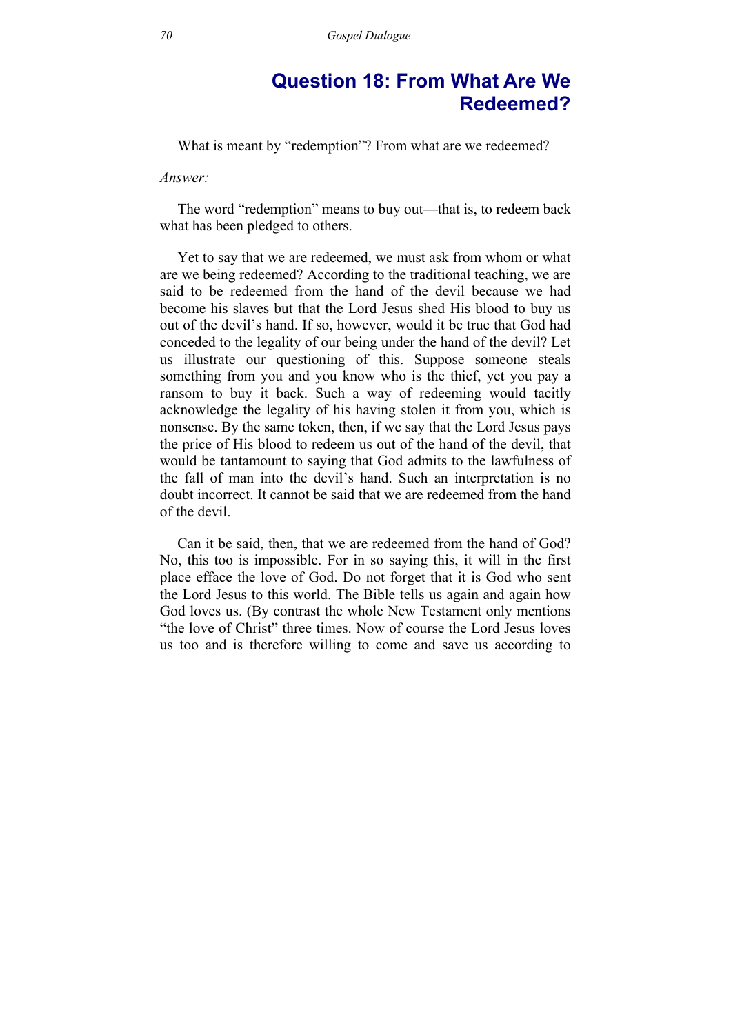## Question 18: From What Are We Redeemed?

What is meant by "redemption"? From what are we redeemed?

*Answer:*

The word "redemption" means to buy out—that is, to redeem back what has been pledged to others.

Yet to say that we are redeemed, we must ask from whom or what are we being redeemed? According to the traditional teaching, we are said to be redeemed from the hand of the devil because we had become his slaves but that the Lord Jesus shed His blood to buy us out of the devil's hand. If so, however, would it be true that God had conceded to the legality of our being under the hand of the devil? Let us illustrate our questioning of this. Suppose someone steals something from you and you know who is the thief, yet you pay a ransom to buy it back. Such a way of redeeming would tacitly acknowledge the legality of his having stolen it from you, which is nonsense. By the same token, then, if we say that the Lord Jesus pays the price of His blood to redeem us out of the hand of the devil, that would be tantamount to saying that God admits to the lawfulness of the fall of man into the devil's hand. Such an interpretation is no doubt incorrect. It cannot be said that we are redeemed from the hand of the devil.

Can it be said, then, that we are redeemed from the hand of God? No, this too is impossible. For in so saying this, it will in the first place efface the love of God. Do not forget that it is God who sent the Lord Jesus to this world. The Bible tells us again and again how God loves us. (By contrast the whole New Testament only mentions "the love of Christ" three times. Now of course the Lord Jesus loves us too and is therefore willing to come and save us according to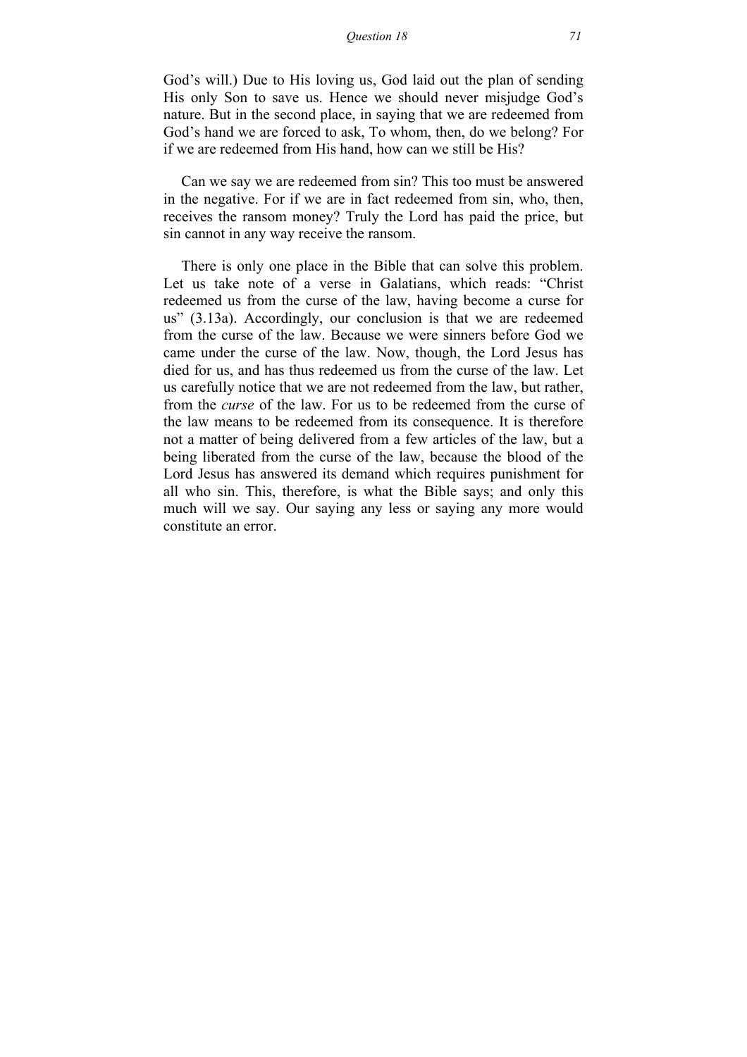God's will.) Due to His loving us, God laid out the plan of sending His only Son to save us. Hence we should never misjudge God's nature. But in the second place, in saying that we are redeemed from God's hand we are forced to ask, To whom, then, do we belong? For if we are redeemed from His hand, how can we still be His?

Can we say we are redeemed from sin? This too must be answered in the negative. For if we are in fact redeemed from sin, who, then, receives the ransom money? Truly the Lord has paid the price, but sin cannot in any way receive the ransom.

There is only one place in the Bible that can solve this problem. Let us take note of a verse in Galatians, which reads: "Christ redeemed us from the curse of the law, having become a curse for us" (3.13a). Accordingly, our conclusion is that we are redeemed from the curse of the law. Because we were sinners before God we came under the curse of the law. Now, though, the Lord Jesus has died for us, and has thus redeemed us from the curse of the law. Let us carefully notice that we are not redeemed from the law, but rather, from the *curse* of the law. For us to be redeemed from the curse of the law means to be redeemed from its consequence. It is therefore not a matter of being delivered from a few articles of the law, but a being liberated from the curse of the law, because the blood of the Lord Jesus has answered its demand which requires punishment for all who sin. This, therefore, is what the Bible says; and only this much will we say. Our saying any less or saying any more would constitute an error.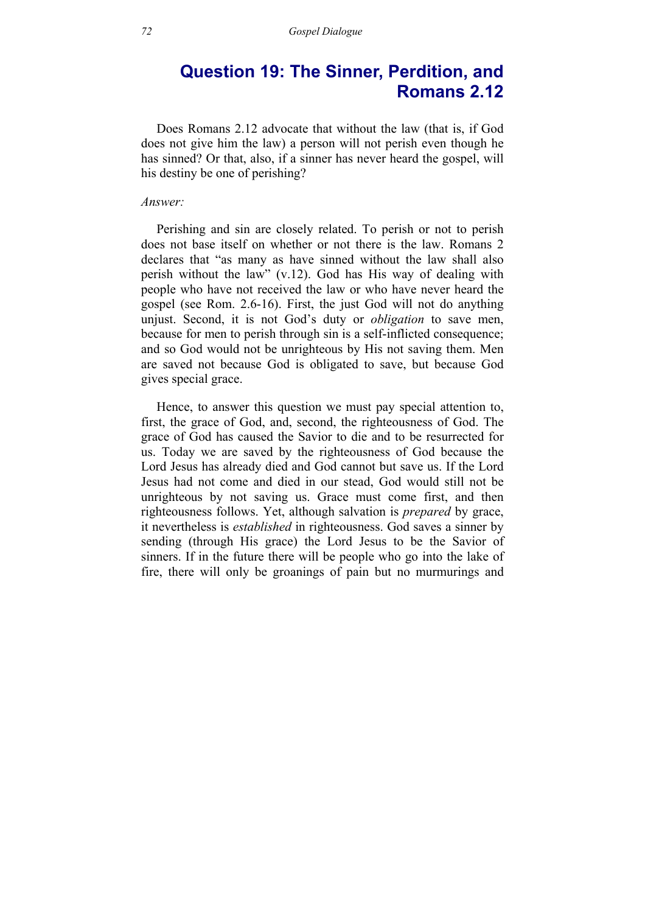## Question 19: The Sinner, Perdition, and Romans 2.12

Does Romans 2.12 advocate that without the law (that is, if God does not give him the law) a person will not perish even though he has sinned? Or that, also, if a sinner has never heard the gospel, will his destiny be one of perishing?

*Answer:*

Perishing and sin are closely related. To perish or not to perish does not base itself on whether or not there is the law. Romans 2 declares that "as many as have sinned without the law shall also perish without the law" (v.12). God has His way of dealing with people who have not received the law or who have never heard the gospel (see Rom. 2.6-16). First, the just God will not do anything unjust. Second, it is not God's duty or *obligation* to save men, because for men to perish through sin is a self-inflicted consequence; and so God would not be unrighteous by His not saving them. Men are saved not because God is obligated to save, but because God gives special grace.

Hence, to answer this question we must pay special attention to, first, the grace of God, and, second, the righteousness of God. The grace of God has caused the Savior to die and to be resurrected for us. Today we are saved by the righteousness of God because the Lord Jesus has already died and God cannot but save us. If the Lord Jesus had not come and died in our stead, God would still not be unrighteous by not saving us. Grace must come first, and then righteousness follows. Yet, although salvation is *prepared* by grace, it nevertheless is *established* in righteousness. God saves a sinner by sending (through His grace) the Lord Jesus to be the Savior of sinners. If in the future there will be people who go into the lake of fire, there will only be groanings of pain but no murmurings and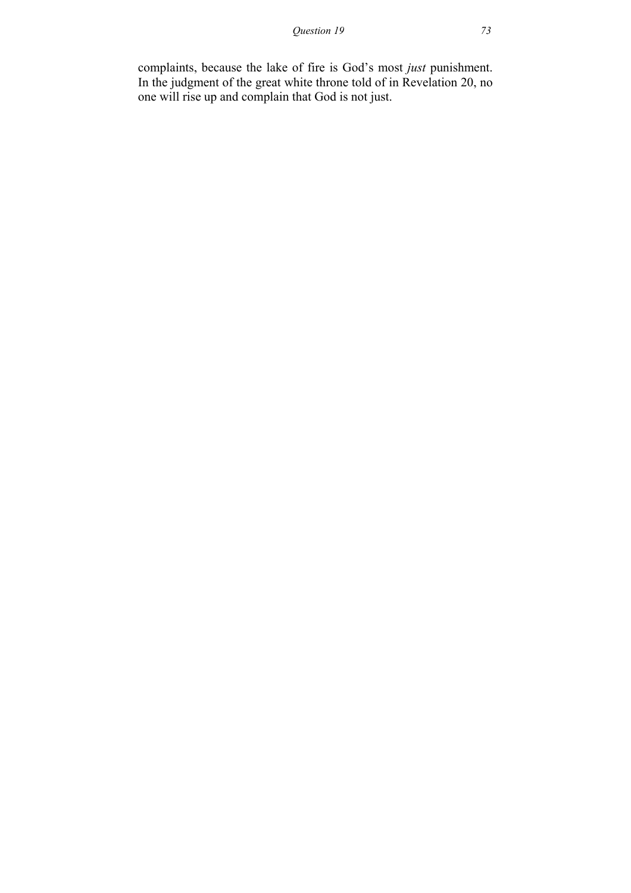complaints, because the lake of fire is God's most *just* punishment. In the judgment of the great white throne told of in Revelation 20, no one will rise up and complain that God is not just.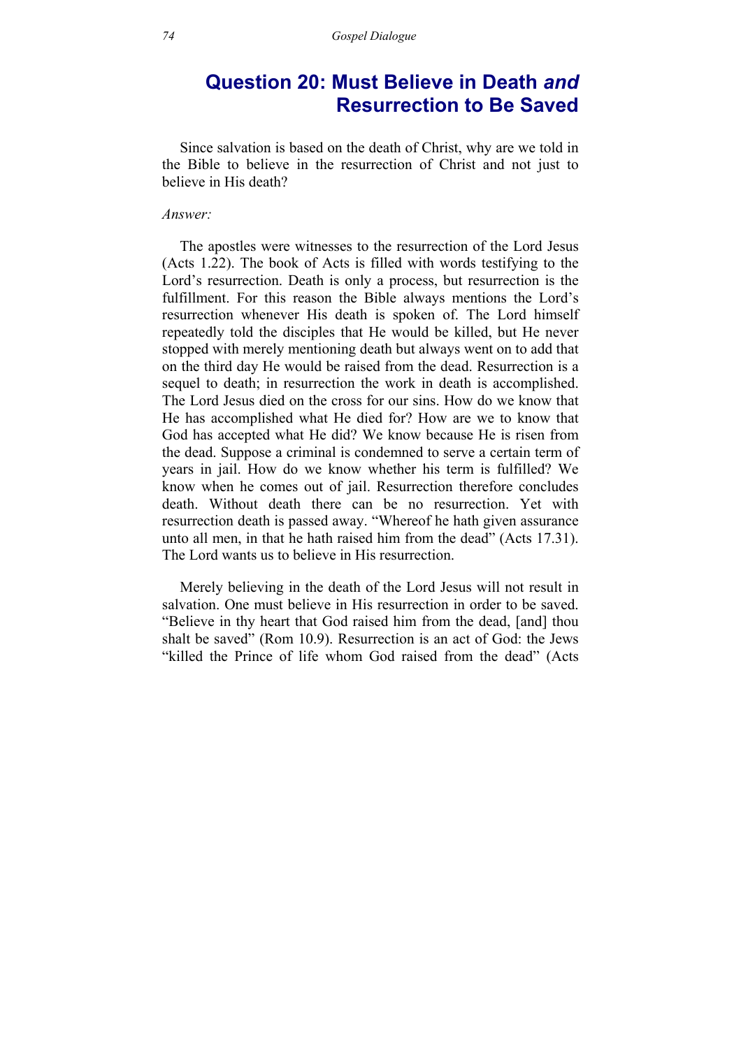## Question 20: Must Believe in Death *and* Resurrection to Be Saved

Since salvation is based on the death of Christ, why are we told in the Bible to believe in the resurrection of Christ and not just to believe in His death?

*Answer:*

The apostles were witnesses to the resurrection of the Lord Jesus (Acts 1.22). The book of Acts is filled with words testifying to the Lord's resurrection. Death is only a process, but resurrection is the fulfillment. For this reason the Bible always mentions the Lord's resurrection whenever His death is spoken of. The Lord himself repeatedly told the disciples that He would be killed, but He never stopped with merely mentioning death but always went on to add that on the third day He would be raised from the dead. Resurrection is a sequel to death; in resurrection the work in death is accomplished. The Lord Jesus died on the cross for our sins. How do we know that He has accomplished what He died for? How are we to know that God has accepted what He did? We know because He is risen from the dead. Suppose a criminal is condemned to serve a certain term of years in jail. How do we know whether his term is fulfilled? We know when he comes out of jail. Resurrection therefore concludes death. Without death there can be no resurrection. Yet with resurrection death is passed away. "Whereof he hath given assurance unto all men, in that he hath raised him from the dead" (Acts 17.31). The Lord wants us to believe in His resurrection.

Merely believing in the death of the Lord Jesus will not result in salvation. One must believe in His resurrection in order to be saved. "Believe in thy heart that God raised him from the dead, [and] thou shalt be saved" (Rom 10.9). Resurrection is an act of God: the Jews "killed the Prince of life whom God raised from the dead" (Acts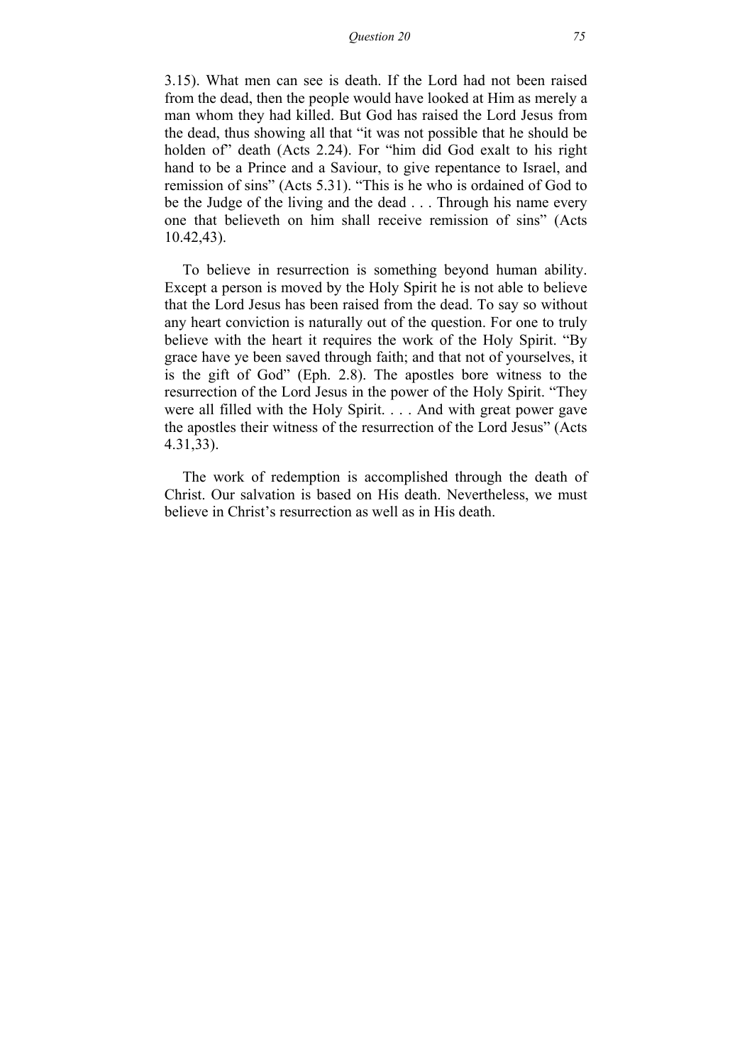3.15). What men can see is death. If the Lord had not been raised from the dead, then the people would have looked at Him as merely a man whom they had killed. But God has raised the Lord Jesus from the dead, thus showing all that "it was not possible that he should be holden of" death (Acts 2.24). For "him did God exalt to his right hand to be a Prince and a Saviour, to give repentance to Israel, and remission of sins" (Acts 5.31). "This is he who is ordained of God to be the Judge of the living and the dead . . . Through his name every one that believeth on him shall receive remission of sins" (Acts 10.42,43).

To believe in resurrection is something beyond human ability. Except a person is moved by the Holy Spirit he is not able to believe that the Lord Jesus has been raised from the dead. To say so without any heart conviction is naturally out of the question. For one to truly believe with the heart it requires the work of the Holy Spirit. "By grace have ye been saved through faith; and that not of yourselves, it is the gift of God" (Eph. 2.8). The apostles bore witness to the resurrection of the Lord Jesus in the power of the Holy Spirit. "They were all filled with the Holy Spirit. . . . And with great power gave the apostles their witness of the resurrection of the Lord Jesus" (Acts 4.31,33).

The work of redemption is accomplished through the death of Christ. Our salvation is based on His death. Nevertheless, we must believe in Christ's resurrection as well as in His death.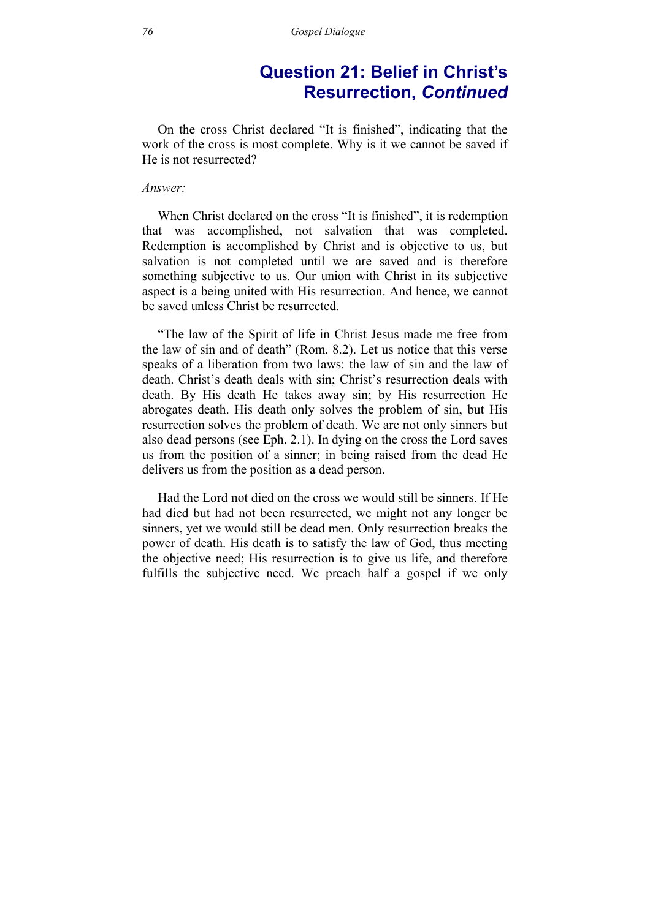## Question 21: Belief in Christ's Resurrection, *Continued*

On the cross Christ declared "It is finished", indicating that the work of the cross is most complete. Why is it we cannot be saved if He is not resurrected?

*Answer:*

When Christ declared on the cross "It is finished", it is redemption that was accomplished, not salvation that was completed. Redemption is accomplished by Christ and is objective to us, but salvation is not completed until we are saved and is therefore something subjective to us. Our union with Christ in its subjective aspect is a being united with His resurrection. And hence, we cannot be saved unless Christ be resurrected.

"The law of the Spirit of life in Christ Jesus made me free from the law of sin and of death" (Rom. 8.2). Let us notice that this verse speaks of a liberation from two laws: the law of sin and the law of death. Christ's death deals with sin; Christ's resurrection deals with death. By His death He takes away sin; by His resurrection He abrogates death. His death only solves the problem of sin, but His resurrection solves the problem of death. We are not only sinners but also dead persons (see Eph. 2.1). In dying on the cross the Lord saves us from the position of a sinner; in being raised from the dead He delivers us from the position as a dead person.

Had the Lord not died on the cross we would still be sinners. If He had died but had not been resurrected, we might not any longer be sinners, yet we would still be dead men. Only resurrection breaks the power of death. His death is to satisfy the law of God, thus meeting the objective need; His resurrection is to give us life, and therefore fulfills the subjective need. We preach half a gospel if we only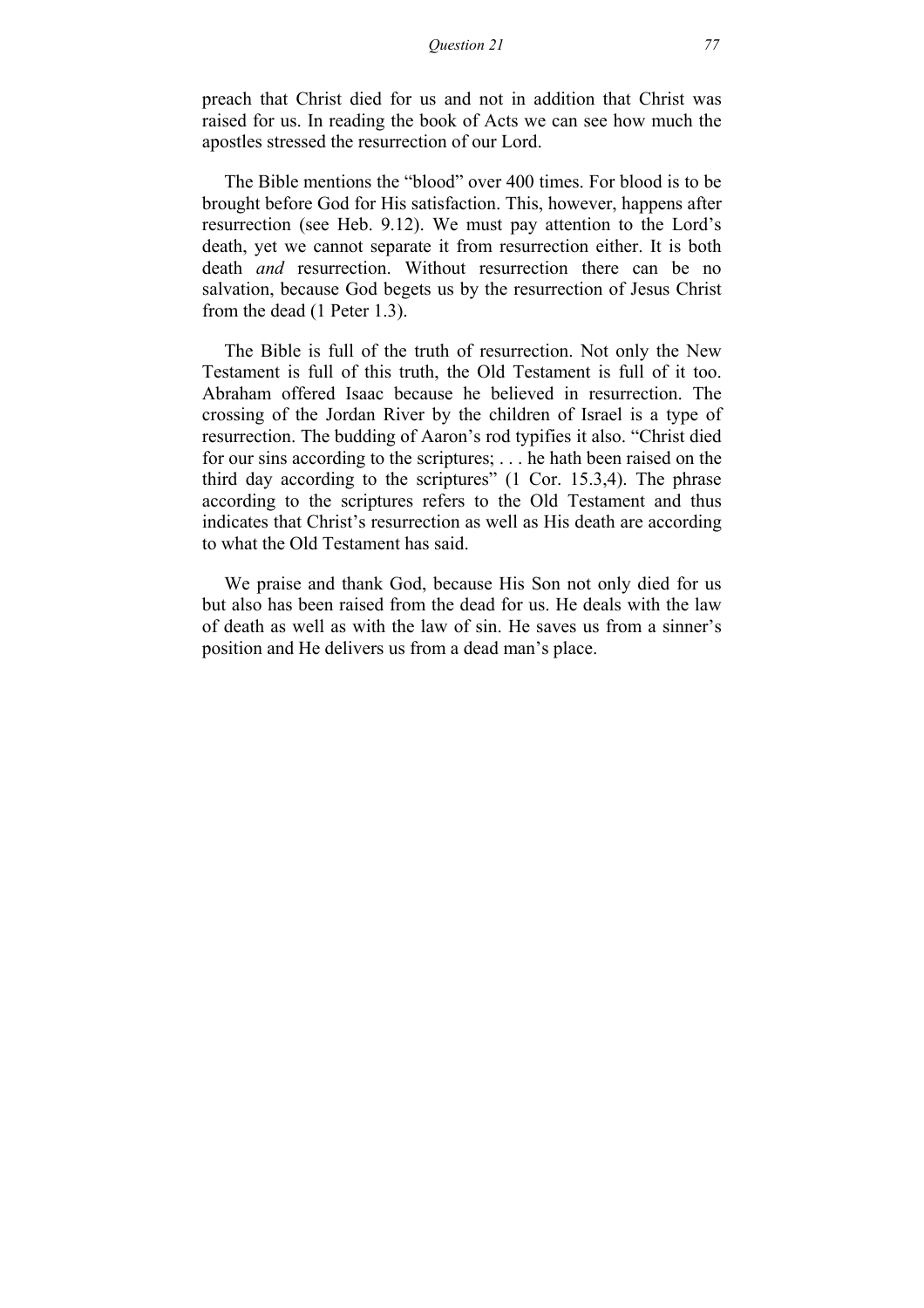preach that Christ died for us and not in addition that Christ was raised for us. In reading the book of Acts we can see how much the apostles stressed the resurrection of our Lord.

The Bible mentions the "blood" over 400 times. For blood is to be brought before God for His satisfaction. This, however, happens after resurrection (see Heb. 9.12). We must pay attention to the Lord's death, yet we cannot separate it from resurrection either. It is both death *and* resurrection. Without resurrection there can be no salvation, because God begets us by the resurrection of Jesus Christ from the dead (1 Peter 1.3).

The Bible is full of the truth of resurrection. Not only the New Testament is full of this truth, the Old Testament is full of it too. Abraham offered Isaac because he believed in resurrection. The crossing of the Jordan River by the children of Israel is a type of resurrection. The budding of Aaron's rod typifies it also. "Christ died for our sins according to the scriptures; . . . he hath been raised on the third day according to the scriptures" (1 Cor. 15.3,4). The phrase according to the scriptures refers to the Old Testament and thus indicates that Christ's resurrection as well as His death are according to what the Old Testament has said.

We praise and thank God, because His Son not only died for us but also has been raised from the dead for us. He deals with the law of death as well as with the law of sin. He saves us from a sinner's position and He delivers us from a dead man's place.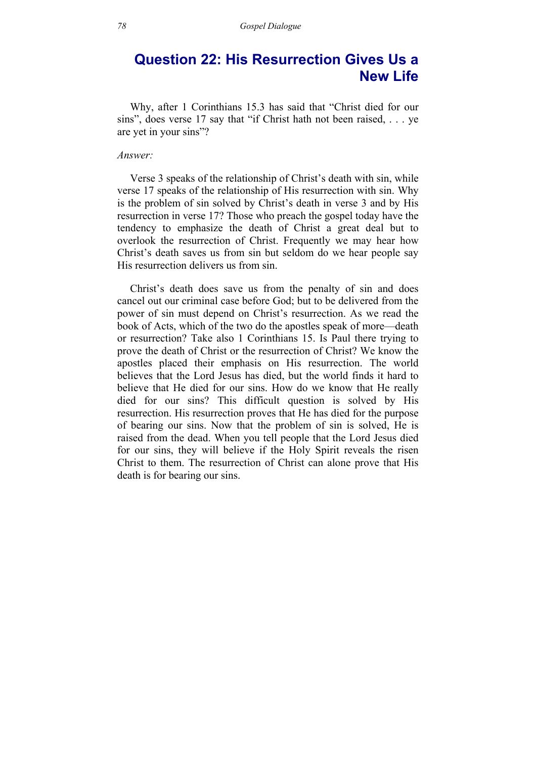## Question 22: His Resurrection Gives Us a New Life

Why, after 1 Corinthians 15.3 has said that "Christ died for our sins", does verse 17 say that "if Christ hath not been raised, . . . ye are yet in your sins"?

*Answer:*

Verse 3 speaks of the relationship of Christ's death with sin, while verse 17 speaks of the relationship of His resurrection with sin. Why is the problem of sin solved by Christ's death in verse 3 and by His resurrection in verse 17? Those who preach the gospel today have the tendency to emphasize the death of Christ a great deal but to overlook the resurrection of Christ. Frequently we may hear how Christ's death saves us from sin but seldom do we hear people say His resurrection delivers us from sin.

Christ's death does save us from the penalty of sin and does cancel out our criminal case before God; but to be delivered from the power of sin must depend on Christ's resurrection. As we read the book of Acts, which of the two do the apostles speak of more—death or resurrection? Take also 1 Corinthians 15. Is Paul there trying to prove the death of Christ or the resurrection of Christ? We know the apostles placed their emphasis on His resurrection. The world believes that the Lord Jesus has died, but the world finds it hard to believe that He died for our sins. How do we know that He really died for our sins? This difficult question is solved by His resurrection. His resurrection proves that He has died for the purpose of bearing our sins. Now that the problem of sin is solved, He is raised from the dead. When you tell people that the Lord Jesus died for our sins, they will believe if the Holy Spirit reveals the risen Christ to them. The resurrection of Christ can alone prove that His death is for bearing our sins.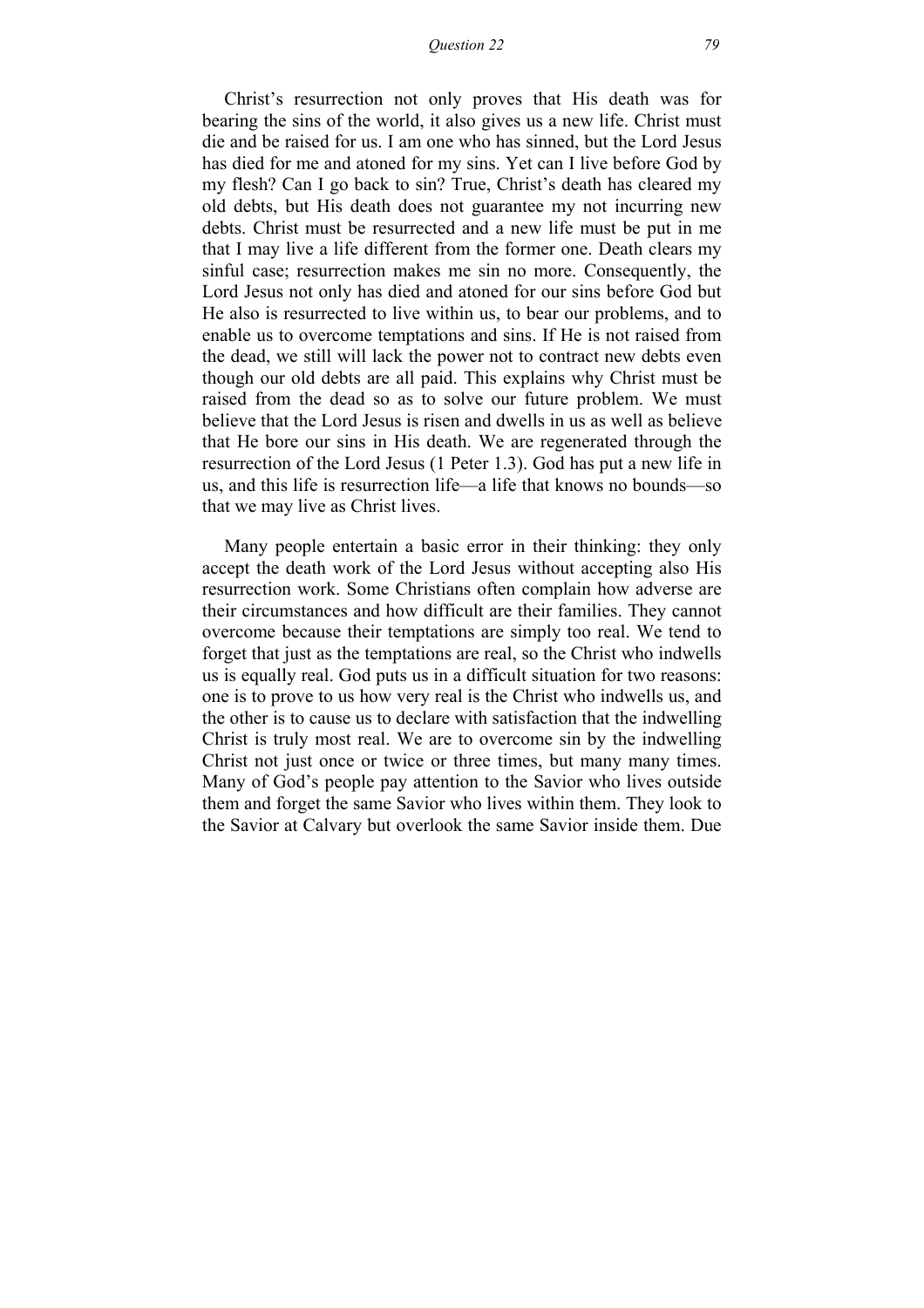Christ's resurrection not only proves that His death was for bearing the sins of the world, it also gives us a new life. Christ must die and be raised for us. I am one who has sinned, but the Lord Jesus has died for me and atoned for my sins. Yet can I live before God by my flesh? Can I go back to sin? True, Christ's death has cleared my old debts, but His death does not guarantee my not incurring new debts. Christ must be resurrected and a new life must be put in me that I may live a life different from the former one. Death clears my sinful case; resurrection makes me sin no more. Consequently, the Lord Jesus not only has died and atoned for our sins before God but He also is resurrected to live within us, to bear our problems, and to enable us to overcome temptations and sins. If He is not raised from the dead, we still will lack the power not to contract new debts even though our old debts are all paid. This explains why Christ must be raised from the dead so as to solve our future problem. We must believe that the Lord Jesus is risen and dwells in us as well as believe that He bore our sins in His death. We are regenerated through the resurrection of the Lord Jesus (1 Peter 1.3). God has put a new life in us, and this life is resurrection life—a life that knows no bounds—so that we may live as Christ lives.

Many people entertain a basic error in their thinking: they only accept the death work of the Lord Jesus without accepting also His resurrection work. Some Christians often complain how adverse are their circumstances and how difficult are their families. They cannot overcome because their temptations are simply too real. We tend to forget that just as the temptations are real, so the Christ who indwells us is equally real. God puts us in a difficult situation for two reasons: one is to prove to us how very real is the Christ who indwells us, and the other is to cause us to declare with satisfaction that the indwelling Christ is truly most real. We are to overcome sin by the indwelling Christ not just once or twice or three times, but many many times. Many of God's people pay attention to the Savior who lives outside them and forget the same Savior who lives within them. They look to the Savior at Calvary but overlook the same Savior inside them. Due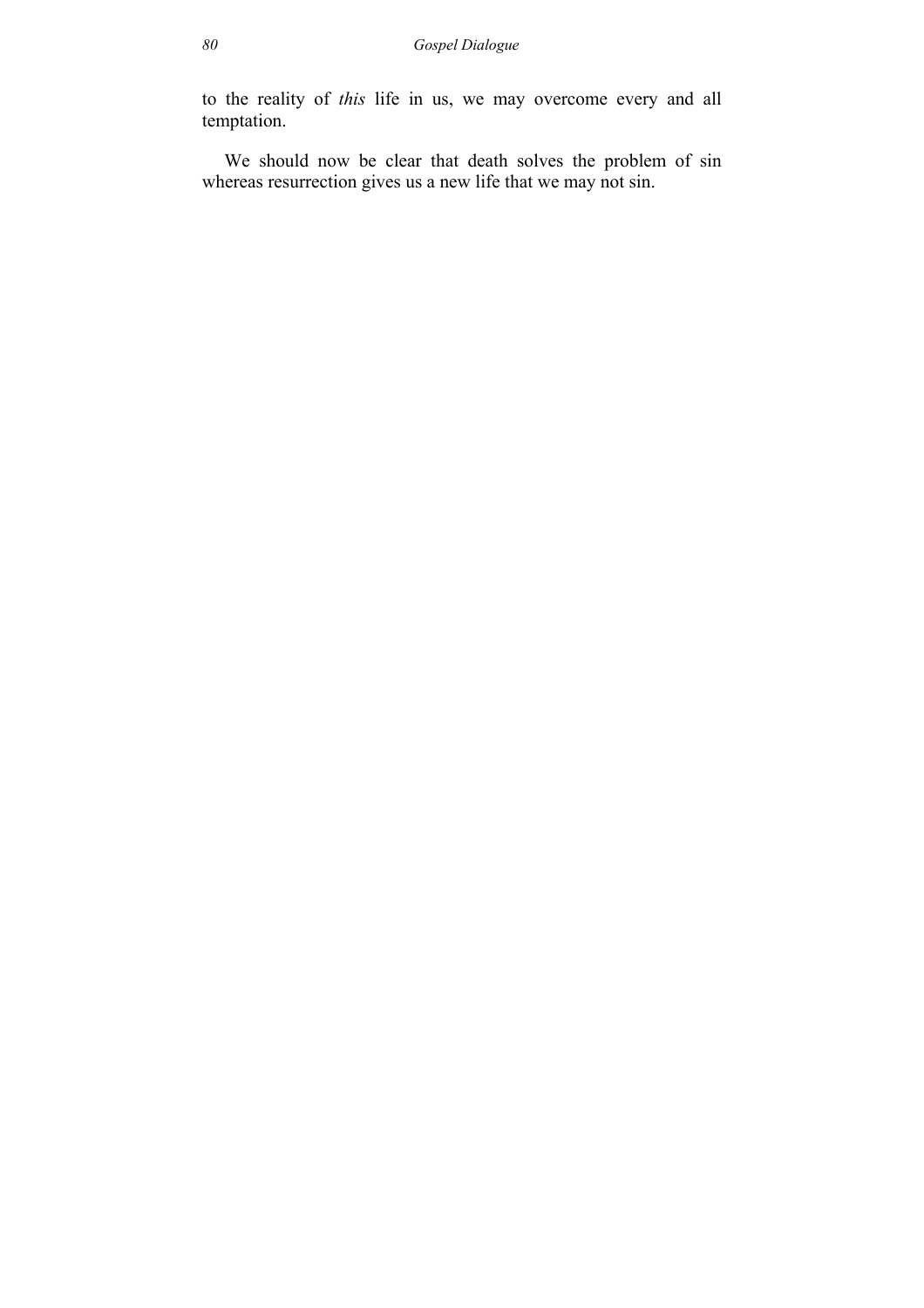to the reality of *this* life in us, we may overcome every and all temptation.

We should now be clear that death solves the problem of sin whereas resurrection gives us a new life that we may not sin.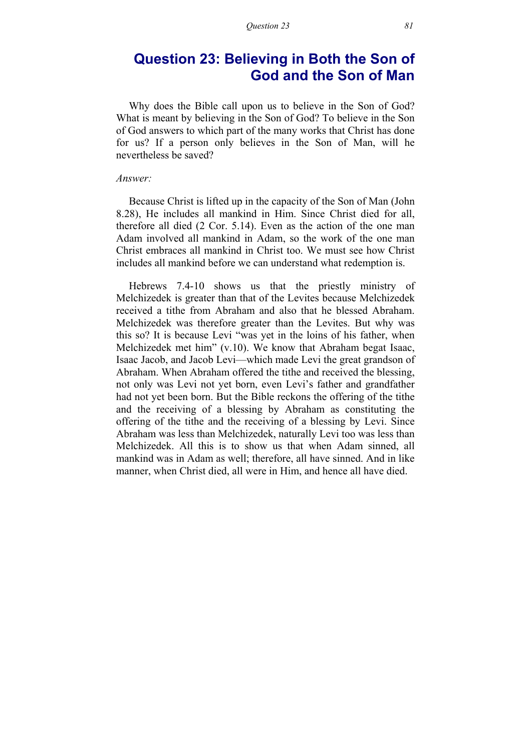# Question 23: Believing in Both the Son of God and the Son of Man

Why does the Bible call upon us to believe in the Son of God? What is meant by believing in the Son of God? To believe in the Son of God answers to which part of the many works that Christ has done for us? If a person only believes in the Son of Man, will he nevertheless be saved?

*Answer:*

Because Christ is lifted up in the capacity of the Son of Man (John 8.28), He includes all mankind in Him. Since Christ died for all, therefore all died (2 Cor. 5.14). Even as the action of the one man Adam involved all mankind in Adam, so the work of the one man Christ embraces all mankind in Christ too. We must see how Christ includes all mankind before we can understand what redemption is.

Hebrews 7.4-10 shows us that the priestly ministry of Melchizedek is greater than that of the Levites because Melchizedek received a tithe from Abraham and also that he blessed Abraham. Melchizedek was therefore greater than the Levites. But why was this so? It is because Levi "was yet in the loins of his father, when Melchizedek met him" (v.10). We know that Abraham begat Isaac, Isaac Jacob, and Jacob Levi—which made Levi the great grandson of Abraham. When Abraham offered the tithe and received the blessing, not only was Levi not yet born, even Levi's father and grandfather had not yet been born. But the Bible reckons the offering of the tithe and the receiving of a blessing by Abraham as constituting the offering of the tithe and the receiving of a blessing by Levi. Since Abraham was less than Melchizedek, naturally Levi too was less than Melchizedek. All this is to show us that when Adam sinned, all mankind was in Adam as well; therefore, all have sinned. And in like manner, when Christ died, all were in Him, and hence all have died.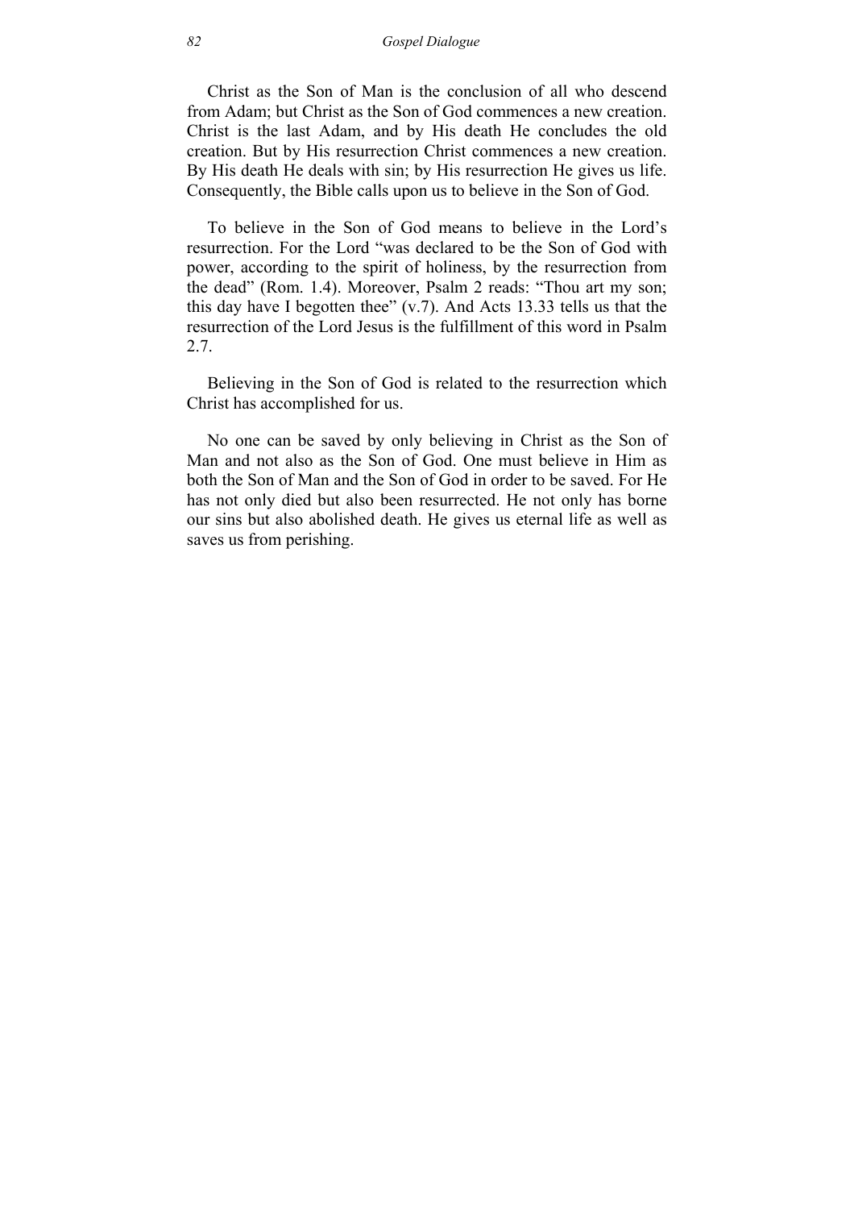Christ as the Son of Man is the conclusion of all who descend from Adam; but Christ as the Son of God commences a new creation. Christ is the last Adam, and by His death He concludes the old creation. But by His resurrection Christ commences a new creation. By His death He deals with sin; by His resurrection He gives us life. Consequently, the Bible calls upon us to believe in the Son of God.

To believe in the Son of God means to believe in the Lord's resurrection. For the Lord "was declared to be the Son of God with power, according to the spirit of holiness, by the resurrection from the dead" (Rom. 1.4). Moreover, Psalm 2 reads: "Thou art my son; this day have I begotten thee" (v.7). And Acts 13.33 tells us that the resurrection of the Lord Jesus is the fulfillment of this word in Psalm 2.7.

Believing in the Son of God is related to the resurrection which Christ has accomplished for us.

No one can be saved by only believing in Christ as the Son of Man and not also as the Son of God. One must believe in Him as both the Son of Man and the Son of God in order to be saved. For He has not only died but also been resurrected. He not only has borne our sins but also abolished death. He gives us eternal life as well as saves us from perishing.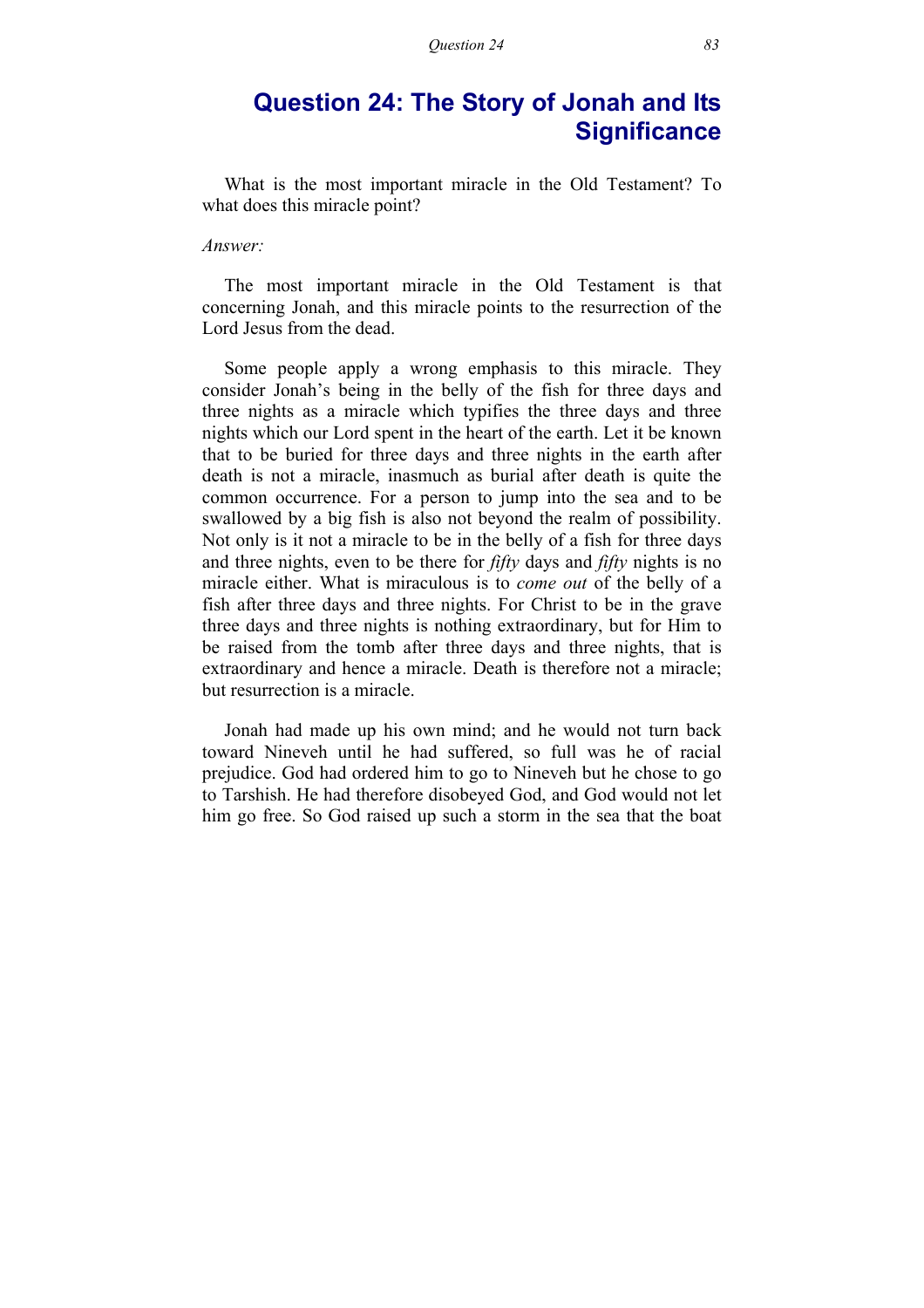# Question 24: The Story of Jonah and Its Significance

What is the most important miracle in the Old Testament? To what does this miracle point?

*Answer:*

The most important miracle in the Old Testament is that concerning Jonah, and this miracle points to the resurrection of the Lord Jesus from the dead.

Some people apply a wrong emphasis to this miracle. They consider Jonah's being in the belly of the fish for three days and three nights as a miracle which typifies the three days and three nights which our Lord spent in the heart of the earth. Let it be known that to be buried for three days and three nights in the earth after death is not a miracle, inasmuch as burial after death is quite the common occurrence. For a person to jump into the sea and to be swallowed by a big fish is also not beyond the realm of possibility. Not only is it not a miracle to be in the belly of a fish for three days and three nights, even to be there for *fifty* days and *fifty* nights is no miracle either. What is miraculous is to *come out* of the belly of a fish after three days and three nights. For Christ to be in the grave three days and three nights is nothing extraordinary, but for Him to be raised from the tomb after three days and three nights, that is extraordinary and hence a miracle. Death is therefore not a miracle; but resurrection is a miracle.

Jonah had made up his own mind; and he would not turn back toward Nineveh until he had suffered, so full was he of racial prejudice. God had ordered him to go to Nineveh but he chose to go to Tarshish. He had therefore disobeyed God, and God would not let him go free. So God raised up such a storm in the sea that the boat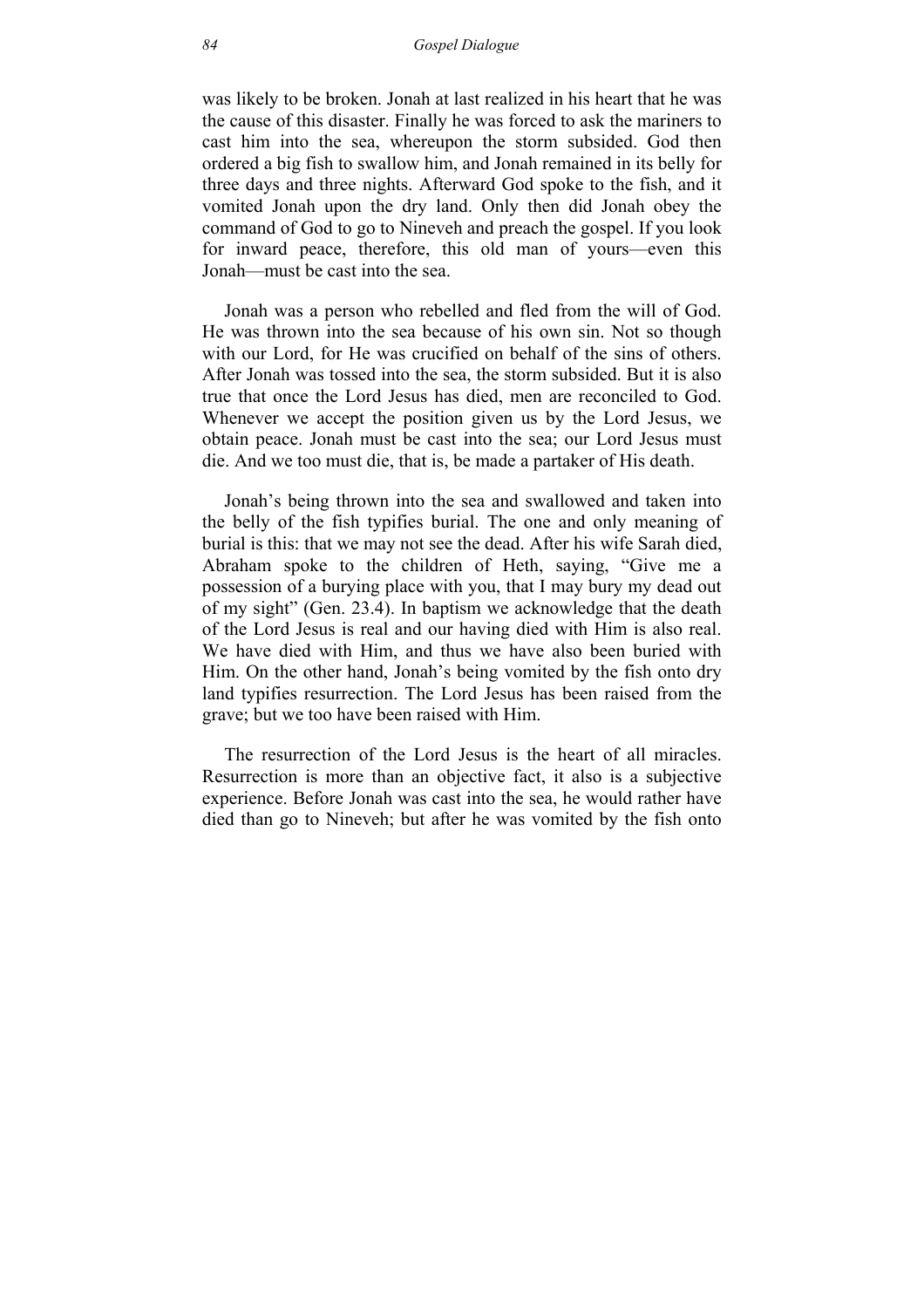was likely to be broken. Jonah at last realized in his heart that he was the cause of this disaster. Finally he was forced to ask the mariners to cast him into the sea, whereupon the storm subsided. God then ordered a big fish to swallow him, and Jonah remained in its belly for three days and three nights. Afterward God spoke to the fish, and it vomited Jonah upon the dry land. Only then did Jonah obey the command of God to go to Nineveh and preach the gospel. If you look for inward peace, therefore, this old man of yours—even this Jonah—must be cast into the sea.

Jonah was a person who rebelled and fled from the will of God. He was thrown into the sea because of his own sin. Not so though with our Lord, for He was crucified on behalf of the sins of others. After Jonah was tossed into the sea, the storm subsided. But it is also true that once the Lord Jesus has died, men are reconciled to God. Whenever we accept the position given us by the Lord Jesus, we obtain peace. Jonah must be cast into the sea; our Lord Jesus must die. And we too must die, that is, be made a partaker of His death.

Jonah's being thrown into the sea and swallowed and taken into the belly of the fish typifies burial. The one and only meaning of burial is this: that we may not see the dead. After his wife Sarah died, Abraham spoke to the children of Heth, saying, "Give me a possession of a burying place with you, that I may bury my dead out of my sight" (Gen. 23.4). In baptism we acknowledge that the death of the Lord Jesus is real and our having died with Him is also real. We have died with Him, and thus we have also been buried with Him. On the other hand, Jonah's being vomited by the fish onto dry land typifies resurrection. The Lord Jesus has been raised from the grave; but we too have been raised with Him.

The resurrection of the Lord Jesus is the heart of all miracles. Resurrection is more than an objective fact, it also is a subjective experience. Before Jonah was cast into the sea, he would rather have died than go to Nineveh; but after he was vomited by the fish onto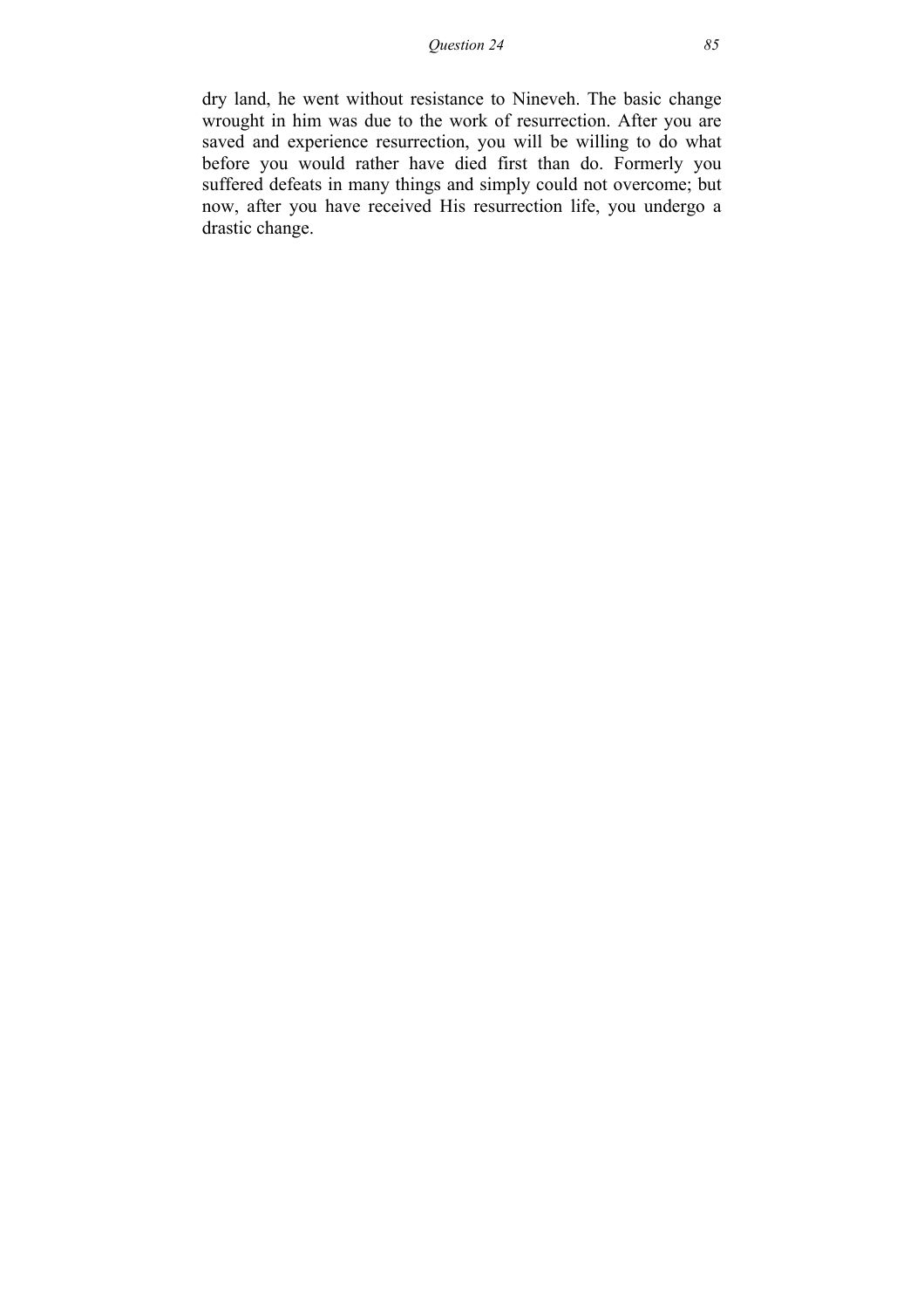dry land, he went without resistance to Nineveh. The basic change wrought in him was due to the work of resurrection. After you are saved and experience resurrection, you will be willing to do what before you would rather have died first than do. Formerly you suffered defeats in many things and simply could not overcome; but now, after you have received His resurrection life, you undergo a drastic change.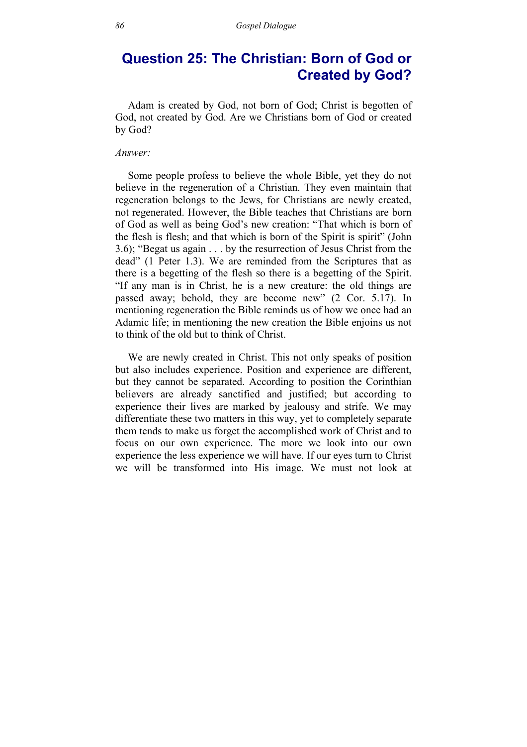## Question 25: The Christian: Born of God or Created by God?

Adam is created by God, not born of God; Christ is begotten of God, not created by God. Are we Christians born of God or created by God?

*Answer:*

Some people profess to believe the whole Bible, yet they do not believe in the regeneration of a Christian. They even maintain that regeneration belongs to the Jews, for Christians are newly created, not regenerated. However, the Bible teaches that Christians are born of God as well as being God's new creation: "That which is born of the flesh is flesh; and that which is born of the Spirit is spirit" (John 3.6); "Begat us again . . . by the resurrection of Jesus Christ from the dead" (1 Peter 1.3). We are reminded from the Scriptures that as there is a begetting of the flesh so there is a begetting of the Spirit. "If any man is in Christ, he is a new creature: the old things are passed away; behold, they are become new" (2 Cor. 5.17). In mentioning regeneration the Bible reminds us of how we once had an Adamic life; in mentioning the new creation the Bible enjoins us not to think of the old but to think of Christ.

We are newly created in Christ. This not only speaks of position but also includes experience. Position and experience are different, but they cannot be separated. According to position the Corinthian believers are already sanctified and justified; but according to experience their lives are marked by jealousy and strife. We may differentiate these two matters in this way, yet to completely separate them tends to make us forget the accomplished work of Christ and to focus on our own experience. The more we look into our own experience the less experience we will have. If our eyes turn to Christ we will be transformed into His image. We must not look at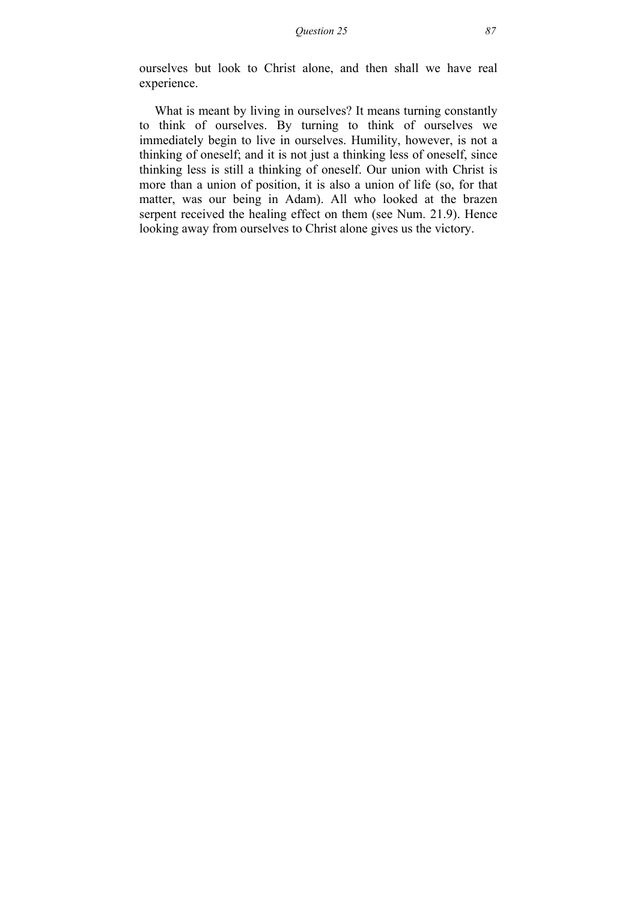ourselves but look to Christ alone, and then shall we have real experience.

What is meant by living in ourselves? It means turning constantly to think of ourselves. By turning to think of ourselves we immediately begin to live in ourselves. Humility, however, is not a thinking of oneself; and it is not just a thinking less of oneself, since thinking less is still a thinking of oneself. Our union with Christ is more than a union of position, it is also a union of life (so, for that matter, was our being in Adam). All who looked at the brazen serpent received the healing effect on them (see Num. 21.9). Hence looking away from ourselves to Christ alone gives us the victory.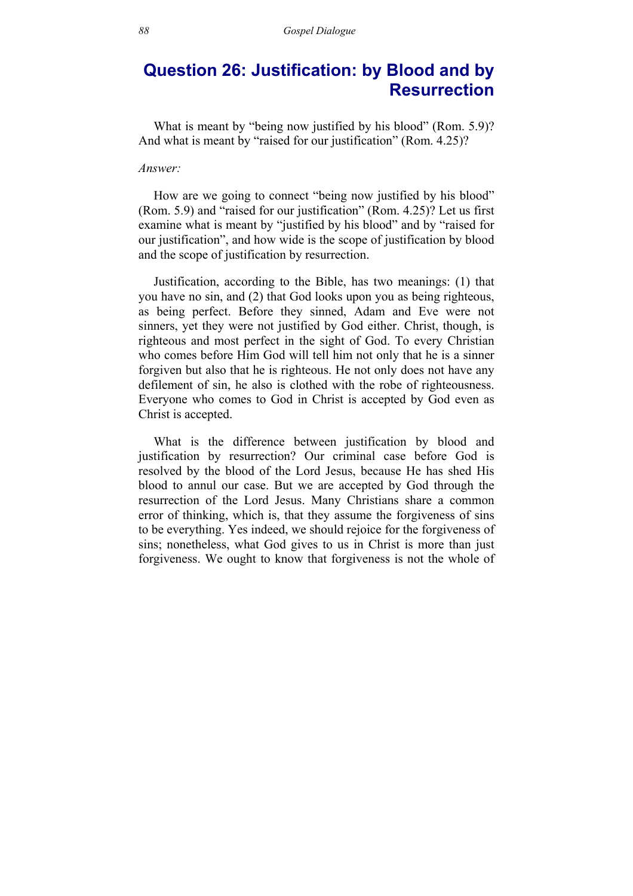## Question 26: Justification: by Blood and by Resurrection

What is meant by "being now justified by his blood" (Rom. 5.9)? And what is meant by "raised for our justification" (Rom. 4.25)?

*Answer:*

How are we going to connect "being now justified by his blood" (Rom. 5.9) and "raised for our justification" (Rom. 4.25)? Let us first examine what is meant by "justified by his blood" and by "raised for our justification", and how wide is the scope of justification by blood and the scope of justification by resurrection.

Justification, according to the Bible, has two meanings: (1) that you have no sin, and (2) that God looks upon you as being righteous, as being perfect. Before they sinned, Adam and Eve were not sinners, yet they were not justified by God either. Christ, though, is righteous and most perfect in the sight of God. To every Christian who comes before Him God will tell him not only that he is a sinner forgiven but also that he is righteous. He not only does not have any defilement of sin, he also is clothed with the robe of righteousness. Everyone who comes to God in Christ is accepted by God even as Christ is accepted.

What is the difference between justification by blood and justification by resurrection? Our criminal case before God is resolved by the blood of the Lord Jesus, because He has shed His blood to annul our case. But we are accepted by God through the resurrection of the Lord Jesus. Many Christians share a common error of thinking, which is, that they assume the forgiveness of sins to be everything. Yes indeed, we should rejoice for the forgiveness of sins; nonetheless, what God gives to us in Christ is more than just forgiveness. We ought to know that forgiveness is not the whole of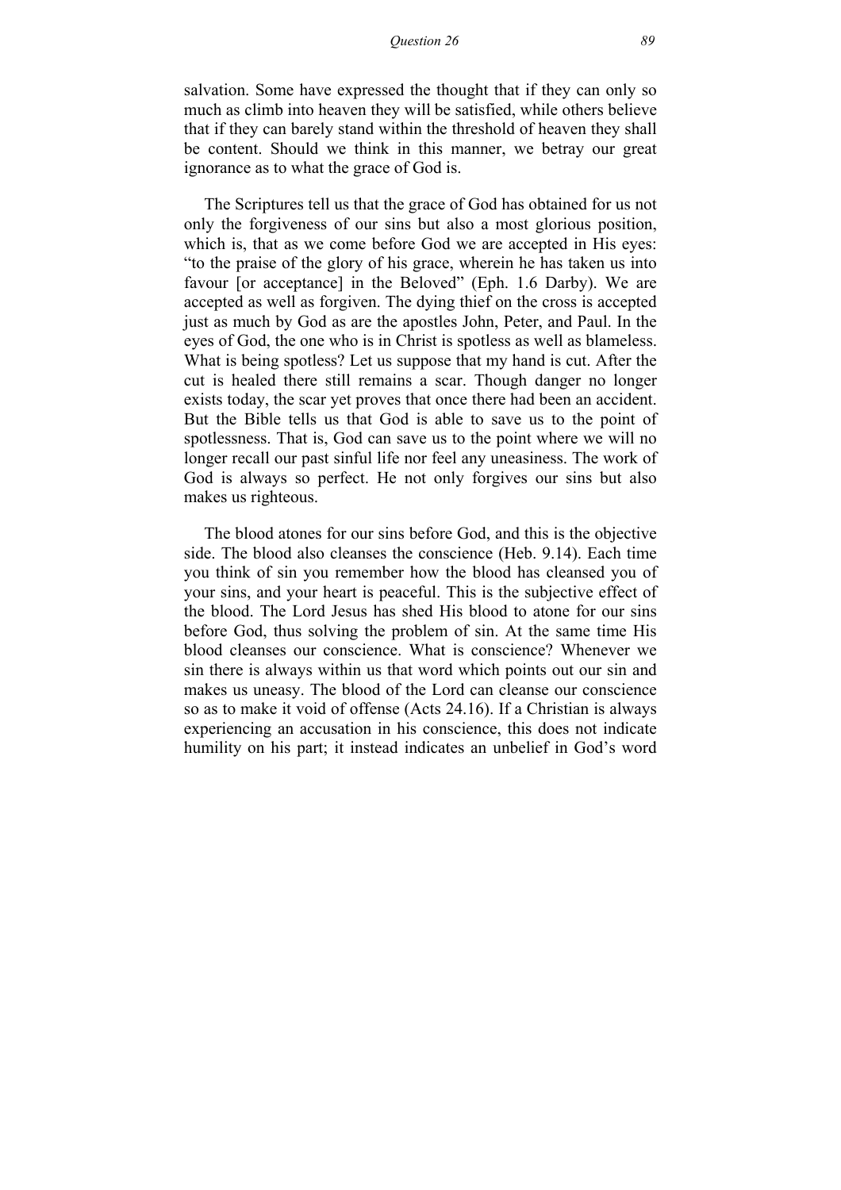salvation. Some have expressed the thought that if they can only so much as climb into heaven they will be satisfied, while others believe that if they can barely stand within the threshold of heaven they shall be content. Should we think in this manner, we betray our great ignorance as to what the grace of God is.

The Scriptures tell us that the grace of God has obtained for us not only the forgiveness of our sins but also a most glorious position, which is, that as we come before God we are accepted in His eyes: "to the praise of the glory of his grace, wherein he has taken us into favour [or acceptance] in the Beloved" (Eph. 1.6 Darby). We are accepted as well as forgiven. The dying thief on the cross is accepted just as much by God as are the apostles John, Peter, and Paul. In the eyes of God, the one who is in Christ is spotless as well as blameless. What is being spotless? Let us suppose that my hand is cut. After the cut is healed there still remains a scar. Though danger no longer exists today, the scar yet proves that once there had been an accident. But the Bible tells us that God is able to save us to the point of spotlessness. That is, God can save us to the point where we will no longer recall our past sinful life nor feel any uneasiness. The work of God is always so perfect. He not only forgives our sins but also makes us righteous.

The blood atones for our sins before God, and this is the objective side. The blood also cleanses the conscience (Heb. 9.14). Each time you think of sin you remember how the blood has cleansed you of your sins, and your heart is peaceful. This is the subjective effect of the blood. The Lord Jesus has shed His blood to atone for our sins before God, thus solving the problem of sin. At the same time His blood cleanses our conscience. What is conscience? Whenever we sin there is always within us that word which points out our sin and makes us uneasy. The blood of the Lord can cleanse our conscience so as to make it void of offense (Acts 24.16). If a Christian is always experiencing an accusation in his conscience, this does not indicate humility on his part; it instead indicates an unbelief in God's word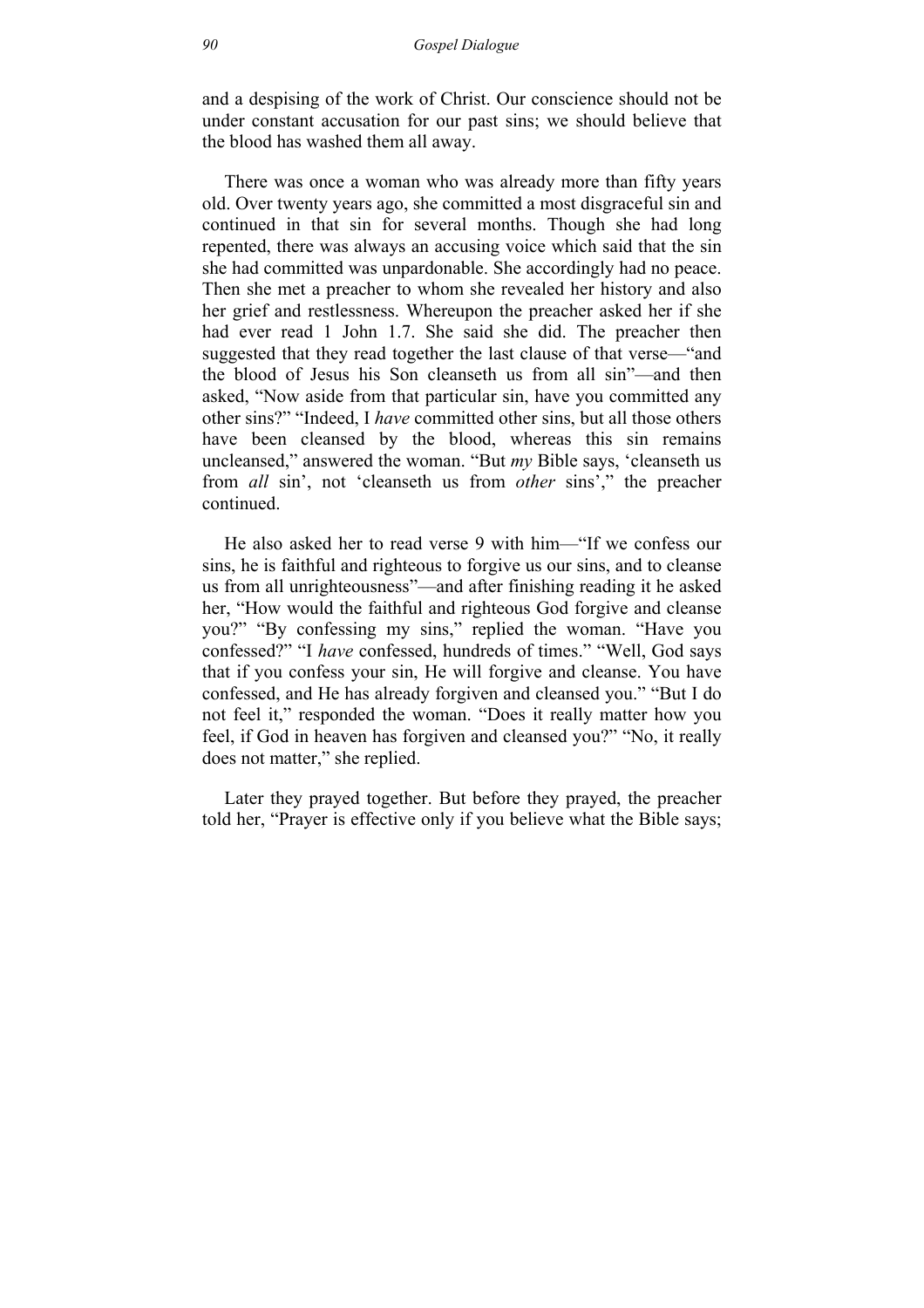and a despising of the work of Christ. Our conscience should not be under constant accusation for our past sins; we should believe that the blood has washed them all away.

There was once a woman who was already more than fifty years old. Over twenty years ago, she committed a most disgraceful sin and continued in that sin for several months. Though she had long repented, there was always an accusing voice which said that the sin she had committed was unpardonable. She accordingly had no peace. Then she met a preacher to whom she revealed her history and also her grief and restlessness. Whereupon the preacher asked her if she had ever read 1 John 1.7. She said she did. The preacher then suggested that they read together the last clause of that verse—"and the blood of Jesus his Son cleanseth us from all sin"—and then asked, "Now aside from that particular sin, have you committed any other sins?" "Indeed, I *have* committed other sins, but all those others have been cleansed by the blood, whereas this sin remains uncleansed," answered the woman. "But *my* Bible says, 'cleanseth us from *all* sin', not 'cleanseth us from *other* sins'," the preacher continued.

He also asked her to read verse 9 with him—"If we confess our sins, he is faithful and righteous to forgive us our sins, and to cleanse us from all unrighteousness"—and after finishing reading it he asked her, "How would the faithful and righteous God forgive and cleanse you?" "By confessing my sins," replied the woman. "Have you confessed?" "I *have* confessed, hundreds of times." "Well, God says that if you confess your sin, He will forgive and cleanse. You have confessed, and He has already forgiven and cleansed you." "But I do not feel it," responded the woman. "Does it really matter how you feel, if God in heaven has forgiven and cleansed you?" "No, it really does not matter," she replied.

Later they prayed together. But before they prayed, the preacher told her, "Prayer is effective only if you believe what the Bible says;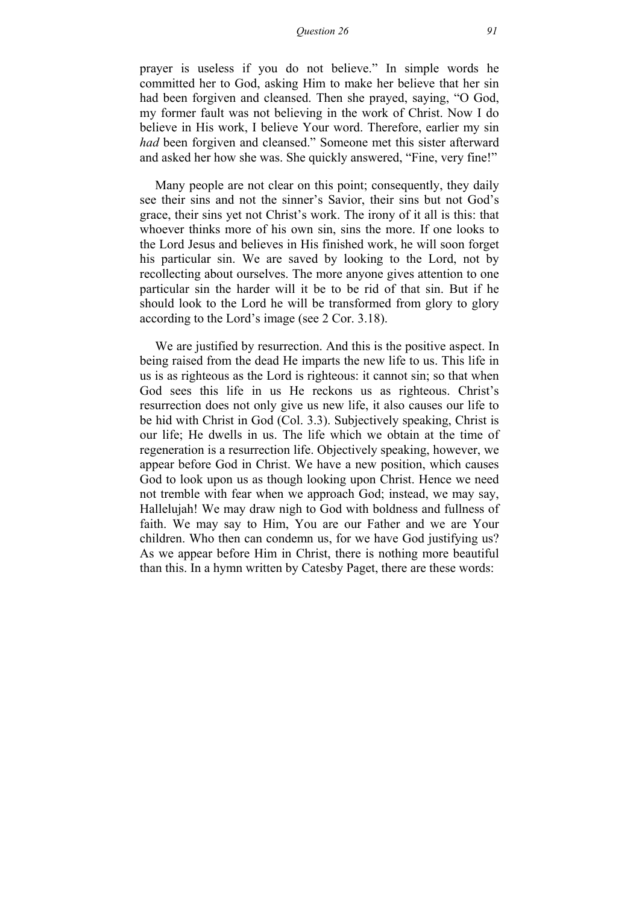prayer is useless if you do not believe." In simple words he committed her to God, asking Him to make her believe that her sin had been forgiven and cleansed. Then she prayed, saying, "O God, my former fault was not believing in the work of Christ. Now I do believe in His work, I believe Your word. Therefore, earlier my sin *had* been forgiven and cleansed." Someone met this sister afterward and asked her how she was. She quickly answered, "Fine, very fine!"

Many people are not clear on this point; consequently, they daily see their sins and not the sinner's Savior, their sins but not God's grace, their sins yet not Christ's work. The irony of it all is this: that whoever thinks more of his own sin, sins the more. If one looks to the Lord Jesus and believes in His finished work, he will soon forget his particular sin. We are saved by looking to the Lord, not by recollecting about ourselves. The more anyone gives attention to one particular sin the harder will it be to be rid of that sin. But if he should look to the Lord he will be transformed from glory to glory according to the Lord's image (see 2 Cor. 3.18).

We are justified by resurrection. And this is the positive aspect. In being raised from the dead He imparts the new life to us. This life in us is as righteous as the Lord is righteous: it cannot sin; so that when God sees this life in us He reckons us as righteous. Christ's resurrection does not only give us new life, it also causes our life to be hid with Christ in God (Col. 3.3). Subjectively speaking, Christ is our life; He dwells in us. The life which we obtain at the time of regeneration is a resurrection life. Objectively speaking, however, we appear before God in Christ. We have a new position, which causes God to look upon us as though looking upon Christ. Hence we need not tremble with fear when we approach God; instead, we may say, Hallelujah! We may draw nigh to God with boldness and fullness of faith. We may say to Him, You are our Father and we are Your children. Who then can condemn us, for we have God justifying us? As we appear before Him in Christ, there is nothing more beautiful than this. In a hymn written by Catesby Paget, there are these words: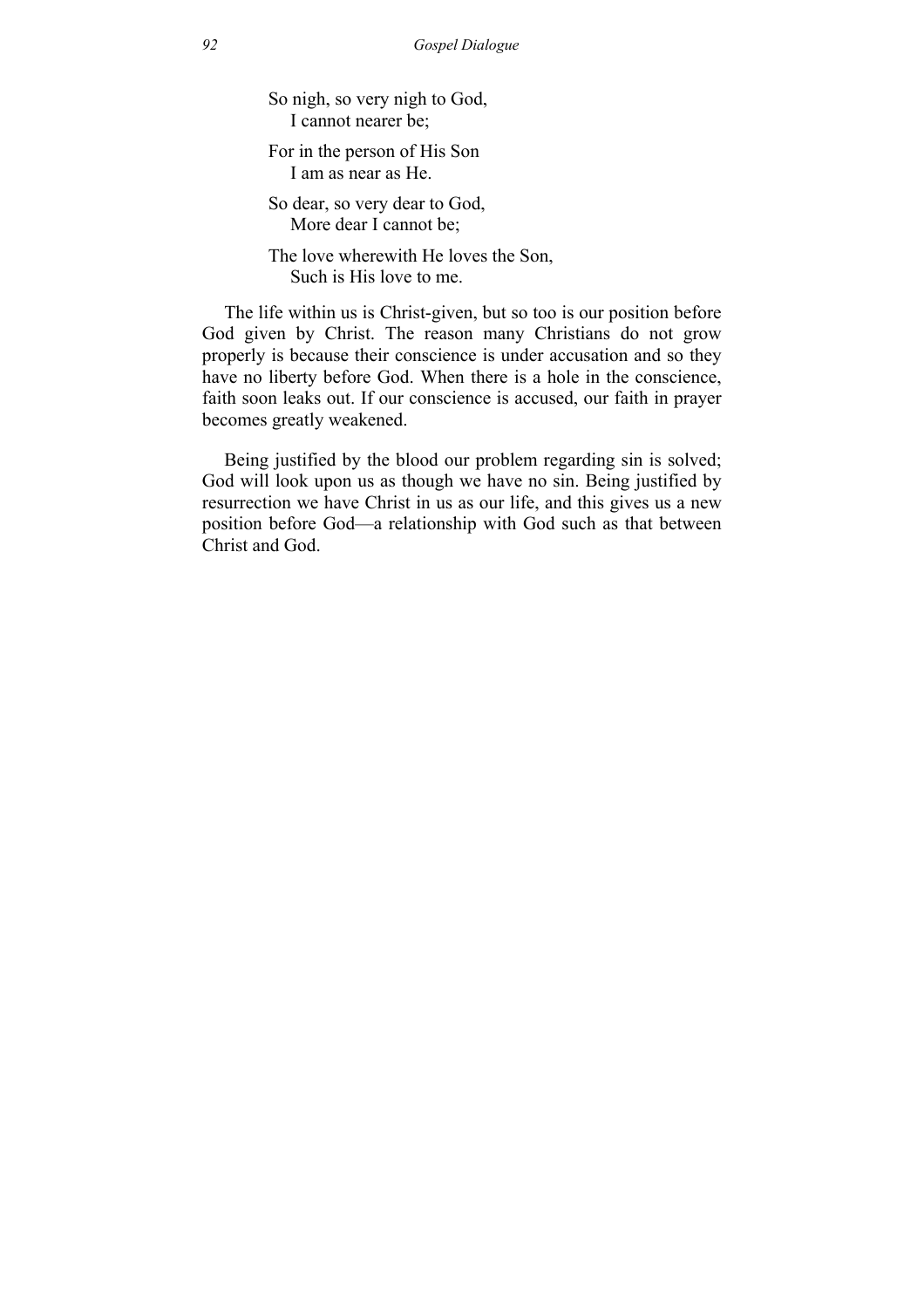So nigh, so very nigh to God,  
  I cannot nearer be;

For in the person of His Son  
  I am as near as He.

So dear, so very dear to God,  
  More dear I cannot be;

The love wherewith He loves the Son,  
  Such is His love to me.

The life within us is Christ-given, but so too is our position before God given by Christ. The reason many Christians do not grow properly is because their conscience is under accusation and so they have no liberty before God. When there is a hole in the conscience, faith soon leaks out. If our conscience is accused, our faith in prayer becomes greatly weakened.

Being justified by the blood our problem regarding sin is solved; God will look upon us as though we have no sin. Being justified by resurrection we have Christ in us as our life, and this gives us a new position before God—a relationship with God such as that between Christ and God.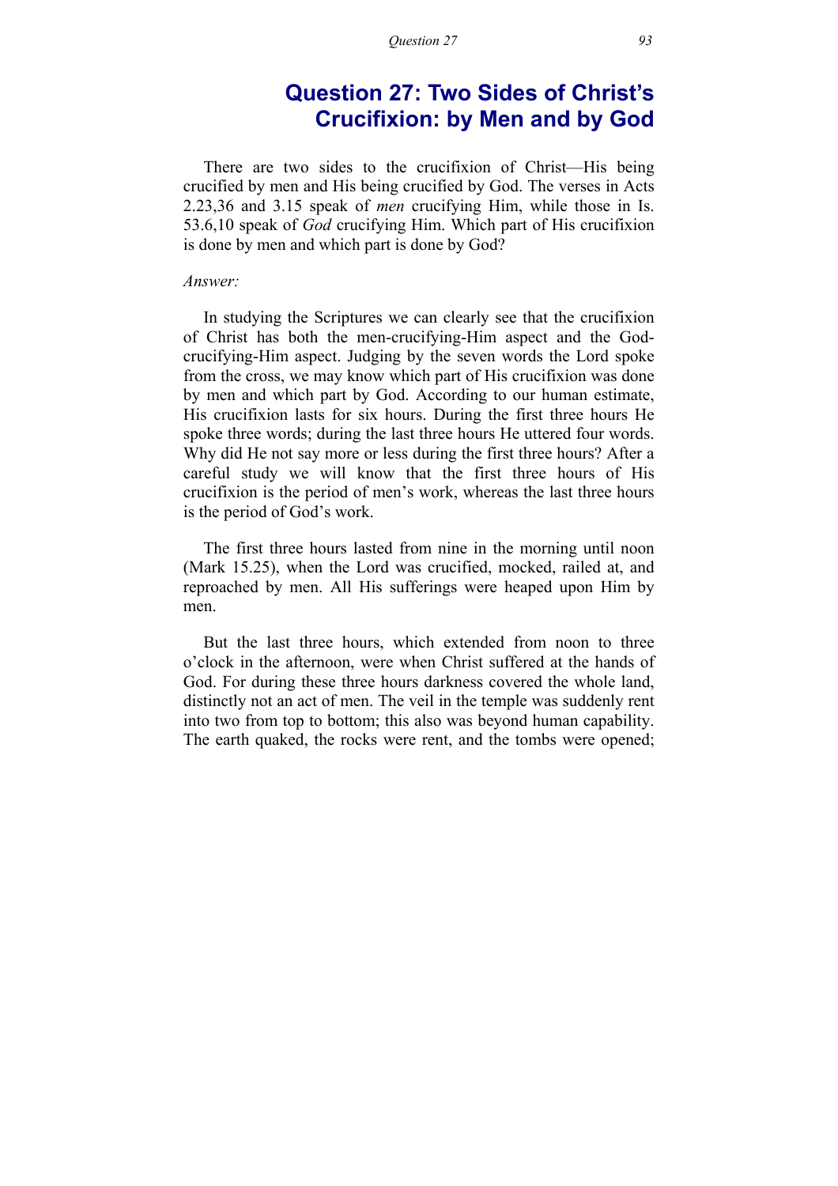# Question 27: Two Sides of Christ's Crucifixion: by Men and by God

There are two sides to the crucifixion of Christ—His being crucified by men and His being crucified by God. The verses in Acts 2.23,36 and 3.15 speak of *men* crucifying Him, while those in Is. 53.6,10 speak of *God* crucifying Him. Which part of His crucifixion is done by men and which part is done by God?

*Answer:*

In studying the Scriptures we can clearly see that the crucifixion of Christ has both the men-crucifying-Him aspect and the God-crucifying-Him aspect. Judging by the seven words the Lord spoke from the cross, we may know which part of His crucifixion was done by men and which part by God. According to our human estimate, His crucifixion lasts for six hours. During the first three hours He spoke three words; during the last three hours He uttered four words. Why did He not say more or less during the first three hours? After a careful study we will know that the first three hours of His crucifixion is the period of men's work, whereas the last three hours is the period of God's work.

The first three hours lasted from nine in the morning until noon (Mark 15.25), when the Lord was crucified, mocked, railed at, and reproached by men. All His sufferings were heaped upon Him by men.

But the last three hours, which extended from noon to three o'clock in the afternoon, were when Christ suffered at the hands of God. For during these three hours darkness covered the whole land, distinctly not an act of men. The veil in the temple was suddenly rent into two from top to bottom; this also was beyond human capability. The earth quaked, the rocks were rent, and the tombs were opened;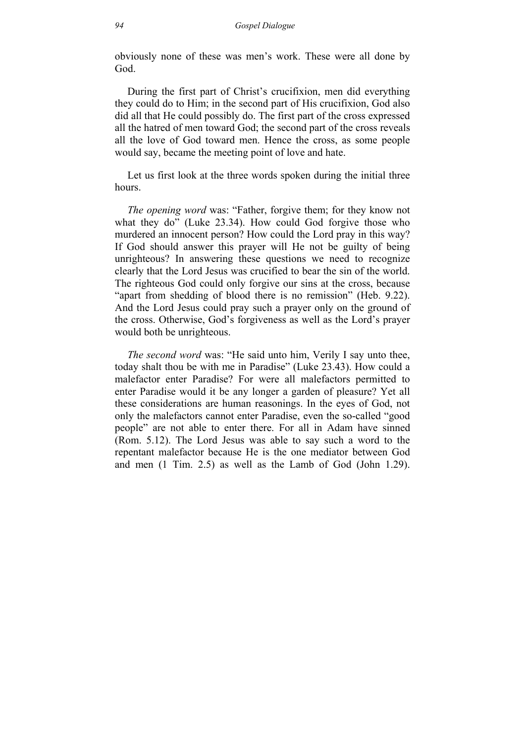obviously none of these was men's work. These were all done by God.

During the first part of Christ's crucifixion, men did everything they could do to Him; in the second part of His crucifixion, God also did all that He could possibly do. The first part of the cross expressed all the hatred of men toward God; the second part of the cross reveals all the love of God toward men. Hence the cross, as some people would say, became the meeting point of love and hate.

Let us first look at the three words spoken during the initial three hours.

*The opening word* was: "Father, forgive them; for they know not what they do" (Luke 23.34). How could God forgive those who murdered an innocent person? How could the Lord pray in this way? If God should answer this prayer will He not be guilty of being unrighteous? In answering these questions we need to recognize clearly that the Lord Jesus was crucified to bear the sin of the world. The righteous God could only forgive our sins at the cross, because "apart from shedding of blood there is no remission" (Heb. 9.22). And the Lord Jesus could pray such a prayer only on the ground of the cross. Otherwise, God's forgiveness as well as the Lord's prayer would both be unrighteous.

*The second word* was: "He said unto him, Verily I say unto thee, today shalt thou be with me in Paradise" (Luke 23.43). How could a malefactor enter Paradise? For were all malefactors permitted to enter Paradise would it be any longer a garden of pleasure? Yet all these considerations are human reasonings. In the eyes of God, not only the malefactors cannot enter Paradise, even the so-called "good people" are not able to enter there. For all in Adam have sinned (Rom. 5.12). The Lord Jesus was able to say such a word to the repentant malefactor because He is the one mediator between God and men (1 Tim. 2.5) as well as the Lamb of God (John 1.29).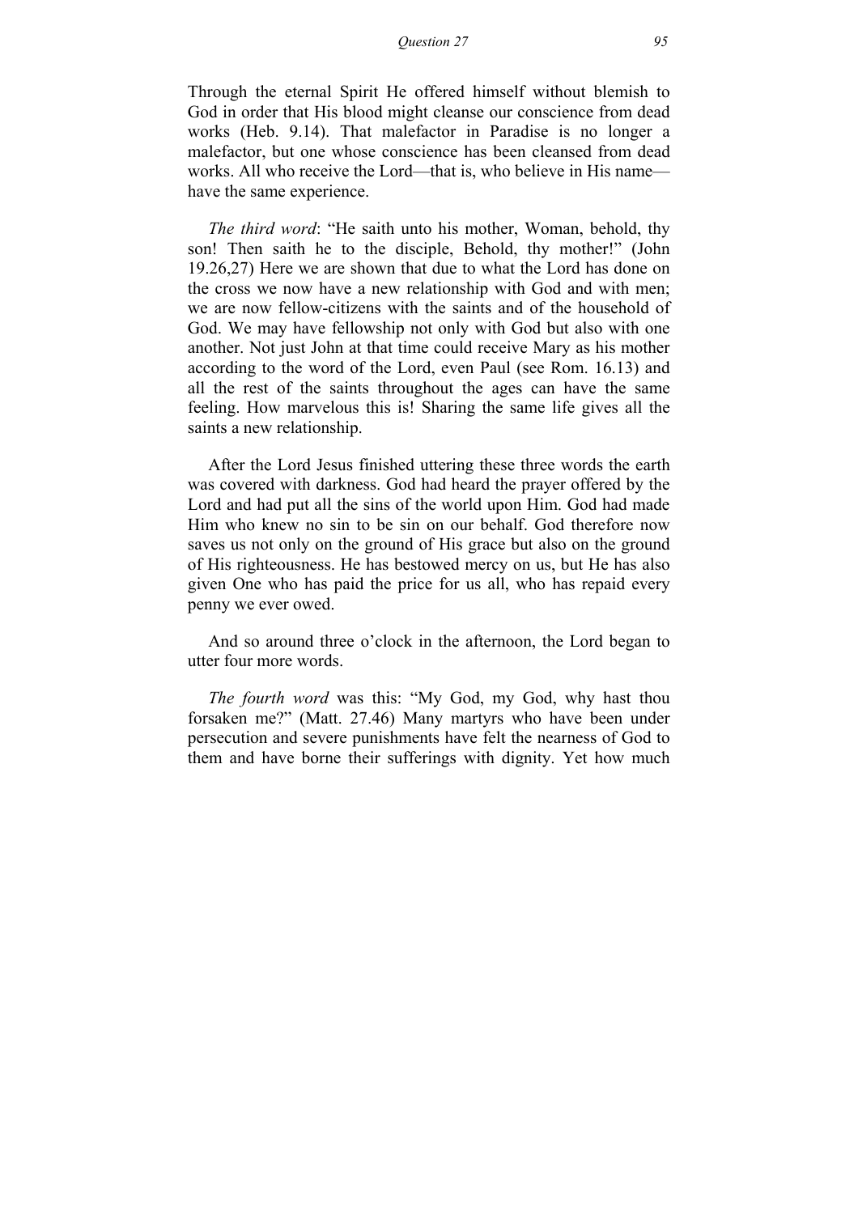Through the eternal Spirit He offered himself without blemish to God in order that His blood might cleanse our conscience from dead works (Heb. 9.14). That malefactor in Paradise is no longer a malefactor, but one whose conscience has been cleansed from dead works. All who receive the Lord—that is, who believe in His name—have the same experience.

*The third word*: "He saith unto his mother, Woman, behold, thy son! Then saith he to the disciple, Behold, thy mother!" (John 19.26,27) Here we are shown that due to what the Lord has done on the cross we now have a new relationship with God and with men; we are now fellow-citizens with the saints and of the household of God. We may have fellowship not only with God but also with one another. Not just John at that time could receive Mary as his mother according to the word of the Lord, even Paul (see Rom. 16.13) and all the rest of the saints throughout the ages can have the same feeling. How marvelous this is! Sharing the same life gives all the saints a new relationship.

After the Lord Jesus finished uttering these three words the earth was covered with darkness. God had heard the prayer offered by the Lord and had put all the sins of the world upon Him. God had made Him who knew no sin to be sin on our behalf. God therefore now saves us not only on the ground of His grace but also on the ground of His righteousness. He has bestowed mercy on us, but He has also given One who has paid the price for us all, who has repaid every penny we ever owed.

And so around three o'clock in the afternoon, the Lord began to utter four more words.

*The fourth word* was this: "My God, my God, why hast thou forsaken me?" (Matt. 27.46) Many martyrs who have been under persecution and severe punishments have felt the nearness of God to them and have borne their sufferings with dignity. Yet how much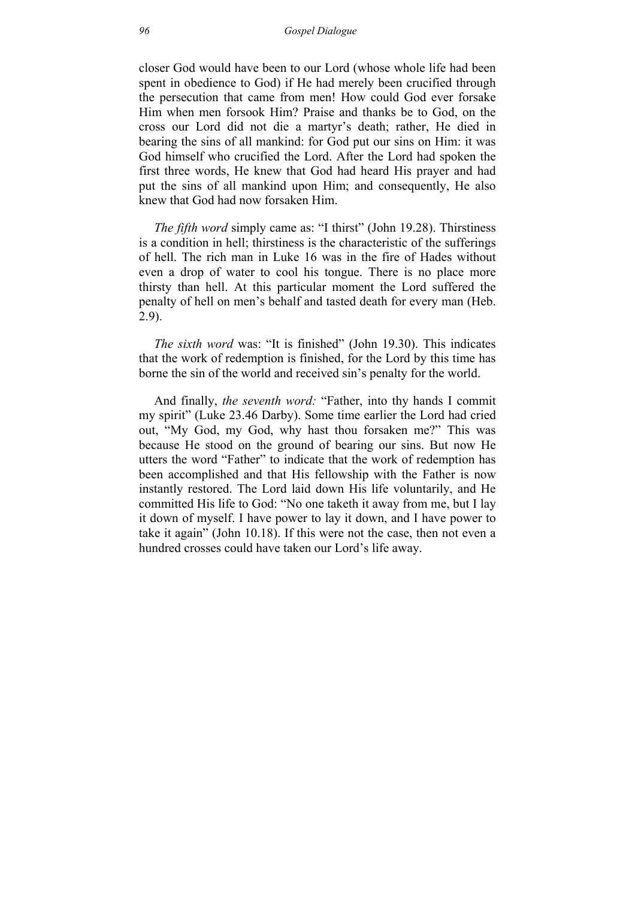closer God would have been to our Lord (whose whole life had been spent in obedience to God) if He had merely been crucified through the persecution that came from men! How could God ever forsake Him when men forsook Him? Praise and thanks be to God, on the cross our Lord did not die a martyr's death; rather, He died in bearing the sins of all mankind: for God put our sins on Him: it was God himself who crucified the Lord. After the Lord had spoken the first three words, He knew that God had heard His prayer and had put the sins of all mankind upon Him; and consequently, He also knew that God had now forsaken Him.

*The fifth word* simply came as: "I thirst" (John 19.28). Thirstiness is a condition in hell; thirstiness is the characteristic of the sufferings of hell. The rich man in Luke 16 was in the fire of Hades without even a drop of water to cool his tongue. There is no place more thirsty than hell. At this particular moment the Lord suffered the penalty of hell on men's behalf and tasted death for every man (Heb. 2.9).

*The sixth word* was: "It is finished" (John 19.30). This indicates that the work of redemption is finished, for the Lord by this time has borne the sin of the world and received sin's penalty for the world.

And finally, *the seventh word:* "Father, into thy hands I commit my spirit" (Luke 23.46 Darby). Some time earlier the Lord had cried out, "My God, my God, why hast thou forsaken me?" This was because He stood on the ground of bearing our sins. But now He utters the word "Father" to indicate that the work of redemption has been accomplished and that His fellowship with the Father is now instantly restored. The Lord laid down His life voluntarily, and He committed His life to God: "No one taketh it away from me, but I lay it down of myself. I have power to lay it down, and I have power to take it again" (John 10.18). If this were not the case, then not even a hundred crosses could have taken our Lord's life away.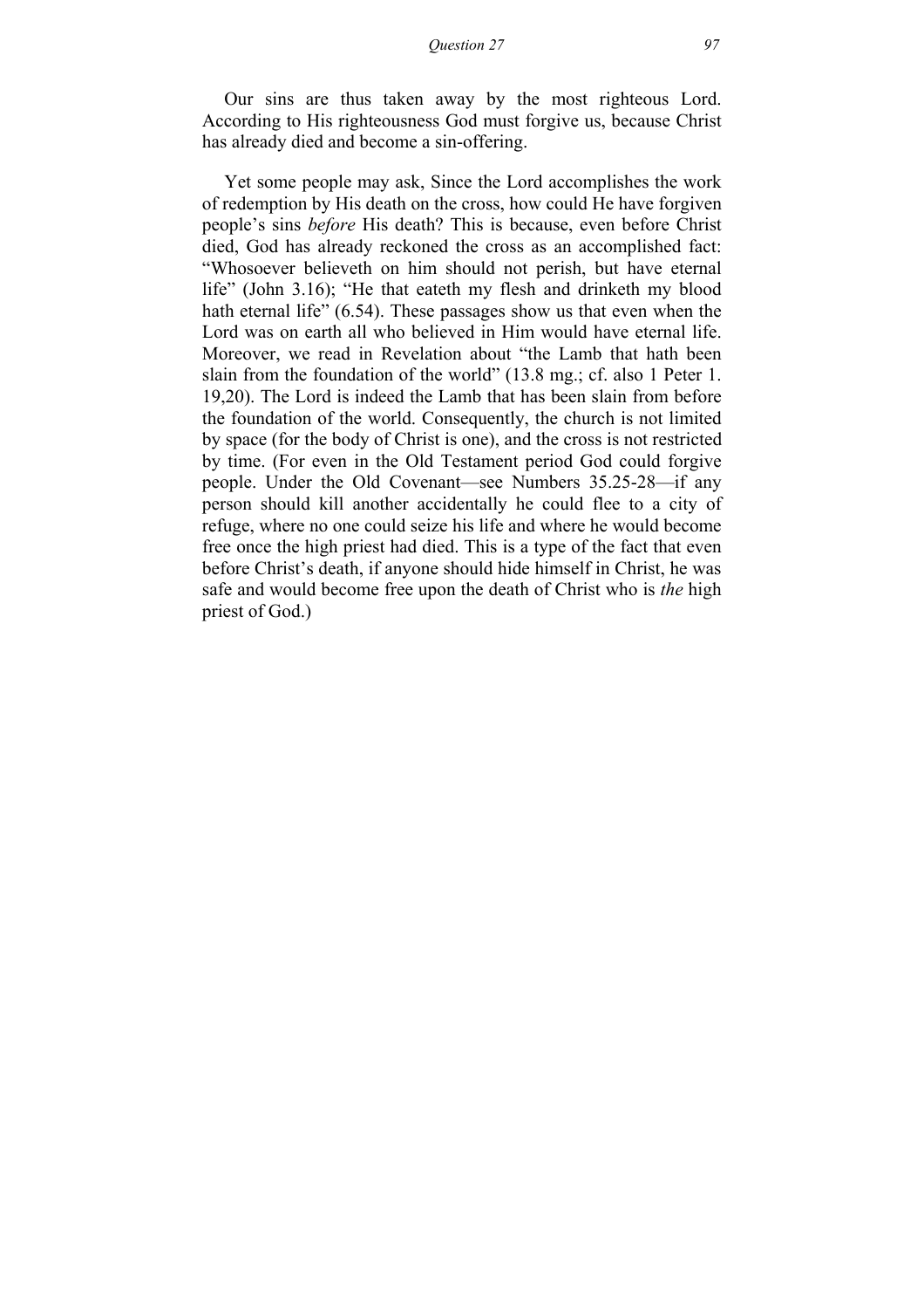Our sins are thus taken away by the most righteous Lord. According to His righteousness God must forgive us, because Christ has already died and become a sin-offering.

Yet some people may ask, Since the Lord accomplishes the work of redemption by His death on the cross, how could He have forgiven people's sins *before* His death? This is because, even before Christ died, God has already reckoned the cross as an accomplished fact: "Whosoever believeth on him should not perish, but have eternal life" (John 3.16); "He that eateth my flesh and drinketh my blood hath eternal life" (6.54). These passages show us that even when the Lord was on earth all who believed in Him would have eternal life. Moreover, we read in Revelation about "the Lamb that hath been slain from the foundation of the world" (13.8 mg.; cf. also 1 Peter 1. 19,20). The Lord is indeed the Lamb that has been slain from before the foundation of the world. Consequently, the church is not limited by space (for the body of Christ is one), and the cross is not restricted by time. (For even in the Old Testament period God could forgive people. Under the Old Covenant—see Numbers 35.25-28—if any person should kill another accidentally he could flee to a city of refuge, where no one could seize his life and where he would become free once the high priest had died. This is a type of the fact that even before Christ's death, if anyone should hide himself in Christ, he was safe and would become free upon the death of Christ who is *the* high priest of God.)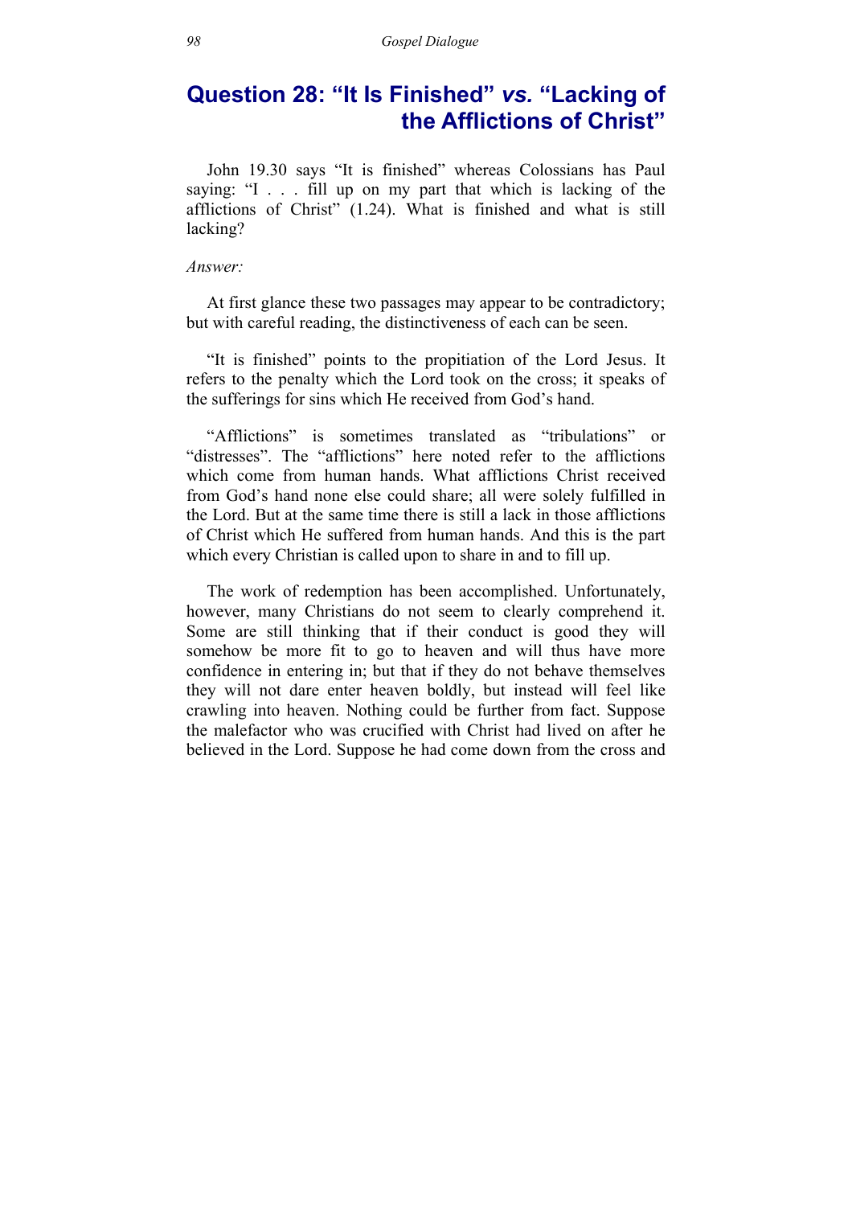## Question 28: “It Is Finished” *vs.* “Lacking of the Afflictions of Christ”

John 19.30 says “It is finished” whereas Colossians has Paul saying: “I . . . fill up on my part that which is lacking of the afflictions of Christ” (1.24). What is finished and what is still lacking?

*Answer:*

At first glance these two passages may appear to be contradictory; but with careful reading, the distinctiveness of each can be seen.

“It is finished” points to the propitiation of the Lord Jesus. It refers to the penalty which the Lord took on the cross; it speaks of the sufferings for sins which He received from God’s hand.

“Afflictions” is sometimes translated as “tribulations” or “distresses”. The “afflictions” here noted refer to the afflictions which come from human hands. What afflictions Christ received from God’s hand none else could share; all were solely fulfilled in the Lord. But at the same time there is still a lack in those afflictions of Christ which He suffered from human hands. And this is the part which every Christian is called upon to share in and to fill up.

The work of redemption has been accomplished. Unfortunately, however, many Christians do not seem to clearly comprehend it. Some are still thinking that if their conduct is good they will somehow be more fit to go to heaven and will thus have more confidence in entering in; but that if they do not behave themselves they will not dare enter heaven boldly, but instead will feel like crawling into heaven. Nothing could be further from fact. Suppose the malefactor who was crucified with Christ had lived on after he believed in the Lord. Suppose he had come down from the cross and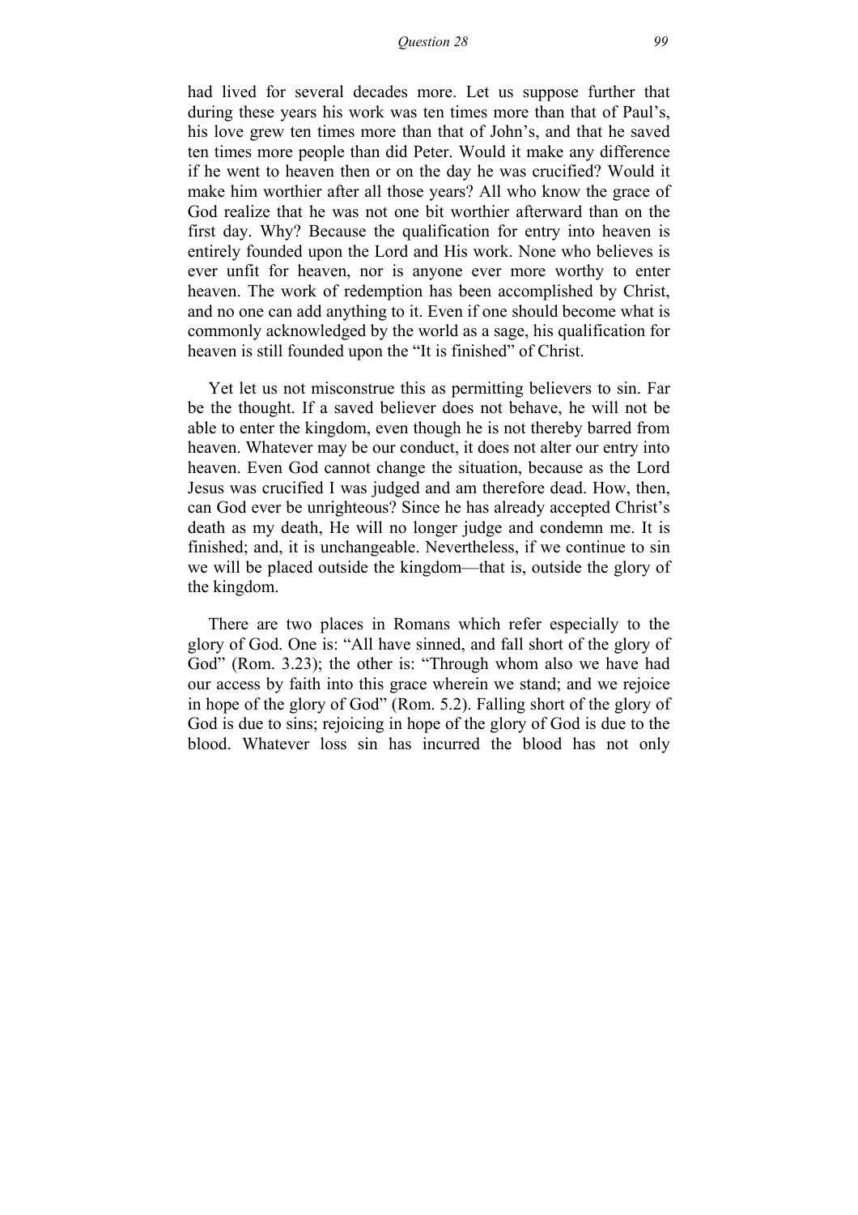had lived for several decades more. Let us suppose further that during these years his work was ten times more than that of Paul's, his love grew ten times more than that of John's, and that he saved ten times more people than did Peter. Would it make any difference if he went to heaven then or on the day he was crucified? Would it make him worthier after all those years? All who know the grace of God realize that he was not one bit worthier afterward than on the first day. Why? Because the qualification for entry into heaven is entirely founded upon the Lord and His work. None who believes is ever unfit for heaven, nor is anyone ever more worthy to enter heaven. The work of redemption has been accomplished by Christ, and no one can add anything to it. Even if one should become what is commonly acknowledged by the world as a sage, his qualification for heaven is still founded upon the "It is finished" of Christ.

Yet let us not misconstrue this as permitting believers to sin. Far be the thought. If a saved believer does not behave, he will not be able to enter the kingdom, even though he is not thereby barred from heaven. Whatever may be our conduct, it does not alter our entry into heaven. Even God cannot change the situation, because as the Lord Jesus was crucified I was judged and am therefore dead. How, then, can God ever be unrighteous? Since he has already accepted Christ's death as my death, He will no longer judge and condemn me. It is finished; and, it is unchangeable. Nevertheless, if we continue to sin we will be placed outside the kingdom—that is, outside the glory of the kingdom.

There are two places in Romans which refer especially to the glory of God. One is: "All have sinned, and fall short of the glory of God" (Rom. 3.23); the other is: "Through whom also we have had our access by faith into this grace wherein we stand; and we rejoice in hope of the glory of God" (Rom. 5.2). Falling short of the glory of God is due to sins; rejoicing in hope of the glory of God is due to the blood. Whatever loss sin has incurred the blood has not only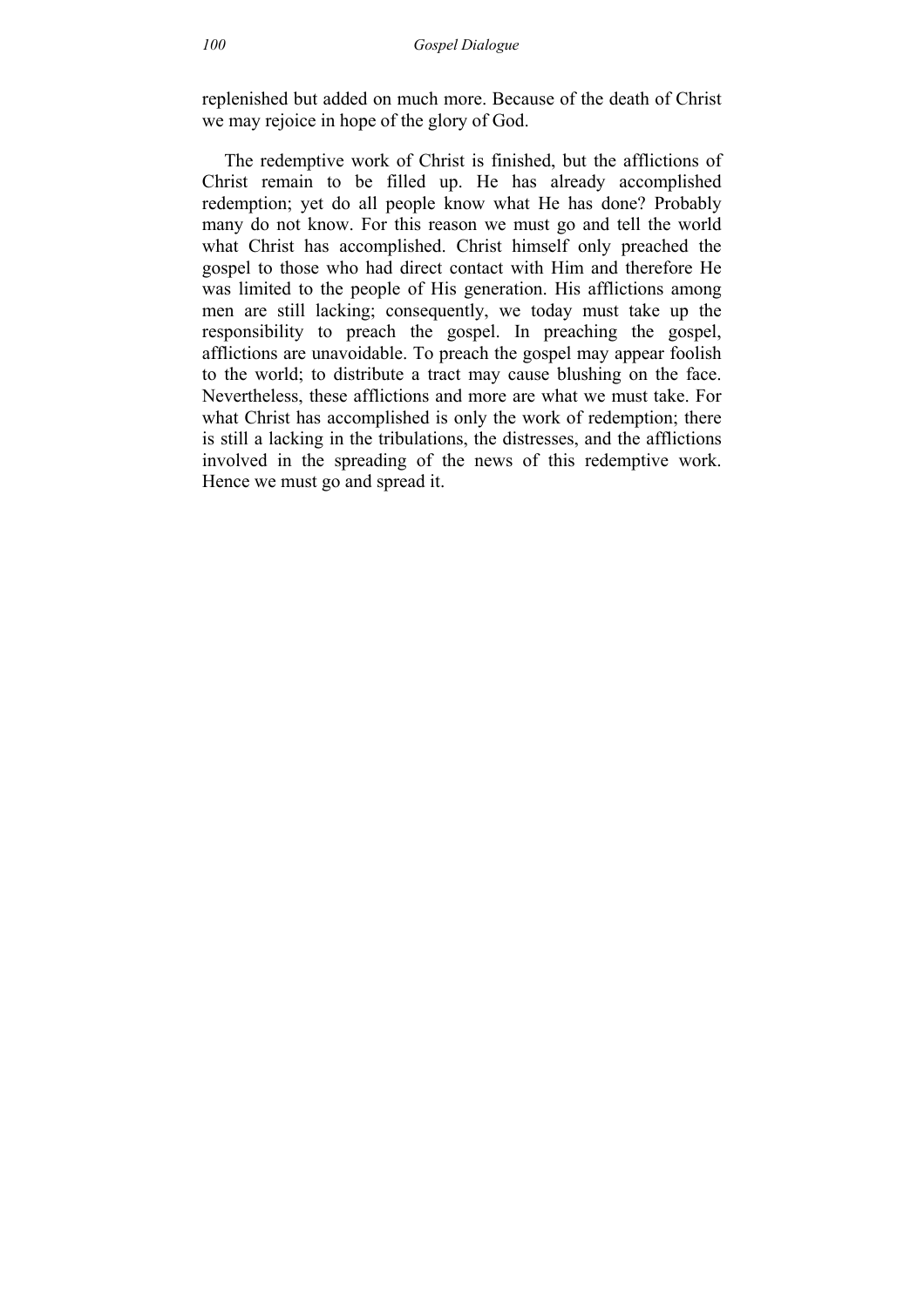replenished but added on much more. Because of the death of Christ we may rejoice in hope of the glory of God.

The redemptive work of Christ is finished, but the afflictions of Christ remain to be filled up. He has already accomplished redemption; yet do all people know what He has done? Probably many do not know. For this reason we must go and tell the world what Christ has accomplished. Christ himself only preached the gospel to those who had direct contact with Him and therefore He was limited to the people of His generation. His afflictions among men are still lacking; consequently, we today must take up the responsibility to preach the gospel. In preaching the gospel, afflictions are unavoidable. To preach the gospel may appear foolish to the world; to distribute a tract may cause blushing on the face. Nevertheless, these afflictions and more are what we must take. For what Christ has accomplished is only the work of redemption; there is still a lacking in the tribulations, the distresses, and the afflictions involved in the spreading of the news of this redemptive work. Hence we must go and spread it.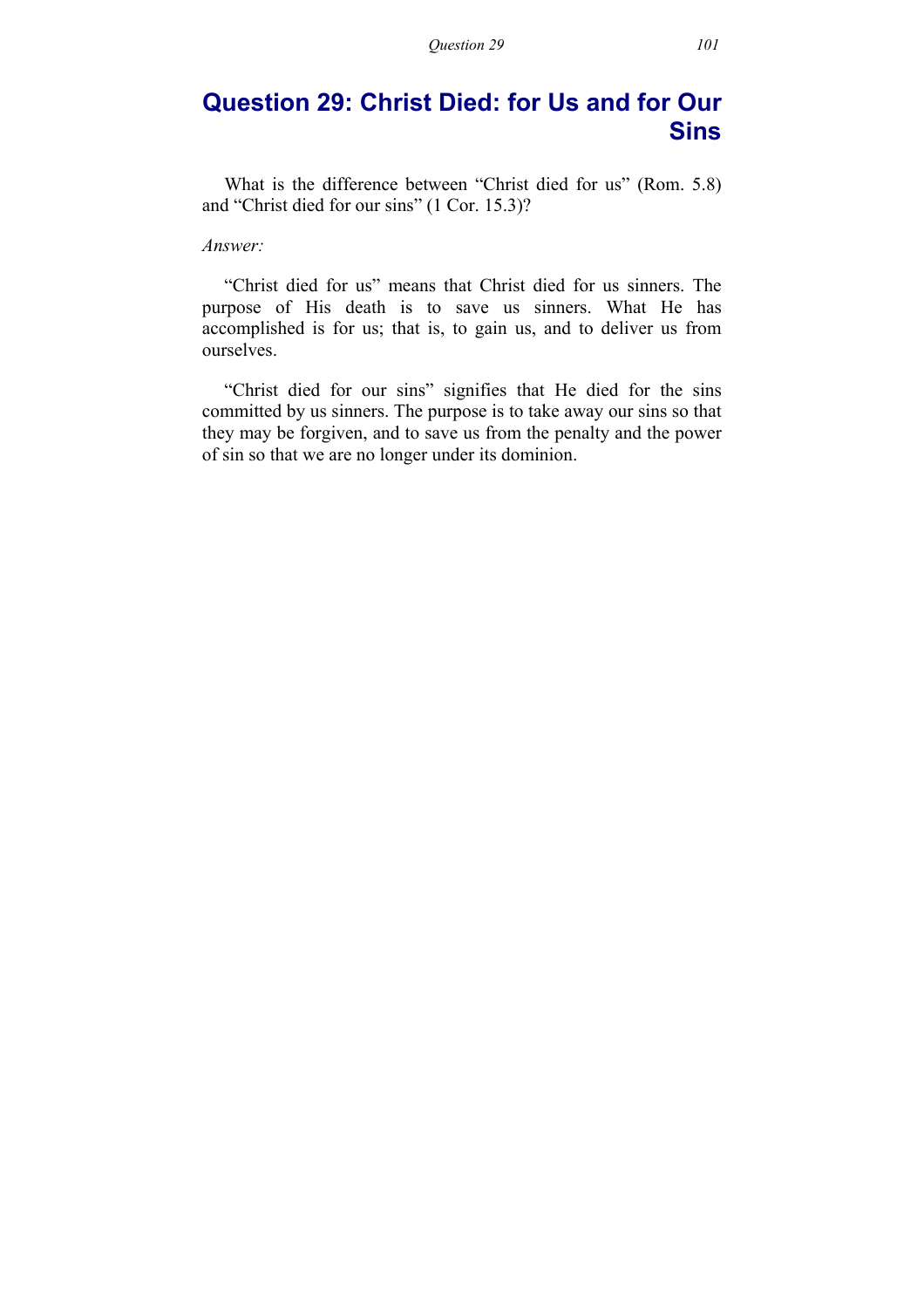# Question 29: Christ Died: for Us and for Our Sins

What is the difference between "Christ died for us" (Rom. 5.8) and "Christ died for our sins" (1 Cor. 15.3)?

*Answer:*

"Christ died for us" means that Christ died for us sinners. The purpose of His death is to save us sinners. What He has accomplished is for us; that is, to gain us, and to deliver us from ourselves.

"Christ died for our sins" signifies that He died for the sins committed by us sinners. The purpose is to take away our sins so that they may be forgiven, and to save us from the penalty and the power of sin so that we are no longer under its dominion.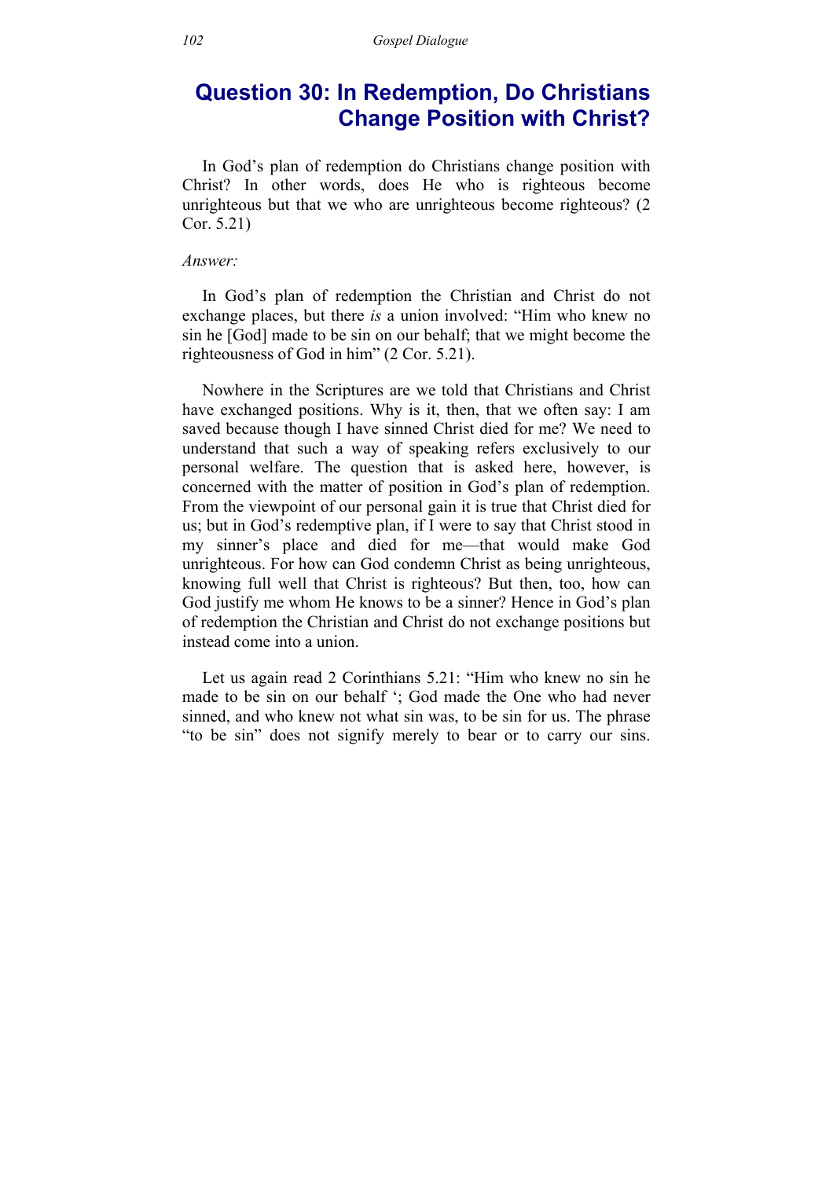# Question 30: In Redemption, Do Christians Change Position with Christ?

In God's plan of redemption do Christians change position with Christ? In other words, does He who is righteous become unrighteous but that we who are unrighteous become righteous? (2 Cor. 5.21)

*Answer:*

In God's plan of redemption the Christian and Christ do not exchange places, but there *is* a union involved: "Him who knew no sin he [God] made to be sin on our behalf; that we might become the righteousness of God in him" (2 Cor. 5.21).

Nowhere in the Scriptures are we told that Christians and Christ have exchanged positions. Why is it, then, that we often say: I am saved because though I have sinned Christ died for me? We need to understand that such a way of speaking refers exclusively to our personal welfare. The question that is asked here, however, is concerned with the matter of position in God's plan of redemption. From the viewpoint of our personal gain it is true that Christ died for us; but in God's redemptive plan, if I were to say that Christ stood in my sinner's place and died for me—that would make God unrighteous. For how can God condemn Christ as being unrighteous, knowing full well that Christ is righteous? But then, too, how can God justify me whom He knows to be a sinner? Hence in God's plan of redemption the Christian and Christ do not exchange positions but instead come into a union.

Let us again read 2 Corinthians 5.21: "Him who knew no sin he made to be sin on our behalf '; God made the One who had never sinned, and who knew not what sin was, to be sin for us. The phrase "to be sin" does not signify merely to bear or to carry our sins.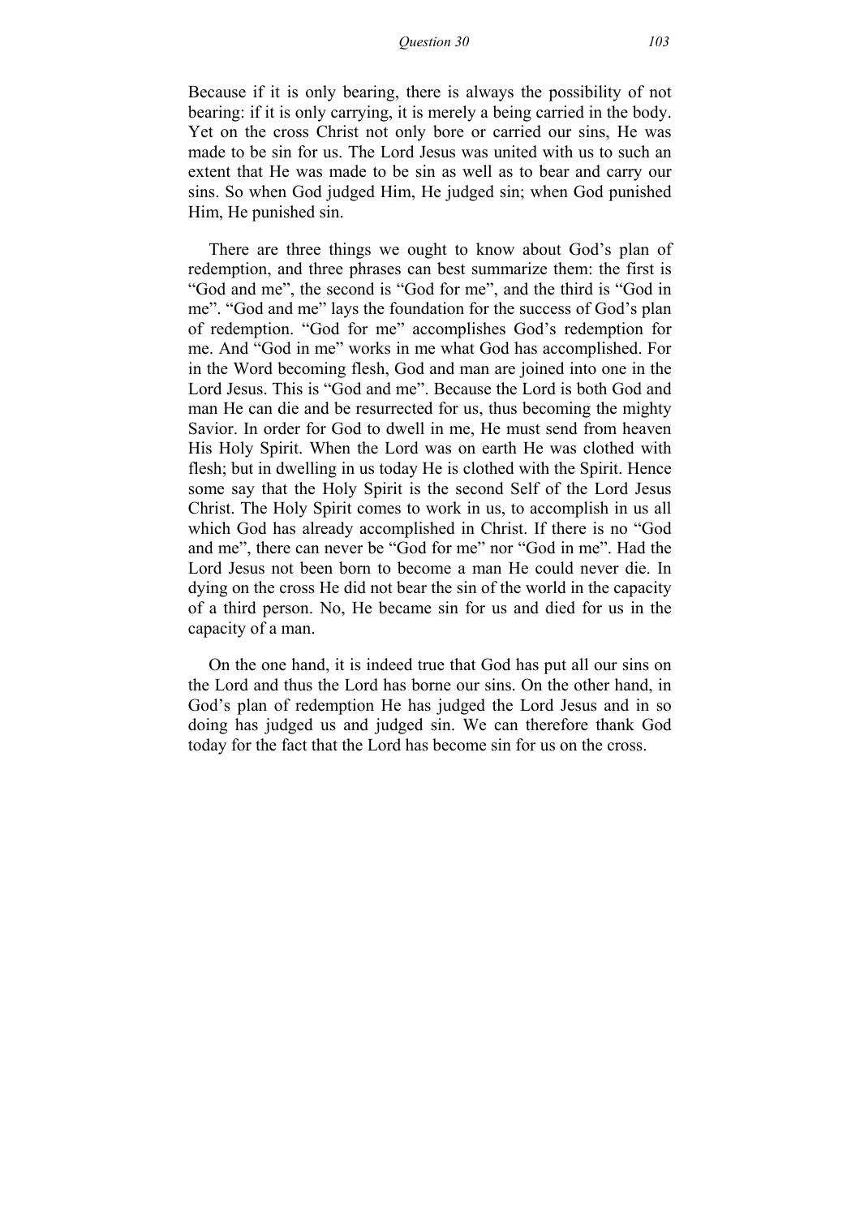Because if it is only bearing, there is always the possibility of not bearing: if it is only carrying, it is merely a being carried in the body. Yet on the cross Christ not only bore or carried our sins, He was made to be sin for us. The Lord Jesus was united with us to such an extent that He was made to be sin as well as to bear and carry our sins. So when God judged Him, He judged sin; when God punished Him, He punished sin.

There are three things we ought to know about God's plan of redemption, and three phrases can best summarize them: the first is "God and me", the second is "God for me", and the third is "God in me". "God and me" lays the foundation for the success of God's plan of redemption. "God for me" accomplishes God's redemption for me. And "God in me" works in me what God has accomplished. For in the Word becoming flesh, God and man are joined into one in the Lord Jesus. This is "God and me". Because the Lord is both God and man He can die and be resurrected for us, thus becoming the mighty Savior. In order for God to dwell in me, He must send from heaven His Holy Spirit. When the Lord was on earth He was clothed with flesh; but in dwelling in us today He is clothed with the Spirit. Hence some say that the Holy Spirit is the second Self of the Lord Jesus Christ. The Holy Spirit comes to work in us, to accomplish in us all which God has already accomplished in Christ. If there is no "God and me", there can never be "God for me" nor "God in me". Had the Lord Jesus not been born to become a man He could never die. In dying on the cross He did not bear the sin of the world in the capacity of a third person. No, He became sin for us and died for us in the capacity of a man.

On the one hand, it is indeed true that God has put all our sins on the Lord and thus the Lord has borne our sins. On the other hand, in God's plan of redemption He has judged the Lord Jesus and in so doing has judged us and judged sin. We can therefore thank God today for the fact that the Lord has become sin for us on the cross.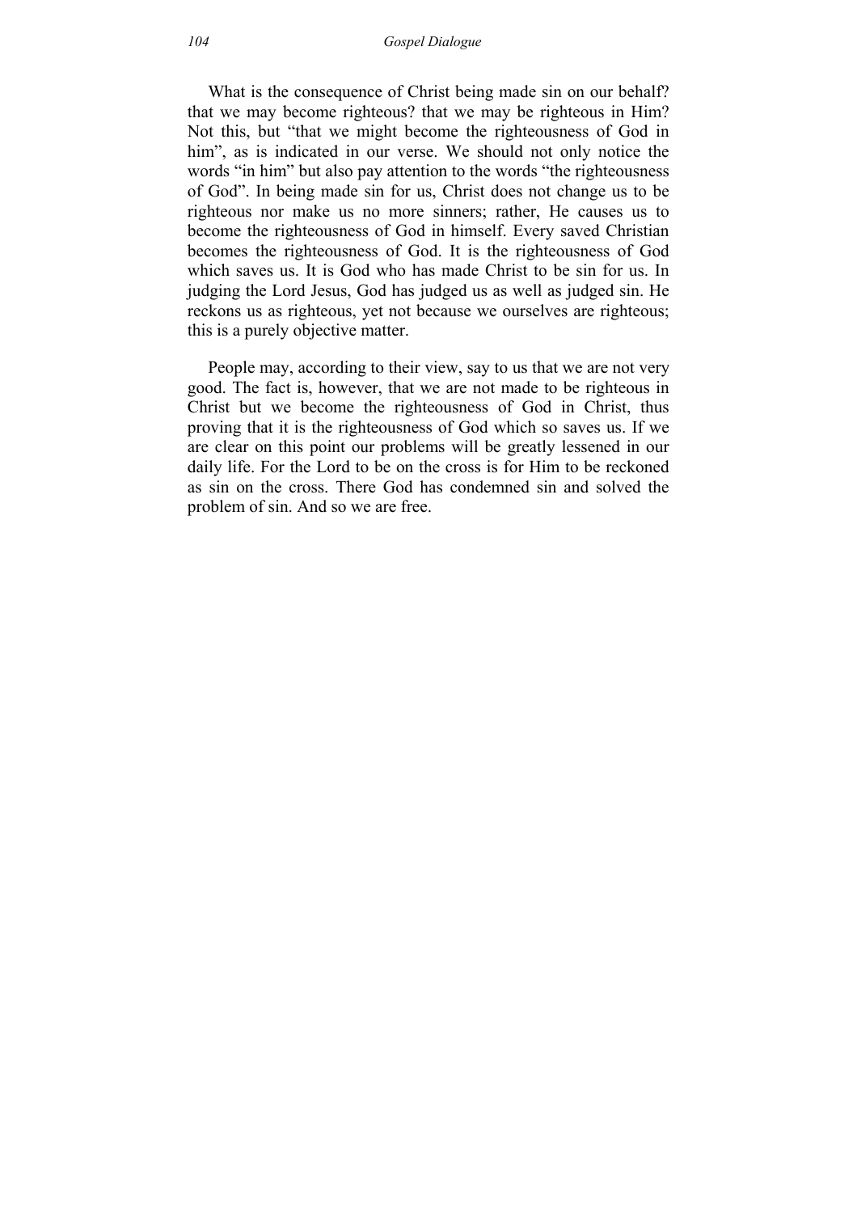What is the consequence of Christ being made sin on our behalf? that we may become righteous? that we may be righteous in Him? Not this, but "that we might become the righteousness of God in him", as is indicated in our verse. We should not only notice the words "in him" but also pay attention to the words "the righteousness of God". In being made sin for us, Christ does not change us to be righteous nor make us no more sinners; rather, He causes us to become the righteousness of God in himself. Every saved Christian becomes the righteousness of God. It is the righteousness of God which saves us. It is God who has made Christ to be sin for us. In judging the Lord Jesus, God has judged us as well as judged sin. He reckons us as righteous, yet not because we ourselves are righteous; this is a purely objective matter.

People may, according to their view, say to us that we are not very good. The fact is, however, that we are not made to be righteous in Christ but we become the righteousness of God in Christ, thus proving that it is the righteousness of God which so saves us. If we are clear on this point our problems will be greatly lessened in our daily life. For the Lord to be on the cross is for Him to be reckoned as sin on the cross. There God has condemned sin and solved the problem of sin. And so we are free.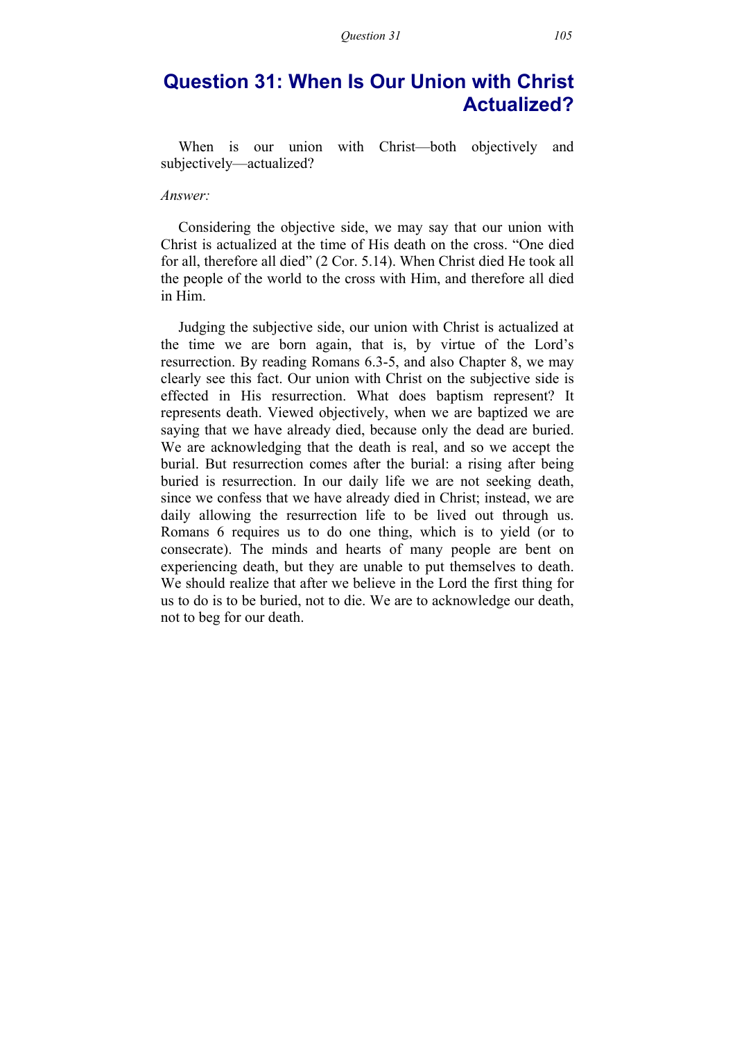# Question 31: When Is Our Union with Christ Actualized?

When is our union with Christ—both objectively and subjectively—actualized?

*Answer:*

Considering the objective side, we may say that our union with Christ is actualized at the time of His death on the cross. "One died for all, therefore all died" (2 Cor. 5.14). When Christ died He took all the people of the world to the cross with Him, and therefore all died in Him.

Judging the subjective side, our union with Christ is actualized at the time we are born again, that is, by virtue of the Lord's resurrection. By reading Romans 6.3-5, and also Chapter 8, we may clearly see this fact. Our union with Christ on the subjective side is effected in His resurrection. What does baptism represent? It represents death. Viewed objectively, when we are baptized we are saying that we have already died, because only the dead are buried. We are acknowledging that the death is real, and so we accept the burial. But resurrection comes after the burial: a rising after being buried is resurrection. In our daily life we are not seeking death, since we confess that we have already died in Christ; instead, we are daily allowing the resurrection life to be lived out through us. Romans 6 requires us to do one thing, which is to yield (or to consecrate). The minds and hearts of many people are bent on experiencing death, but they are unable to put themselves to death. We should realize that after we believe in the Lord the first thing for us to do is to be buried, not to die. We are to acknowledge our death, not to beg for our death.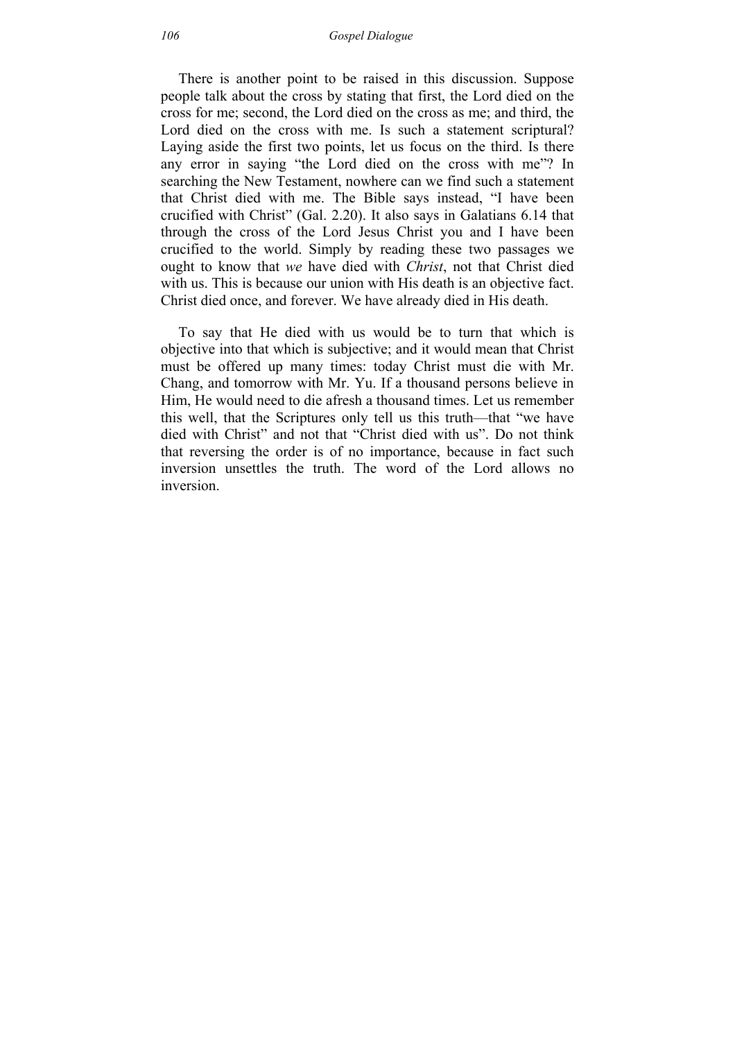There is another point to be raised in this discussion. Suppose people talk about the cross by stating that first, the Lord died on the cross for me; second, the Lord died on the cross as me; and third, the Lord died on the cross with me. Is such a statement scriptural? Laying aside the first two points, let us focus on the third. Is there any error in saying "the Lord died on the cross with me"? In searching the New Testament, nowhere can we find such a statement that Christ died with me. The Bible says instead, "I have been crucified with Christ" (Gal. 2.20). It also says in Galatians 6.14 that through the cross of the Lord Jesus Christ you and I have been crucified to the world. Simply by reading these two passages we ought to know that *we* have died with *Christ*, not that Christ died with us. This is because our union with His death is an objective fact. Christ died once, and forever. We have already died in His death.

To say that He died with us would be to turn that which is objective into that which is subjective; and it would mean that Christ must be offered up many times: today Christ must die with Mr. Chang, and tomorrow with Mr. Yu. If a thousand persons believe in Him, He would need to die afresh a thousand times. Let us remember this well, that the Scriptures only tell us this truth—that "we have died with Christ" and not that "Christ died with us". Do not think that reversing the order is of no importance, because in fact such inversion unsettles the truth. The word of the Lord allows no inversion.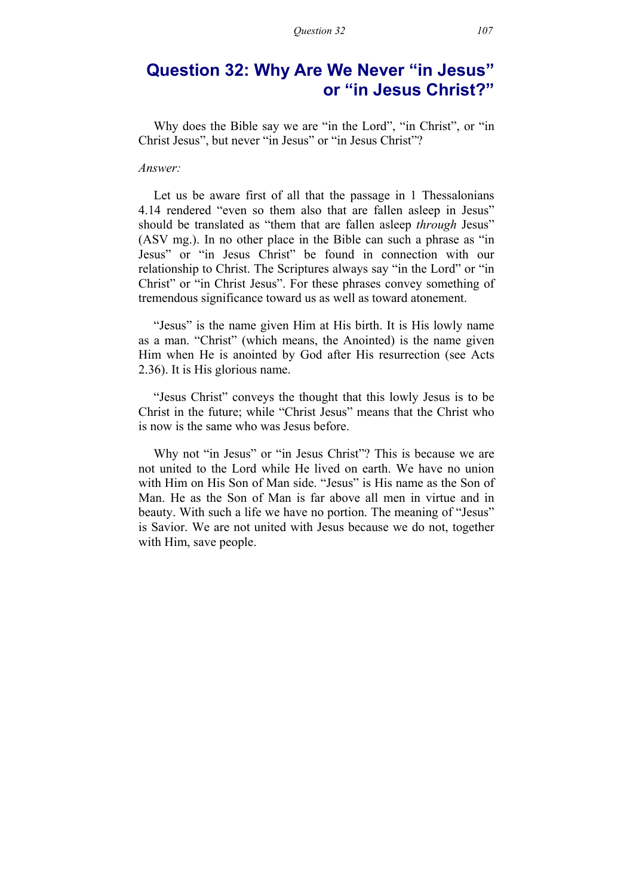# Question 32: Why Are We Never "in Jesus" or "in Jesus Christ?"

Why does the Bible say we are "in the Lord", "in Christ", or "in Christ Jesus", but never "in Jesus" or "in Jesus Christ"?

*Answer:*

Let us be aware first of all that the passage in 1 Thessalonians 4.14 rendered "even so them also that are fallen asleep in Jesus" should be translated as "them that are fallen asleep *through* Jesus" (ASV mg.). In no other place in the Bible can such a phrase as "in Jesus" or "in Jesus Christ" be found in connection with our relationship to Christ. The Scriptures always say "in the Lord" or "in Christ" or "in Christ Jesus". For these phrases convey something of tremendous significance toward us as well as toward atonement.

"Jesus" is the name given Him at His birth. It is His lowly name as a man. "Christ" (which means, the Anointed) is the name given Him when He is anointed by God after His resurrection (see Acts 2.36). It is His glorious name.

"Jesus Christ" conveys the thought that this lowly Jesus is to be Christ in the future; while "Christ Jesus" means that the Christ who is now is the same who was Jesus before.

Why not "in Jesus" or "in Jesus Christ"? This is because we are not united to the Lord while He lived on earth. We have no union with Him on His Son of Man side. "Jesus" is His name as the Son of Man. He as the Son of Man is far above all men in virtue and in beauty. With such a life we have no portion. The meaning of "Jesus" is Savior. We are not united with Jesus because we do not, together with Him, save people.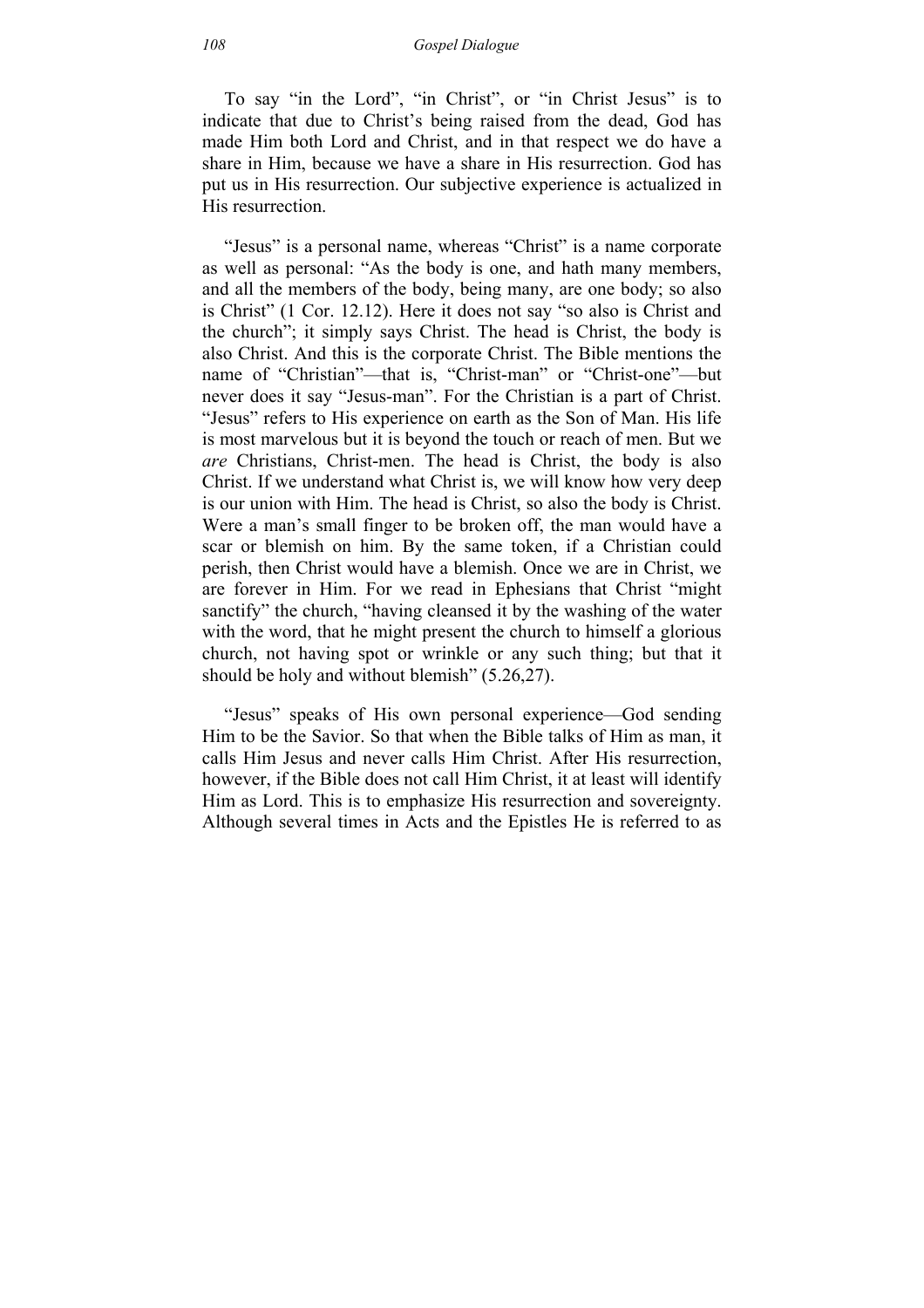To say "in the Lord", "in Christ", or "in Christ Jesus" is to indicate that due to Christ's being raised from the dead, God has made Him both Lord and Christ, and in that respect we do have a share in Him, because we have a share in His resurrection. God has put us in His resurrection. Our subjective experience is actualized in His resurrection.

"Jesus" is a personal name, whereas "Christ" is a name corporate as well as personal: "As the body is one, and hath many members, and all the members of the body, being many, are one body; so also is Christ" (1 Cor. 12.12). Here it does not say "so also is Christ and the church"; it simply says Christ. The head is Christ, the body is also Christ. And this is the corporate Christ. The Bible mentions the name of "Christian"—that is, "Christ-man" or "Christ-one"—but never does it say "Jesus-man". For the Christian is a part of Christ. "Jesus" refers to His experience on earth as the Son of Man. His life is most marvelous but it is beyond the touch or reach of men. But we *are* Christians, Christ-men. The head is Christ, the body is also Christ. If we understand what Christ is, we will know how very deep is our union with Him. The head is Christ, so also the body is Christ. Were a man's small finger to be broken off, the man would have a scar or blemish on him. By the same token, if a Christian could perish, then Christ would have a blemish. Once we are in Christ, we are forever in Him. For we read in Ephesians that Christ "might sanctify" the church, "having cleansed it by the washing of the water with the word, that he might present the church to himself a glorious church, not having spot or wrinkle or any such thing; but that it should be holy and without blemish" (5.26,27).

"Jesus" speaks of His own personal experience—God sending Him to be the Savior. So that when the Bible talks of Him as man, it calls Him Jesus and never calls Him Christ. After His resurrection, however, if the Bible does not call Him Christ, it at least will identify Him as Lord. This is to emphasize His resurrection and sovereignty. Although several times in Acts and the Epistles He is referred to as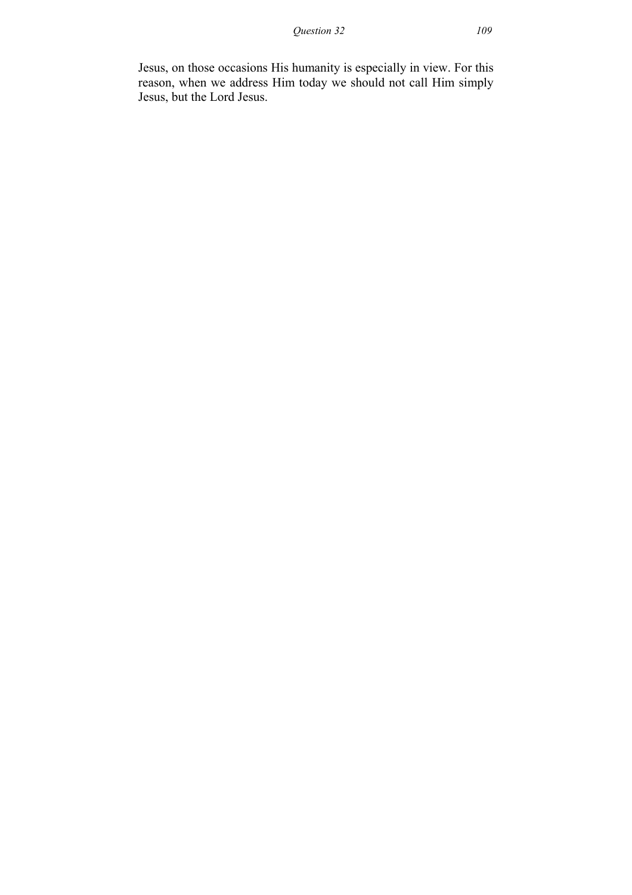Jesus, on those occasions His humanity is especially in view. For this reason, when we address Him today we should not call Him simply Jesus, but the Lord Jesus.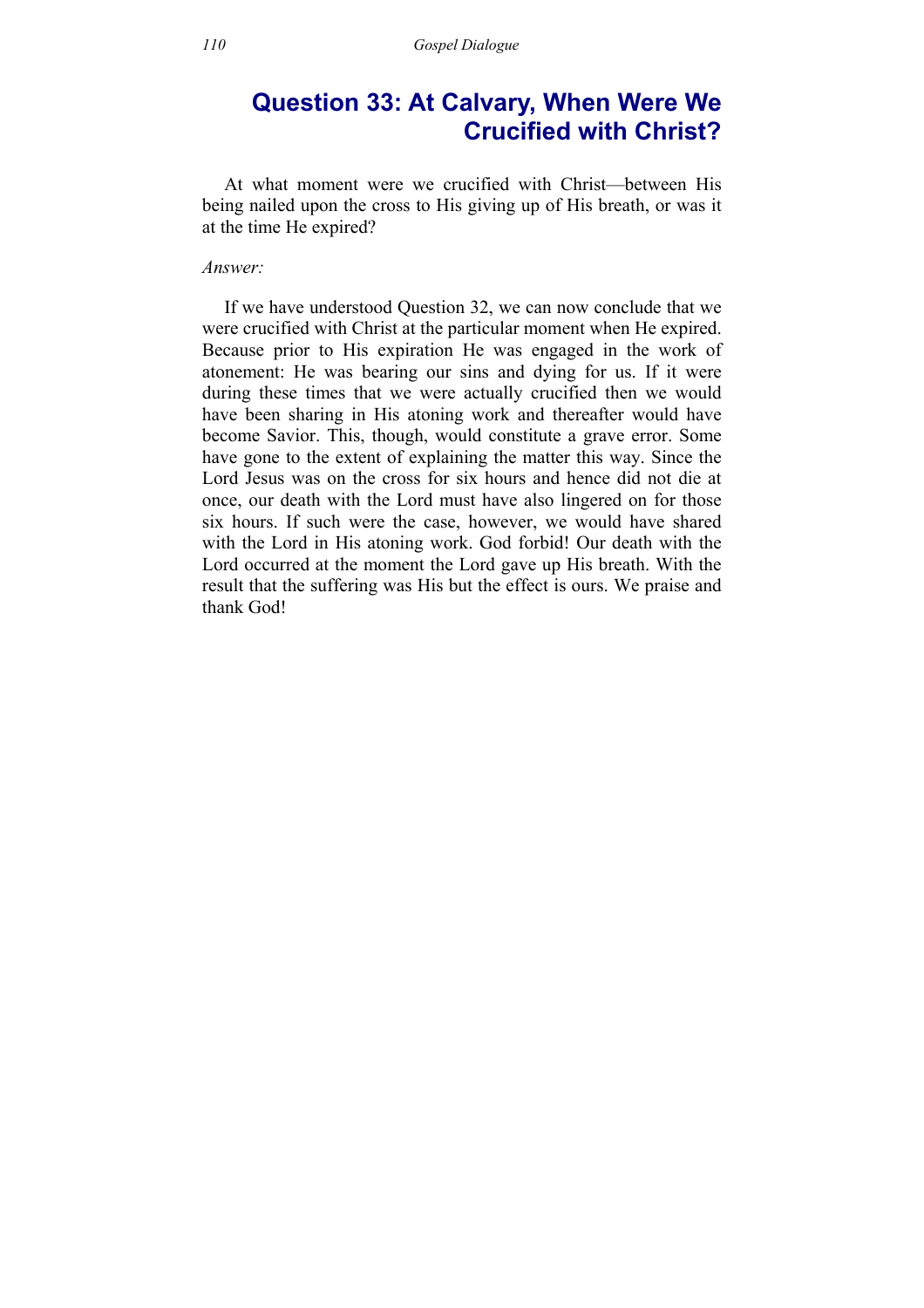## Question 33: At Calvary, When Were We Crucified with Christ?

At what moment were we crucified with Christ—between His being nailed upon the cross to His giving up of His breath, or was it at the time He expired?

*Answer:*

If we have understood Question 32, we can now conclude that we were crucified with Christ at the particular moment when He expired. Because prior to His expiration He was engaged in the work of atonement: He was bearing our sins and dying for us. If it were during these times that we were actually crucified then we would have been sharing in His atoning work and thereafter would have become Savior. This, though, would constitute a grave error. Some have gone to the extent of explaining the matter this way. Since the Lord Jesus was on the cross for six hours and hence did not die at once, our death with the Lord must have also lingered on for those six hours. If such were the case, however, we would have shared with the Lord in His atoning work. God forbid! Our death with the Lord occurred at the moment the Lord gave up His breath. With the result that the suffering was His but the effect is ours. We praise and thank God!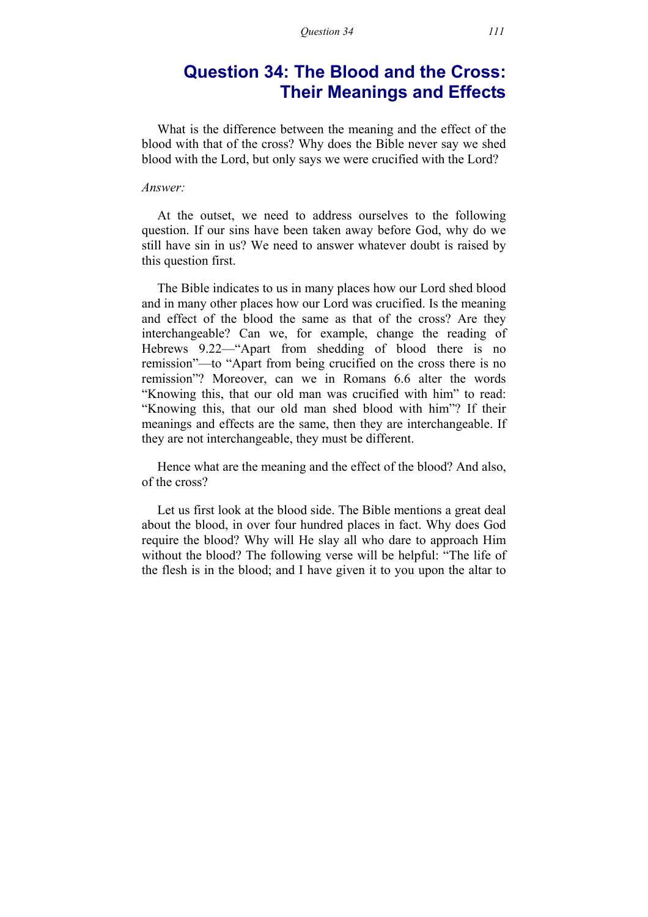# Question 34: The Blood and the Cross: Their Meanings and Effects

What is the difference between the meaning and the effect of the blood with that of the cross? Why does the Bible never say we shed blood with the Lord, but only says we were crucified with the Lord?

*Answer:*

At the outset, we need to address ourselves to the following question. If our sins have been taken away before God, why do we still have sin in us? We need to answer whatever doubt is raised by this question first.

The Bible indicates to us in many places how our Lord shed blood and in many other places how our Lord was crucified. Is the meaning and effect of the blood the same as that of the cross? Are they interchangeable? Can we, for example, change the reading of Hebrews 9.22—"Apart from shedding of blood there is no remission"—to "Apart from being crucified on the cross there is no remission"? Moreover, can we in Romans 6.6 alter the words "Knowing this, that our old man was crucified with him" to read: "Knowing this, that our old man shed blood with him"? If their meanings and effects are the same, then they are interchangeable. If they are not interchangeable, they must be different.

Hence what are the meaning and the effect of the blood? And also, of the cross?

Let us first look at the blood side. The Bible mentions a great deal about the blood, in over four hundred places in fact. Why does God require the blood? Why will He slay all who dare to approach Him without the blood? The following verse will be helpful: "The life of the flesh is in the blood; and I have given it to you upon the altar to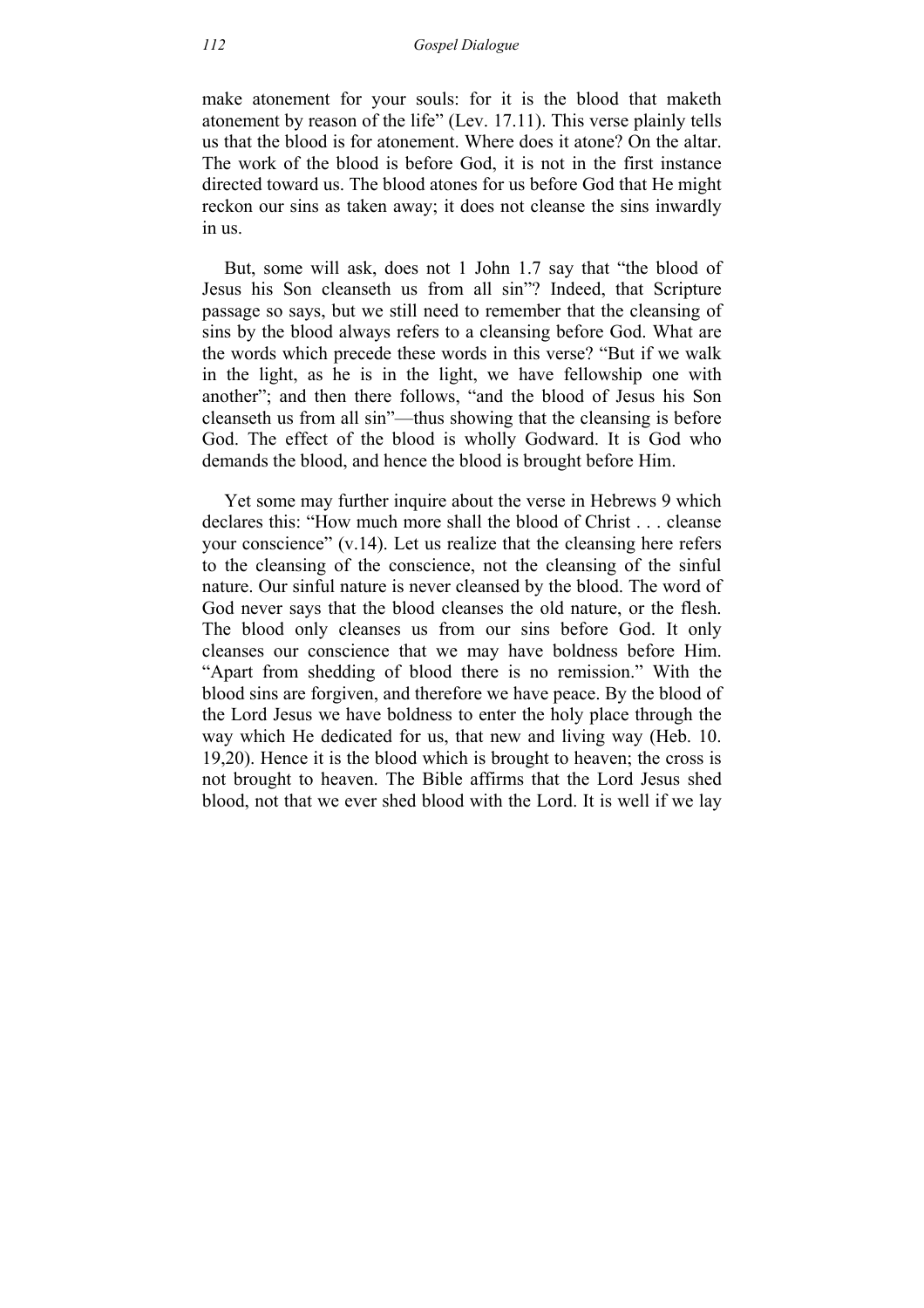make atonement for your souls: for it is the blood that maketh atonement by reason of the life" (Lev. 17.11). This verse plainly tells us that the blood is for atonement. Where does it atone? On the altar. The work of the blood is before God, it is not in the first instance directed toward us. The blood atones for us before God that He might reckon our sins as taken away; it does not cleanse the sins inwardly in us.

But, some will ask, does not 1 John 1.7 say that "the blood of Jesus his Son cleanseth us from all sin"? Indeed, that Scripture passage so says, but we still need to remember that the cleansing of sins by the blood always refers to a cleansing before God. What are the words which precede these words in this verse? "But if we walk in the light, as he is in the light, we have fellowship one with another"; and then there follows, "and the blood of Jesus his Son cleanseth us from all sin"—thus showing that the cleansing is before God. The effect of the blood is wholly Godward. It is God who demands the blood, and hence the blood is brought before Him.

Yet some may further inquire about the verse in Hebrews 9 which declares this: "How much more shall the blood of Christ . . . cleanse your conscience" (v.14). Let us realize that the cleansing here refers to the cleansing of the conscience, not the cleansing of the sinful nature. Our sinful nature is never cleansed by the blood. The word of God never says that the blood cleanses the old nature, or the flesh. The blood only cleanses us from our sins before God. It only cleanses our conscience that we may have boldness before Him. "Apart from shedding of blood there is no remission." With the blood sins are forgiven, and therefore we have peace. By the blood of the Lord Jesus we have boldness to enter the holy place through the way which He dedicated for us, that new and living way (Heb. 10. 19,20). Hence it is the blood which is brought to heaven; the cross is not brought to heaven. The Bible affirms that the Lord Jesus shed blood, not that we ever shed blood with the Lord. It is well if we lay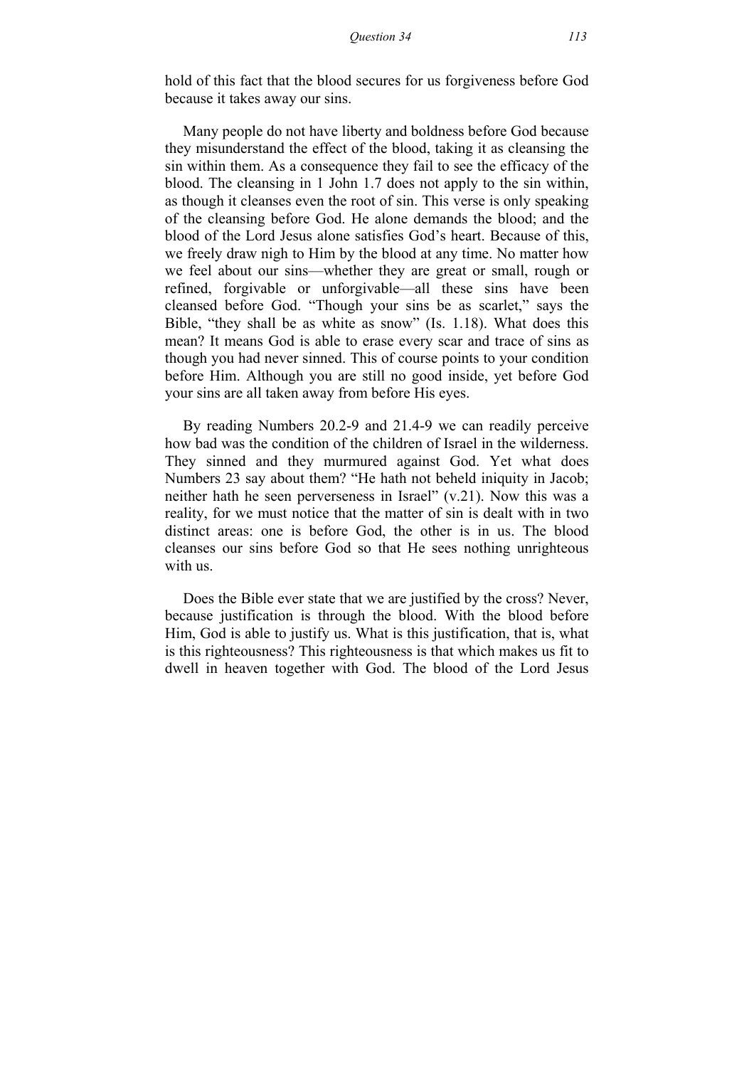hold of this fact that the blood secures for us forgiveness before God because it takes away our sins.

Many people do not have liberty and boldness before God because they misunderstand the effect of the blood, taking it as cleansing the sin within them. As a consequence they fail to see the efficacy of the blood. The cleansing in 1 John 1.7 does not apply to the sin within, as though it cleanses even the root of sin. This verse is only speaking of the cleansing before God. He alone demands the blood; and the blood of the Lord Jesus alone satisfies God's heart. Because of this, we freely draw nigh to Him by the blood at any time. No matter how we feel about our sins—whether they are great or small, rough or refined, forgivable or unforgivable—all these sins have been cleansed before God. "Though your sins be as scarlet," says the Bible, "they shall be as white as snow" (Is. 1.18). What does this mean? It means God is able to erase every scar and trace of sins as though you had never sinned. This of course points to your condition before Him. Although you are still no good inside, yet before God your sins are all taken away from before His eyes.

By reading Numbers 20.2-9 and 21.4-9 we can readily perceive how bad was the condition of the children of Israel in the wilderness. They sinned and they murmured against God. Yet what does Numbers 23 say about them? "He hath not beheld iniquity in Jacob; neither hath he seen perverseness in Israel" (v.21). Now this was a reality, for we must notice that the matter of sin is dealt with in two distinct areas: one is before God, the other is in us. The blood cleanses our sins before God so that He sees nothing unrighteous with us.

Does the Bible ever state that we are justified by the cross? Never, because justification is through the blood. With the blood before Him, God is able to justify us. What is this justification, that is, what is this righteousness? This righteousness is that which makes us fit to dwell in heaven together with God. The blood of the Lord Jesus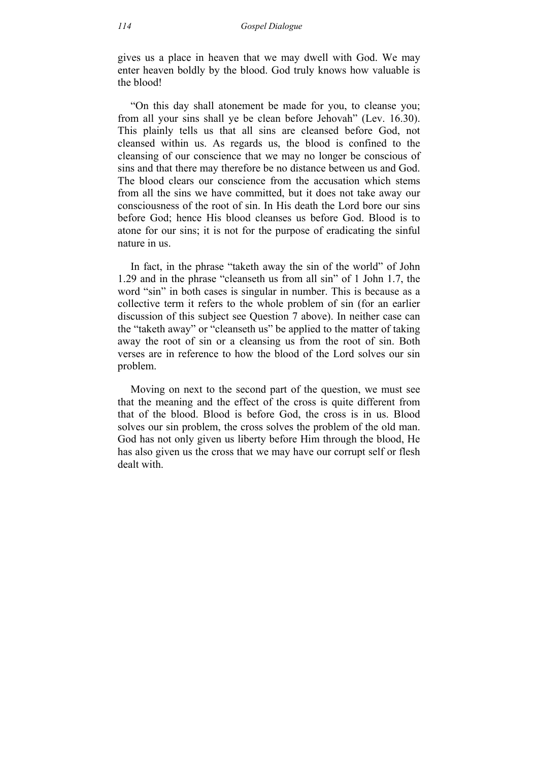gives us a place in heaven that we may dwell with God. We may enter heaven boldly by the blood. God truly knows how valuable is the blood!

"On this day shall atonement be made for you, to cleanse you; from all your sins shall ye be clean before Jehovah" (Lev. 16.30). This plainly tells us that all sins are cleansed before God, not cleansed within us. As regards us, the blood is confined to the cleansing of our conscience that we may no longer be conscious of sins and that there may therefore be no distance between us and God. The blood clears our conscience from the accusation which stems from all the sins we have committed, but it does not take away our consciousness of the root of sin. In His death the Lord bore our sins before God; hence His blood cleanses us before God. Blood is to atone for our sins; it is not for the purpose of eradicating the sinful nature in us.

In fact, in the phrase "taketh away the sin of the world" of John 1.29 and in the phrase "cleanseth us from all sin" of 1 John 1.7, the word "sin" in both cases is singular in number. This is because as a collective term it refers to the whole problem of sin (for an earlier discussion of this subject see Question 7 above). In neither case can the "taketh away" or "cleanseth us" be applied to the matter of taking away the root of sin or a cleansing us from the root of sin. Both verses are in reference to how the blood of the Lord solves our sin problem.

Moving on next to the second part of the question, we must see that the meaning and the effect of the cross is quite different from that of the blood. Blood is before God, the cross is in us. Blood solves our sin problem, the cross solves the problem of the old man. God has not only given us liberty before Him through the blood, He has also given us the cross that we may have our corrupt self or flesh dealt with.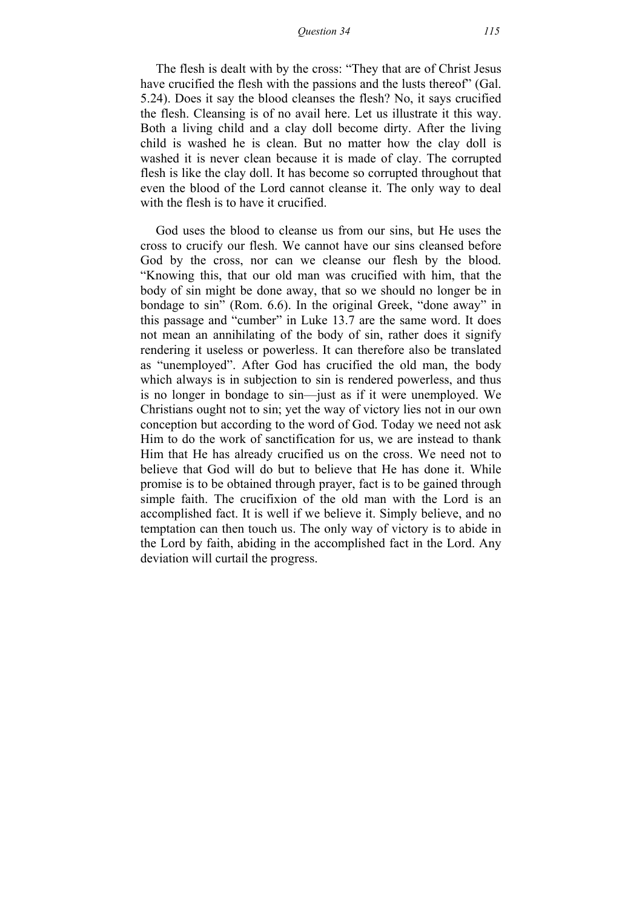The flesh is dealt with by the cross: "They that are of Christ Jesus have crucified the flesh with the passions and the lusts thereof" (Gal. 5.24). Does it say the blood cleanses the flesh? No, it says crucified the flesh. Cleansing is of no avail here. Let us illustrate it this way. Both a living child and a clay doll become dirty. After the living child is washed he is clean. But no matter how the clay doll is washed it is never clean because it is made of clay. The corrupted flesh is like the clay doll. It has become so corrupted throughout that even the blood of the Lord cannot cleanse it. The only way to deal with the flesh is to have it crucified.

God uses the blood to cleanse us from our sins, but He uses the cross to crucify our flesh. We cannot have our sins cleansed before God by the cross, nor can we cleanse our flesh by the blood. "Knowing this, that our old man was crucified with him, that the body of sin might be done away, that so we should no longer be in bondage to sin" (Rom. 6.6). In the original Greek, "done away" in this passage and "cumber" in Luke 13.7 are the same word. It does not mean an annihilating of the body of sin, rather does it signify rendering it useless or powerless. It can therefore also be translated as "unemployed". After God has crucified the old man, the body which always is in subjection to sin is rendered powerless, and thus is no longer in bondage to sin—just as if it were unemployed. We Christians ought not to sin; yet the way of victory lies not in our own conception but according to the word of God. Today we need not ask Him to do the work of sanctification for us, we are instead to thank Him that He has already crucified us on the cross. We need not to believe that God will do but to believe that He has done it. While promise is to be obtained through prayer, fact is to be gained through simple faith. The crucifixion of the old man with the Lord is an accomplished fact. It is well if we believe it. Simply believe, and no temptation can then touch us. The only way of victory is to abide in the Lord by faith, abiding in the accomplished fact in the Lord. Any deviation will curtail the progress.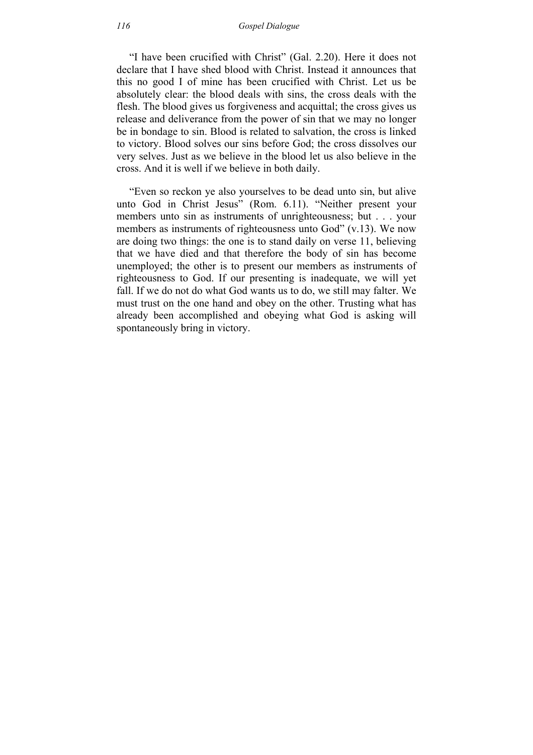"I have been crucified with Christ" (Gal. 2.20). Here it does not declare that I have shed blood with Christ. Instead it announces that this no good I of mine has been crucified with Christ. Let us be absolutely clear: the blood deals with sins, the cross deals with the flesh. The blood gives us forgiveness and acquittal; the cross gives us release and deliverance from the power of sin that we may no longer be in bondage to sin. Blood is related to salvation, the cross is linked to victory. Blood solves our sins before God; the cross dissolves our very selves. Just as we believe in the blood let us also believe in the cross. And it is well if we believe in both daily.

"Even so reckon ye also yourselves to be dead unto sin, but alive unto God in Christ Jesus" (Rom. 6.11). "Neither present your members unto sin as instruments of unrighteousness; but . . . your members as instruments of righteousness unto God" (v.13). We now are doing two things: the one is to stand daily on verse 11, believing that we have died and that therefore the body of sin has become unemployed; the other is to present our members as instruments of righteousness to God. If our presenting is inadequate, we will yet fall. If we do not do what God wants us to do, we still may falter. We must trust on the one hand and obey on the other. Trusting what has already been accomplished and obeying what God is asking will spontaneously bring in victory.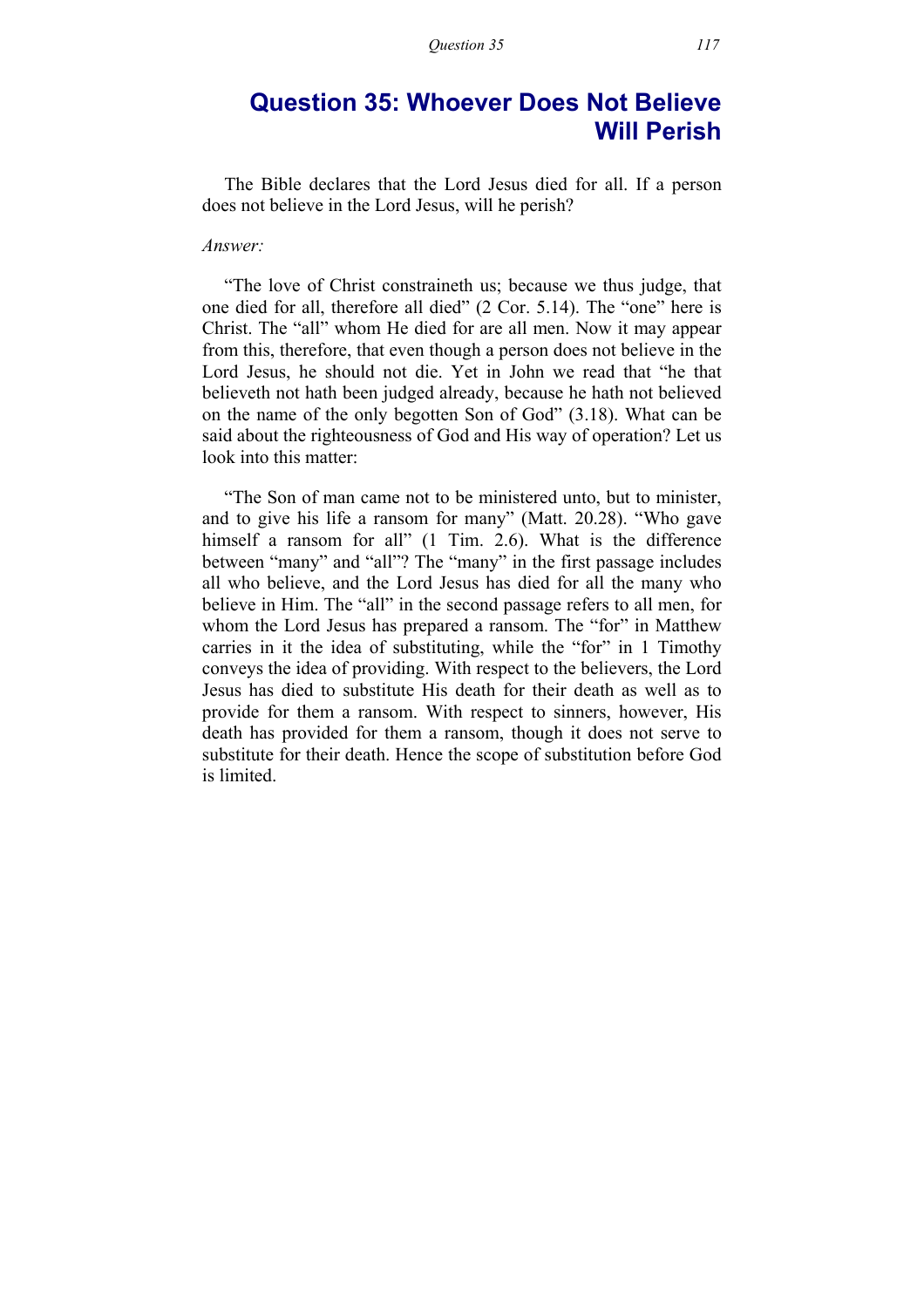## Question 35: Whoever Does Not Believe Will Perish

The Bible declares that the Lord Jesus died for all. If a person does not believe in the Lord Jesus, will he perish?

*Answer:*

"The love of Christ constraineth us; because we thus judge, that one died for all, therefore all died" (2 Cor. 5.14). The "one" here is Christ. The "all" whom He died for are all men. Now it may appear from this, therefore, that even though a person does not believe in the Lord Jesus, he should not die. Yet in John we read that "he that believeth not hath been judged already, because he hath not believed on the name of the only begotten Son of God" (3.18). What can be said about the righteousness of God and His way of operation? Let us look into this matter:

"The Son of man came not to be ministered unto, but to minister, and to give his life a ransom for many" (Matt. 20.28). "Who gave himself a ransom for all" (1 Tim. 2.6). What is the difference between "many" and "all"? The "many" in the first passage includes all who believe, and the Lord Jesus has died for all the many who believe in Him. The "all" in the second passage refers to all men, for whom the Lord Jesus has prepared a ransom. The "for" in Matthew carries in it the idea of substituting, while the "for" in 1 Timothy conveys the idea of providing. With respect to the believers, the Lord Jesus has died to substitute His death for their death as well as to provide for them a ransom. With respect to sinners, however, His death has provided for them a ransom, though it does not serve to substitute for their death. Hence the scope of substitution before God is limited.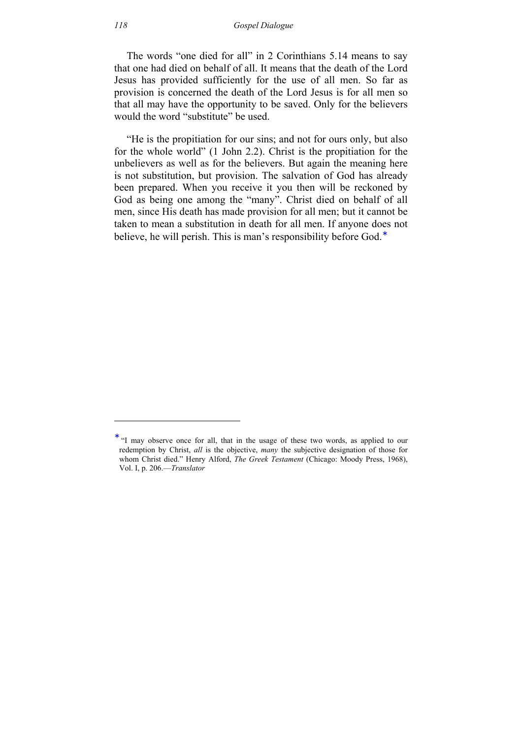The words "one died for all" in 2 Corinthians 5.14 means to say that one had died on behalf of all. It means that the death of the Lord Jesus has provided sufficiently for the use of all men. So far as provision is concerned the death of the Lord Jesus is for all men so that all may have the opportunity to be saved. Only for the believers would the word "substitute" be used.

"He is the propitiation for our sins; and not for ours only, but also for the whole world" (1 John 2.2). Christ is the propitiation for the unbelievers as well as for the believers. But again the meaning here is not substitution, but provision. The salvation of God has already been prepared. When you receive it you then will be reckoned by God as being one among the "many". Christ died on behalf of all men, since His death has made provision for all men; but it cannot be taken to mean a substitution in death for all men. If anyone does not believe, he will perish. This is man's responsibility before God.*

---

* "I may observe once for all, that in the usage of these two words, as applied to our redemption by Christ, *all* is the objective, *many* the subjective designation of those for whom Christ died." Henry Alford, *The Greek Testament* (Chicago: Moody Press, 1968), Vol. I, p. 206.—*Translator*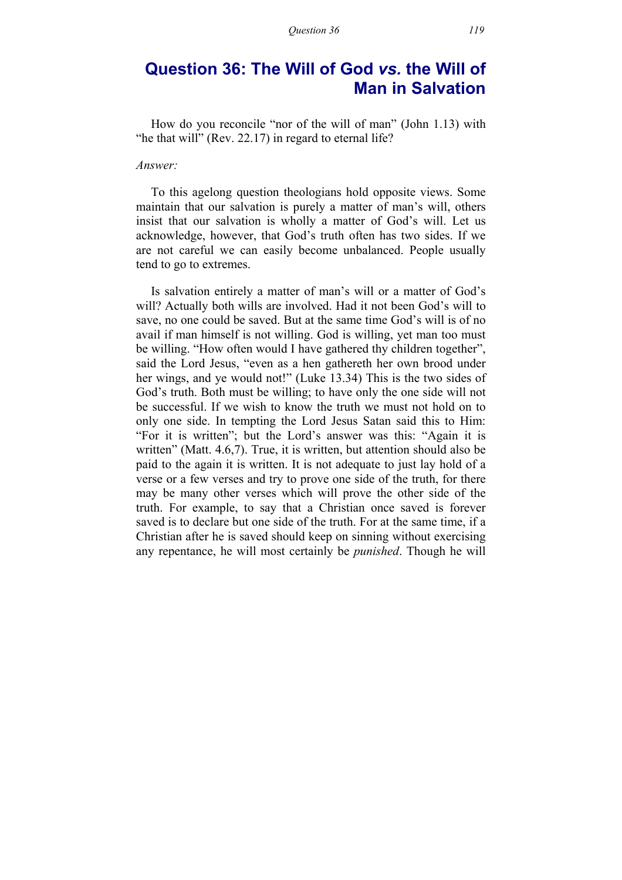# Question 36: The Will of God *vs.* the Will of Man in Salvation

How do you reconcile "nor of the will of man" (John 1.13) with "he that will" (Rev. 22.17) in regard to eternal life?

*Answer:*

To this agelong question theologians hold opposite views. Some maintain that our salvation is purely a matter of man's will, others insist that our salvation is wholly a matter of God's will. Let us acknowledge, however, that God's truth often has two sides. If we are not careful we can easily become unbalanced. People usually tend to go to extremes.

Is salvation entirely a matter of man's will or a matter of God's will? Actually both wills are involved. Had it not been God's will to save, no one could be saved. But at the same time God's will is of no avail if man himself is not willing. God is willing, yet man too must be willing. "How often would I have gathered thy children together", said the Lord Jesus, "even as a hen gathereth her own brood under her wings, and ye would not!" (Luke 13.34) This is the two sides of God's truth. Both must be willing; to have only the one side will not be successful. If we wish to know the truth we must not hold on to only one side. In tempting the Lord Jesus Satan said this to Him: "For it is written"; but the Lord's answer was this: "Again it is written" (Matt. 4.6,7). True, it is written, but attention should also be paid to the again it is written. It is not adequate to just lay hold of a verse or a few verses and try to prove one side of the truth, for there may be many other verses which will prove the other side of the truth. For example, to say that a Christian once saved is forever saved is to declare but one side of the truth. For at the same time, if a Christian after he is saved should keep on sinning without exercising any repentance, he will most certainly be *punished*. Though he will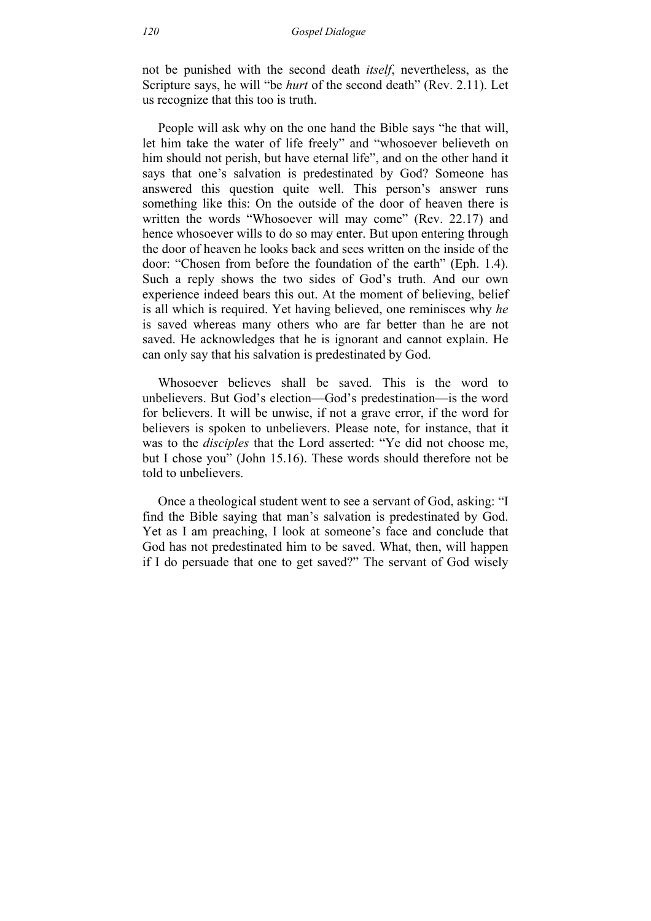not be punished with the second death *itself*, nevertheless, as the Scripture says, he will "be *hurt* of the second death" (Rev. 2.11). Let us recognize that this too is truth.

People will ask why on the one hand the Bible says "he that will, let him take the water of life freely" and "whosoever believeth on him should not perish, but have eternal life", and on the other hand it says that one's salvation is predestinated by God? Someone has answered this question quite well. This person's answer runs something like this: On the outside of the door of heaven there is written the words "Whosoever will may come" (Rev. 22.17) and hence whosoever wills to do so may enter. But upon entering through the door of heaven he looks back and sees written on the inside of the door: "Chosen from before the foundation of the earth" (Eph. 1.4). Such a reply shows the two sides of God's truth. And our own experience indeed bears this out. At the moment of believing, belief is all which is required. Yet having believed, one reminisces why *he* is saved whereas many others who are far better than he are not saved. He acknowledges that he is ignorant and cannot explain. He can only say that his salvation is predestinated by God.

Whosoever believes shall be saved. This is the word to unbelievers. But God's election—God's predestination—is the word for believers. It will be unwise, if not a grave error, if the word for believers is spoken to unbelievers. Please note, for instance, that it was to the *disciples* that the Lord asserted: "Ye did not choose me, but I chose you" (John 15.16). These words should therefore not be told to unbelievers.

Once a theological student went to see a servant of God, asking: "I find the Bible saying that man's salvation is predestinated by God. Yet as I am preaching, I look at someone's face and conclude that God has not predestinated him to be saved. What, then, will happen if I do persuade that one to get saved?" The servant of God wisely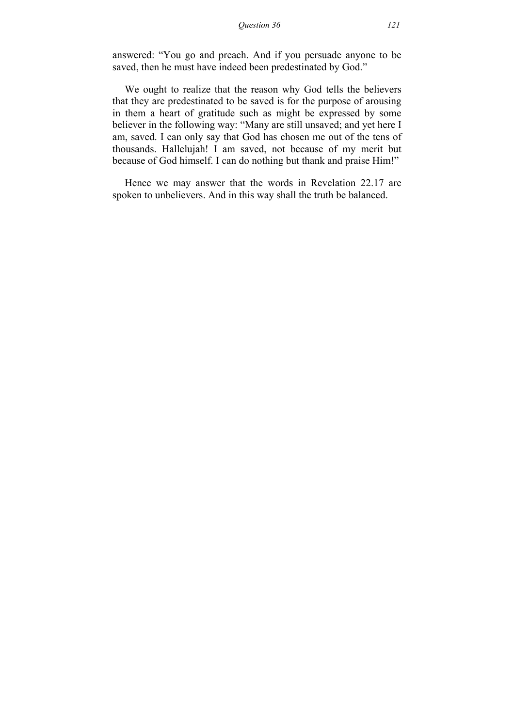answered: “You go and preach. And if you persuade anyone to be saved, then he must have indeed been predestinated by God.”

We ought to realize that the reason why God tells the believers that they are predestinated to be saved is for the purpose of arousing in them a heart of gratitude such as might be expressed by some believer in the following way: “Many are still unsaved; and yet here I am, saved. I can only say that God has chosen me out of the tens of thousands. Hallelujah! I am saved, not because of my merit but because of God himself. I can do nothing but thank and praise Him!”

Hence we may answer that the words in Revelation 22.17 are spoken to unbelievers. And in this way shall the truth be balanced.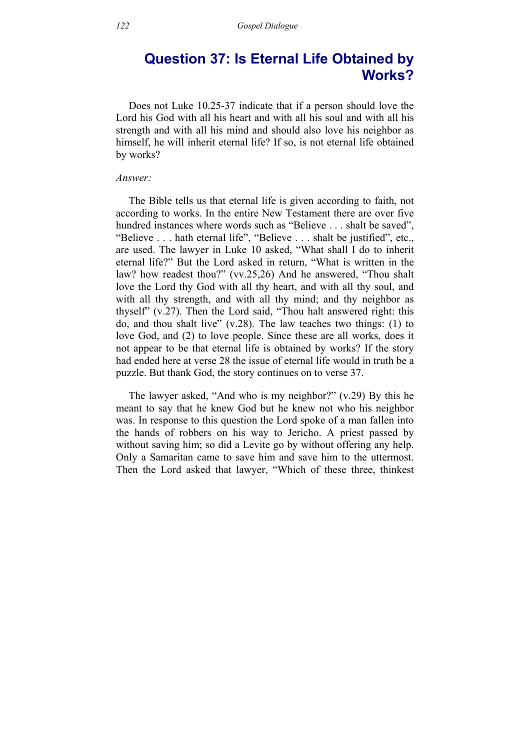## Question 37: Is Eternal Life Obtained by Works?

Does not Luke 10.25-37 indicate that if a person should love the Lord his God with all his heart and with all his soul and with all his strength and with all his mind and should also love his neighbor as himself, he will inherit eternal life? If so, is not eternal life obtained by works?

*Answer:*

The Bible tells us that eternal life is given according to faith, not according to works. In the entire New Testament there are over five hundred instances where words such as "Believe . . . shalt be saved", "Believe . . . hath eternal life", "Believe . . . shalt be justified", etc., are used. The lawyer in Luke 10 asked, "What shall I do to inherit eternal life?" But the Lord asked in return, "What is written in the law? how readest thou?" (vv.25,26) And he answered, "Thou shalt love the Lord thy God with all thy heart, and with all thy soul, and with all thy strength, and with all thy mind; and thy neighbor as thyself" (v.27). Then the Lord said, "Thou halt answered right: this do, and thou shalt live" (v.28). The law teaches two things: (1) to love God, and (2) to love people. Since these are all works, does it not appear to be that eternal life is obtained by works? If the story had ended here at verse 28 the issue of eternal life would in truth be a puzzle. But thank God, the story continues on to verse 37.

The lawyer asked, "And who is my neighbor?" (v.29) By this he meant to say that he knew God but he knew not who his neighbor was. In response to this question the Lord spoke of a man fallen into the hands of robbers on his way to Jericho. A priest passed by without saving him; so did a Levite go by without offering any help. Only a Samaritan came to save him and save him to the uttermost. Then the Lord asked that lawyer, "Which of these three, thinkest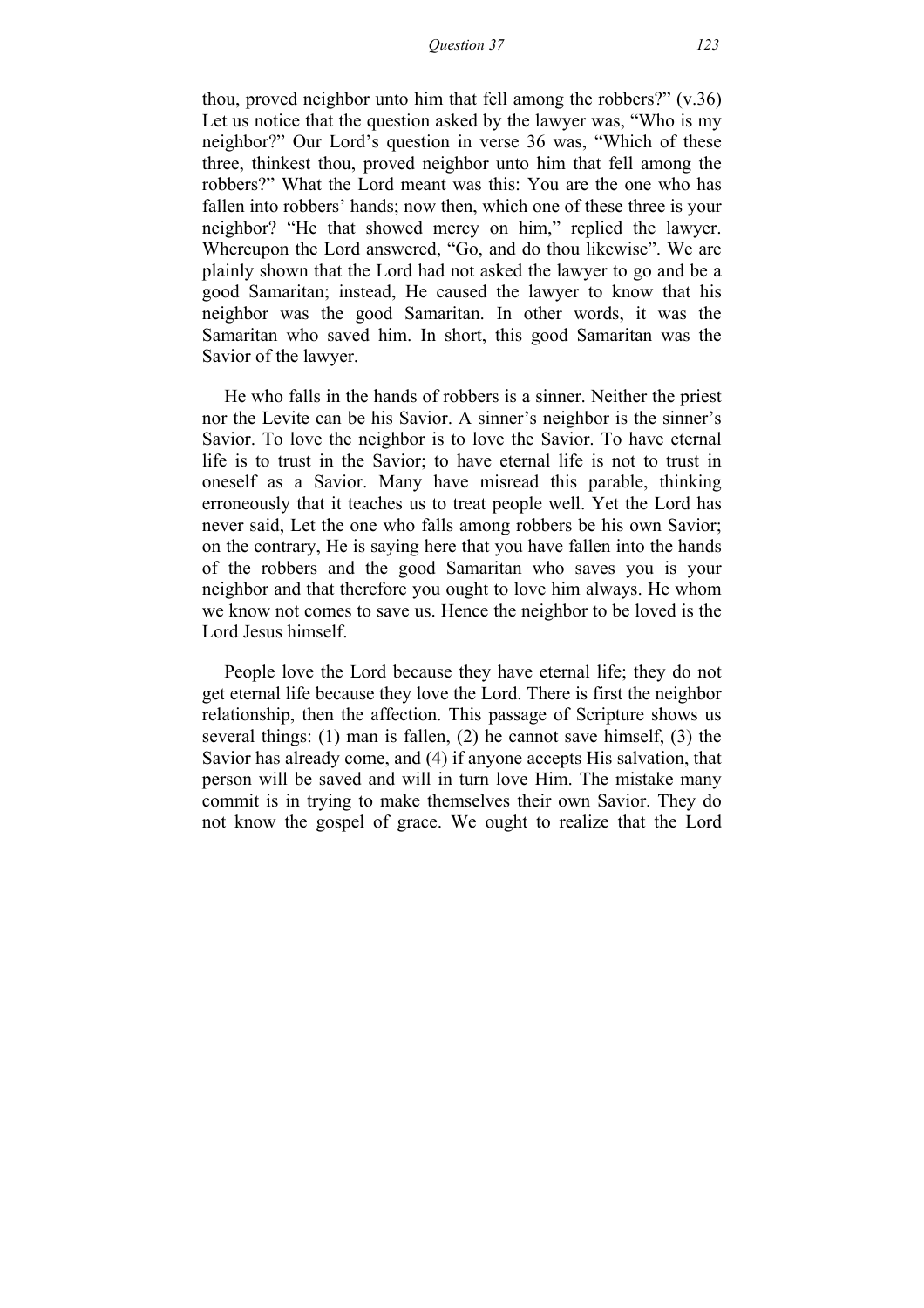thou, proved neighbor unto him that fell among the robbers?" (v.36) Let us notice that the question asked by the lawyer was, "Who is my neighbor?" Our Lord's question in verse 36 was, "Which of these three, thinkest thou, proved neighbor unto him that fell among the robbers?" What the Lord meant was this: You are the one who has fallen into robbers' hands; now then, which one of these three is your neighbor? "He that showed mercy on him," replied the lawyer. Whereupon the Lord answered, "Go, and do thou likewise". We are plainly shown that the Lord had not asked the lawyer to go and be a good Samaritan; instead, He caused the lawyer to know that his neighbor was the good Samaritan. In other words, it was the Samaritan who saved him. In short, this good Samaritan was the Savior of the lawyer.

He who falls in the hands of robbers is a sinner. Neither the priest nor the Levite can be his Savior. A sinner's neighbor is the sinner's Savior. To love the neighbor is to love the Savior. To have eternal life is to trust in the Savior; to have eternal life is not to trust in oneself as a Savior. Many have misread this parable, thinking erroneously that it teaches us to treat people well. Yet the Lord has never said, Let the one who falls among robbers be his own Savior; on the contrary, He is saying here that you have fallen into the hands of the robbers and the good Samaritan who saves you is your neighbor and that therefore you ought to love him always. He whom we know not comes to save us. Hence the neighbor to be loved is the Lord Jesus himself.

People love the Lord because they have eternal life; they do not get eternal life because they love the Lord. There is first the neighbor relationship, then the affection. This passage of Scripture shows us several things: (1) man is fallen, (2) he cannot save himself, (3) the Savior has already come, and (4) if anyone accepts His salvation, that person will be saved and will in turn love Him. The mistake many commit is in trying to make themselves their own Savior. They do not know the gospel of grace. We ought to realize that the Lord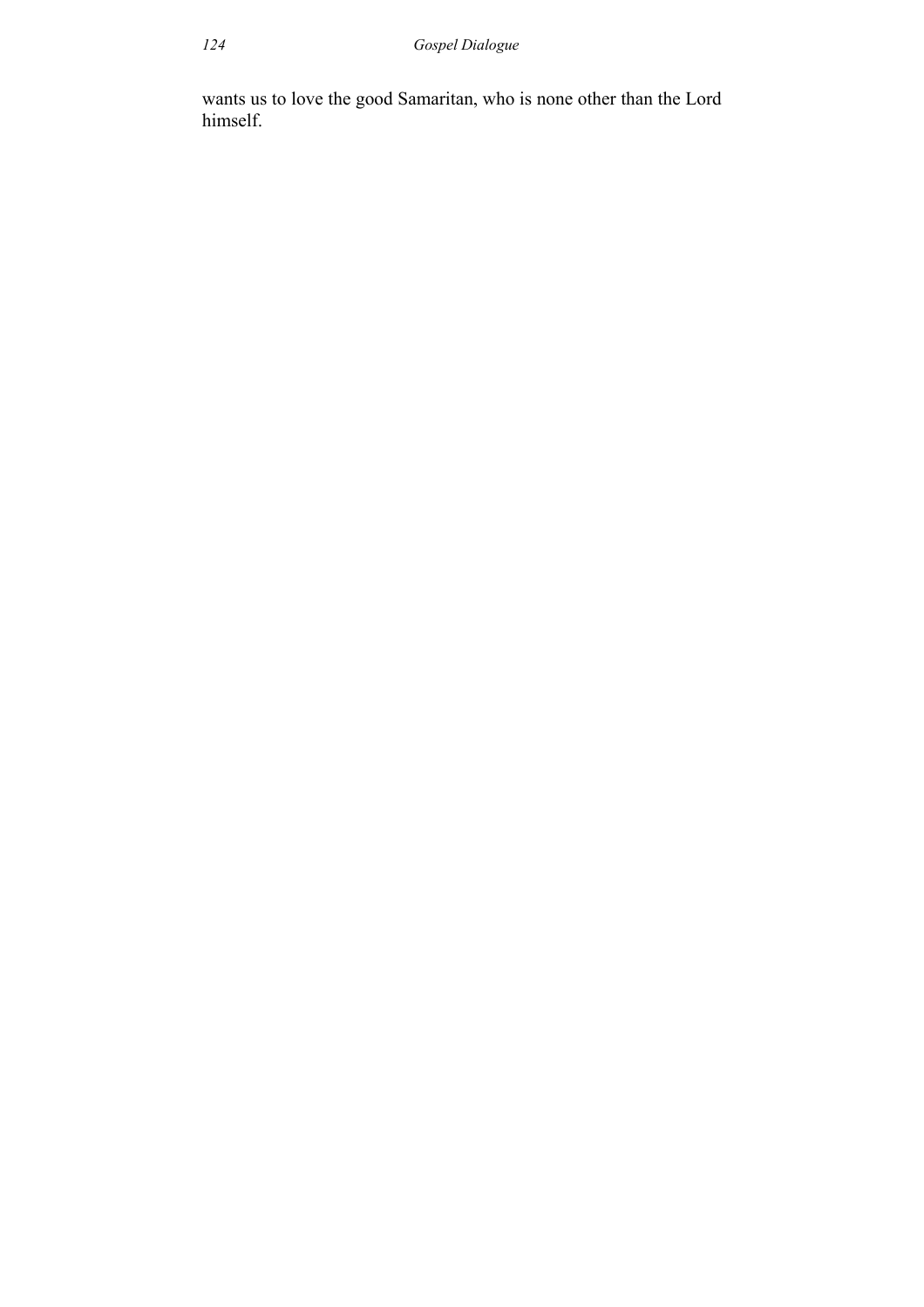wants us to love the good Samaritan, who is none other than the Lord himself.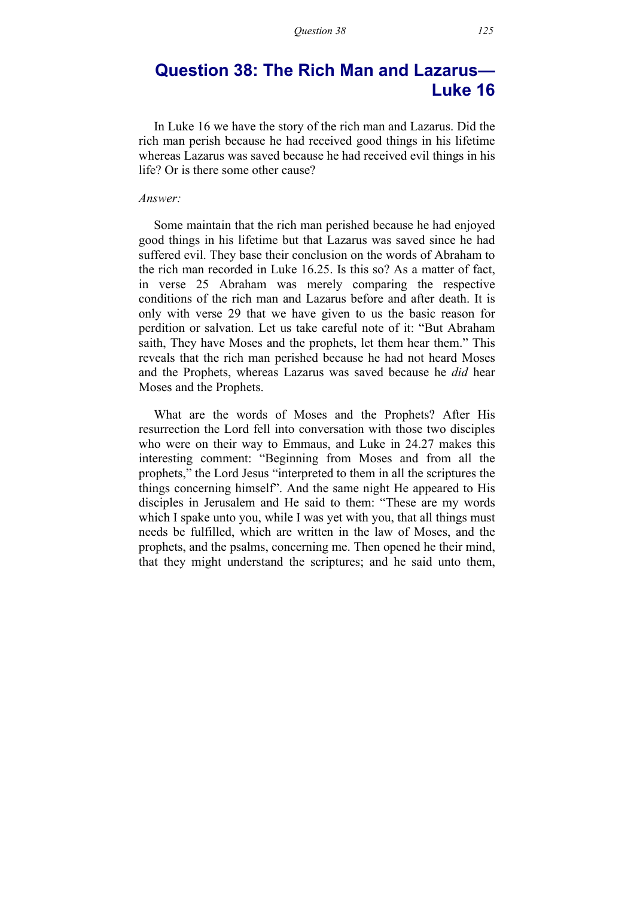# Question 38: The Rich Man and Lazarus—Luke 16

In Luke 16 we have the story of the rich man and Lazarus. Did the rich man perish because he had received good things in his lifetime whereas Lazarus was saved because he had received evil things in his life? Or is there some other cause?

*Answer:*

Some maintain that the rich man perished because he had enjoyed good things in his lifetime but that Lazarus was saved since he had suffered evil. They base their conclusion on the words of Abraham to the rich man recorded in Luke 16.25. Is this so? As a matter of fact, in verse 25 Abraham was merely comparing the respective conditions of the rich man and Lazarus before and after death. It is only with verse 29 that we have given to us the basic reason for perdition or salvation. Let us take careful note of it: "But Abraham saith, They have Moses and the prophets, let them hear them." This reveals that the rich man perished because he had not heard Moses and the Prophets, whereas Lazarus was saved because he *did* hear Moses and the Prophets.

What are the words of Moses and the Prophets? After His resurrection the Lord fell into conversation with those two disciples who were on their way to Emmaus, and Luke in 24.27 makes this interesting comment: "Beginning from Moses and from all the prophets," the Lord Jesus "interpreted to them in all the scriptures the things concerning himself". And the same night He appeared to His disciples in Jerusalem and He said to them: "These are my words which I spake unto you, while I was yet with you, that all things must needs be fulfilled, which are written in the law of Moses, and the prophets, and the psalms, concerning me. Then opened he their mind, that they might understand the scriptures; and he said unto them,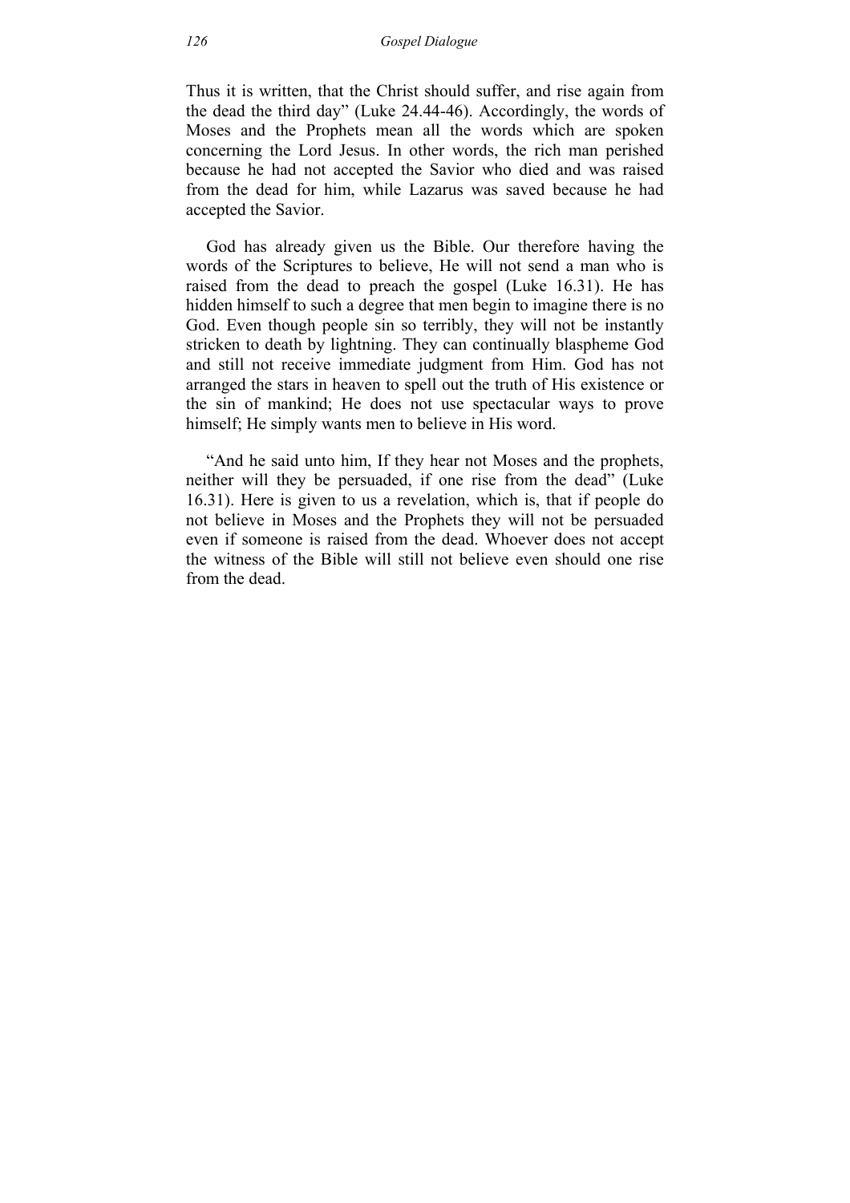Thus it is written, that the Christ should suffer, and rise again from the dead the third day" (Luke 24.44-46). Accordingly, the words of Moses and the Prophets mean all the words which are spoken concerning the Lord Jesus. In other words, the rich man perished because he had not accepted the Savior who died and was raised from the dead for him, while Lazarus was saved because he had accepted the Savior.

God has already given us the Bible. Our therefore having the words of the Scriptures to believe, He will not send a man who is raised from the dead to preach the gospel (Luke 16.31). He has hidden himself to such a degree that men begin to imagine there is no God. Even though people sin so terribly, they will not be instantly stricken to death by lightning. They can continually blaspheme God and still not receive immediate judgment from Him. God has not arranged the stars in heaven to spell out the truth of His existence or the sin of mankind; He does not use spectacular ways to prove himself; He simply wants men to believe in His word.

"And he said unto him, If they hear not Moses and the prophets, neither will they be persuaded, if one rise from the dead" (Luke 16.31). Here is given to us a revelation, which is, that if people do not believe in Moses and the Prophets they will not be persuaded even if someone is raised from the dead. Whoever does not accept the witness of the Bible will still not believe even should one rise from the dead.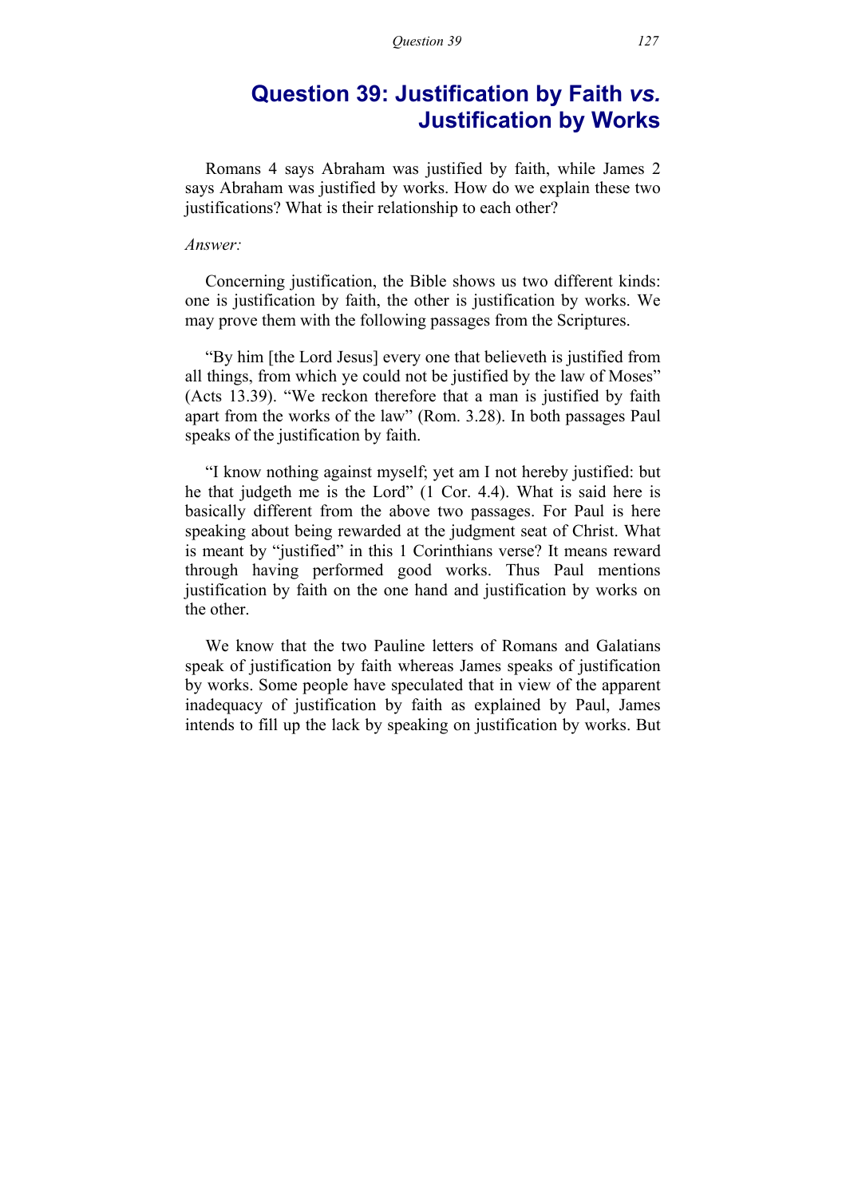# Question 39: Justification by Faith *vs.* Justification by Works

Romans 4 says Abraham was justified by faith, while James 2 says Abraham was justified by works. How do we explain these two justifications? What is their relationship to each other?

*Answer:*

Concerning justification, the Bible shows us two different kinds: one is justification by faith, the other is justification by works. We may prove them with the following passages from the Scriptures.

"By him [the Lord Jesus] every one that believeth is justified from all things, from which ye could not be justified by the law of Moses" (Acts 13.39). "We reckon therefore that a man is justified by faith apart from the works of the law" (Rom. 3.28). In both passages Paul speaks of the justification by faith.

"I know nothing against myself; yet am I not hereby justified: but he that judgeth me is the Lord" (1 Cor. 4.4). What is said here is basically different from the above two passages. For Paul is here speaking about being rewarded at the judgment seat of Christ. What is meant by "justified" in this 1 Corinthians verse? It means reward through having performed good works. Thus Paul mentions justification by faith on the one hand and justification by works on the other.

We know that the two Pauline letters of Romans and Galatians speak of justification by faith whereas James speaks of justification by works. Some people have speculated that in view of the apparent inadequacy of justification by faith as explained by Paul, James intends to fill up the lack by speaking on justification by works. But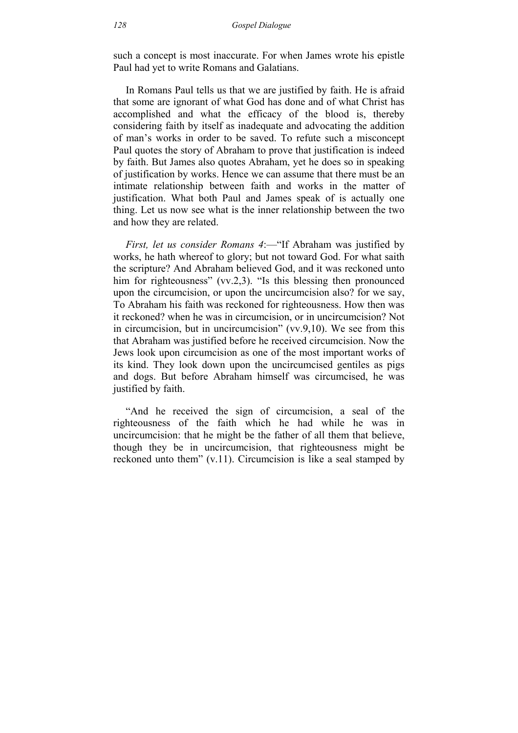such a concept is most inaccurate. For when James wrote his epistle Paul had yet to write Romans and Galatians.

In Romans Paul tells us that we are justified by faith. He is afraid that some are ignorant of what God has done and of what Christ has accomplished and what the efficacy of the blood is, thereby considering faith by itself as inadequate and advocating the addition of man's works in order to be saved. To refute such a misconcept Paul quotes the story of Abraham to prove that justification is indeed by faith. But James also quotes Abraham, yet he does so in speaking of justification by works. Hence we can assume that there must be an intimate relationship between faith and works in the matter of justification. What both Paul and James speak of is actually one thing. Let us now see what is the inner relationship between the two and how they are related.

*First, let us consider Romans 4*:—"If Abraham was justified by works, he hath whereof to glory; but not toward God. For what saith the scripture? And Abraham believed God, and it was reckoned unto him for righteousness" (vv.2,3). "Is this blessing then pronounced upon the circumcision, or upon the uncircumcision also? for we say, To Abraham his faith was reckoned for righteousness. How then was it reckoned? when he was in circumcision, or in uncircumcision? Not in circumcision, but in uncircumcision" (vv.9,10). We see from this that Abraham was justified before he received circumcision. Now the Jews look upon circumcision as one of the most important works of its kind. They look down upon the uncircumcised gentiles as pigs and dogs. But before Abraham himself was circumcised, he was justified by faith.

"And he received the sign of circumcision, a seal of the righteousness of the faith which he had while he was in uncircumcision: that he might be the father of all them that believe, though they be in uncircumcision, that righteousness might be reckoned unto them" (v.11). Circumcision is like a seal stamped by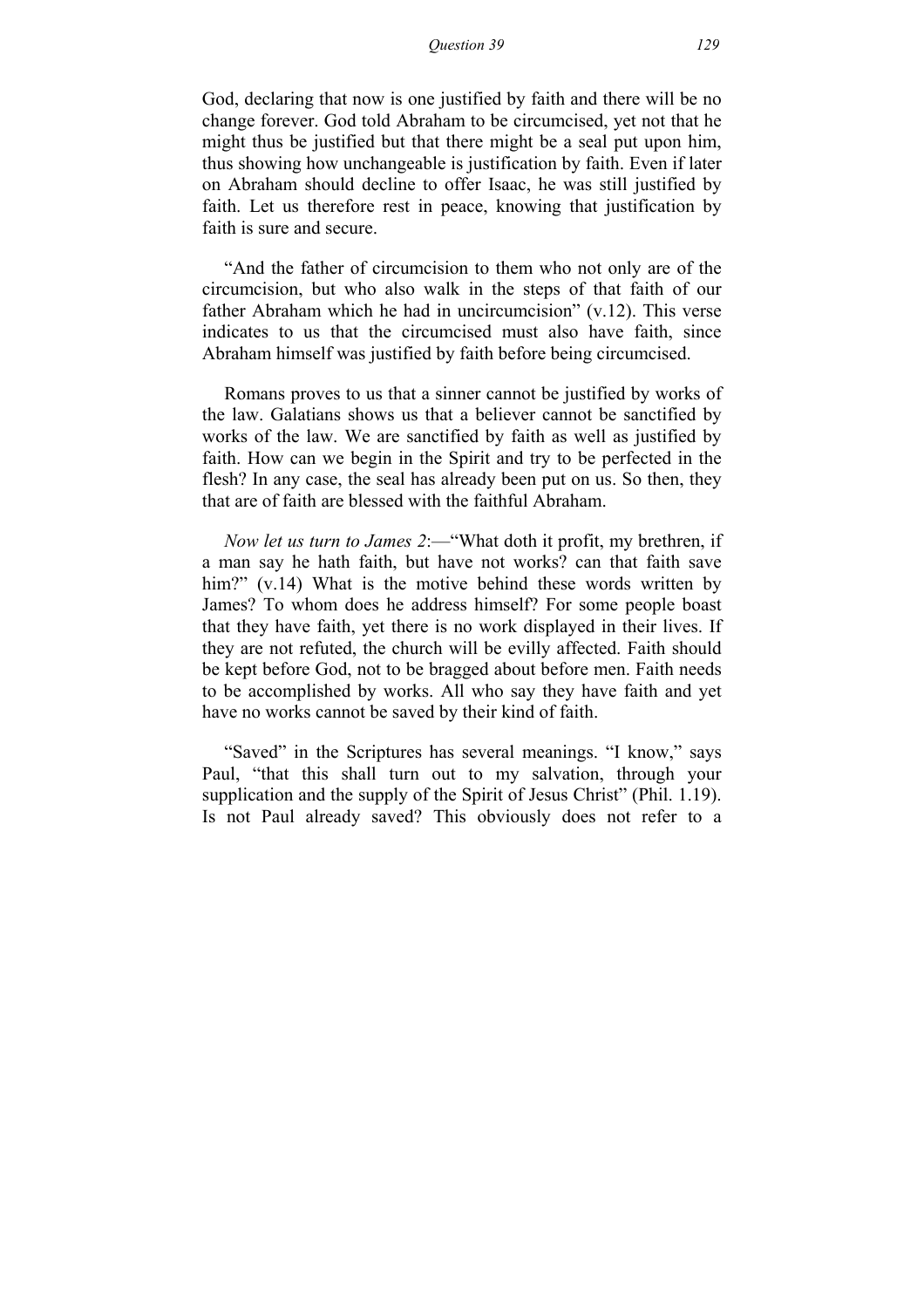God, declaring that now is one justified by faith and there will be no change forever. God told Abraham to be circumcised, yet not that he might thus be justified but that there might be a seal put upon him, thus showing how unchangeable is justification by faith. Even if later on Abraham should decline to offer Isaac, he was still justified by faith. Let us therefore rest in peace, knowing that justification by faith is sure and secure.

"And the father of circumcision to them who not only are of the circumcision, but who also walk in the steps of that faith of our father Abraham which he had in uncircumcision" (v.12). This verse indicates to us that the circumcised must also have faith, since Abraham himself was justified by faith before being circumcised.

Romans proves to us that a sinner cannot be justified by works of the law. Galatians shows us that a believer cannot be sanctified by works of the law. We are sanctified by faith as well as justified by faith. How can we begin in the Spirit and try to be perfected in the flesh? In any case, the seal has already been put on us. So then, they that are of faith are blessed with the faithful Abraham.

*Now let us turn to James 2*:—"What doth it profit, my brethren, if a man say he hath faith, but have not works? can that faith save him?" (v.14) What is the motive behind these words written by James? To whom does he address himself? For some people boast that they have faith, yet there is no work displayed in their lives. If they are not refuted, the church will be evilly affected. Faith should be kept before God, not to be bragged about before men. Faith needs to be accomplished by works. All who say they have faith and yet have no works cannot be saved by their kind of faith.

"Saved" in the Scriptures has several meanings. "I know," says Paul, "that this shall turn out to my salvation, through your supplication and the supply of the Spirit of Jesus Christ" (Phil. 1.19). Is not Paul already saved? This obviously does not refer to a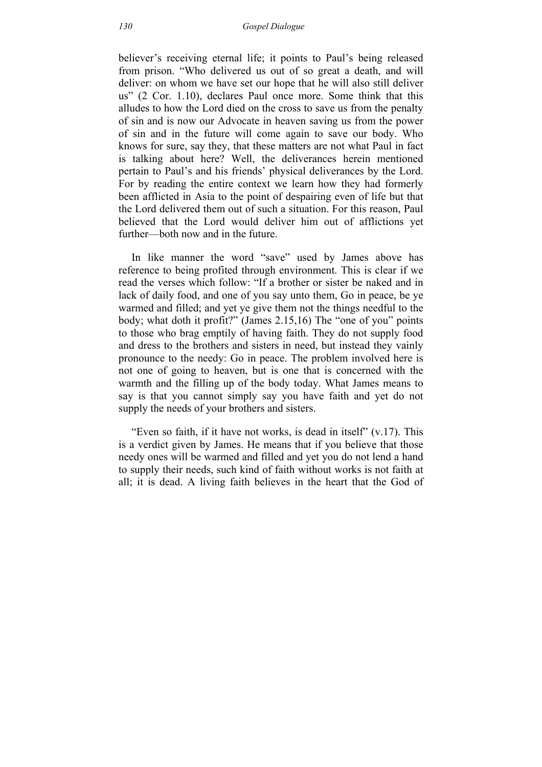believer's receiving eternal life; it points to Paul's being released from prison. "Who delivered us out of so great a death, and will deliver: on whom we have set our hope that he will also still deliver us" (2 Cor. 1.10), declares Paul once more. Some think that this alludes to how the Lord died on the cross to save us from the penalty of sin and is now our Advocate in heaven saving us from the power of sin and in the future will come again to save our body. Who knows for sure, say they, that these matters are not what Paul in fact is talking about here? Well, the deliverances herein mentioned pertain to Paul's and his friends' physical deliverances by the Lord. For by reading the entire context we learn how they had formerly been afflicted in Asia to the point of despairing even of life but that the Lord delivered them out of such a situation. For this reason, Paul believed that the Lord would deliver him out of afflictions yet further—both now and in the future.

In like manner the word "save" used by James above has reference to being profited through environment. This is clear if we read the verses which follow: "If a brother or sister be naked and in lack of daily food, and one of you say unto them, Go in peace, be ye warmed and filled; and yet ye give them not the things needful to the body; what doth it profit?" (James 2.15,16) The "one of you" points to those who brag emptily of having faith. They do not supply food and dress to the brothers and sisters in need, but instead they vainly pronounce to the needy: Go in peace. The problem involved here is not one of going to heaven, but is one that is concerned with the warmth and the filling up of the body today. What James means to say is that you cannot simply say you have faith and yet do not supply the needs of your brothers and sisters.

"Even so faith, if it have not works, is dead in itself" (v.17). This is a verdict given by James. He means that if you believe that those needy ones will be warmed and filled and yet you do not lend a hand to supply their needs, such kind of faith without works is not faith at all; it is dead. A living faith believes in the heart that the God of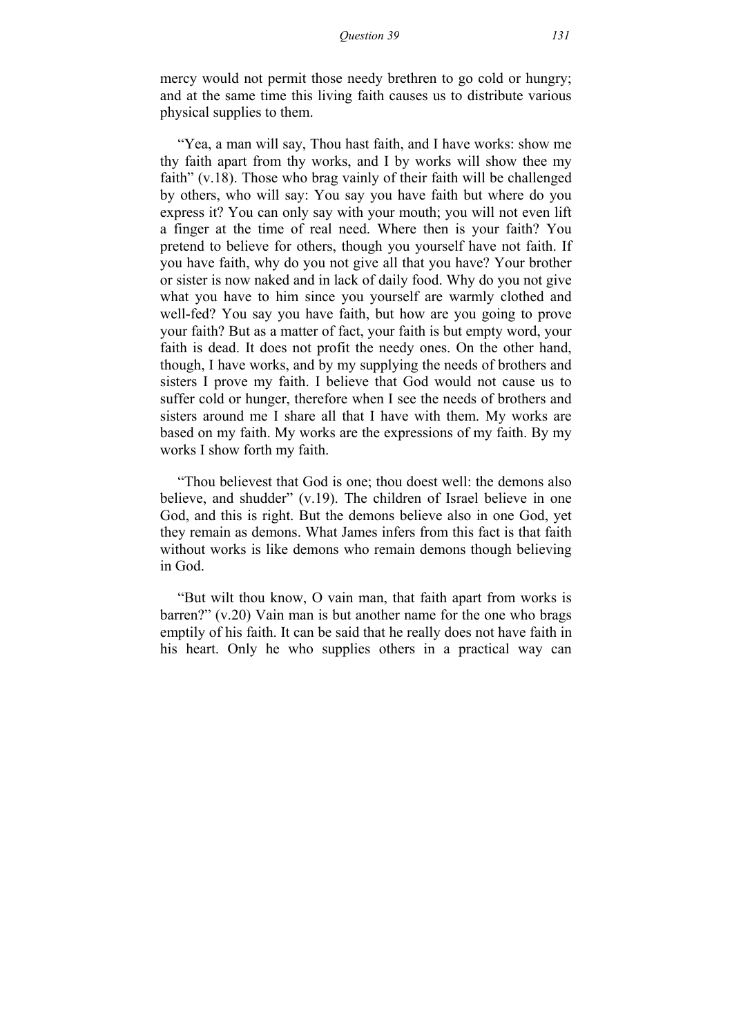mercy would not permit those needy brethren to go cold or hungry; and at the same time this living faith causes us to distribute various physical supplies to them.

"Yea, a man will say, Thou hast faith, and I have works: show me thy faith apart from thy works, and I by works will show thee my faith" (v.18). Those who brag vainly of their faith will be challenged by others, who will say: You say you have faith but where do you express it? You can only say with your mouth; you will not even lift a finger at the time of real need. Where then is your faith? You pretend to believe for others, though you yourself have not faith. If you have faith, why do you not give all that you have? Your brother or sister is now naked and in lack of daily food. Why do you not give what you have to him since you yourself are warmly clothed and well-fed? You say you have faith, but how are you going to prove your faith? But as a matter of fact, your faith is but empty word, your faith is dead. It does not profit the needy ones. On the other hand, though, I have works, and by my supplying the needs of brothers and sisters I prove my faith. I believe that God would not cause us to suffer cold or hunger, therefore when I see the needs of brothers and sisters around me I share all that I have with them. My works are based on my faith. My works are the expressions of my faith. By my works I show forth my faith.

"Thou believest that God is one; thou doest well: the demons also believe, and shudder" (v.19). The children of Israel believe in one God, and this is right. But the demons believe also in one God, yet they remain as demons. What James infers from this fact is that faith without works is like demons who remain demons though believing in God.

"But wilt thou know, O vain man, that faith apart from works is barren?" (v.20) Vain man is but another name for the one who brags emptily of his faith. It can be said that he really does not have faith in his heart. Only he who supplies others in a practical way can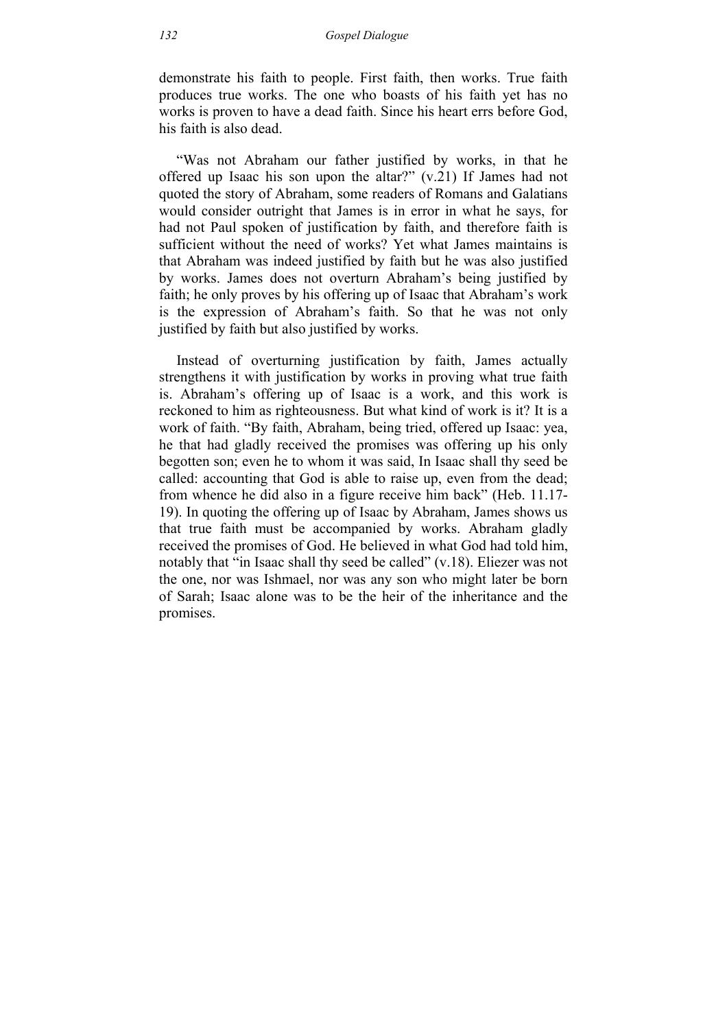demonstrate his faith to people. First faith, then works. True faith produces true works. The one who boasts of his faith yet has no works is proven to have a dead faith. Since his heart errs before God, his faith is also dead.

"Was not Abraham our father justified by works, in that he offered up Isaac his son upon the altar?" (v.21) If James had not quoted the story of Abraham, some readers of Romans and Galatians would consider outright that James is in error in what he says, for had not Paul spoken of justification by faith, and therefore faith is sufficient without the need of works? Yet what James maintains is that Abraham was indeed justified by faith but he was also justified by works. James does not overturn Abraham's being justified by faith; he only proves by his offering up of Isaac that Abraham's work is the expression of Abraham's faith. So that he was not only justified by faith but also justified by works.

Instead of overturning justification by faith, James actually strengthens it with justification by works in proving what true faith is. Abraham's offering up of Isaac is a work, and this work is reckoned to him as righteousness. But what kind of work is it? It is a work of faith. "By faith, Abraham, being tried, offered up Isaac: yea, he that had gladly received the promises was offering up his only begotten son; even he to whom it was said, In Isaac shall thy seed be called: accounting that God is able to raise up, even from the dead; from whence he did also in a figure receive him back" (Heb. 11.17-19). In quoting the offering up of Isaac by Abraham, James shows us that true faith must be accompanied by works. Abraham gladly received the promises of God. He believed in what God had told him, notably that "in Isaac shall thy seed be called" (v.18). Eliezer was not the one, nor was Ishmael, nor was any son who might later be born of Sarah; Isaac alone was to be the heir of the inheritance and the promises.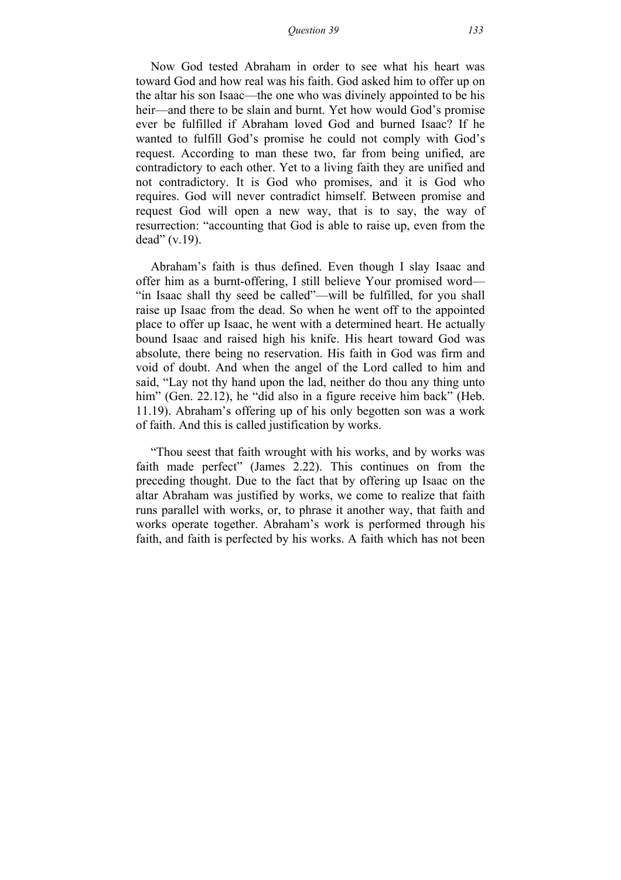Now God tested Abraham in order to see what his heart was toward God and how real was his faith. God asked him to offer up on the altar his son Isaac—the one who was divinely appointed to be his heir—and there to be slain and burnt. Yet how would God's promise ever be fulfilled if Abraham loved God and burned Isaac? If he wanted to fulfill God's promise he could not comply with God's request. According to man these two, far from being unified, are contradictory to each other. Yet to a living faith they are unified and not contradictory. It is God who promises, and it is God who requires. God will never contradict himself. Between promise and request God will open a new way, that is to say, the way of resurrection: "accounting that God is able to raise up, even from the dead" (v.19).

Abraham's faith is thus defined. Even though I slay Isaac and offer him as a burnt-offering, I still believe Your promised word—"in Isaac shall thy seed be called"—will be fulfilled, for you shall raise up Isaac from the dead. So when he went off to the appointed place to offer up Isaac, he went with a determined heart. He actually bound Isaac and raised high his knife. His heart toward God was absolute, there being no reservation. His faith in God was firm and void of doubt. And when the angel of the Lord called to him and said, "Lay not thy hand upon the lad, neither do thou any thing unto him" (Gen. 22.12), he "did also in a figure receive him back" (Heb. 11.19). Abraham's offering up of his only begotten son was a work of faith. And this is called justification by works.

"Thou seest that faith wrought with his works, and by works was faith made perfect" (James 2.22). This continues on from the preceding thought. Due to the fact that by offering up Isaac on the altar Abraham was justified by works, we come to realize that faith runs parallel with works, or, to phrase it another way, that faith and works operate together. Abraham's work is performed through his faith, and faith is perfected by his works. A faith which has not been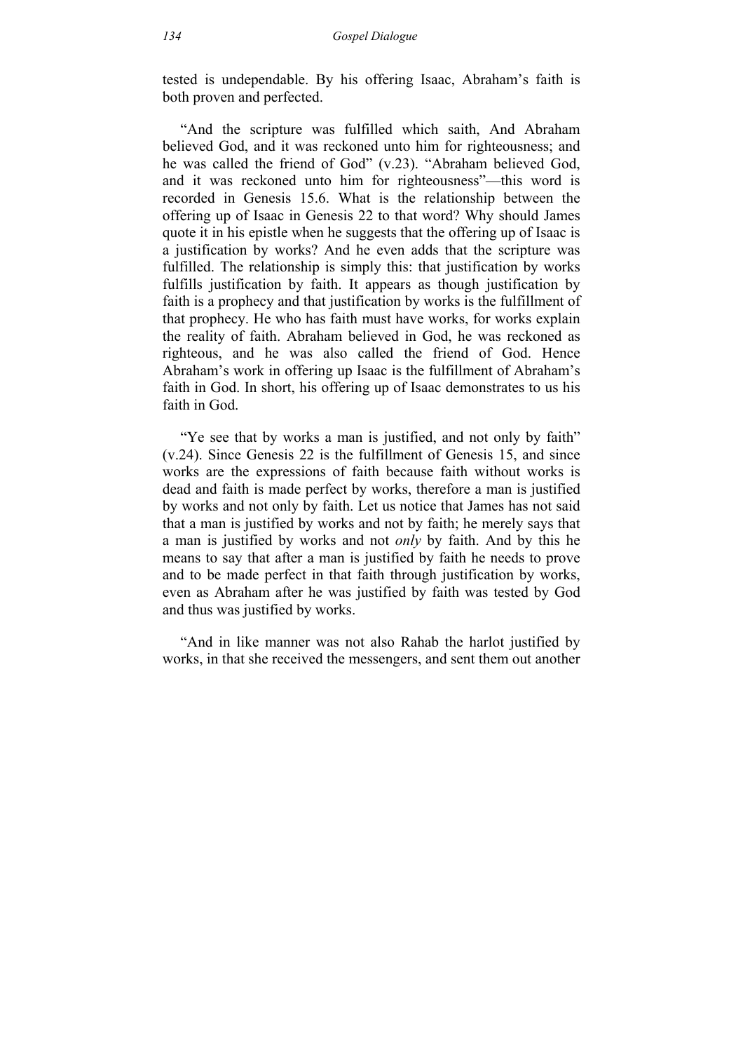tested is undependable. By his offering Isaac, Abraham's faith is both proven and perfected.

"And the scripture was fulfilled which saith, And Abraham believed God, and it was reckoned unto him for righteousness; and he was called the friend of God" (v.23). "Abraham believed God, and it was reckoned unto him for righteousness"—this word is recorded in Genesis 15.6. What is the relationship between the offering up of Isaac in Genesis 22 to that word? Why should James quote it in his epistle when he suggests that the offering up of Isaac is a justification by works? And he even adds that the scripture was fulfilled. The relationship is simply this: that justification by works fulfills justification by faith. It appears as though justification by faith is a prophecy and that justification by works is the fulfillment of that prophecy. He who has faith must have works, for works explain the reality of faith. Abraham believed in God, he was reckoned as righteous, and he was also called the friend of God. Hence Abraham's work in offering up Isaac is the fulfillment of Abraham's faith in God. In short, his offering up of Isaac demonstrates to us his faith in God.

"Ye see that by works a man is justified, and not only by faith" (v.24). Since Genesis 22 is the fulfillment of Genesis 15, and since works are the expressions of faith because faith without works is dead and faith is made perfect by works, therefore a man is justified by works and not only by faith. Let us notice that James has not said that a man is justified by works and not by faith; he merely says that a man is justified by works and not *only* by faith. And by this he means to say that after a man is justified by faith he needs to prove and to be made perfect in that faith through justification by works, even as Abraham after he was justified by faith was tested by God and thus was justified by works.

"And in like manner was not also Rahab the harlot justified by works, in that she received the messengers, and sent them out another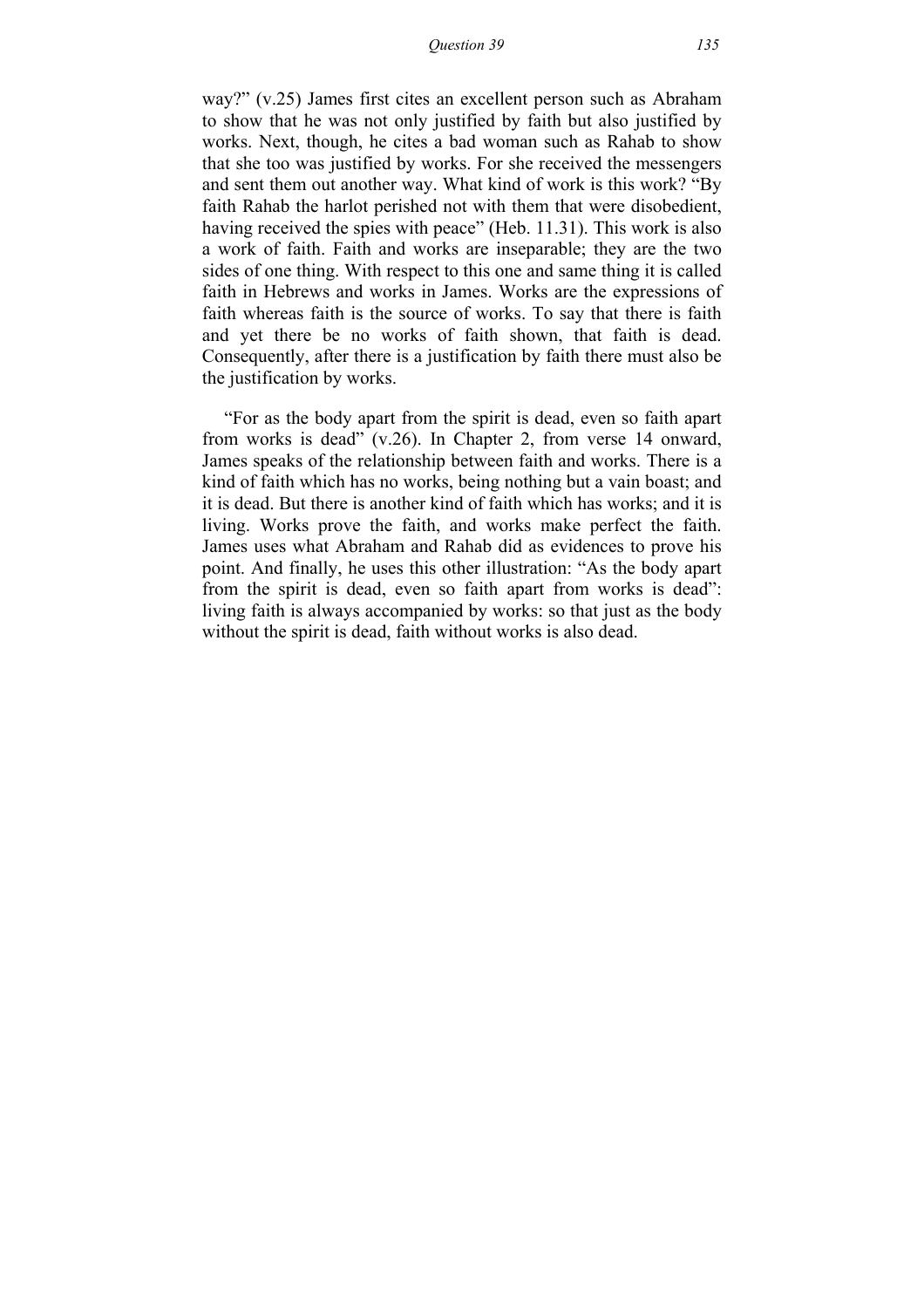way?" (v.25) James first cites an excellent person such as Abraham to show that he was not only justified by faith but also justified by works. Next, though, he cites a bad woman such as Rahab to show that she too was justified by works. For she received the messengers and sent them out another way. What kind of work is this work? "By faith Rahab the harlot perished not with them that were disobedient, having received the spies with peace" (Heb. 11.31). This work is also a work of faith. Faith and works are inseparable; they are the two sides of one thing. With respect to this one and same thing it is called faith in Hebrews and works in James. Works are the expressions of faith whereas faith is the source of works. To say that there is faith and yet there be no works of faith shown, that faith is dead. Consequently, after there is a justification by faith there must also be the justification by works.

"For as the body apart from the spirit is dead, even so faith apart from works is dead" (v.26). In Chapter 2, from verse 14 onward, James speaks of the relationship between faith and works. There is a kind of faith which has no works, being nothing but a vain boast; and it is dead. But there is another kind of faith which has works; and it is living. Works prove the faith, and works make perfect the faith. James uses what Abraham and Rahab did as evidences to prove his point. And finally, he uses this other illustration: "As the body apart from the spirit is dead, even so faith apart from works is dead": living faith is always accompanied by works: so that just as the body without the spirit is dead, faith without works is also dead.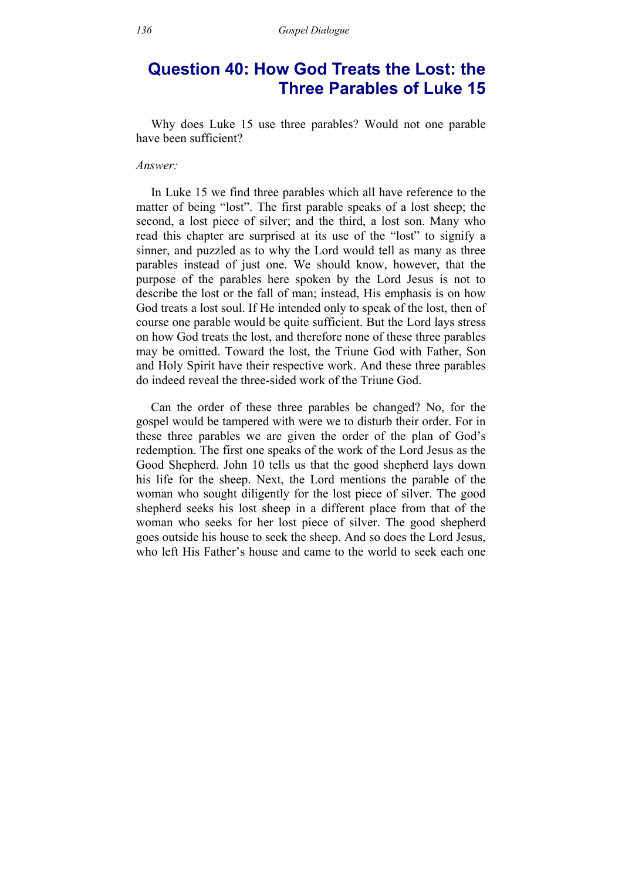## Question 40: How God Treats the Lost: the Three Parables of Luke 15

Why does Luke 15 use three parables? Would not one parable have been sufficient?

*Answer:*

In Luke 15 we find three parables which all have reference to the matter of being "lost". The first parable speaks of a lost sheep; the second, a lost piece of silver; and the third, a lost son. Many who read this chapter are surprised at its use of the "lost" to signify a sinner, and puzzled as to why the Lord would tell as many as three parables instead of just one. We should know, however, that the purpose of the parables here spoken by the Lord Jesus is not to describe the lost or the fall of man; instead, His emphasis is on how God treats a lost soul. If He intended only to speak of the lost, then of course one parable would be quite sufficient. But the Lord lays stress on how God treats the lost, and therefore none of these three parables may be omitted. Toward the lost, the Triune God with Father, Son and Holy Spirit have their respective work. And these three parables do indeed reveal the three-sided work of the Triune God.

Can the order of these three parables be changed? No, for the gospel would be tampered with were we to disturb their order. For in these three parables we are given the order of the plan of God's redemption. The first one speaks of the work of the Lord Jesus as the Good Shepherd. John 10 tells us that the good shepherd lays down his life for the sheep. Next, the Lord mentions the parable of the woman who sought diligently for the lost piece of silver. The good shepherd seeks his lost sheep in a different place from that of the woman who seeks for her lost piece of silver. The good shepherd goes outside his house to seek the sheep. And so does the Lord Jesus, who left His Father's house and came to the world to seek each one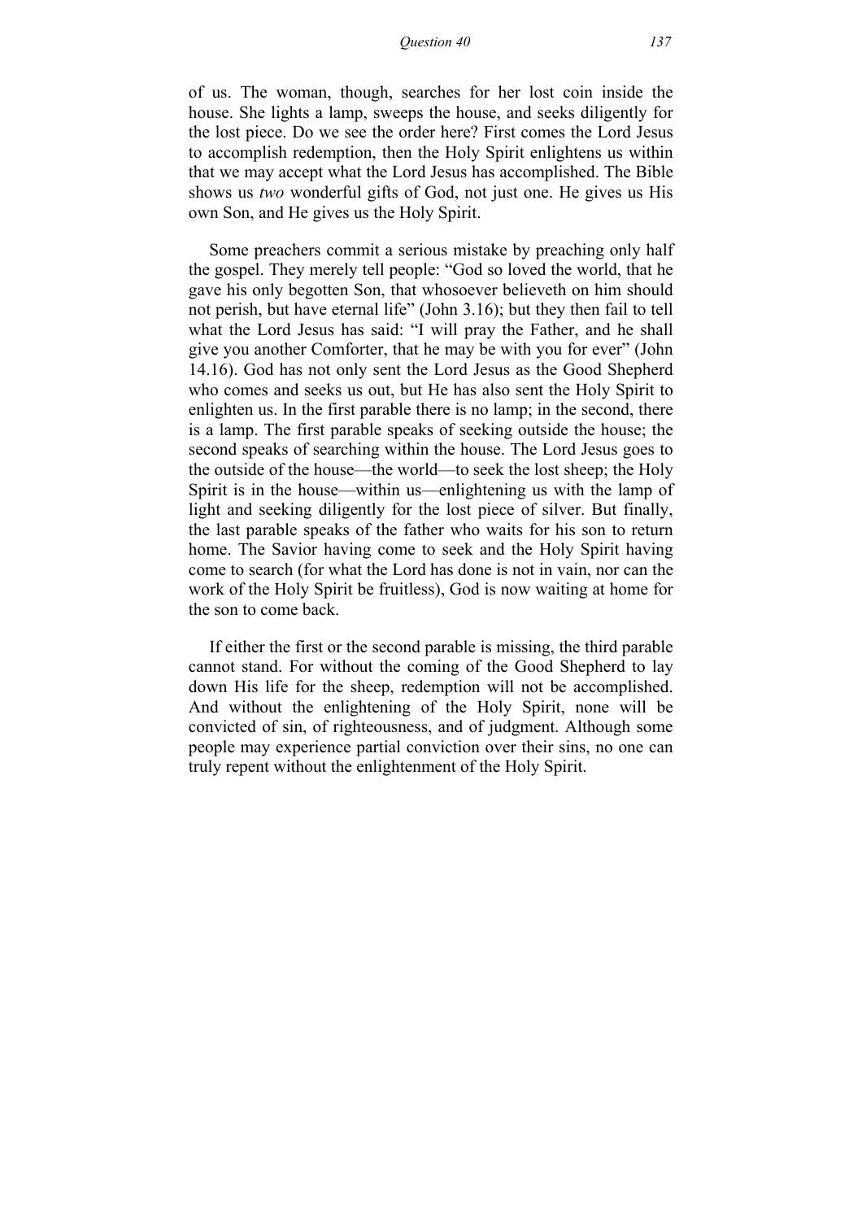of us. The woman, though, searches for her lost coin inside the house. She lights a lamp, sweeps the house, and seeks diligently for the lost piece. Do we see the order here? First comes the Lord Jesus to accomplish redemption, then the Holy Spirit enlightens us within that we may accept what the Lord Jesus has accomplished. The Bible shows us *two* wonderful gifts of God, not just one. He gives us His own Son, and He gives us the Holy Spirit.

Some preachers commit a serious mistake by preaching only half the gospel. They merely tell people: "God so loved the world, that he gave his only begotten Son, that whosoever believeth on him should not perish, but have eternal life" (John 3.16); but they then fail to tell what the Lord Jesus has said: "I will pray the Father, and he shall give you another Comforter, that he may be with you for ever" (John 14.16). God has not only sent the Lord Jesus as the Good Shepherd who comes and seeks us out, but He has also sent the Holy Spirit to enlighten us. In the first parable there is no lamp; in the second, there is a lamp. The first parable speaks of seeking outside the house; the second speaks of searching within the house. The Lord Jesus goes to the outside of the house—the world—to seek the lost sheep; the Holy Spirit is in the house—within us—enlightening us with the lamp of light and seeking diligently for the lost piece of silver. But finally, the last parable speaks of the father who waits for his son to return home. The Savior having come to seek and the Holy Spirit having come to search (for what the Lord has done is not in vain, nor can the work of the Holy Spirit be fruitless), God is now waiting at home for the son to come back.

If either the first or the second parable is missing, the third parable cannot stand. For without the coming of the Good Shepherd to lay down His life for the sheep, redemption will not be accomplished. And without the enlightening of the Holy Spirit, none will be convicted of sin, of righteousness, and of judgment. Although some people may experience partial conviction over their sins, no one can truly repent without the enlightenment of the Holy Spirit.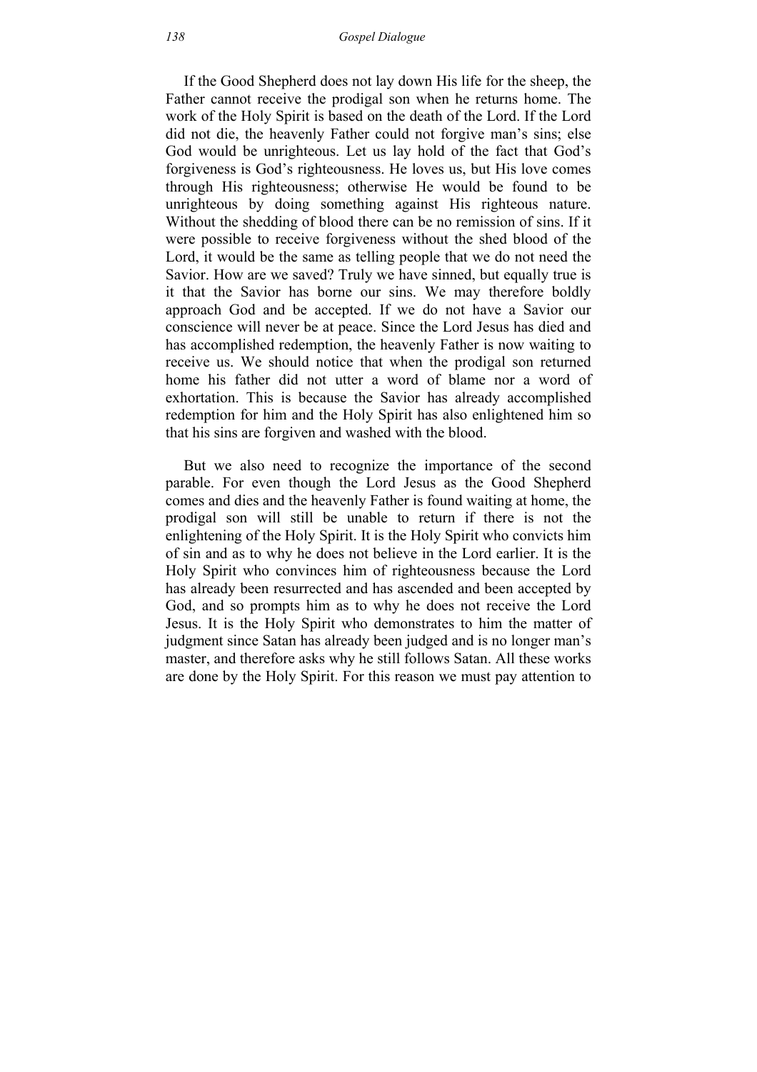If the Good Shepherd does not lay down His life for the sheep, the Father cannot receive the prodigal son when he returns home. The work of the Holy Spirit is based on the death of the Lord. If the Lord did not die, the heavenly Father could not forgive man's sins; else God would be unrighteous. Let us lay hold of the fact that God's forgiveness is God's righteousness. He loves us, but His love comes through His righteousness; otherwise He would be found to be unrighteous by doing something against His righteous nature. Without the shedding of blood there can be no remission of sins. If it were possible to receive forgiveness without the shed blood of the Lord, it would be the same as telling people that we do not need the Savior. How are we saved? Truly we have sinned, but equally true is it that the Savior has borne our sins. We may therefore boldly approach God and be accepted. If we do not have a Savior our conscience will never be at peace. Since the Lord Jesus has died and has accomplished redemption, the heavenly Father is now waiting to receive us. We should notice that when the prodigal son returned home his father did not utter a word of blame nor a word of exhortation. This is because the Savior has already accomplished redemption for him and the Holy Spirit has also enlightened him so that his sins are forgiven and washed with the blood.

But we also need to recognize the importance of the second parable. For even though the Lord Jesus as the Good Shepherd comes and dies and the heavenly Father is found waiting at home, the prodigal son will still be unable to return if there is not the enlightening of the Holy Spirit. It is the Holy Spirit who convicts him of sin and as to why he does not believe in the Lord earlier. It is the Holy Spirit who convinces him of righteousness because the Lord has already been resurrected and has ascended and been accepted by God, and so prompts him as to why he does not receive the Lord Jesus. It is the Holy Spirit who demonstrates to him the matter of judgment since Satan has already been judged and is no longer man's master, and therefore asks why he still follows Satan. All these works are done by the Holy Spirit. For this reason we must pay attention to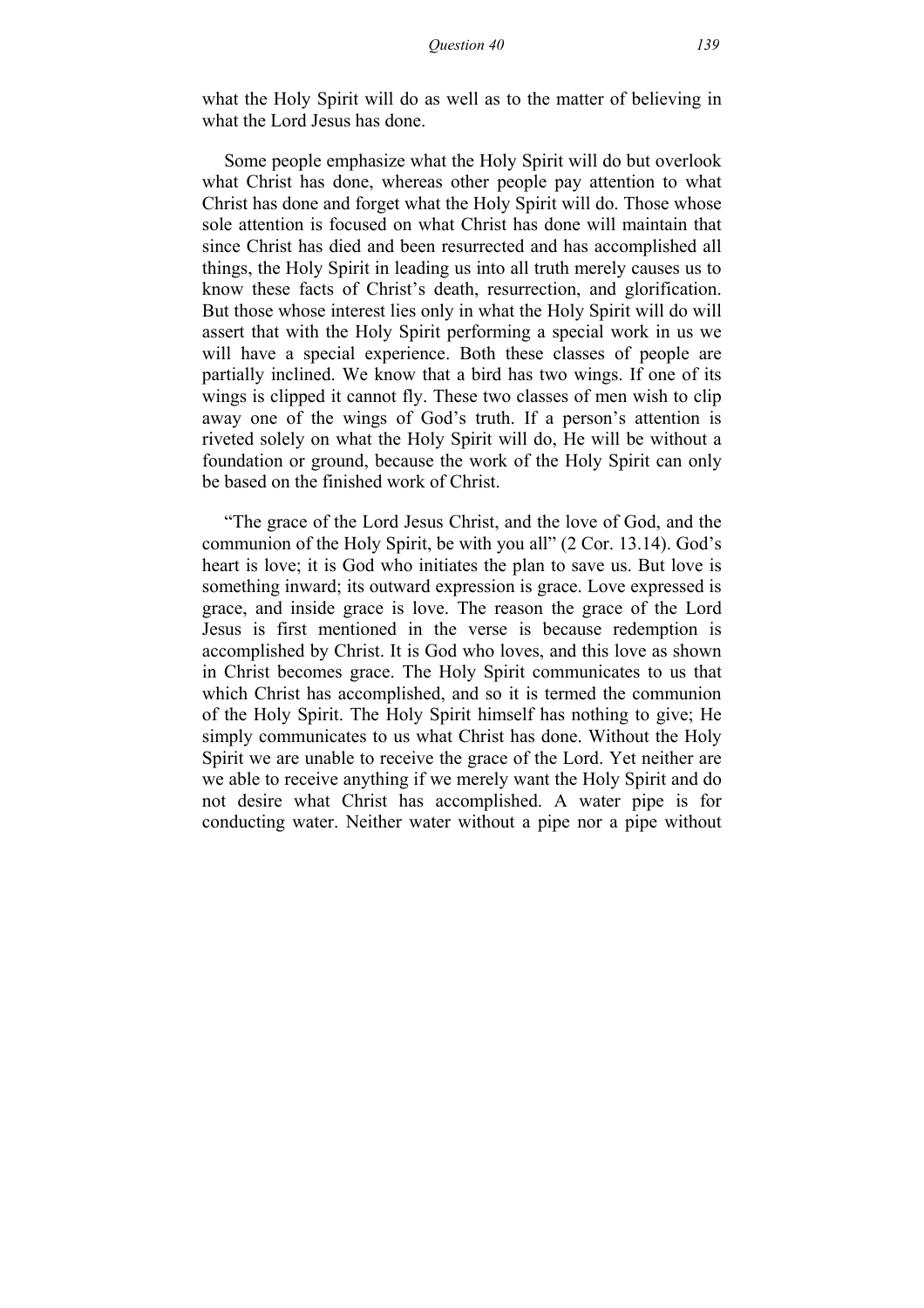what the Holy Spirit will do as well as to the matter of believing in what the Lord Jesus has done.

Some people emphasize what the Holy Spirit will do but overlook what Christ has done, whereas other people pay attention to what Christ has done and forget what the Holy Spirit will do. Those whose sole attention is focused on what Christ has done will maintain that since Christ has died and been resurrected and has accomplished all things, the Holy Spirit in leading us into all truth merely causes us to know these facts of Christ's death, resurrection, and glorification. But those whose interest lies only in what the Holy Spirit will do will assert that with the Holy Spirit performing a special work in us we will have a special experience. Both these classes of people are partially inclined. We know that a bird has two wings. If one of its wings is clipped it cannot fly. These two classes of men wish to clip away one of the wings of God's truth. If a person's attention is riveted solely on what the Holy Spirit will do, He will be without a foundation or ground, because the work of the Holy Spirit can only be based on the finished work of Christ.

"The grace of the Lord Jesus Christ, and the love of God, and the communion of the Holy Spirit, be with you all" (2 Cor. 13.14). God's heart is love; it is God who initiates the plan to save us. But love is something inward; its outward expression is grace. Love expressed is grace, and inside grace is love. The reason the grace of the Lord Jesus is first mentioned in the verse is because redemption is accomplished by Christ. It is God who loves, and this love as shown in Christ becomes grace. The Holy Spirit communicates to us that which Christ has accomplished, and so it is termed the communion of the Holy Spirit. The Holy Spirit himself has nothing to give; He simply communicates to us what Christ has done. Without the Holy Spirit we are unable to receive the grace of the Lord. Yet neither are we able to receive anything if we merely want the Holy Spirit and do not desire what Christ has accomplished. A water pipe is for conducting water. Neither water without a pipe nor a pipe without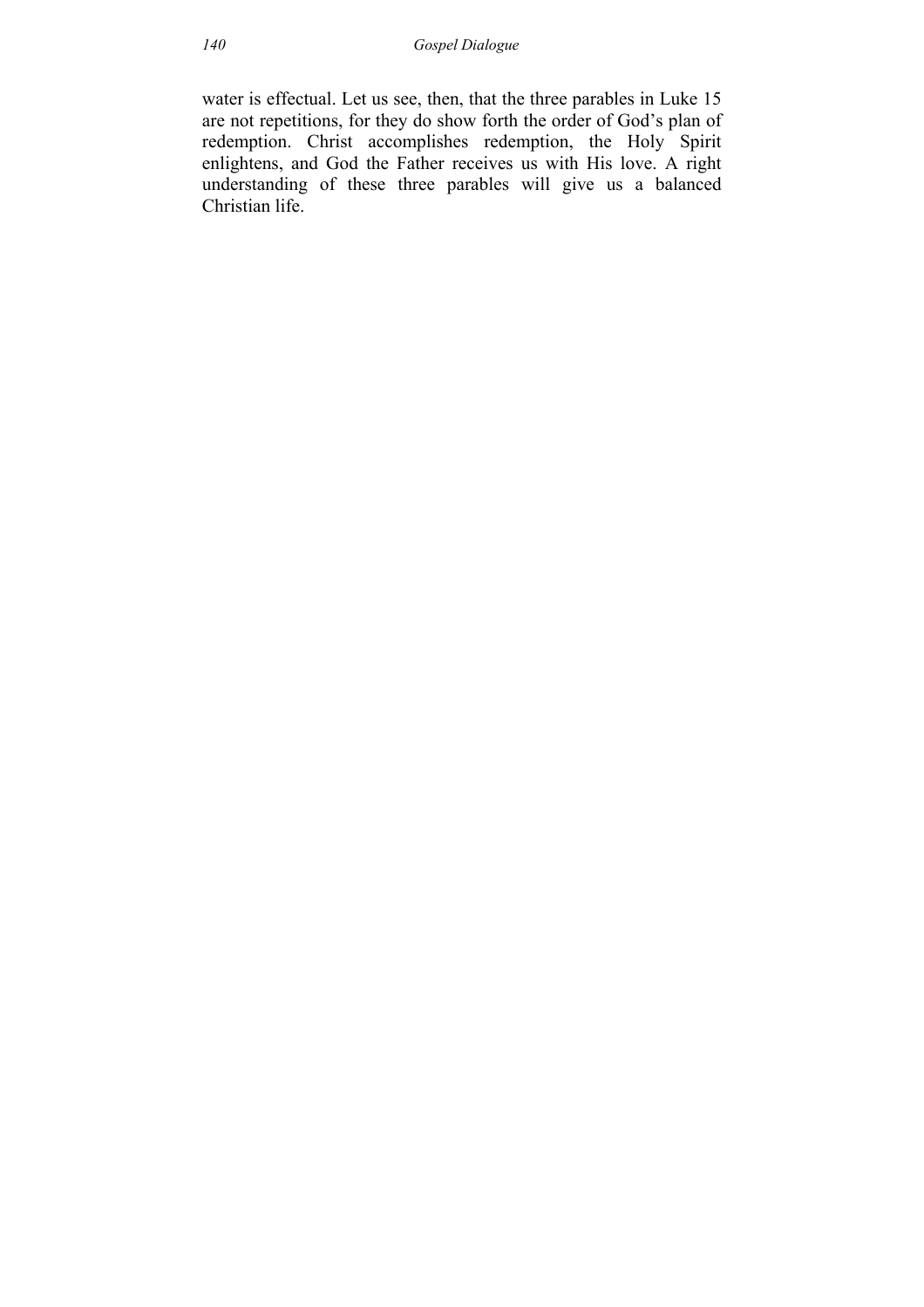water is effectual. Let us see, then, that the three parables in Luke 15 are not repetitions, for they do show forth the order of God's plan of redemption. Christ accomplishes redemption, the Holy Spirit enlightens, and God the Father receives us with His love. A right understanding of these three parables will give us a balanced Christian life.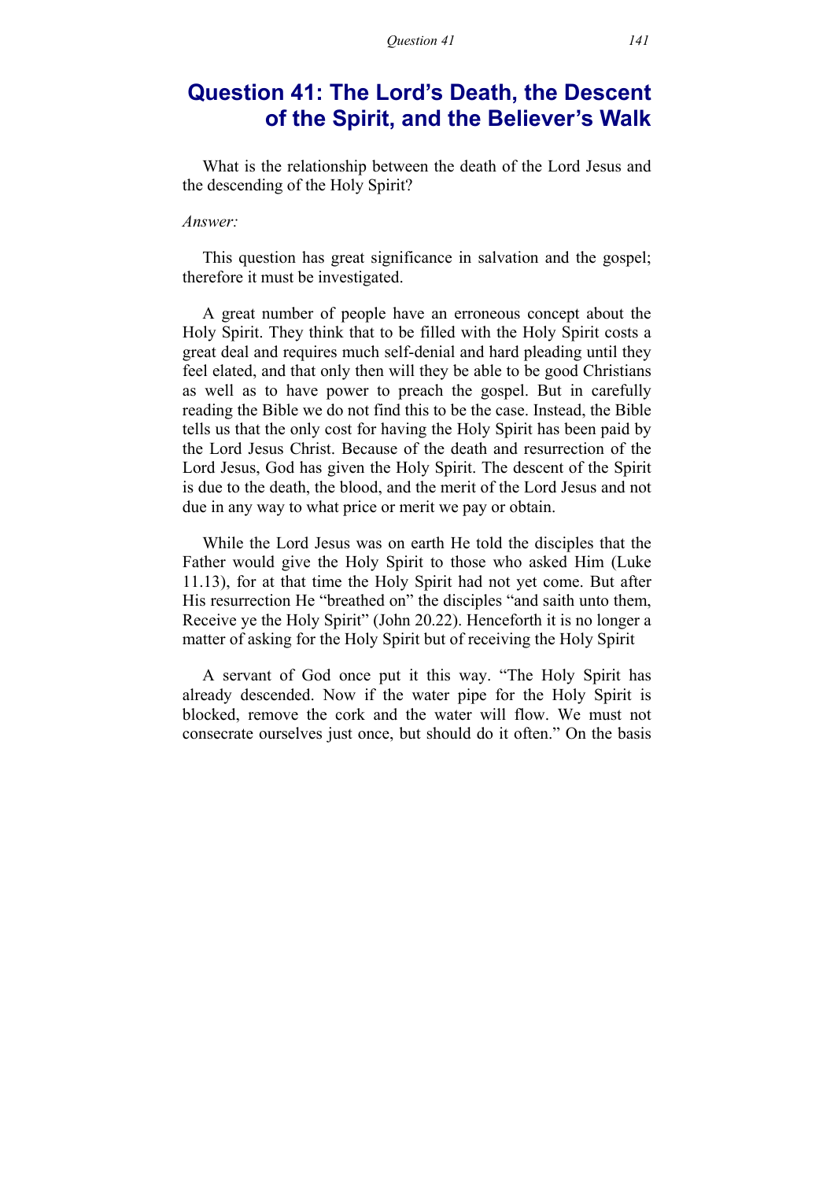# Question 41: The Lord's Death, the Descent of the Spirit, and the Believer's Walk

What is the relationship between the death of the Lord Jesus and the descending of the Holy Spirit?

*Answer:*

This question has great significance in salvation and the gospel; therefore it must be investigated.

A great number of people have an erroneous concept about the Holy Spirit. They think that to be filled with the Holy Spirit costs a great deal and requires much self-denial and hard pleading until they feel elated, and that only then will they be able to be good Christians as well as to have power to preach the gospel. But in carefully reading the Bible we do not find this to be the case. Instead, the Bible tells us that the only cost for having the Holy Spirit has been paid by the Lord Jesus Christ. Because of the death and resurrection of the Lord Jesus, God has given the Holy Spirit. The descent of the Spirit is due to the death, the blood, and the merit of the Lord Jesus and not due in any way to what price or merit we pay or obtain.

While the Lord Jesus was on earth He told the disciples that the Father would give the Holy Spirit to those who asked Him (Luke 11.13), for at that time the Holy Spirit had not yet come. But after His resurrection He "breathed on" the disciples "and saith unto them, Receive ye the Holy Spirit" (John 20.22). Henceforth it is no longer a matter of asking for the Holy Spirit but of receiving the Holy Spirit

A servant of God once put it this way. "The Holy Spirit has already descended. Now if the water pipe for the Holy Spirit is blocked, remove the cork and the water will flow. We must not consecrate ourselves just once, but should do it often." On the basis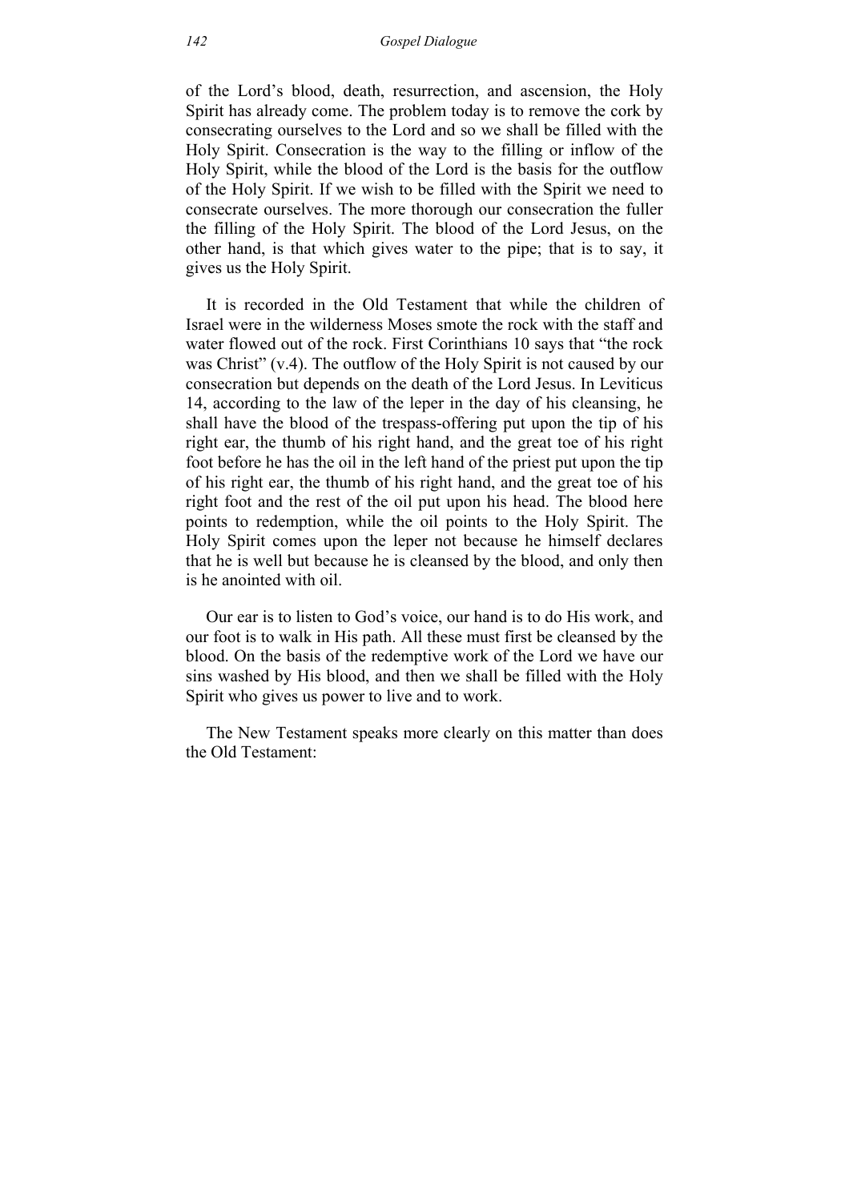of the Lord's blood, death, resurrection, and ascension, the Holy Spirit has already come. The problem today is to remove the cork by consecrating ourselves to the Lord and so we shall be filled with the Holy Spirit. Consecration is the way to the filling or inflow of the Holy Spirit, while the blood of the Lord is the basis for the outflow of the Holy Spirit. If we wish to be filled with the Spirit we need to consecrate ourselves. The more thorough our consecration the fuller the filling of the Holy Spirit. The blood of the Lord Jesus, on the other hand, is that which gives water to the pipe; that is to say, it gives us the Holy Spirit.

It is recorded in the Old Testament that while the children of Israel were in the wilderness Moses smote the rock with the staff and water flowed out of the rock. First Corinthians 10 says that "the rock was Christ" (v.4). The outflow of the Holy Spirit is not caused by our consecration but depends on the death of the Lord Jesus. In Leviticus 14, according to the law of the leper in the day of his cleansing, he shall have the blood of the trespass-offering put upon the tip of his right ear, the thumb of his right hand, and the great toe of his right foot before he has the oil in the left hand of the priest put upon the tip of his right ear, the thumb of his right hand, and the great toe of his right foot and the rest of the oil put upon his head. The blood here points to redemption, while the oil points to the Holy Spirit. The Holy Spirit comes upon the leper not because he himself declares that he is well but because he is cleansed by the blood, and only then is he anointed with oil.

Our ear is to listen to God's voice, our hand is to do His work, and our foot is to walk in His path. All these must first be cleansed by the blood. On the basis of the redemptive work of the Lord we have our sins washed by His blood, and then we shall be filled with the Holy Spirit who gives us power to live and to work.

The New Testament speaks more clearly on this matter than does the Old Testament: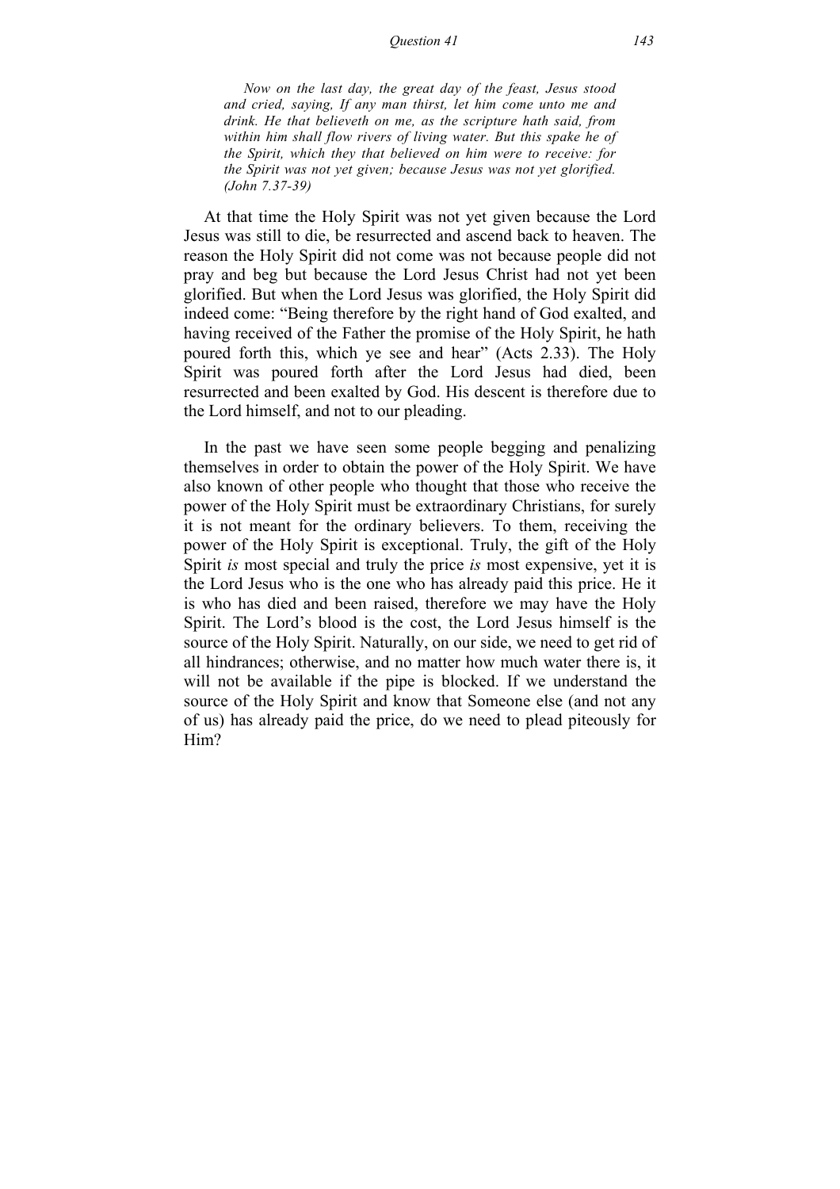> *Now on the last day, the great day of the feast, Jesus stood and cried, saying, If any man thirst, let him come unto me and drink. He that believeth on me, as the scripture hath said, from within him shall flow rivers of living water. But this spake he of the Spirit, which they that believed on him were to receive: for the Spirit was not yet given; because Jesus was not yet glorified. (John 7.37-39)*

At that time the Holy Spirit was not yet given because the Lord Jesus was still to die, be resurrected and ascend back to heaven. The reason the Holy Spirit did not come was not because people did not pray and beg but because the Lord Jesus Christ had not yet been glorified. But when the Lord Jesus was glorified, the Holy Spirit did indeed come: "Being therefore by the right hand of God exalted, and having received of the Father the promise of the Holy Spirit, he hath poured forth this, which ye see and hear" (Acts 2.33). The Holy Spirit was poured forth after the Lord Jesus had died, been resurrected and been exalted by God. His descent is therefore due to the Lord himself, and not to our pleading.

In the past we have seen some people begging and penalizing themselves in order to obtain the power of the Holy Spirit. We have also known of other people who thought that those who receive the power of the Holy Spirit must be extraordinary Christians, for surely it is not meant for the ordinary believers. To them, receiving the power of the Holy Spirit is exceptional. Truly, the gift of the Holy Spirit *is* most special and truly the price *is* most expensive, yet it is the Lord Jesus who is the one who has already paid this price. He it is who has died and been raised, therefore we may have the Holy Spirit. The Lord's blood is the cost, the Lord Jesus himself is the source of the Holy Spirit. Naturally, on our side, we need to get rid of all hindrances; otherwise, and no matter how much water there is, it will not be available if the pipe is blocked. If we understand the source of the Holy Spirit and know that Someone else (and not any of us) has already paid the price, do we need to plead piteously for Him?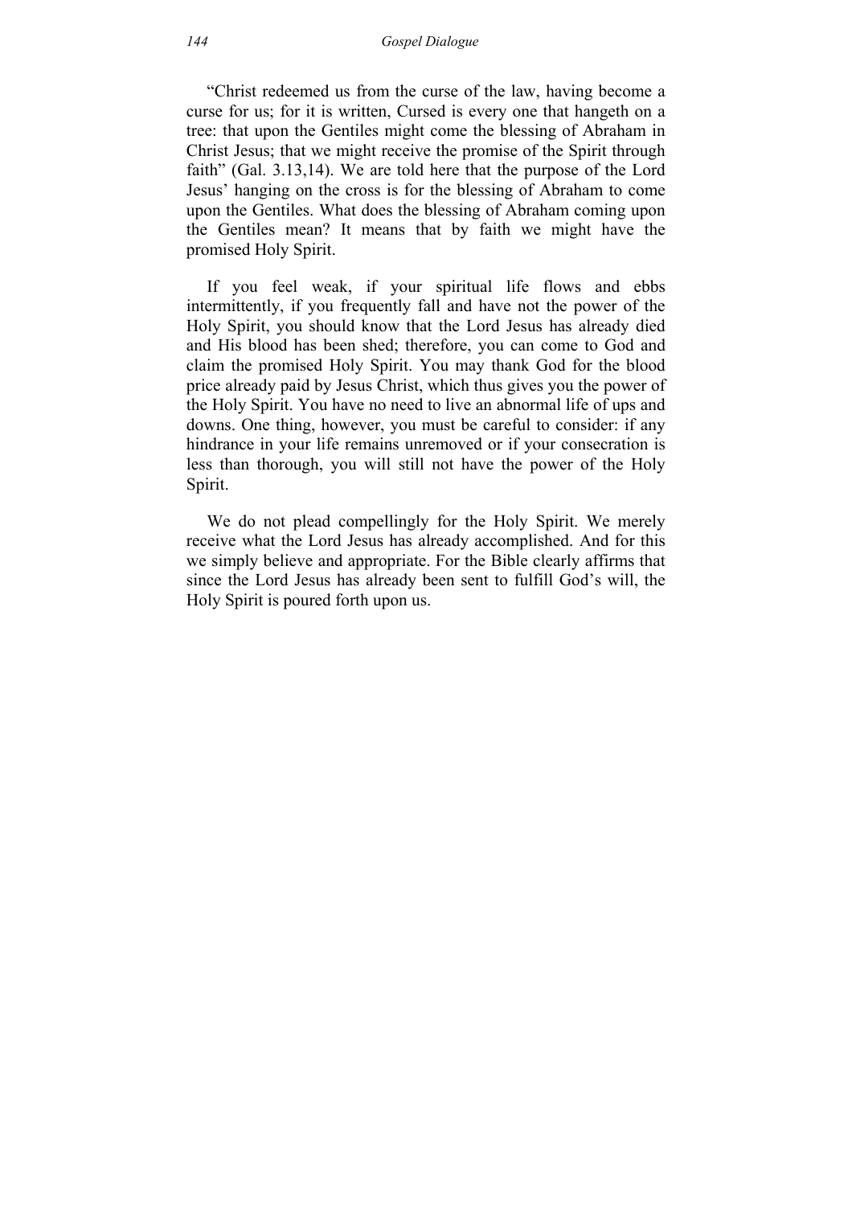"Christ redeemed us from the curse of the law, having become a curse for us; for it is written, Cursed is every one that hangeth on a tree: that upon the Gentiles might come the blessing of Abraham in Christ Jesus; that we might receive the promise of the Spirit through faith" (Gal. 3.13,14). We are told here that the purpose of the Lord Jesus' hanging on the cross is for the blessing of Abraham to come upon the Gentiles. What does the blessing of Abraham coming upon the Gentiles mean? It means that by faith we might have the promised Holy Spirit.

If you feel weak, if your spiritual life flows and ebbs intermittently, if you frequently fall and have not the power of the Holy Spirit, you should know that the Lord Jesus has already died and His blood has been shed; therefore, you can come to God and claim the promised Holy Spirit. You may thank God for the blood price already paid by Jesus Christ, which thus gives you the power of the Holy Spirit. You have no need to live an abnormal life of ups and downs. One thing, however, you must be careful to consider: if any hindrance in your life remains unremoved or if your consecration is less than thorough, you will still not have the power of the Holy Spirit.

We do not plead compellingly for the Holy Spirit. We merely receive what the Lord Jesus has already accomplished. And for this we simply believe and appropriate. For the Bible clearly affirms that since the Lord Jesus has already been sent to fulfill God's will, the Holy Spirit is poured forth upon us.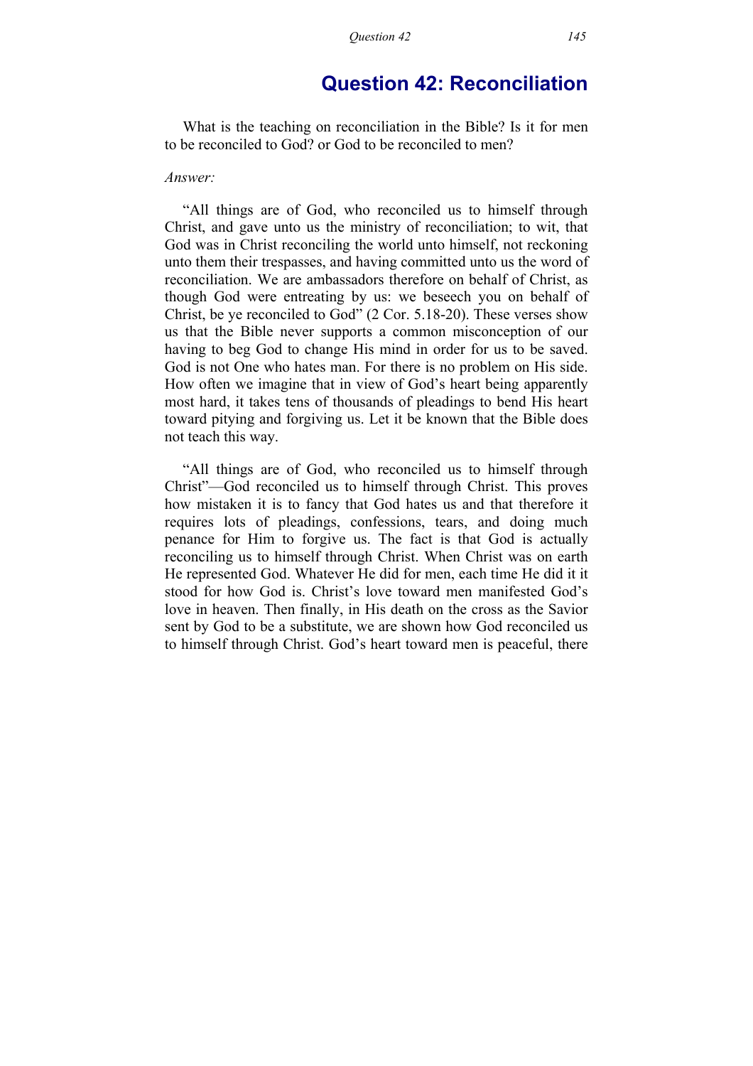# Question 42: Reconciliation

What is the teaching on reconciliation in the Bible? Is it for men to be reconciled to God? or God to be reconciled to men?

*Answer:*

"All things are of God, who reconciled us to himself through Christ, and gave unto us the ministry of reconciliation; to wit, that God was in Christ reconciling the world unto himself, not reckoning unto them their trespasses, and having committed unto us the word of reconciliation. We are ambassadors therefore on behalf of Christ, as though God were entreating by us: we beseech you on behalf of Christ, be ye reconciled to God" (2 Cor. 5.18-20). These verses show us that the Bible never supports a common misconception of our having to beg God to change His mind in order for us to be saved. God is not One who hates man. For there is no problem on His side. How often we imagine that in view of God's heart being apparently most hard, it takes tens of thousands of pleadings to bend His heart toward pitying and forgiving us. Let it be known that the Bible does not teach this way.

"All things are of God, who reconciled us to himself through Christ"—God reconciled us to himself through Christ. This proves how mistaken it is to fancy that God hates us and that therefore it requires lots of pleadings, confessions, tears, and doing much penance for Him to forgive us. The fact is that God is actually reconciling us to himself through Christ. When Christ was on earth He represented God. Whatever He did for men, each time He did it it stood for how God is. Christ's love toward men manifested God's love in heaven. Then finally, in His death on the cross as the Savior sent by God to be a substitute, we are shown how God reconciled us to himself through Christ. God's heart toward men is peaceful, there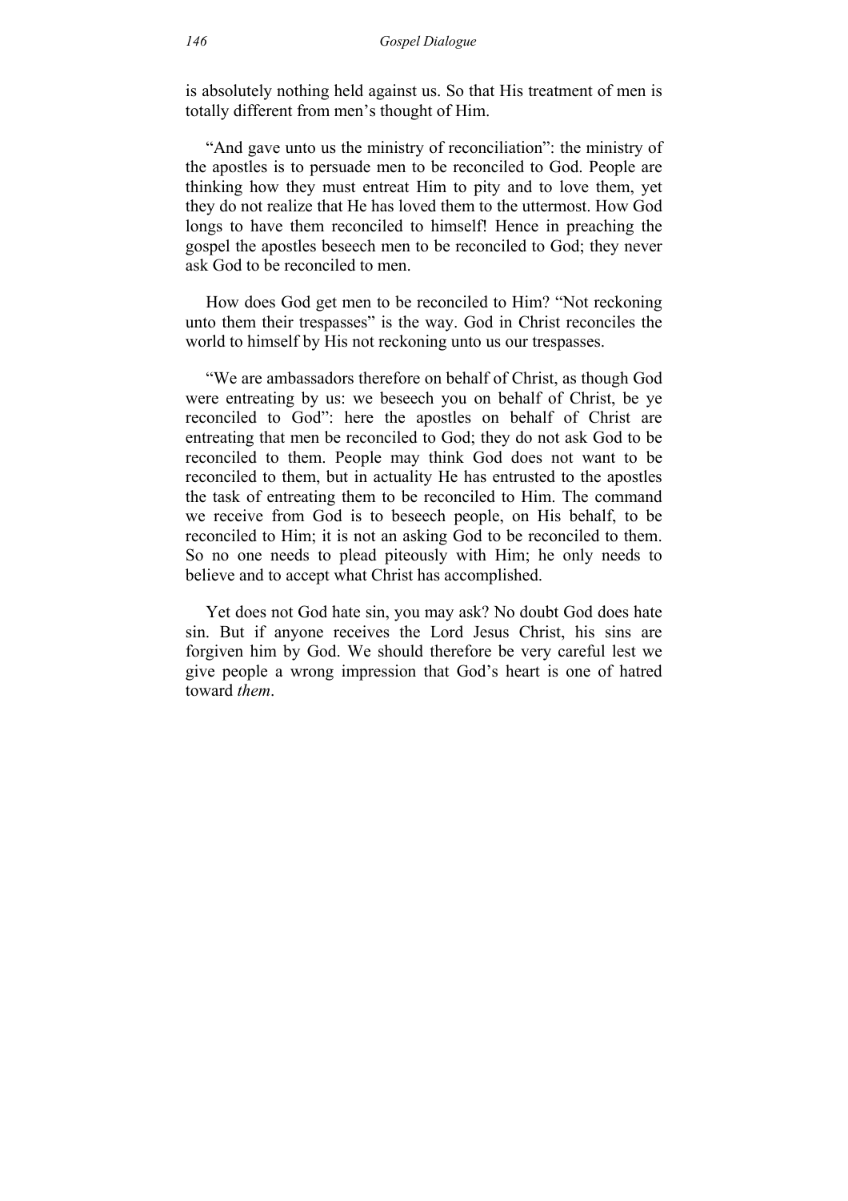is absolutely nothing held against us. So that His treatment of men is totally different from men's thought of Him.

"And gave unto us the ministry of reconciliation": the ministry of the apostles is to persuade men to be reconciled to God. People are thinking how they must entreat Him to pity and to love them, yet they do not realize that He has loved them to the uttermost. How God longs to have them reconciled to himself! Hence in preaching the gospel the apostles beseech men to be reconciled to God; they never ask God to be reconciled to men.

How does God get men to be reconciled to Him? "Not reckoning unto them their trespasses" is the way. God in Christ reconciles the world to himself by His not reckoning unto us our trespasses.

"We are ambassadors therefore on behalf of Christ, as though God were entreating by us: we beseech you on behalf of Christ, be ye reconciled to God": here the apostles on behalf of Christ are entreating that men be reconciled to God; they do not ask God to be reconciled to them. People may think God does not want to be reconciled to them, but in actuality He has entrusted to the apostles the task of entreating them to be reconciled to Him. The command we receive from God is to beseech people, on His behalf, to be reconciled to Him; it is not an asking God to be reconciled to them. So no one needs to plead piteously with Him; he only needs to believe and to accept what Christ has accomplished.

Yet does not God hate sin, you may ask? No doubt God does hate sin. But if anyone receives the Lord Jesus Christ, his sins are forgiven him by God. We should therefore be very careful lest we give people a wrong impression that God's heart is one of hatred toward *them*.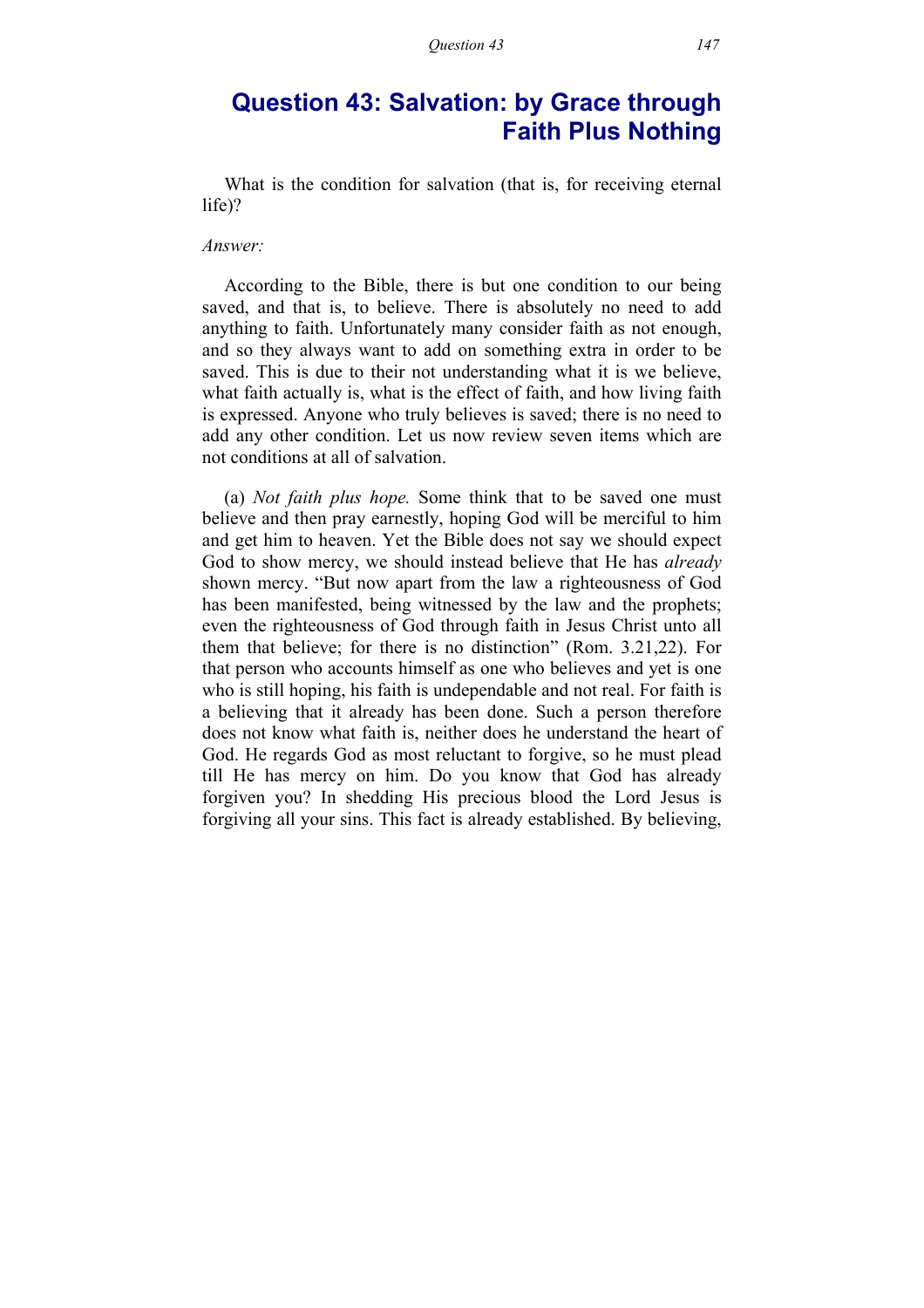# Question 43: Salvation: by Grace through Faith Plus Nothing

What is the condition for salvation (that is, for receiving eternal life)?

*Answer:*

According to the Bible, there is but one condition to our being saved, and that is, to believe. There is absolutely no need to add anything to faith. Unfortunately many consider faith as not enough, and so they always want to add on something extra in order to be saved. This is due to their not understanding what it is we believe, what faith actually is, what is the effect of faith, and how living faith is expressed. Anyone who truly believes is saved; there is no need to add any other condition. Let us now review seven items which are not conditions at all of salvation.

(a) *Not faith plus hope.* Some think that to be saved one must believe and then pray earnestly, hoping God will be merciful to him and get him to heaven. Yet the Bible does not say we should expect God to show mercy, we should instead believe that He has *already* shown mercy. "But now apart from the law a righteousness of God has been manifested, being witnessed by the law and the prophets; even the righteousness of God through faith in Jesus Christ unto all them that believe; for there is no distinction" (Rom. 3.21,22). For that person who accounts himself as one who believes and yet is one who is still hoping, his faith is undependable and not real. For faith is a believing that it already has been done. Such a person therefore does not know what faith is, neither does he understand the heart of God. He regards God as most reluctant to forgive, so he must plead till He has mercy on him. Do you know that God has already forgiven you? In shedding His precious blood the Lord Jesus is forgiving all your sins. This fact is already established. By believing,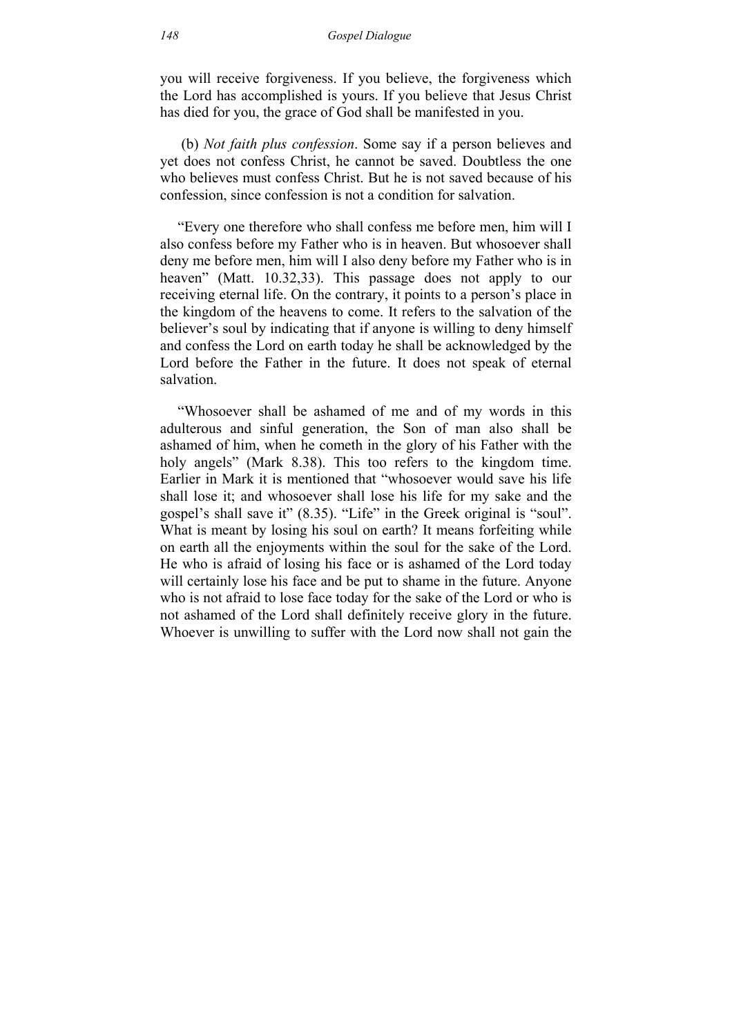you will receive forgiveness. If you believe, the forgiveness which the Lord has accomplished is yours. If you believe that Jesus Christ has died for you, the grace of God shall be manifested in you.

(b) *Not faith plus confession*. Some say if a person believes and yet does not confess Christ, he cannot be saved. Doubtless the one who believes must confess Christ. But he is not saved because of his confession, since confession is not a condition for salvation.

"Every one therefore who shall confess me before men, him will I also confess before my Father who is in heaven. But whosoever shall deny me before men, him will I also deny before my Father who is in heaven" (Matt. 10.32,33). This passage does not apply to our receiving eternal life. On the contrary, it points to a person's place in the kingdom of the heavens to come. It refers to the salvation of the believer's soul by indicating that if anyone is willing to deny himself and confess the Lord on earth today he shall be acknowledged by the Lord before the Father in the future. It does not speak of eternal salvation.

"Whosoever shall be ashamed of me and of my words in this adulterous and sinful generation, the Son of man also shall be ashamed of him, when he cometh in the glory of his Father with the holy angels" (Mark 8.38). This too refers to the kingdom time. Earlier in Mark it is mentioned that "whosoever would save his life shall lose it; and whosoever shall lose his life for my sake and the gospel's shall save it" (8.35). "Life" in the Greek original is "soul". What is meant by losing his soul on earth? It means forfeiting while on earth all the enjoyments within the soul for the sake of the Lord. He who is afraid of losing his face or is ashamed of the Lord today will certainly lose his face and be put to shame in the future. Anyone who is not afraid to lose face today for the sake of the Lord or who is not ashamed of the Lord shall definitely receive glory in the future. Whoever is unwilling to suffer with the Lord now shall not gain the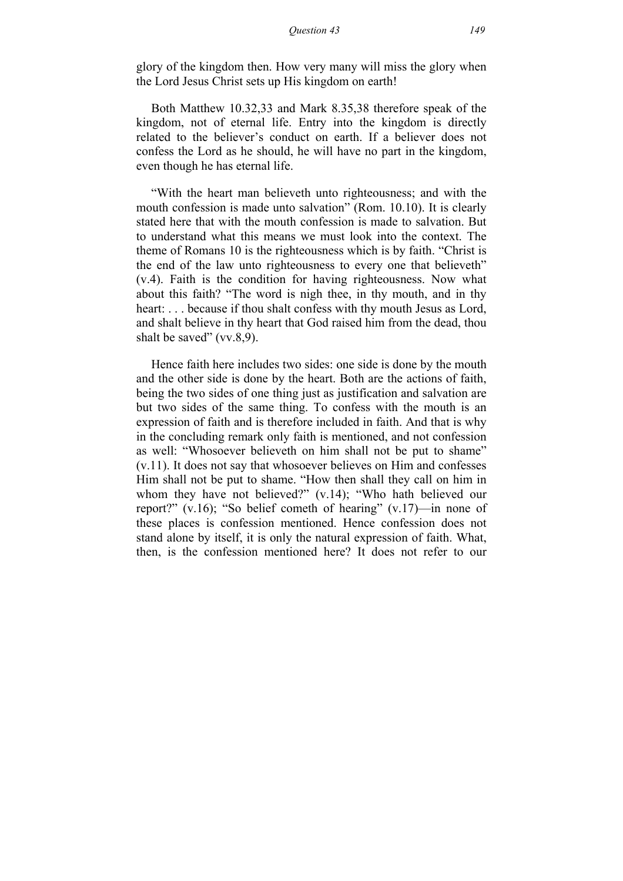glory of the kingdom then. How very many will miss the glory when the Lord Jesus Christ sets up His kingdom on earth!

Both Matthew 10.32,33 and Mark 8.35,38 therefore speak of the kingdom, not of eternal life. Entry into the kingdom is directly related to the believer's conduct on earth. If a believer does not confess the Lord as he should, he will have no part in the kingdom, even though he has eternal life.

"With the heart man believeth unto righteousness; and with the mouth confession is made unto salvation" (Rom. 10.10). It is clearly stated here that with the mouth confession is made to salvation. But to understand what this means we must look into the context. The theme of Romans 10 is the righteousness which is by faith. "Christ is the end of the law unto righteousness to every one that believeth" (v.4). Faith is the condition for having righteousness. Now what about this faith? "The word is nigh thee, in thy mouth, and in thy heart: . . . because if thou shalt confess with thy mouth Jesus as Lord, and shalt believe in thy heart that God raised him from the dead, thou shalt be saved" (vv.8,9).

Hence faith here includes two sides: one side is done by the mouth and the other side is done by the heart. Both are the actions of faith, being the two sides of one thing just as justification and salvation are but two sides of the same thing. To confess with the mouth is an expression of faith and is therefore included in faith. And that is why in the concluding remark only faith is mentioned, and not confession as well: "Whosoever believeth on him shall not be put to shame" (v.11). It does not say that whosoever believes on Him and confesses Him shall not be put to shame. "How then shall they call on him in whom they have not believed?" (v.14); "Who hath believed our report?" (v.16); "So belief cometh of hearing" (v.17)—in none of these places is confession mentioned. Hence confession does not stand alone by itself, it is only the natural expression of faith. What, then, is the confession mentioned here? It does not refer to our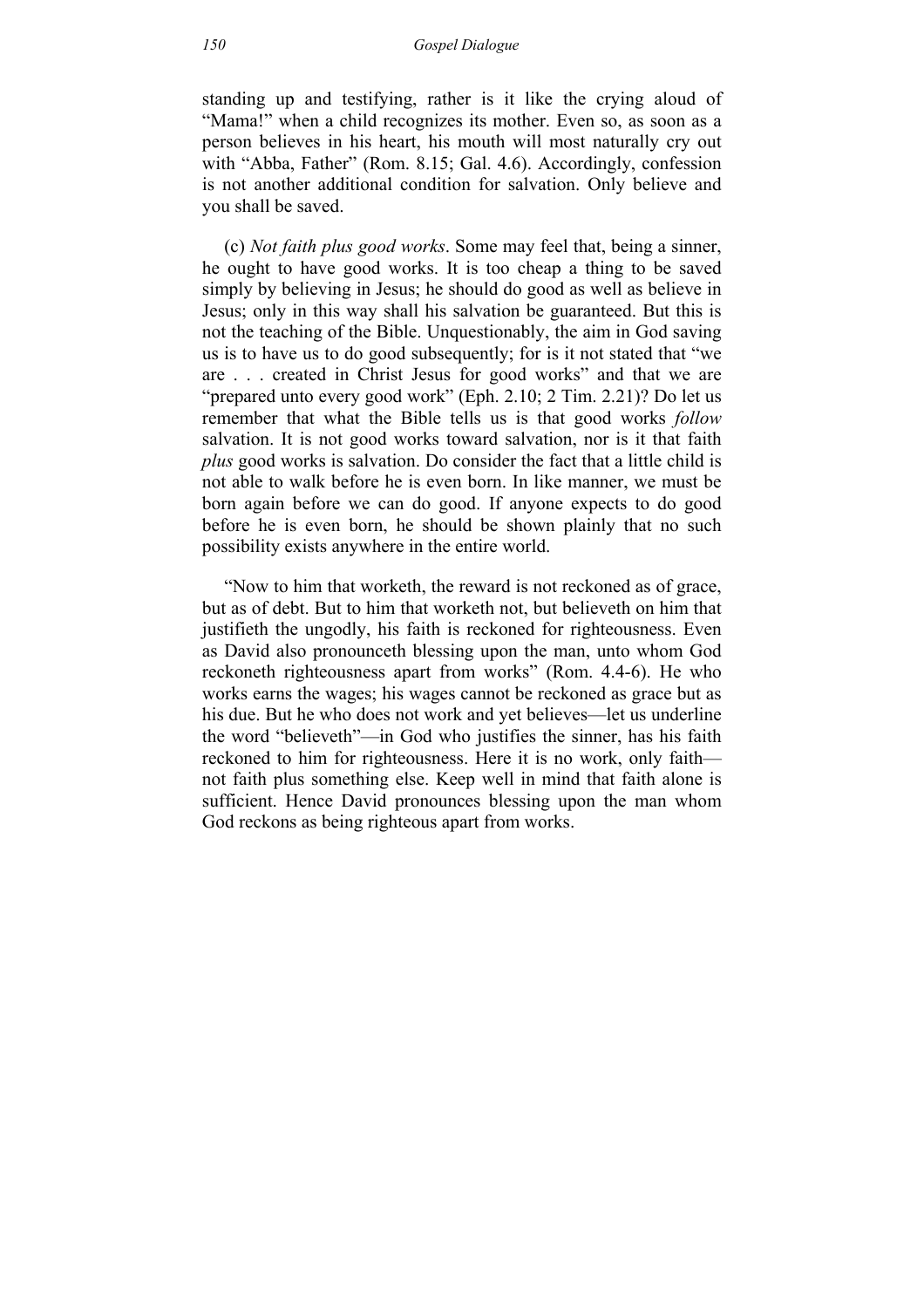standing up and testifying, rather is it like the crying aloud of "Mama!" when a child recognizes its mother. Even so, as soon as a person believes in his heart, his mouth will most naturally cry out with "Abba, Father" (Rom. 8.15; Gal. 4.6). Accordingly, confession is not another additional condition for salvation. Only believe and you shall be saved.

(c) *Not faith plus good works*. Some may feel that, being a sinner, he ought to have good works. It is too cheap a thing to be saved simply by believing in Jesus; he should do good as well as believe in Jesus; only in this way shall his salvation be guaranteed. But this is not the teaching of the Bible. Unquestionably, the aim in God saving us is to have us to do good subsequently; for is it not stated that "we are . . . created in Christ Jesus for good works" and that we are "prepared unto every good work" (Eph. 2.10; 2 Tim. 2.21)? Do let us remember that what the Bible tells us is that good works *follow* salvation. It is not good works toward salvation, nor is it that faith *plus* good works is salvation. Do consider the fact that a little child is not able to walk before he is even born. In like manner, we must be born again before we can do good. If anyone expects to do good before he is even born, he should be shown plainly that no such possibility exists anywhere in the entire world.

"Now to him that worketh, the reward is not reckoned as of grace, but as of debt. But to him that worketh not, but believeth on him that justifieth the ungodly, his faith is reckoned for righteousness. Even as David also pronounceth blessing upon the man, unto whom God reckoneth righteousness apart from works" (Rom. 4.4-6). He who works earns the wages; his wages cannot be reckoned as grace but as his due. But he who does not work and yet believes—let us underline the word "believeth"—in God who justifies the sinner, has his faith reckoned to him for righteousness. Here it is no work, only faith—not faith plus something else. Keep well in mind that faith alone is sufficient. Hence David pronounces blessing upon the man whom God reckons as being righteous apart from works.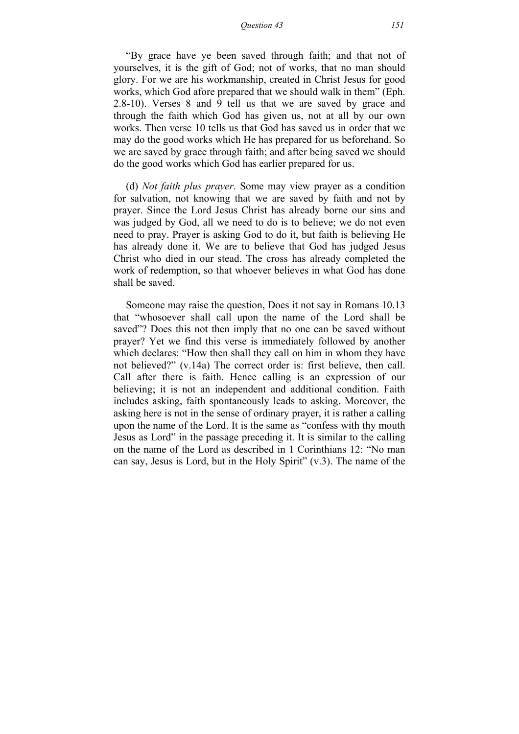"By grace have ye been saved through faith; and that not of yourselves, it is the gift of God; not of works, that no man should glory. For we are his workmanship, created in Christ Jesus for good works, which God afore prepared that we should walk in them" (Eph. 2.8-10). Verses 8 and 9 tell us that we are saved by grace and through the faith which God has given us, not at all by our own works. Then verse 10 tells us that God has saved us in order that we may do the good works which He has prepared for us beforehand. So we are saved by grace through faith; and after being saved we should do the good works which God has earlier prepared for us.

(d) *Not faith plus prayer*. Some may view prayer as a condition for salvation, not knowing that we are saved by faith and not by prayer. Since the Lord Jesus Christ has already borne our sins and was judged by God, all we need to do is to believe; we do not even need to pray. Prayer is asking God to do it, but faith is believing He has already done it. We are to believe that God has judged Jesus Christ who died in our stead. The cross has already completed the work of redemption, so that whoever believes in what God has done shall be saved.

Someone may raise the question, Does it not say in Romans 10.13 that "whosoever shall call upon the name of the Lord shall be saved"? Does this not then imply that no one can be saved without prayer? Yet we find this verse is immediately followed by another which declares: "How then shall they call on him in whom they have not believed?" (v.14a) The correct order is: first believe, then call. Call after there is faith. Hence calling is an expression of our believing; it is not an independent and additional condition. Faith includes asking, faith spontaneously leads to asking. Moreover, the asking here is not in the sense of ordinary prayer, it is rather a calling upon the name of the Lord. It is the same as "confess with thy mouth Jesus as Lord" in the passage preceding it. It is similar to the calling on the name of the Lord as described in 1 Corinthians 12: "No man can say, Jesus is Lord, but in the Holy Spirit" (v.3). The name of the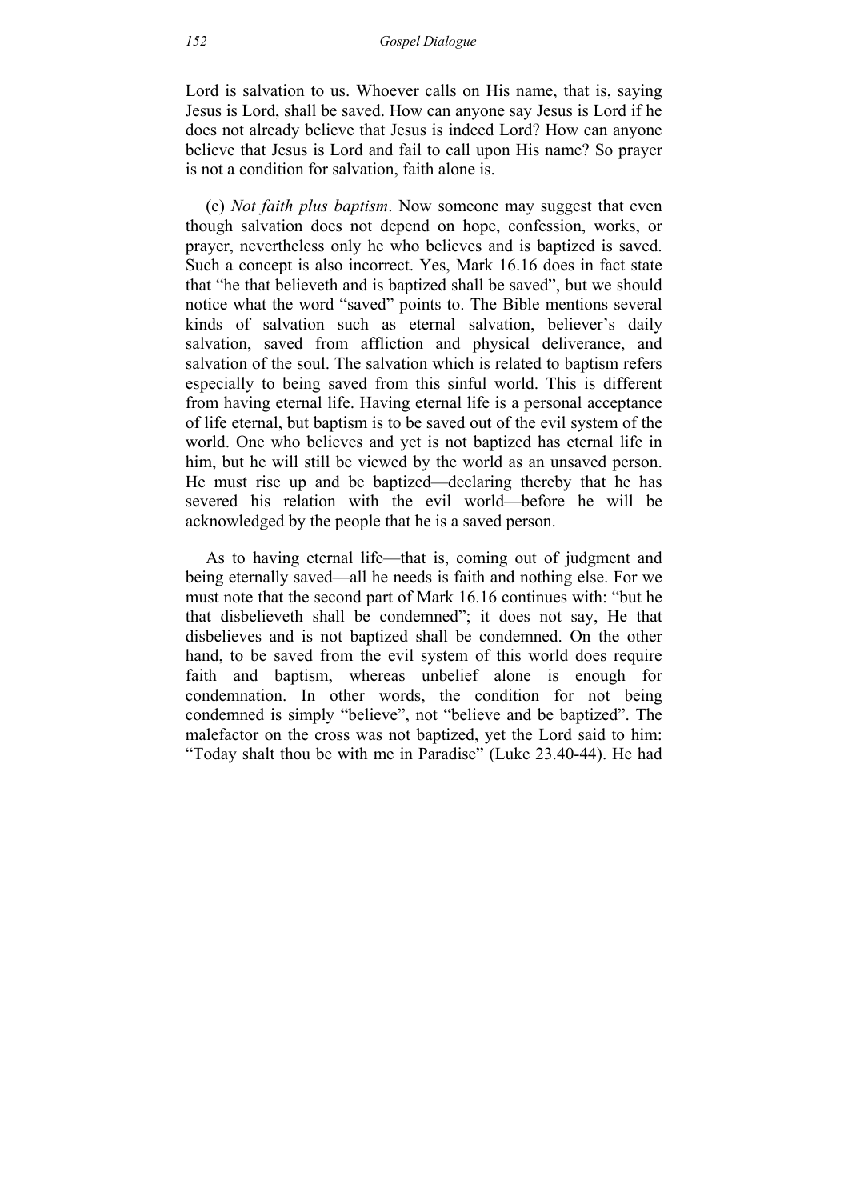Lord is salvation to us. Whoever calls on His name, that is, saying Jesus is Lord, shall be saved. How can anyone say Jesus is Lord if he does not already believe that Jesus is indeed Lord? How can anyone believe that Jesus is Lord and fail to call upon His name? So prayer is not a condition for salvation, faith alone is.

(e) *Not faith plus baptism*. Now someone may suggest that even though salvation does not depend on hope, confession, works, or prayer, nevertheless only he who believes and is baptized is saved. Such a concept is also incorrect. Yes, Mark 16.16 does in fact state that "he that believeth and is baptized shall be saved", but we should notice what the word "saved" points to. The Bible mentions several kinds of salvation such as eternal salvation, believer's daily salvation, saved from affliction and physical deliverance, and salvation of the soul. The salvation which is related to baptism refers especially to being saved from this sinful world. This is different from having eternal life. Having eternal life is a personal acceptance of life eternal, but baptism is to be saved out of the evil system of the world. One who believes and yet is not baptized has eternal life in him, but he will still be viewed by the world as an unsaved person. He must rise up and be baptized—declaring thereby that he has severed his relation with the evil world—before he will be acknowledged by the people that he is a saved person.

As to having eternal life—that is, coming out of judgment and being eternally saved—all he needs is faith and nothing else. For we must note that the second part of Mark 16.16 continues with: "but he that disbelieveth shall be condemned"; it does not say, He that disbelieves and is not baptized shall be condemned. On the other hand, to be saved from the evil system of this world does require faith and baptism, whereas unbelief alone is enough for condemnation. In other words, the condition for not being condemned is simply "believe", not "believe and be baptized". The malefactor on the cross was not baptized, yet the Lord said to him: "Today shalt thou be with me in Paradise" (Luke 23.40-44). He had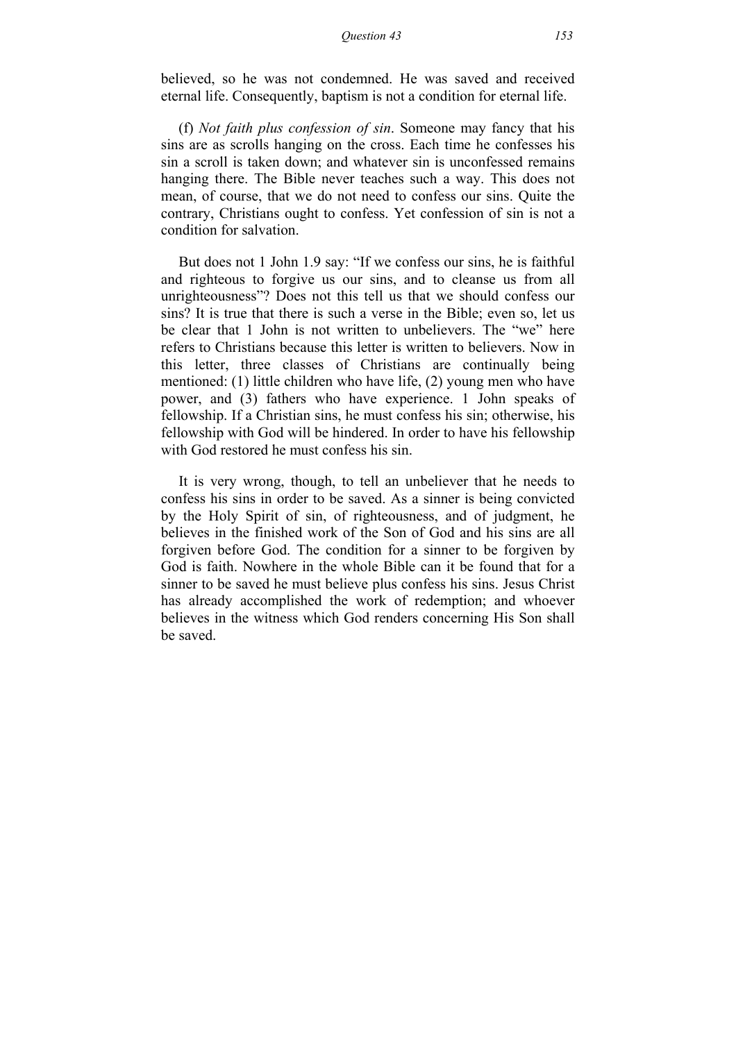believed, so he was not condemned. He was saved and received eternal life. Consequently, baptism is not a condition for eternal life.

(f) *Not faith plus confession of sin*. Someone may fancy that his sins are as scrolls hanging on the cross. Each time he confesses his sin a scroll is taken down; and whatever sin is unconfessed remains hanging there. The Bible never teaches such a way. This does not mean, of course, that we do not need to confess our sins. Quite the contrary, Christians ought to confess. Yet confession of sin is not a condition for salvation.

But does not 1 John 1.9 say: "If we confess our sins, he is faithful and righteous to forgive us our sins, and to cleanse us from all unrighteousness"? Does not this tell us that we should confess our sins? It is true that there is such a verse in the Bible; even so, let us be clear that 1 John is not written to unbelievers. The "we" here refers to Christians because this letter is written to believers. Now in this letter, three classes of Christians are continually being mentioned: (1) little children who have life, (2) young men who have power, and (3) fathers who have experience. 1 John speaks of fellowship. If a Christian sins, he must confess his sin; otherwise, his fellowship with God will be hindered. In order to have his fellowship with God restored he must confess his sin.

It is very wrong, though, to tell an unbeliever that he needs to confess his sins in order to be saved. As a sinner is being convicted by the Holy Spirit of sin, of righteousness, and of judgment, he believes in the finished work of the Son of God and his sins are all forgiven before God. The condition for a sinner to be forgiven by God is faith. Nowhere in the whole Bible can it be found that for a sinner to be saved he must believe plus confess his sins. Jesus Christ has already accomplished the work of redemption; and whoever believes in the witness which God renders concerning His Son shall be saved.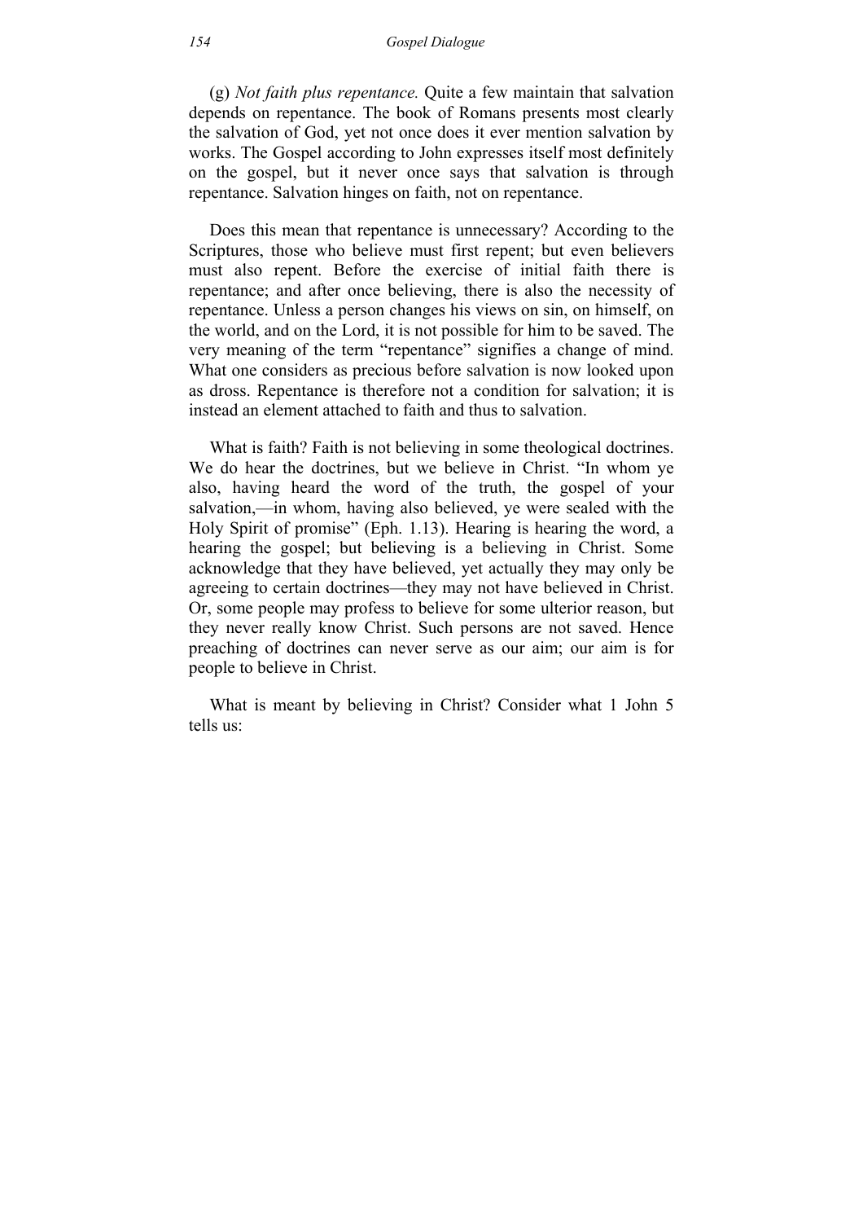(g) *Not faith plus repentance.* Quite a few maintain that salvation depends on repentance. The book of Romans presents most clearly the salvation of God, yet not once does it ever mention salvation by works. The Gospel according to John expresses itself most definitely on the gospel, but it never once says that salvation is through repentance. Salvation hinges on faith, not on repentance.

Does this mean that repentance is unnecessary? According to the Scriptures, those who believe must first repent; but even believers must also repent. Before the exercise of initial faith there is repentance; and after once believing, there is also the necessity of repentance. Unless a person changes his views on sin, on himself, on the world, and on the Lord, it is not possible for him to be saved. The very meaning of the term "repentance" signifies a change of mind. What one considers as precious before salvation is now looked upon as dross. Repentance is therefore not a condition for salvation; it is instead an element attached to faith and thus to salvation.

What is faith? Faith is not believing in some theological doctrines. We do hear the doctrines, but we believe in Christ. "In whom ye also, having heard the word of the truth, the gospel of your salvation,—in whom, having also believed, ye were sealed with the Holy Spirit of promise" (Eph. 1.13). Hearing is hearing the word, a hearing the gospel; but believing is a believing in Christ. Some acknowledge that they have believed, yet actually they may only be agreeing to certain doctrines—they may not have believed in Christ. Or, some people may profess to believe for some ulterior reason, but they never really know Christ. Such persons are not saved. Hence preaching of doctrines can never serve as our aim; our aim is for people to believe in Christ.

What is meant by believing in Christ? Consider what 1 John 5 tells us: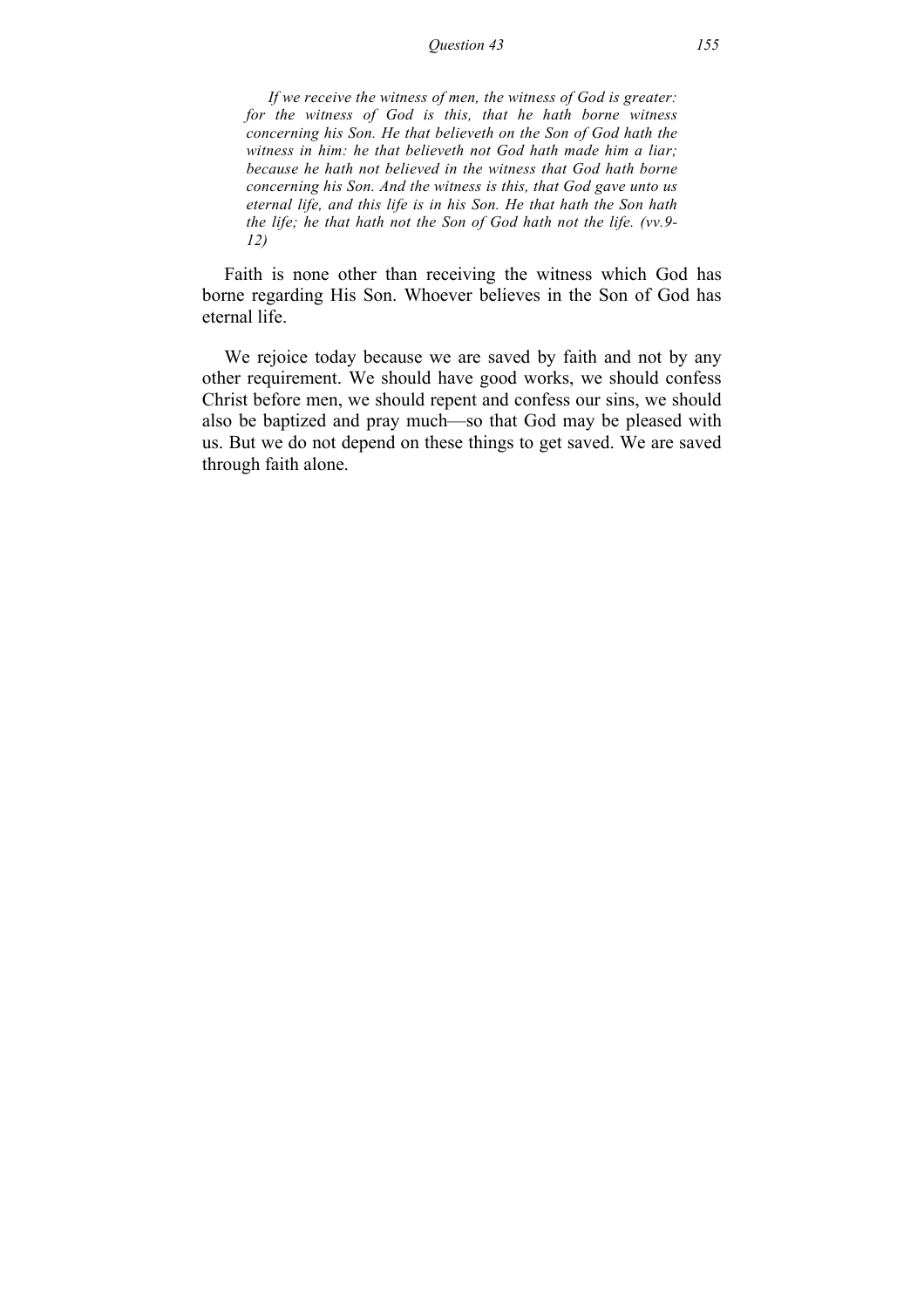*If we receive the witness of men, the witness of God is greater: for the witness of God is this, that he hath borne witness concerning his Son. He that believeth on the Son of God hath the witness in him: he that believeth not God hath made him a liar; because he hath not believed in the witness that God hath borne concerning his Son. And the witness is this, that God gave unto us eternal life, and this life is in his Son. He that hath the Son hath the life; he that hath not the Son of God hath not the life. (vv.9-12)*

Faith is none other than receiving the witness which God has borne regarding His Son. Whoever believes in the Son of God has eternal life.

We rejoice today because we are saved by faith and not by any other requirement. We should have good works, we should confess Christ before men, we should repent and confess our sins, we should also be baptized and pray much—so that God may be pleased with us. But we do not depend on these things to get saved. We are saved through faith alone.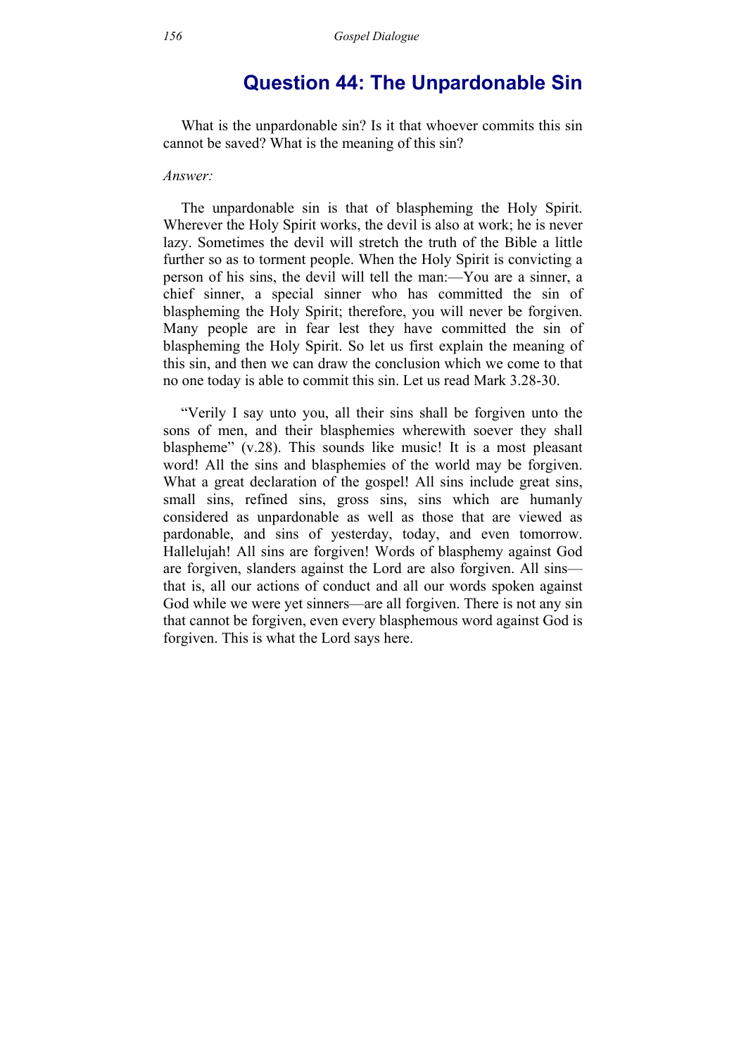## Question 44: The Unpardonable Sin

What is the unpardonable sin? Is it that whoever commits this sin cannot be saved? What is the meaning of this sin?

*Answer:*

The unpardonable sin is that of blaspheming the Holy Spirit. Wherever the Holy Spirit works, the devil is also at work; he is never lazy. Sometimes the devil will stretch the truth of the Bible a little further so as to torment people. When the Holy Spirit is convicting a person of his sins, the devil will tell the man:—You are a sinner, a chief sinner, a special sinner who has committed the sin of blaspheming the Holy Spirit; therefore, you will never be forgiven. Many people are in fear lest they have committed the sin of blaspheming the Holy Spirit. So let us first explain the meaning of this sin, and then we can draw the conclusion which we come to that no one today is able to commit this sin. Let us read Mark 3.28-30.

"Verily I say unto you, all their sins shall be forgiven unto the sons of men, and their blasphemies wherewith soever they shall blaspheme" (v.28). This sounds like music! It is a most pleasant word! All the sins and blasphemies of the world may be forgiven. What a great declaration of the gospel! All sins include great sins, small sins, refined sins, gross sins, sins which are humanly considered as unpardonable as well as those that are viewed as pardonable, and sins of yesterday, today, and even tomorrow. Hallelujah! All sins are forgiven! Words of blasphemy against God are forgiven, slanders against the Lord are also forgiven. All sins—that is, all our actions of conduct and all our words spoken against God while we were yet sinners—are all forgiven. There is not any sin that cannot be forgiven, even every blasphemous word against God is forgiven. This is what the Lord says here.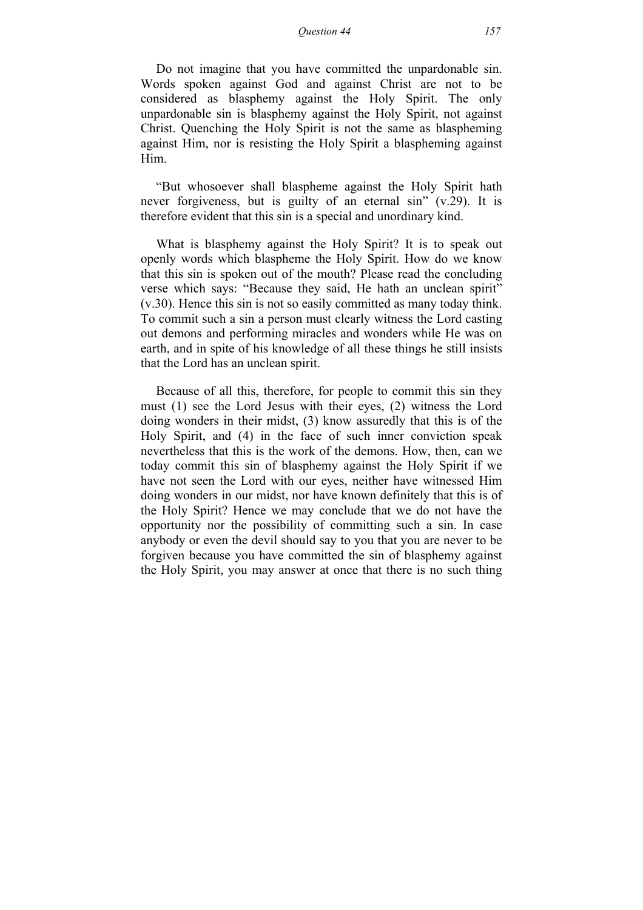Do not imagine that you have committed the unpardonable sin. Words spoken against God and against Christ are not to be considered as blasphemy against the Holy Spirit. The only unpardonable sin is blasphemy against the Holy Spirit, not against Christ. Quenching the Holy Spirit is not the same as blaspheming against Him, nor is resisting the Holy Spirit a blaspheming against Him.

"But whosoever shall blaspheme against the Holy Spirit hath never forgiveness, but is guilty of an eternal sin" (v.29). It is therefore evident that this sin is a special and unordinary kind.

What is blasphemy against the Holy Spirit? It is to speak out openly words which blaspheme the Holy Spirit. How do we know that this sin is spoken out of the mouth? Please read the concluding verse which says: "Because they said, He hath an unclean spirit" (v.30). Hence this sin is not so easily committed as many today think. To commit such a sin a person must clearly witness the Lord casting out demons and performing miracles and wonders while He was on earth, and in spite of his knowledge of all these things he still insists that the Lord has an unclean spirit.

Because of all this, therefore, for people to commit this sin they must (1) see the Lord Jesus with their eyes, (2) witness the Lord doing wonders in their midst, (3) know assuredly that this is of the Holy Spirit, and (4) in the face of such inner conviction speak nevertheless that this is the work of the demons. How, then, can we today commit this sin of blasphemy against the Holy Spirit if we have not seen the Lord with our eyes, neither have witnessed Him doing wonders in our midst, nor have known definitely that this is of the Holy Spirit? Hence we may conclude that we do not have the opportunity nor the possibility of committing such a sin. In case anybody or even the devil should say to you that you are never to be forgiven because you have committed the sin of blasphemy against the Holy Spirit, you may answer at once that there is no such thing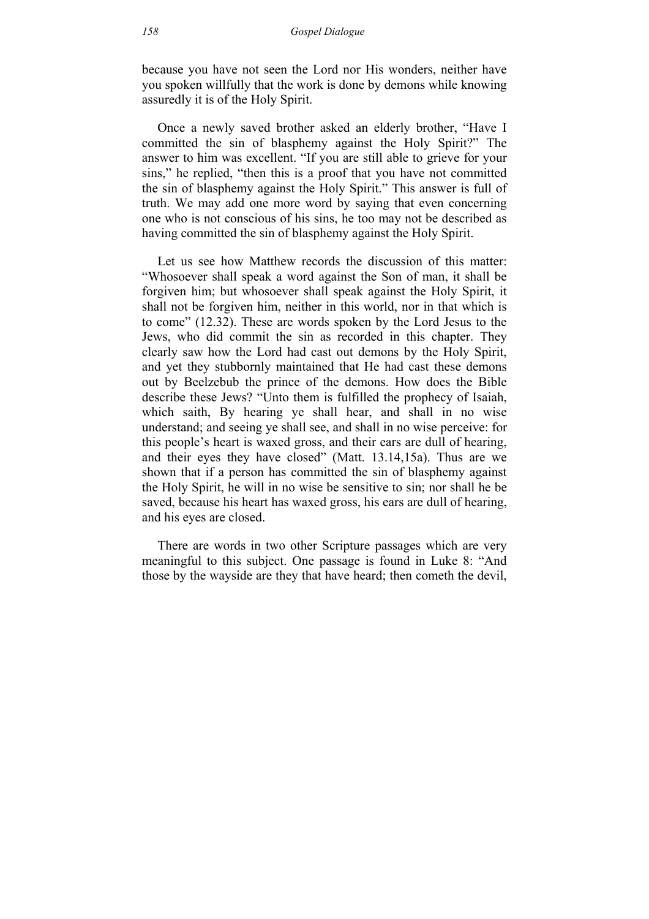because you have not seen the Lord nor His wonders, neither have you spoken willfully that the work is done by demons while knowing assuredly it is of the Holy Spirit.

Once a newly saved brother asked an elderly brother, "Have I committed the sin of blasphemy against the Holy Spirit?" The answer to him was excellent. "If you are still able to grieve for your sins," he replied, "then this is a proof that you have not committed the sin of blasphemy against the Holy Spirit." This answer is full of truth. We may add one more word by saying that even concerning one who is not conscious of his sins, he too may not be described as having committed the sin of blasphemy against the Holy Spirit.

Let us see how Matthew records the discussion of this matter: "Whosoever shall speak a word against the Son of man, it shall be forgiven him; but whosoever shall speak against the Holy Spirit, it shall not be forgiven him, neither in this world, nor in that which is to come" (12.32). These are words spoken by the Lord Jesus to the Jews, who did commit the sin as recorded in this chapter. They clearly saw how the Lord had cast out demons by the Holy Spirit, and yet they stubbornly maintained that He had cast these demons out by Beelzebub the prince of the demons. How does the Bible describe these Jews? "Unto them is fulfilled the prophecy of Isaiah, which saith, By hearing ye shall hear, and shall in no wise understand; and seeing ye shall see, and shall in no wise perceive: for this people's heart is waxed gross, and their ears are dull of hearing, and their eyes they have closed" (Matt. 13.14,15a). Thus are we shown that if a person has committed the sin of blasphemy against the Holy Spirit, he will in no wise be sensitive to sin; nor shall he be saved, because his heart has waxed gross, his ears are dull of hearing, and his eyes are closed.

There are words in two other Scripture passages which are very meaningful to this subject. One passage is found in Luke 8: "And those by the wayside are they that have heard; then cometh the devil,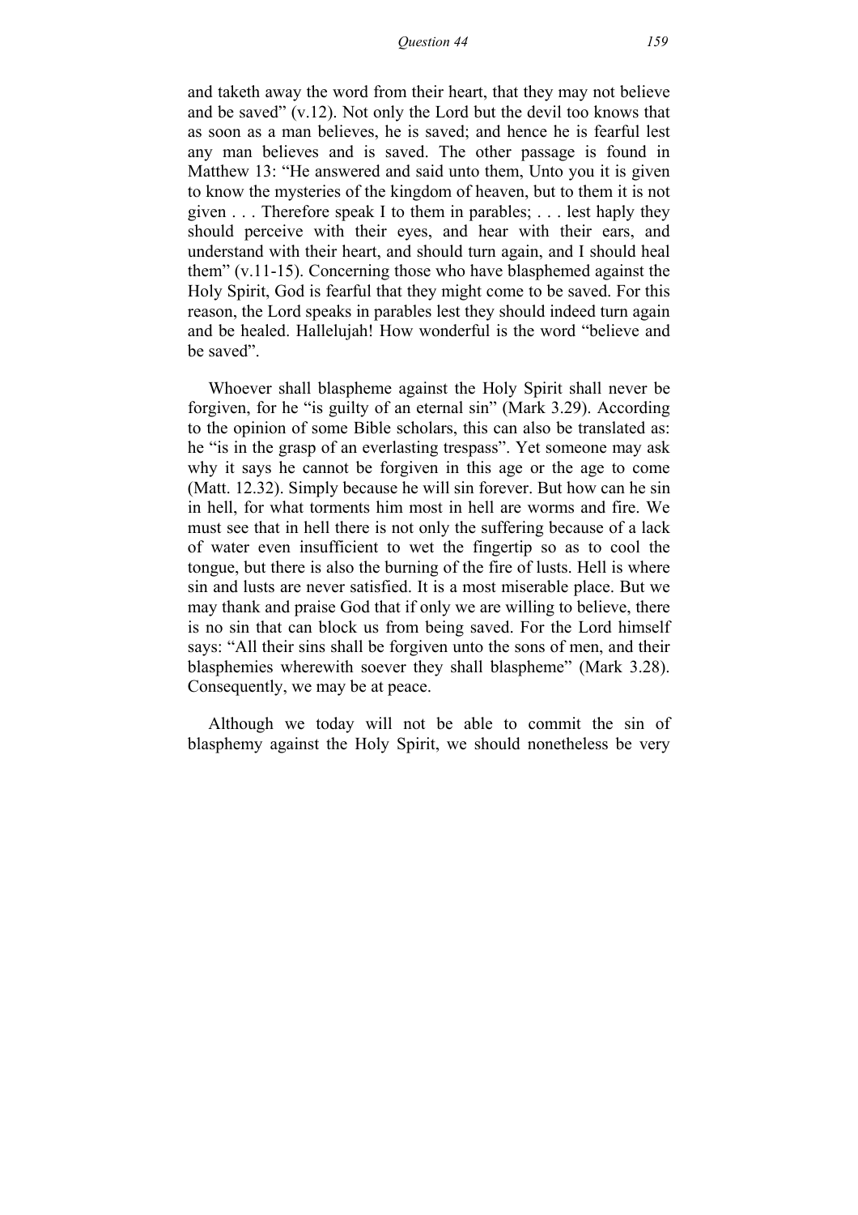and taketh away the word from their heart, that they may not believe and be saved" (v.12). Not only the Lord but the devil too knows that as soon as a man believes, he is saved; and hence he is fearful lest any man believes and is saved. The other passage is found in Matthew 13: "He answered and said unto them, Unto you it is given to know the mysteries of the kingdom of heaven, but to them it is not given . . . Therefore speak I to them in parables; . . . lest haply they should perceive with their eyes, and hear with their ears, and understand with their heart, and should turn again, and I should heal them" (v.11-15). Concerning those who have blasphemed against the Holy Spirit, God is fearful that they might come to be saved. For this reason, the Lord speaks in parables lest they should indeed turn again and be healed. Hallelujah! How wonderful is the word "believe and be saved".

Whoever shall blaspheme against the Holy Spirit shall never be forgiven, for he "is guilty of an eternal sin" (Mark 3.29). According to the opinion of some Bible scholars, this can also be translated as: he "is in the grasp of an everlasting trespass". Yet someone may ask why it says he cannot be forgiven in this age or the age to come (Matt. 12.32). Simply because he will sin forever. But how can he sin in hell, for what torments him most in hell are worms and fire. We must see that in hell there is not only the suffering because of a lack of water even insufficient to wet the fingertip so as to cool the tongue, but there is also the burning of the fire of lusts. Hell is where sin and lusts are never satisfied. It is a most miserable place. But we may thank and praise God that if only we are willing to believe, there is no sin that can block us from being saved. For the Lord himself says: "All their sins shall be forgiven unto the sons of men, and their blasphemies wherewith soever they shall blaspheme" (Mark 3.28). Consequently, we may be at peace.

Although we today will not be able to commit the sin of blasphemy against the Holy Spirit, we should nonetheless be very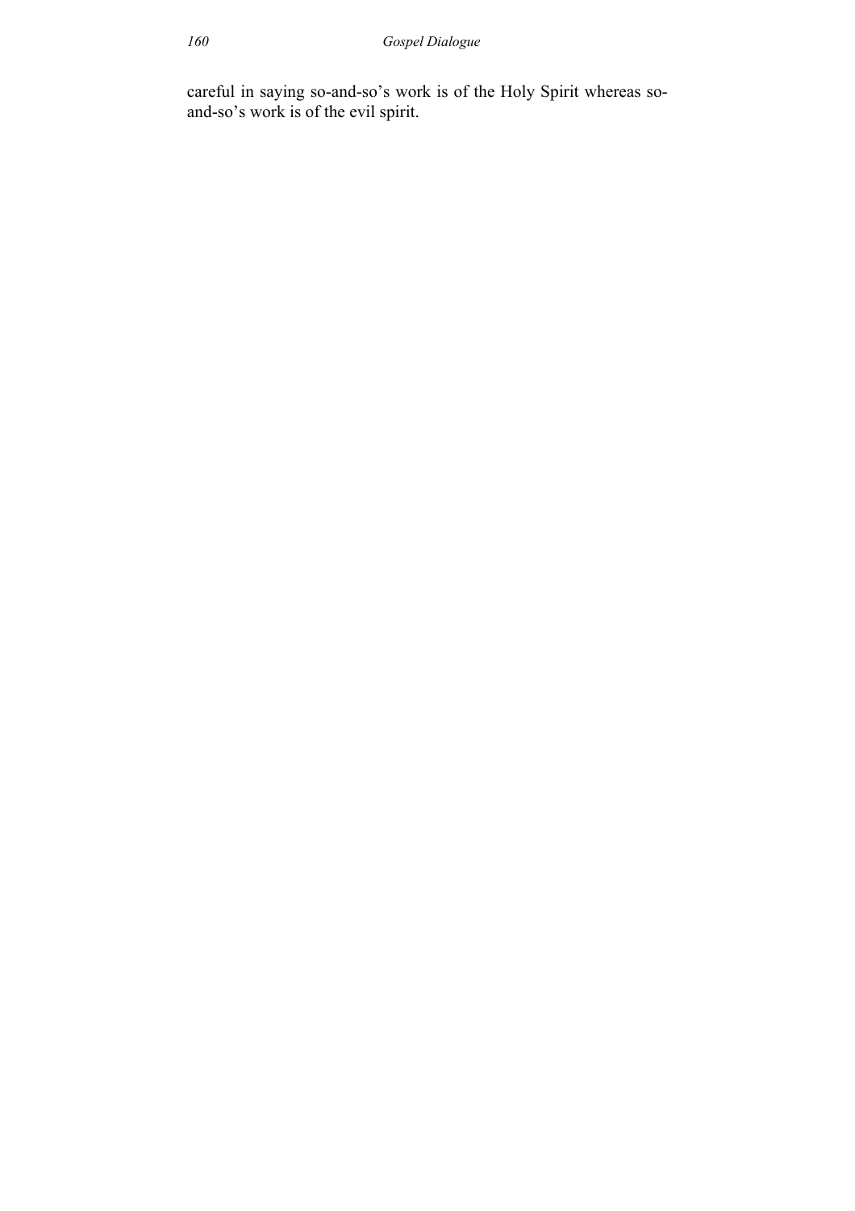careful in saying so-and-so's work is of the Holy Spirit whereas so-and-so's work is of the evil spirit.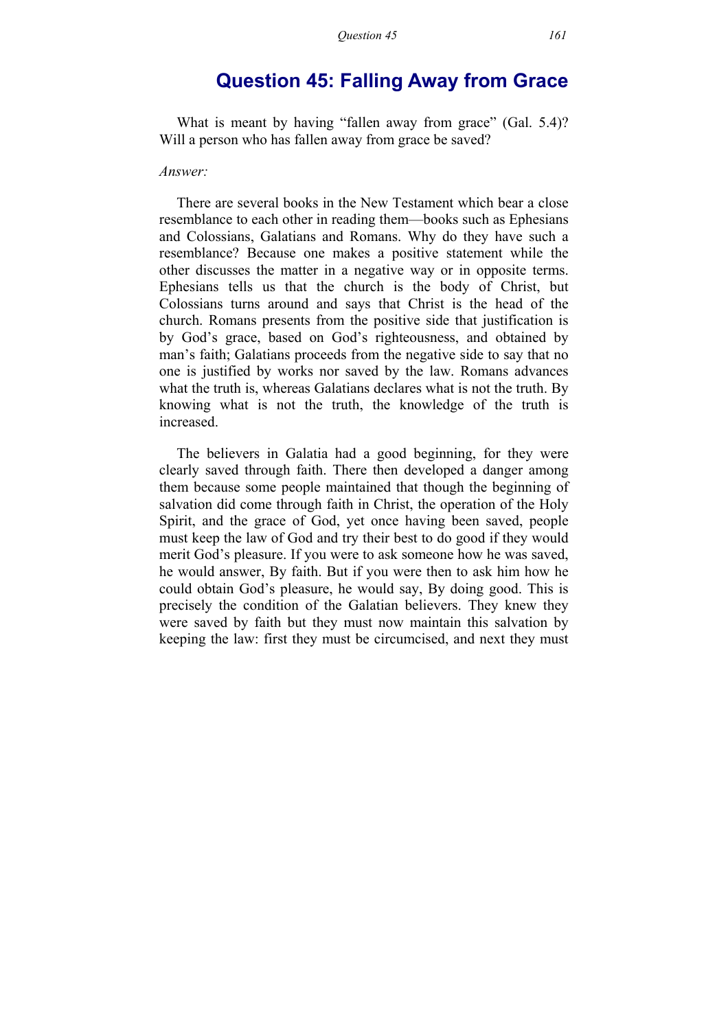## Question 45: Falling Away from Grace

What is meant by having "fallen away from grace" (Gal. 5.4)? Will a person who has fallen away from grace be saved?

*Answer:*

There are several books in the New Testament which bear a close resemblance to each other in reading them—books such as Ephesians and Colossians, Galatians and Romans. Why do they have such a resemblance? Because one makes a positive statement while the other discusses the matter in a negative way or in opposite terms. Ephesians tells us that the church is the body of Christ, but Colossians turns around and says that Christ is the head of the church. Romans presents from the positive side that justification is by God's grace, based on God's righteousness, and obtained by man's faith; Galatians proceeds from the negative side to say that no one is justified by works nor saved by the law. Romans advances what the truth is, whereas Galatians declares what is not the truth. By knowing what is not the truth, the knowledge of the truth is increased.

The believers in Galatia had a good beginning, for they were clearly saved through faith. There then developed a danger among them because some people maintained that though the beginning of salvation did come through faith in Christ, the operation of the Holy Spirit, and the grace of God, yet once having been saved, people must keep the law of God and try their best to do good if they would merit God's pleasure. If you were to ask someone how he was saved, he would answer, By faith. But if you were then to ask him how he could obtain God's pleasure, he would say, By doing good. This is precisely the condition of the Galatian believers. They knew they were saved by faith but they must now maintain this salvation by keeping the law: first they must be circumcised, and next they must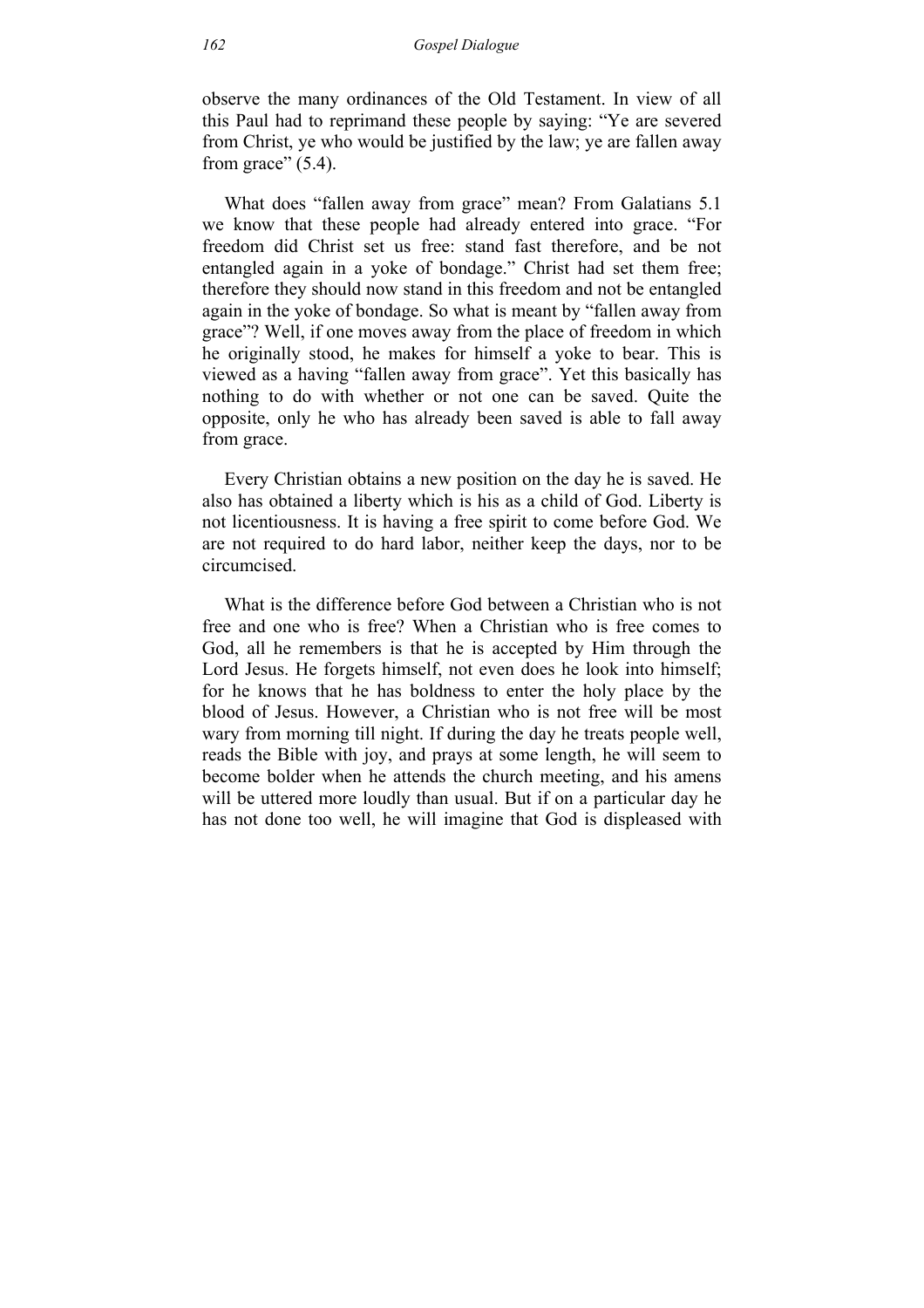observe the many ordinances of the Old Testament. In view of all this Paul had to reprimand these people by saying: "Ye are severed from Christ, ye who would be justified by the law; ye are fallen away from grace" (5.4).

What does "fallen away from grace" mean? From Galatians 5.1 we know that these people had already entered into grace. "For freedom did Christ set us free: stand fast therefore, and be not entangled again in a yoke of bondage." Christ had set them free; therefore they should now stand in this freedom and not be entangled again in the yoke of bondage. So what is meant by "fallen away from grace"? Well, if one moves away from the place of freedom in which he originally stood, he makes for himself a yoke to bear. This is viewed as a having "fallen away from grace". Yet this basically has nothing to do with whether or not one can be saved. Quite the opposite, only he who has already been saved is able to fall away from grace.

Every Christian obtains a new position on the day he is saved. He also has obtained a liberty which is his as a child of God. Liberty is not licentiousness. It is having a free spirit to come before God. We are not required to do hard labor, neither keep the days, nor to be circumcised.

What is the difference before God between a Christian who is not free and one who is free? When a Christian who is free comes to God, all he remembers is that he is accepted by Him through the Lord Jesus. He forgets himself, not even does he look into himself; for he knows that he has boldness to enter the holy place by the blood of Jesus. However, a Christian who is not free will be most wary from morning till night. If during the day he treats people well, reads the Bible with joy, and prays at some length, he will seem to become bolder when he attends the church meeting, and his amens will be uttered more loudly than usual. But if on a particular day he has not done too well, he will imagine that God is displeased with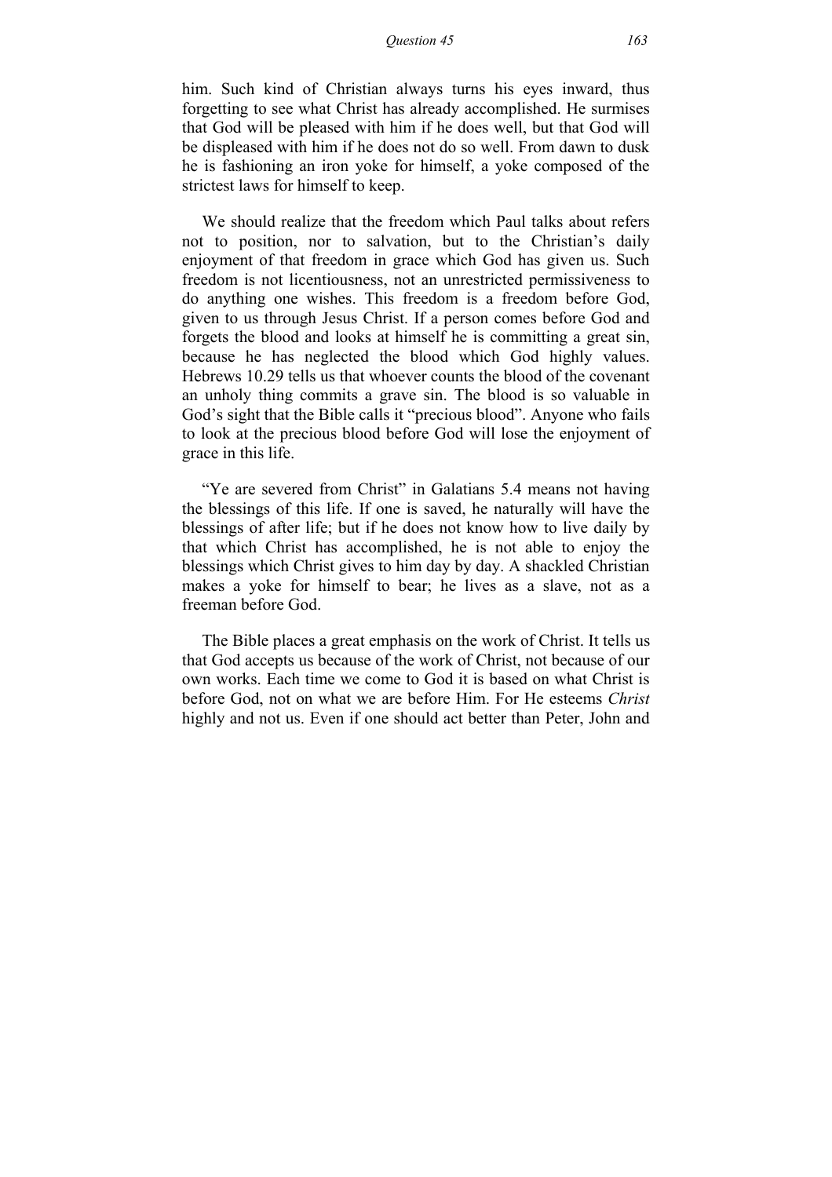him. Such kind of Christian always turns his eyes inward, thus forgetting to see what Christ has already accomplished. He surmises that God will be pleased with him if he does well, but that God will be displeased with him if he does not do so well. From dawn to dusk he is fashioning an iron yoke for himself, a yoke composed of the strictest laws for himself to keep.

We should realize that the freedom which Paul talks about refers not to position, nor to salvation, but to the Christian's daily enjoyment of that freedom in grace which God has given us. Such freedom is not licentiousness, not an unrestricted permissiveness to do anything one wishes. This freedom is a freedom before God, given to us through Jesus Christ. If a person comes before God and forgets the blood and looks at himself he is committing a great sin, because he has neglected the blood which God highly values. Hebrews 10.29 tells us that whoever counts the blood of the covenant an unholy thing commits a grave sin. The blood is so valuable in God's sight that the Bible calls it "precious blood". Anyone who fails to look at the precious blood before God will lose the enjoyment of grace in this life.

"Ye are severed from Christ" in Galatians 5.4 means not having the blessings of this life. If one is saved, he naturally will have the blessings of after life; but if he does not know how to live daily by that which Christ has accomplished, he is not able to enjoy the blessings which Christ gives to him day by day. A shackled Christian makes a yoke for himself to bear; he lives as a slave, not as a freeman before God.

The Bible places a great emphasis on the work of Christ. It tells us that God accepts us because of the work of Christ, not because of our own works. Each time we come to God it is based on what Christ is before God, not on what we are before Him. For He esteems *Christ* highly and not us. Even if one should act better than Peter, John and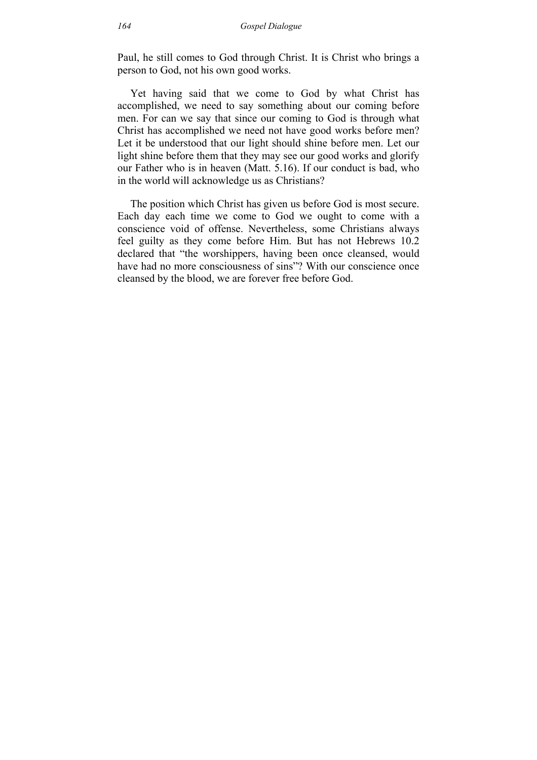Paul, he still comes to God through Christ. It is Christ who brings a person to God, not his own good works.

Yet having said that we come to God by what Christ has accomplished, we need to say something about our coming before men. For can we say that since our coming to God is through what Christ has accomplished we need not have good works before men? Let it be understood that our light should shine before men. Let our light shine before them that they may see our good works and glorify our Father who is in heaven (Matt. 5.16). If our conduct is bad, who in the world will acknowledge us as Christians?

The position which Christ has given us before God is most secure. Each day each time we come to God we ought to come with a conscience void of offense. Nevertheless, some Christians always feel guilty as they come before Him. But has not Hebrews 10.2 declared that "the worshippers, having been once cleansed, would have had no more consciousness of sins"? With our conscience once cleansed by the blood, we are forever free before God.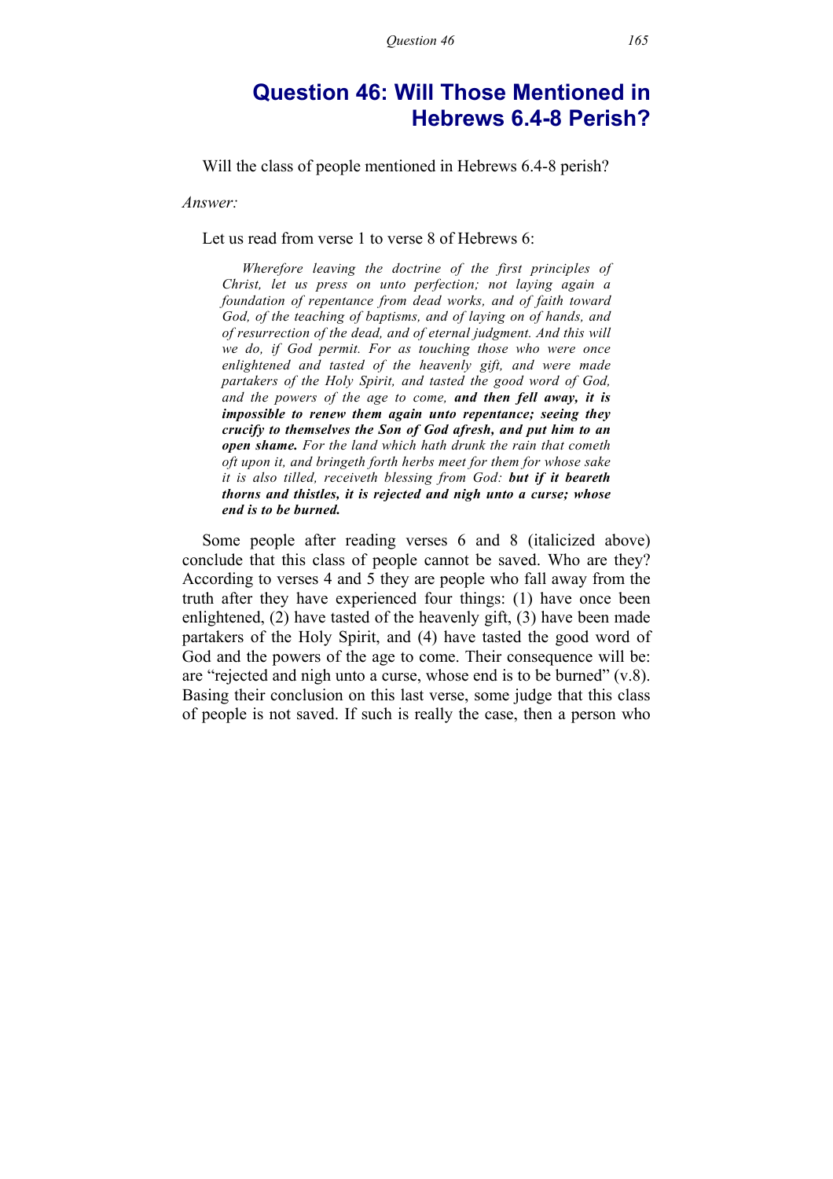# Question 46: Will Those Mentioned in Hebrews 6.4-8 Perish?

Will the class of people mentioned in Hebrews 6.4-8 perish?

*Answer:*

Let us read from verse 1 to verse 8 of Hebrews 6:

> *Wherefore leaving the doctrine of the first principles of Christ, let us press on unto perfection; not laying again a foundation of repentance from dead works, and of faith toward God, of the teaching of baptisms, and of laying on of hands, and of resurrection of the dead, and of eternal judgment. And this will we do, if God permit. For as touching those who were once enlightened and tasted of the heavenly gift, and were made partakers of the Holy Spirit, and tasted the good word of God, and the powers of the age to come,* ***and then fell away, it is impossible to renew them again unto repentance; seeing they crucify to themselves the Son of God afresh, and put him to an open shame.*** *For the land which hath drunk the rain that cometh oft upon it, and bringeth forth herbs meet for them for whose sake it is also tilled, receiveth blessing from God:* ***but if it beareth thorns and thistles, it is rejected and nigh unto a curse; whose end is to be burned.***

Some people after reading verses 6 and 8 (italicized above) conclude that this class of people cannot be saved. Who are they? According to verses 4 and 5 they are people who fall away from the truth after they have experienced four things: (1) have once been enlightened, (2) have tasted of the heavenly gift, (3) have been made partakers of the Holy Spirit, and (4) have tasted the good word of God and the powers of the age to come. Their consequence will be: are "rejected and nigh unto a curse, whose end is to be burned" (v.8). Basing their conclusion on this last verse, some judge that this class of people is not saved. If such is really the case, then a person who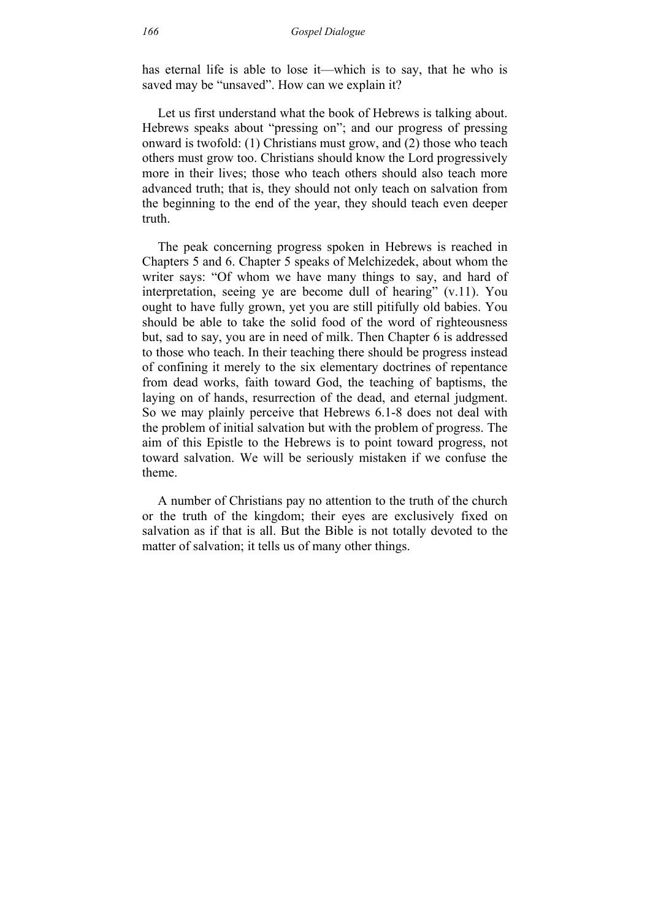has eternal life is able to lose it—which is to say, that he who is saved may be "unsaved". How can we explain it?

Let us first understand what the book of Hebrews is talking about. Hebrews speaks about "pressing on"; and our progress of pressing onward is twofold: (1) Christians must grow, and (2) those who teach others must grow too. Christians should know the Lord progressively more in their lives; those who teach others should also teach more advanced truth; that is, they should not only teach on salvation from the beginning to the end of the year, they should teach even deeper truth.

The peak concerning progress spoken in Hebrews is reached in Chapters 5 and 6. Chapter 5 speaks of Melchizedek, about whom the writer says: "Of whom we have many things to say, and hard of interpretation, seeing ye are become dull of hearing" (v.11). You ought to have fully grown, yet you are still pitifully old babies. You should be able to take the solid food of the word of righteousness but, sad to say, you are in need of milk. Then Chapter 6 is addressed to those who teach. In their teaching there should be progress instead of confining it merely to the six elementary doctrines of repentance from dead works, faith toward God, the teaching of baptisms, the laying on of hands, resurrection of the dead, and eternal judgment. So we may plainly perceive that Hebrews 6.1-8 does not deal with the problem of initial salvation but with the problem of progress. The aim of this Epistle to the Hebrews is to point toward progress, not toward salvation. We will be seriously mistaken if we confuse the theme.

A number of Christians pay no attention to the truth of the church or the truth of the kingdom; their eyes are exclusively fixed on salvation as if that is all. But the Bible is not totally devoted to the matter of salvation; it tells us of many other things.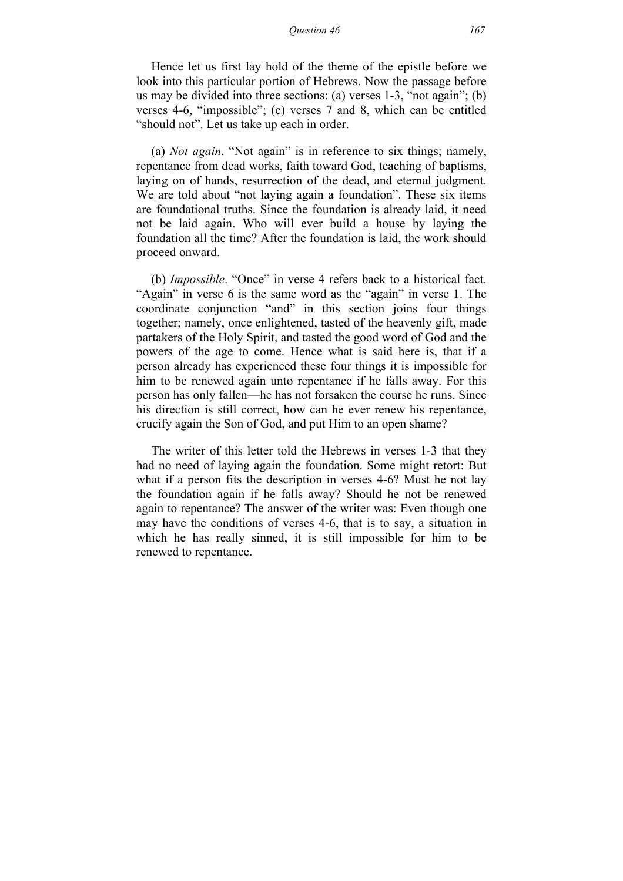Hence let us first lay hold of the theme of the epistle before we look into this particular portion of Hebrews. Now the passage before us may be divided into three sections: (a) verses 1-3, "not again"; (b) verses 4-6, "impossible"; (c) verses 7 and 8, which can be entitled "should not". Let us take up each in order.

(a) *Not again*. "Not again" is in reference to six things; namely, repentance from dead works, faith toward God, teaching of baptisms, laying on of hands, resurrection of the dead, and eternal judgment. We are told about "not laying again a foundation". These six items are foundational truths. Since the foundation is already laid, it need not be laid again. Who will ever build a house by laying the foundation all the time? After the foundation is laid, the work should proceed onward.

(b) *Impossible*. "Once" in verse 4 refers back to a historical fact. "Again" in verse 6 is the same word as the "again" in verse 1. The coordinate conjunction "and" in this section joins four things together; namely, once enlightened, tasted of the heavenly gift, made partakers of the Holy Spirit, and tasted the good word of God and the powers of the age to come. Hence what is said here is, that if a person already has experienced these four things it is impossible for him to be renewed again unto repentance if he falls away. For this person has only fallen—he has not forsaken the course he runs. Since his direction is still correct, how can he ever renew his repentance, crucify again the Son of God, and put Him to an open shame?

The writer of this letter told the Hebrews in verses 1-3 that they had no need of laying again the foundation. Some might retort: But what if a person fits the description in verses 4-6? Must he not lay the foundation again if he falls away? Should he not be renewed again to repentance? The answer of the writer was: Even though one may have the conditions of verses 4-6, that is to say, a situation in which he has really sinned, it is still impossible for him to be renewed to repentance.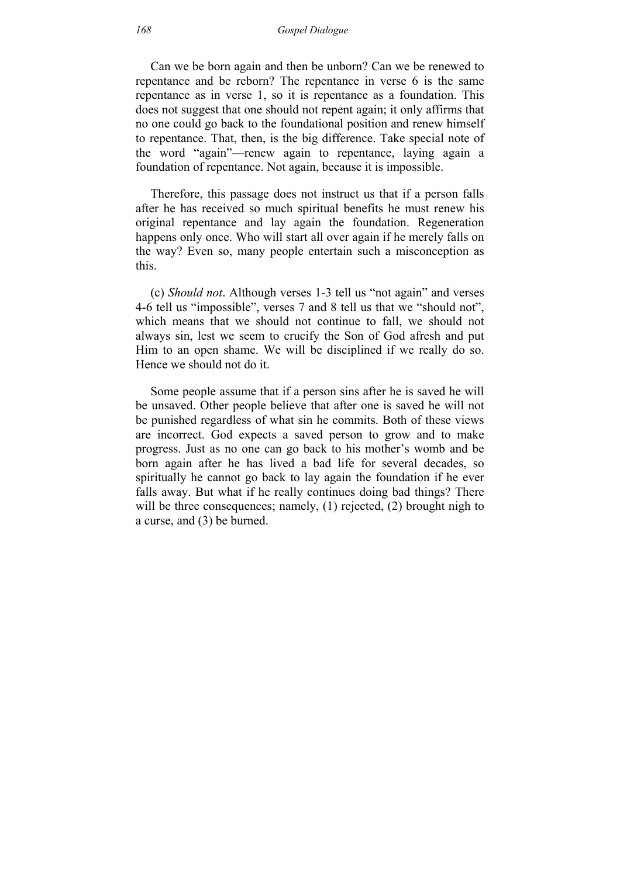Can we be born again and then be unborn? Can we be renewed to repentance and be reborn? The repentance in verse 6 is the same repentance as in verse 1, so it is repentance as a foundation. This does not suggest that one should not repent again; it only affirms that no one could go back to the foundational position and renew himself to repentance. That, then, is the big difference. Take special note of the word "again"—renew again to repentance, laying again a foundation of repentance. Not again, because it is impossible.

Therefore, this passage does not instruct us that if a person falls after he has received so much spiritual benefits he must renew his original repentance and lay again the foundation. Regeneration happens only once. Who will start all over again if he merely falls on the way? Even so, many people entertain such a misconception as this.

(c) *Should not*. Although verses 1-3 tell us "not again" and verses 4-6 tell us "impossible", verses 7 and 8 tell us that we "should not", which means that we should not continue to fall, we should not always sin, lest we seem to crucify the Son of God afresh and put Him to an open shame. We will be disciplined if we really do so. Hence we should not do it.

Some people assume that if a person sins after he is saved he will be unsaved. Other people believe that after one is saved he will not be punished regardless of what sin he commits. Both of these views are incorrect. God expects a saved person to grow and to make progress. Just as no one can go back to his mother's womb and be born again after he has lived a bad life for several decades, so spiritually he cannot go back to lay again the foundation if he ever falls away. But what if he really continues doing bad things? There will be three consequences; namely, (1) rejected, (2) brought nigh to a curse, and (3) be burned.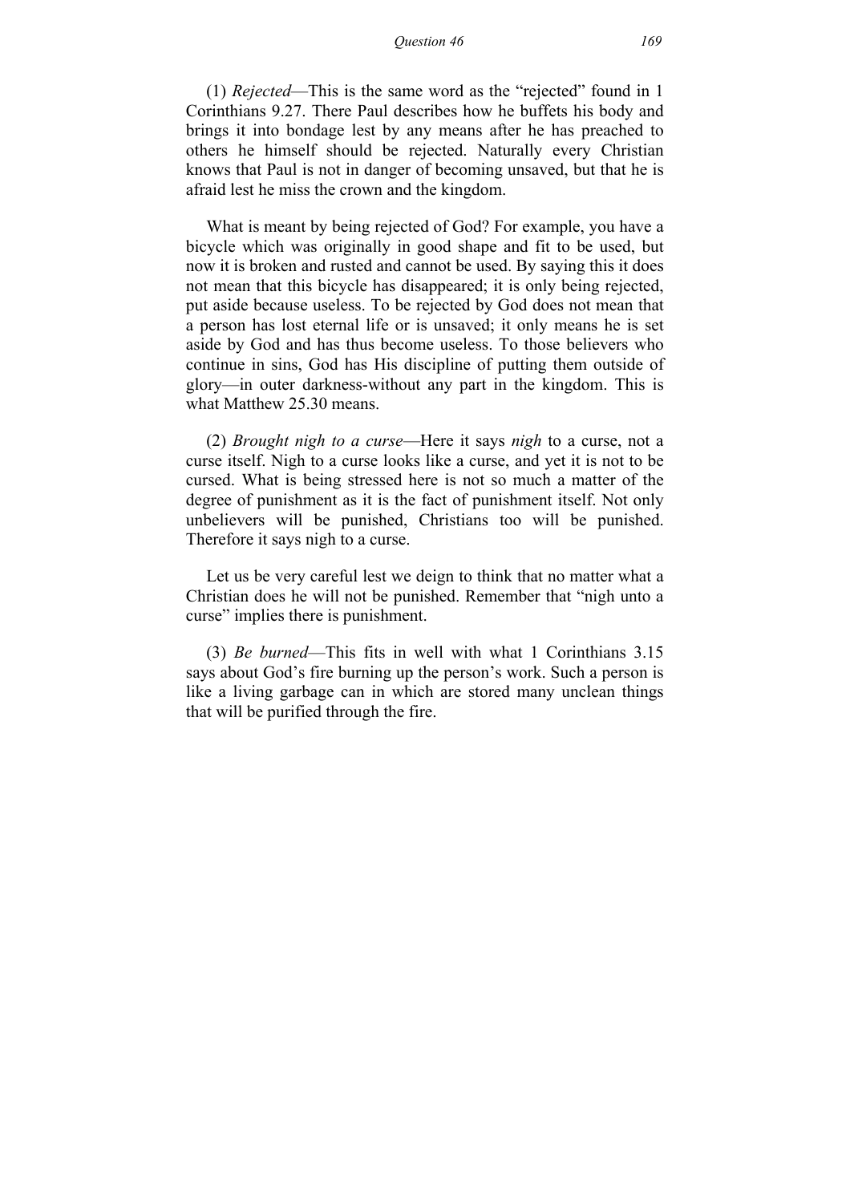(1) *Rejected*—This is the same word as the "rejected" found in 1 Corinthians 9.27. There Paul describes how he buffets his body and brings it into bondage lest by any means after he has preached to others he himself should be rejected. Naturally every Christian knows that Paul is not in danger of becoming unsaved, but that he is afraid lest he miss the crown and the kingdom.

What is meant by being rejected of God? For example, you have a bicycle which was originally in good shape and fit to be used, but now it is broken and rusted and cannot be used. By saying this it does not mean that this bicycle has disappeared; it is only being rejected, put aside because useless. To be rejected by God does not mean that a person has lost eternal life or is unsaved; it only means he is set aside by God and has thus become useless. To those believers who continue in sins, God has His discipline of putting them outside of glory—in outer darkness-without any part in the kingdom. This is what Matthew 25.30 means.

(2) *Brought nigh to a curse*—Here it says *nigh* to a curse, not a curse itself. Nigh to a curse looks like a curse, and yet it is not to be cursed. What is being stressed here is not so much a matter of the degree of punishment as it is the fact of punishment itself. Not only unbelievers will be punished, Christians too will be punished. Therefore it says nigh to a curse.

Let us be very careful lest we deign to think that no matter what a Christian does he will not be punished. Remember that "nigh unto a curse" implies there is punishment.

(3) *Be burned*—This fits in well with what 1 Corinthians 3.15 says about God's fire burning up the person's work. Such a person is like a living garbage can in which are stored many unclean things that will be purified through the fire.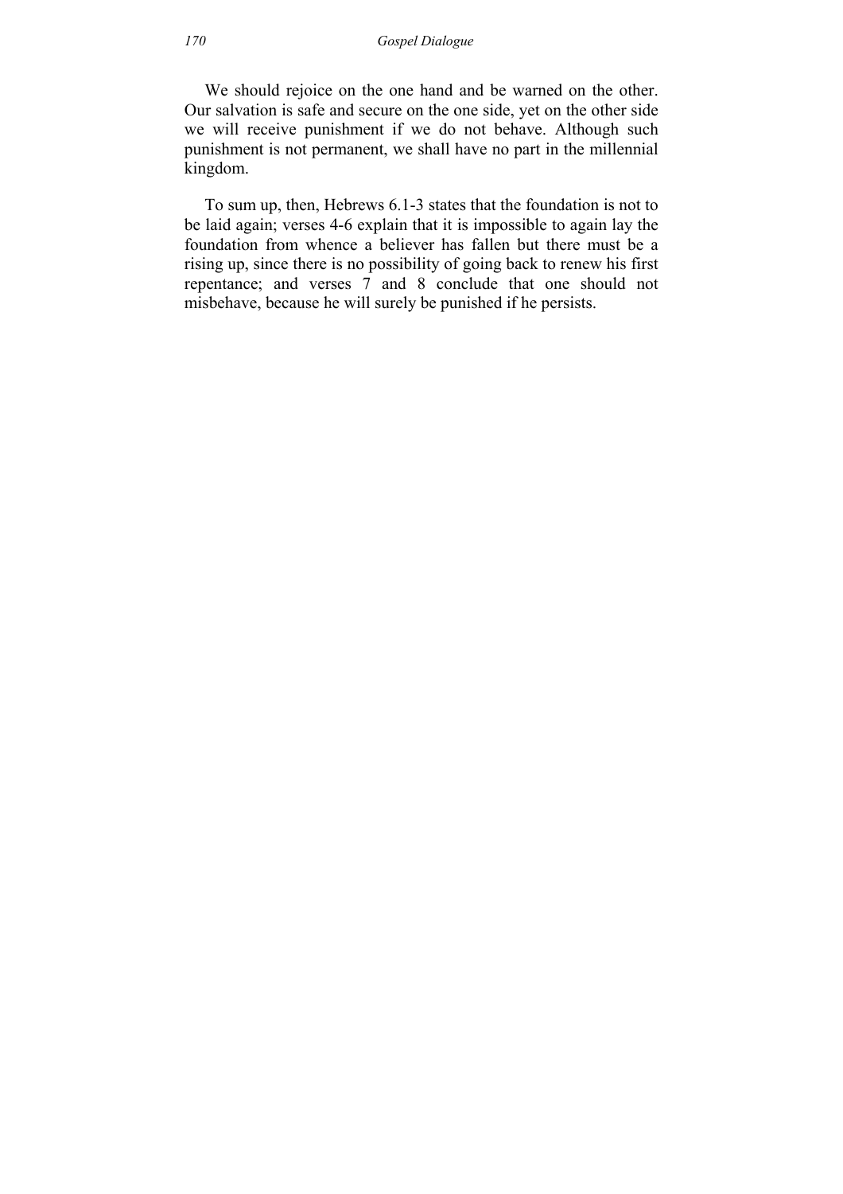We should rejoice on the one hand and be warned on the other. Our salvation is safe and secure on the one side, yet on the other side we will receive punishment if we do not behave. Although such punishment is not permanent, we shall have no part in the millennial kingdom.

To sum up, then, Hebrews 6.1-3 states that the foundation is not to be laid again; verses 4-6 explain that it is impossible to again lay the foundation from whence a believer has fallen but there must be a rising up, since there is no possibility of going back to renew his first repentance; and verses 7 and 8 conclude that one should not misbehave, because he will surely be punished if he persists.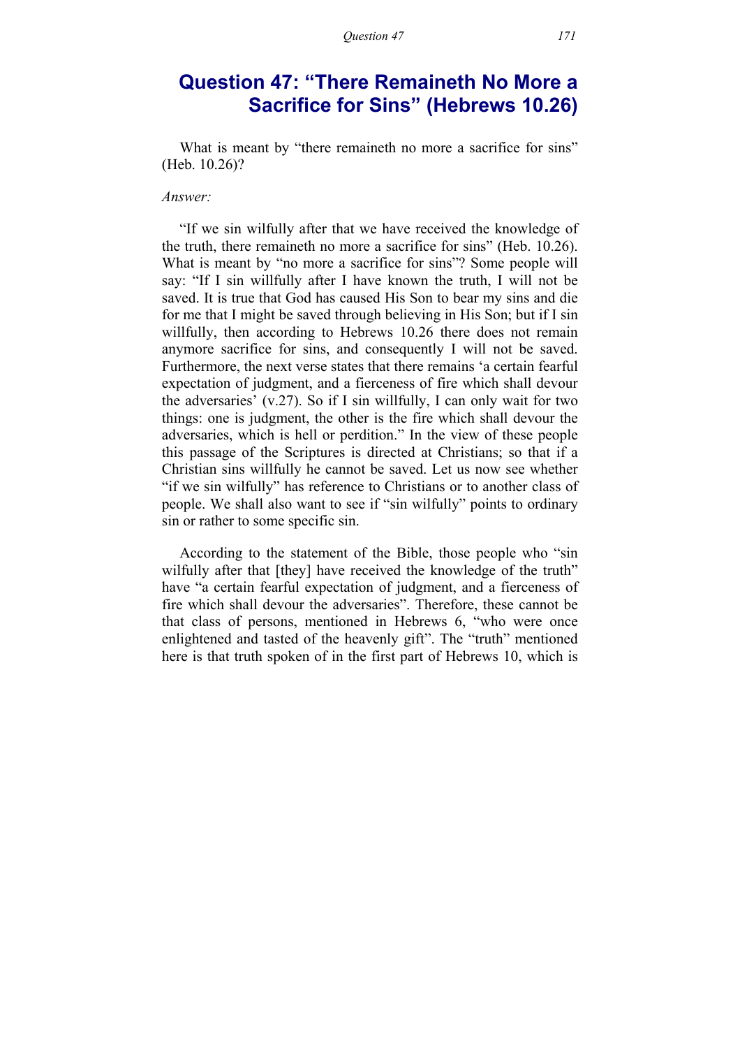## Question 47: "There Remaineth No More a Sacrifice for Sins" (Hebrews 10.26)

What is meant by "there remaineth no more a sacrifice for sins" (Heb. 10.26)?

*Answer:*

"If we sin wilfully after that we have received the knowledge of the truth, there remaineth no more a sacrifice for sins" (Heb. 10.26). What is meant by "no more a sacrifice for sins"? Some people will say: "If I sin willfully after I have known the truth, I will not be saved. It is true that God has caused His Son to bear my sins and die for me that I might be saved through believing in His Son; but if I sin willfully, then according to Hebrews 10.26 there does not remain anymore sacrifice for sins, and consequently I will not be saved. Furthermore, the next verse states that there remains 'a certain fearful expectation of judgment, and a fierceness of fire which shall devour the adversaries' (v.27). So if I sin willfully, I can only wait for two things: one is judgment, the other is the fire which shall devour the adversaries, which is hell or perdition." In the view of these people this passage of the Scriptures is directed at Christians; so that if a Christian sins willfully he cannot be saved. Let us now see whether "if we sin wilfully" has reference to Christians or to another class of people. We shall also want to see if "sin wilfully" points to ordinary sin or rather to some specific sin.

According to the statement of the Bible, those people who "sin wilfully after that [they] have received the knowledge of the truth" have "a certain fearful expectation of judgment, and a fierceness of fire which shall devour the adversaries". Therefore, these cannot be that class of persons, mentioned in Hebrews 6, "who were once enlightened and tasted of the heavenly gift". The "truth" mentioned here is that truth spoken of in the first part of Hebrews 10, which is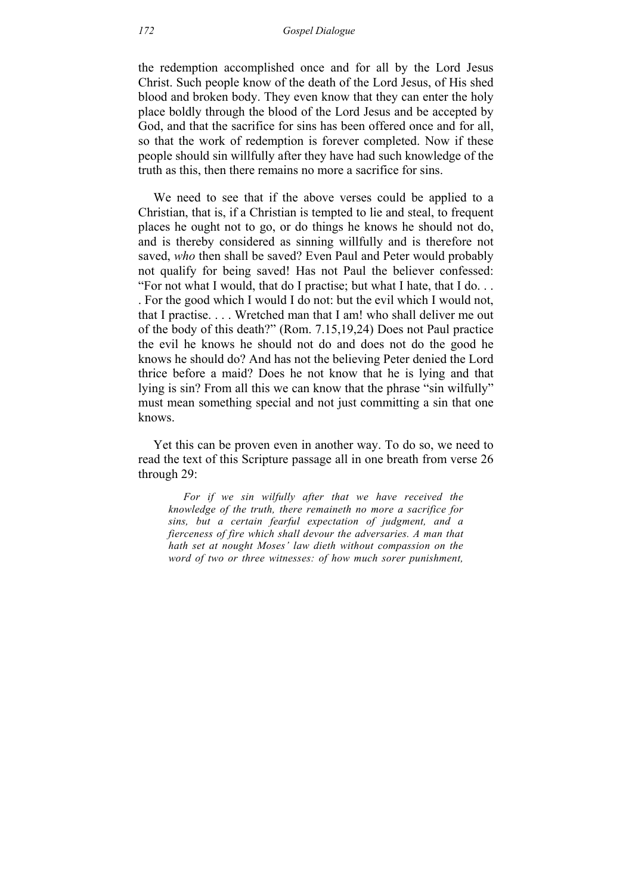the redemption accomplished once and for all by the Lord Jesus Christ. Such people know of the death of the Lord Jesus, of His shed blood and broken body. They even know that they can enter the holy place boldly through the blood of the Lord Jesus and be accepted by God, and that the sacrifice for sins has been offered once and for all, so that the work of redemption is forever completed. Now if these people should sin willfully after they have had such knowledge of the truth as this, then there remains no more a sacrifice for sins.

We need to see that if the above verses could be applied to a Christian, that is, if a Christian is tempted to lie and steal, to frequent places he ought not to go, or do things he knows he should not do, and is thereby considered as sinning willfully and is therefore not saved, *who* then shall be saved? Even Paul and Peter would probably not qualify for being saved! Has not Paul the believer confessed: "For not what I would, that do I practise; but what I hate, that I do. . . . For the good which I would I do not: but the evil which I would not, that I practise. . . . Wretched man that I am! who shall deliver me out of the body of this death?" (Rom. 7.15,19,24) Does not Paul practice the evil he knows he should not do and does not do the good he knows he should do? And has not the believing Peter denied the Lord thrice before a maid? Does he not know that he is lying and that lying is sin? From all this we can know that the phrase "sin wilfully" must mean something special and not just committing a sin that one knows.

Yet this can be proven even in another way. To do so, we need to read the text of this Scripture passage all in one breath from verse 26 through 29:

> *For if we sin wilfully after that we have received the knowledge of the truth, there remaineth no more a sacrifice for sins, but a certain fearful expectation of judgment, and a fierceness of fire which shall devour the adversaries. A man that hath set at nought Moses' law dieth without compassion on the word of two or three witnesses: of how much sorer punishment,*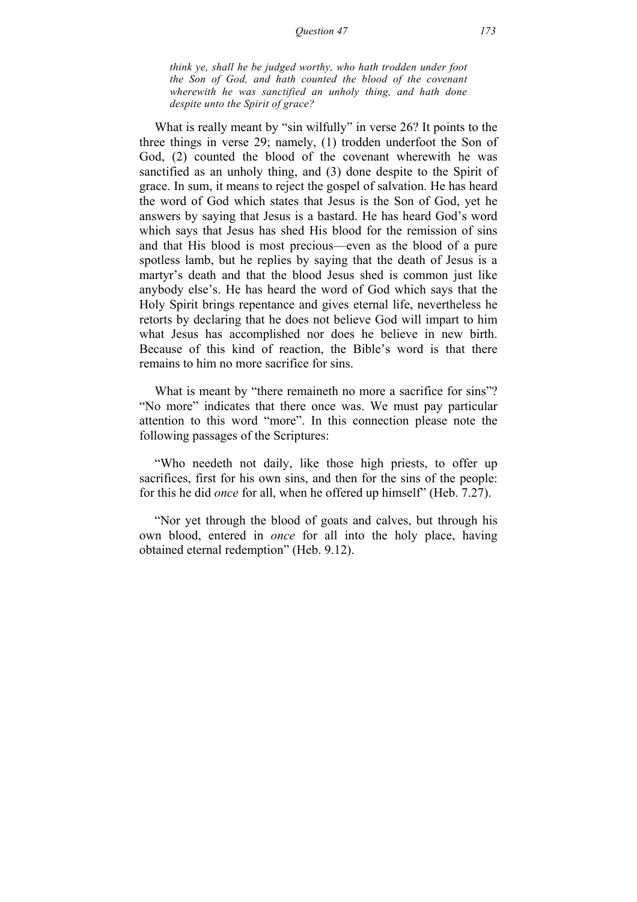*think ye, shall he be judged worthy, who hath trodden under foot the Son of God, and hath counted the blood of the covenant wherewith he was sanctified an unholy thing, and hath done despite unto the Spirit of grace?*

What is really meant by "sin wilfully" in verse 26? It points to the three things in verse 29; namely, (1) trodden underfoot the Son of God, (2) counted the blood of the covenant wherewith he was sanctified as an unholy thing, and (3) done despite to the Spirit of grace. In sum, it means to reject the gospel of salvation. He has heard the word of God which states that Jesus is the Son of God, yet he answers by saying that Jesus is a bastard. He has heard God's word which says that Jesus has shed His blood for the remission of sins and that His blood is most precious—even as the blood of a pure spotless lamb, but he replies by saying that the death of Jesus is a martyr's death and that the blood Jesus shed is common just like anybody else's. He has heard the word of God which says that the Holy Spirit brings repentance and gives eternal life, nevertheless he retorts by declaring that he does not believe God will impart to him what Jesus has accomplished nor does he believe in new birth. Because of this kind of reaction, the Bible's word is that there remains to him no more sacrifice for sins.

What is meant by "there remaineth no more a sacrifice for sins"? "No more" indicates that there once was. We must pay particular attention to this word "more". In this connection please note the following passages of the Scriptures:

"Who needeth not daily, like those high priests, to offer up sacrifices, first for his own sins, and then for the sins of the people: for this he did *once* for all, when he offered up himself" (Heb. 7.27).

"Nor yet through the blood of goats and calves, but through his own blood, entered in *once* for all into the holy place, having obtained eternal redemption" (Heb. 9.12).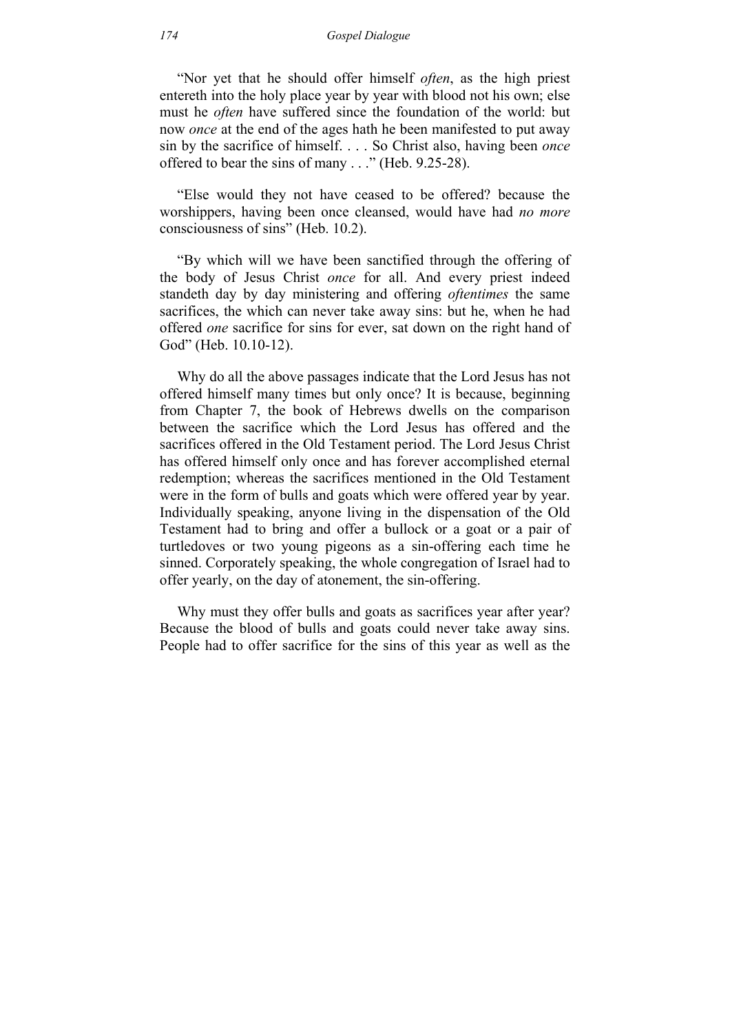"Nor yet that he should offer himself *often*, as the high priest entereth into the holy place year by year with blood not his own; else must he *often* have suffered since the foundation of the world: but now *once* at the end of the ages hath he been manifested to put away sin by the sacrifice of himself. . . . So Christ also, having been *once* offered to bear the sins of many . . ." (Heb. 9.25-28).

"Else would they not have ceased to be offered? because the worshippers, having been once cleansed, would have had *no more* consciousness of sins" (Heb. 10.2).

"By which will we have been sanctified through the offering of the body of Jesus Christ *once* for all. And every priest indeed standeth day by day ministering and offering *oftentimes* the same sacrifices, the which can never take away sins: but he, when he had offered *one* sacrifice for sins for ever, sat down on the right hand of God" (Heb. 10.10-12).

Why do all the above passages indicate that the Lord Jesus has not offered himself many times but only once? It is because, beginning from Chapter 7, the book of Hebrews dwells on the comparison between the sacrifice which the Lord Jesus has offered and the sacrifices offered in the Old Testament period. The Lord Jesus Christ has offered himself only once and has forever accomplished eternal redemption; whereas the sacrifices mentioned in the Old Testament were in the form of bulls and goats which were offered year by year. Individually speaking, anyone living in the dispensation of the Old Testament had to bring and offer a bullock or a goat or a pair of turtledoves or two young pigeons as a sin-offering each time he sinned. Corporately speaking, the whole congregation of Israel had to offer yearly, on the day of atonement, the sin-offering.

Why must they offer bulls and goats as sacrifices year after year? Because the blood of bulls and goats could never take away sins. People had to offer sacrifice for the sins of this year as well as the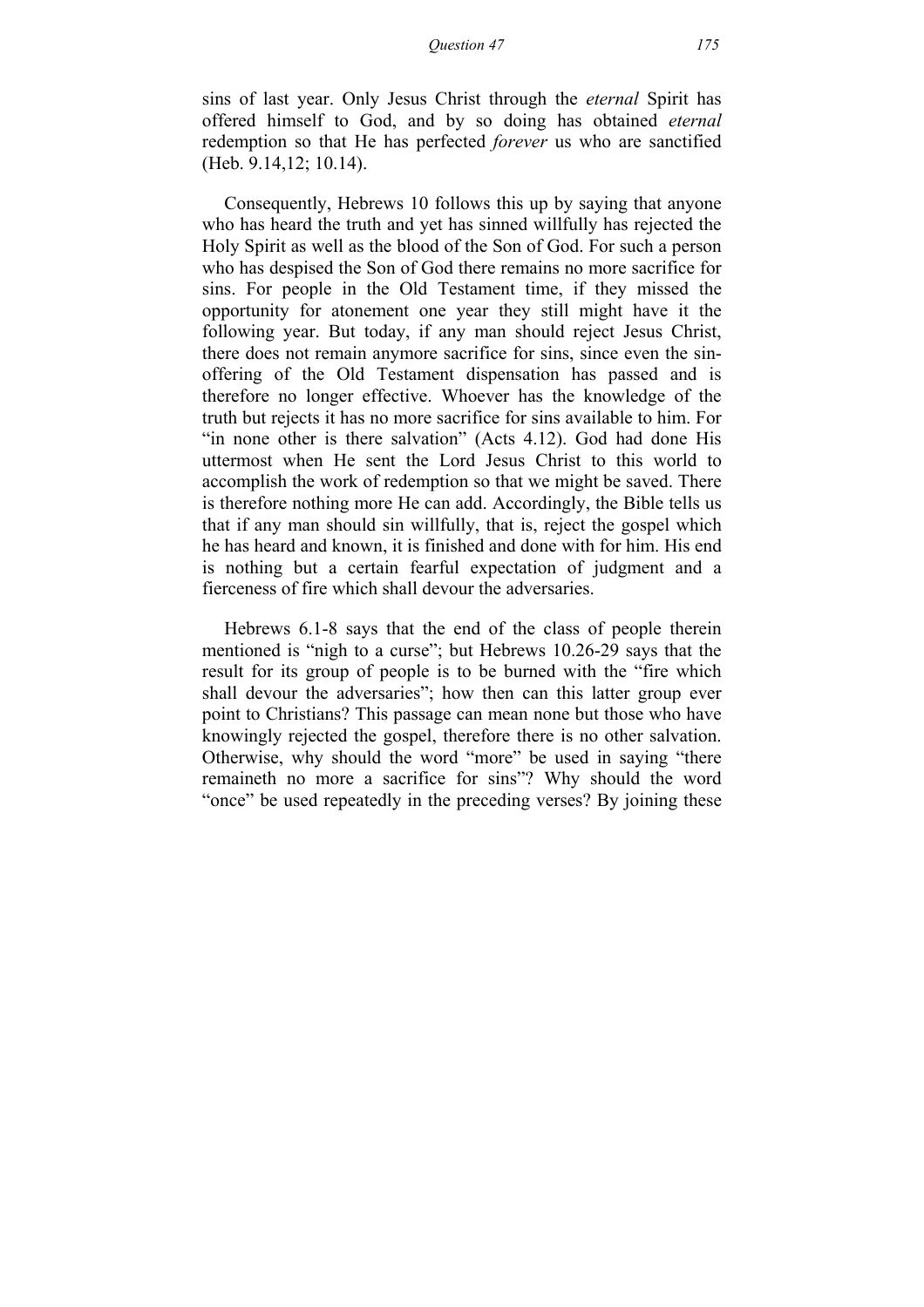sins of last year. Only Jesus Christ through the *eternal* Spirit has offered himself to God, and by so doing has obtained *eternal* redemption so that He has perfected *forever* us who are sanctified (Heb. 9.14,12; 10.14).

Consequently, Hebrews 10 follows this up by saying that anyone who has heard the truth and yet has sinned willfully has rejected the Holy Spirit as well as the blood of the Son of God. For such a person who has despised the Son of God there remains no more sacrifice for sins. For people in the Old Testament time, if they missed the opportunity for atonement one year they still might have it the following year. But today, if any man should reject Jesus Christ, there does not remain anymore sacrifice for sins, since even the sin-offering of the Old Testament dispensation has passed and is therefore no longer effective. Whoever has the knowledge of the truth but rejects it has no more sacrifice for sins available to him. For "in none other is there salvation" (Acts 4.12). God had done His uttermost when He sent the Lord Jesus Christ to this world to accomplish the work of redemption so that we might be saved. There is therefore nothing more He can add. Accordingly, the Bible tells us that if any man should sin willfully, that is, reject the gospel which he has heard and known, it is finished and done with for him. His end is nothing but a certain fearful expectation of judgment and a fierceness of fire which shall devour the adversaries.

Hebrews 6.1-8 says that the end of the class of people therein mentioned is "nigh to a curse"; but Hebrews 10.26-29 says that the result for its group of people is to be burned with the "fire which shall devour the adversaries"; how then can this latter group ever point to Christians? This passage can mean none but those who have knowingly rejected the gospel, therefore there is no other salvation. Otherwise, why should the word "more" be used in saying "there remaineth no more a sacrifice for sins"? Why should the word "once" be used repeatedly in the preceding verses? By joining these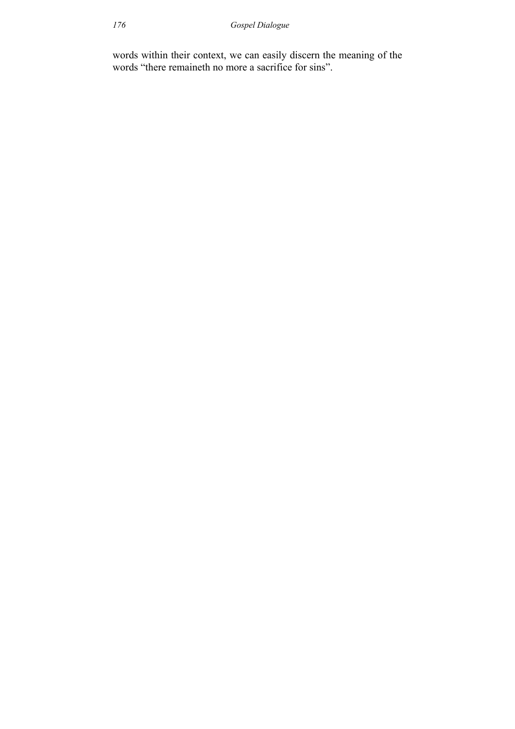words within their context, we can easily discern the meaning of the words "there remaineth no more a sacrifice for sins".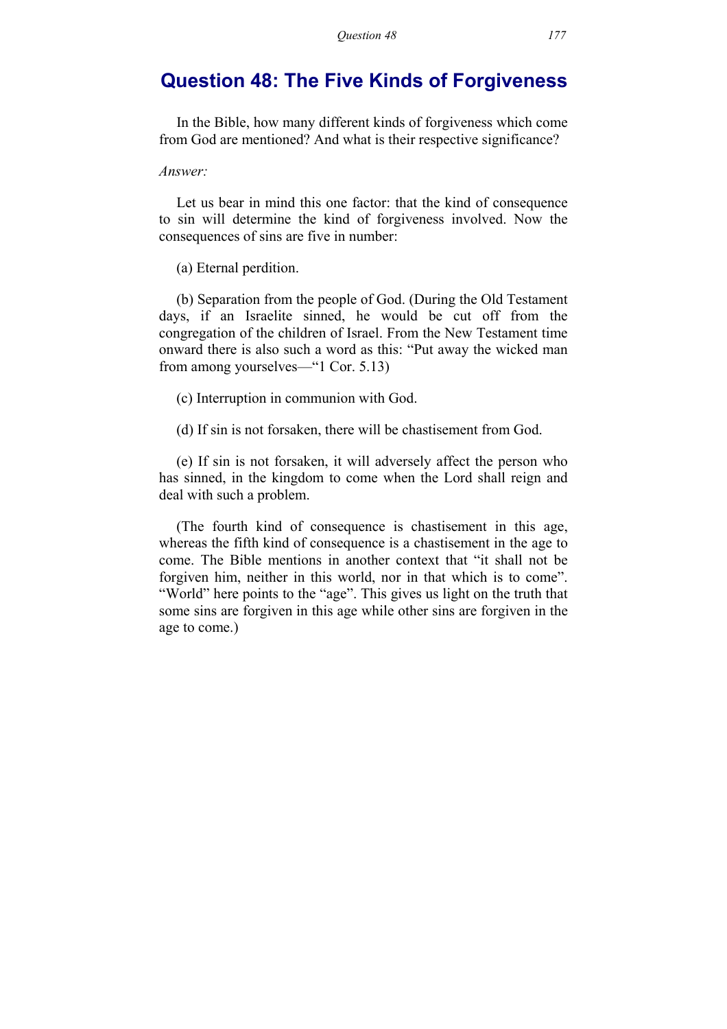# Question 48: The Five Kinds of Forgiveness

In the Bible, how many different kinds of forgiveness which come from God are mentioned? And what is their respective significance?

*Answer:*

Let us bear in mind this one factor: that the kind of consequence to sin will determine the kind of forgiveness involved. Now the consequences of sins are five in number:

(a) Eternal perdition.

(b) Separation from the people of God. (During the Old Testament days, if an Israelite sinned, he would be cut off from the congregation of the children of Israel. From the New Testament time onward there is also such a word as this: "Put away the wicked man from among yourselves—"1 Cor. 5.13)

(c) Interruption in communion with God.

(d) If sin is not forsaken, there will be chastisement from God.

(e) If sin is not forsaken, it will adversely affect the person who has sinned, in the kingdom to come when the Lord shall reign and deal with such a problem.

(The fourth kind of consequence is chastisement in this age, whereas the fifth kind of consequence is a chastisement in the age to come. The Bible mentions in another context that "it shall not be forgiven him, neither in this world, nor in that which is to come". "World" here points to the "age". This gives us light on the truth that some sins are forgiven in this age while other sins are forgiven in the age to come.)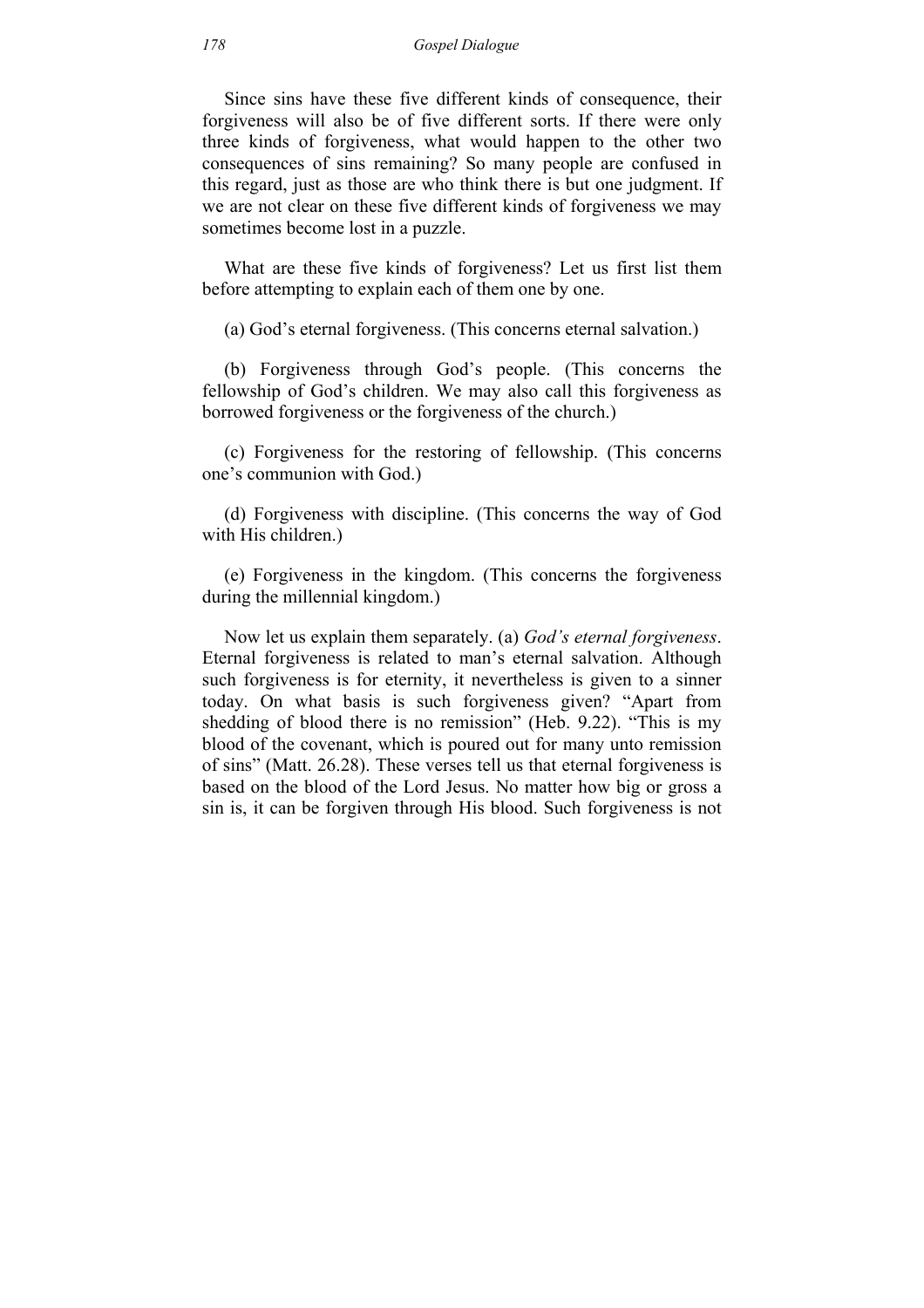Since sins have these five different kinds of consequence, their forgiveness will also be of five different sorts. If there were only three kinds of forgiveness, what would happen to the other two consequences of sins remaining? So many people are confused in this regard, just as those are who think there is but one judgment. If we are not clear on these five different kinds of forgiveness we may sometimes become lost in a puzzle.

What are these five kinds of forgiveness? Let us first list them before attempting to explain each of them one by one.

(a) God's eternal forgiveness. (This concerns eternal salvation.)

(b) Forgiveness through God's people. (This concerns the fellowship of God's children. We may also call this forgiveness as borrowed forgiveness or the forgiveness of the church.)

(c) Forgiveness for the restoring of fellowship. (This concerns one's communion with God.)

(d) Forgiveness with discipline. (This concerns the way of God with His children.)

(e) Forgiveness in the kingdom. (This concerns the forgiveness during the millennial kingdom.)

Now let us explain them separately. (a) *God's eternal forgiveness*. Eternal forgiveness is related to man's eternal salvation. Although such forgiveness is for eternity, it nevertheless is given to a sinner today. On what basis is such forgiveness given? "Apart from shedding of blood there is no remission" (Heb. 9.22). "This is my blood of the covenant, which is poured out for many unto remission of sins" (Matt. 26.28). These verses tell us that eternal forgiveness is based on the blood of the Lord Jesus. No matter how big or gross a sin is, it can be forgiven through His blood. Such forgiveness is not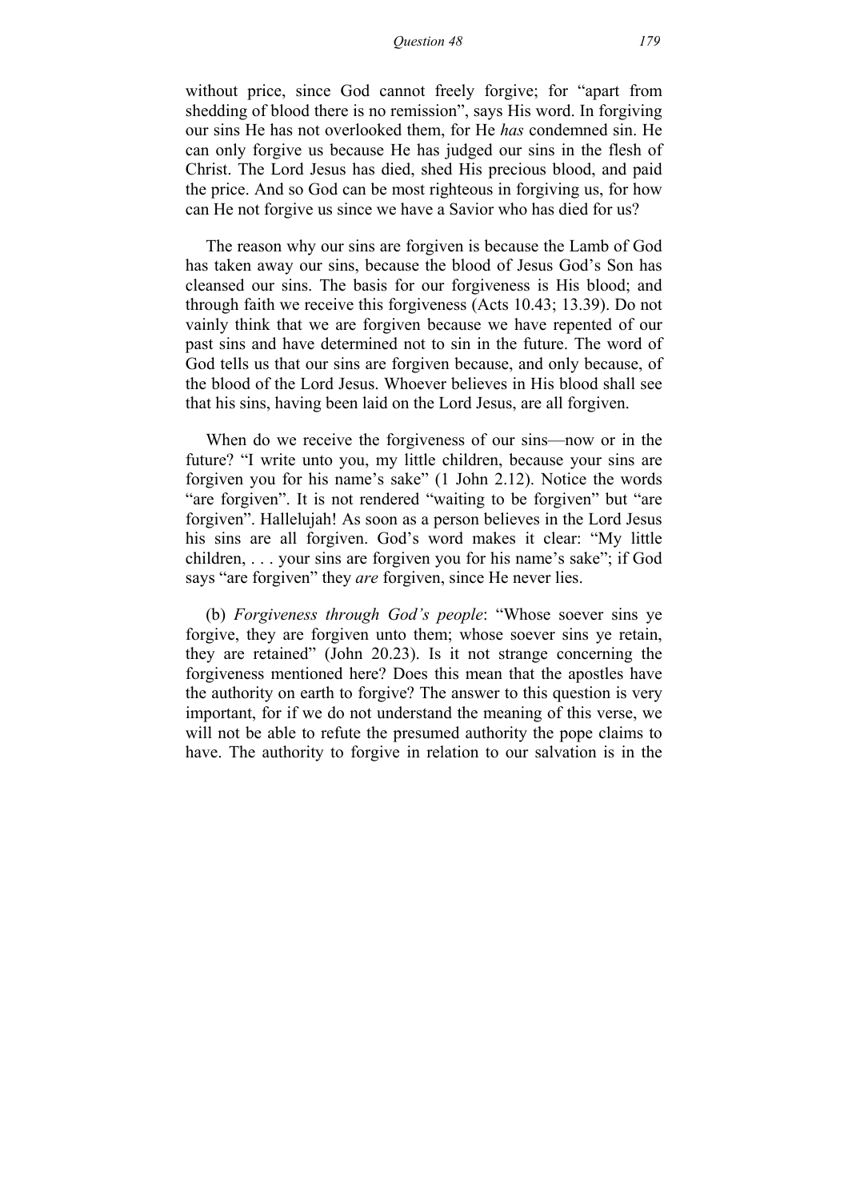without price, since God cannot freely forgive; for "apart from shedding of blood there is no remission", says His word. In forgiving our sins He has not overlooked them, for He *has* condemned sin. He can only forgive us because He has judged our sins in the flesh of Christ. The Lord Jesus has died, shed His precious blood, and paid the price. And so God can be most righteous in forgiving us, for how can He not forgive us since we have a Savior who has died for us?

The reason why our sins are forgiven is because the Lamb of God has taken away our sins, because the blood of Jesus God's Son has cleansed our sins. The basis for our forgiveness is His blood; and through faith we receive this forgiveness (Acts 10.43; 13.39). Do not vainly think that we are forgiven because we have repented of our past sins and have determined not to sin in the future. The word of God tells us that our sins are forgiven because, and only because, of the blood of the Lord Jesus. Whoever believes in His blood shall see that his sins, having been laid on the Lord Jesus, are all forgiven.

When do we receive the forgiveness of our sins—now or in the future? "I write unto you, my little children, because your sins are forgiven you for his name's sake" (1 John 2.12). Notice the words "are forgiven". It is not rendered "waiting to be forgiven" but "are forgiven". Hallelujah! As soon as a person believes in the Lord Jesus his sins are all forgiven. God's word makes it clear: "My little children, . . . your sins are forgiven you for his name's sake"; if God says "are forgiven" they *are* forgiven, since He never lies.

(b) *Forgiveness through God's people*: "Whose soever sins ye forgive, they are forgiven unto them; whose soever sins ye retain, they are retained" (John 20.23). Is it not strange concerning the forgiveness mentioned here? Does this mean that the apostles have the authority on earth to forgive? The answer to this question is very important, for if we do not understand the meaning of this verse, we will not be able to refute the presumed authority the pope claims to have. The authority to forgive in relation to our salvation is in the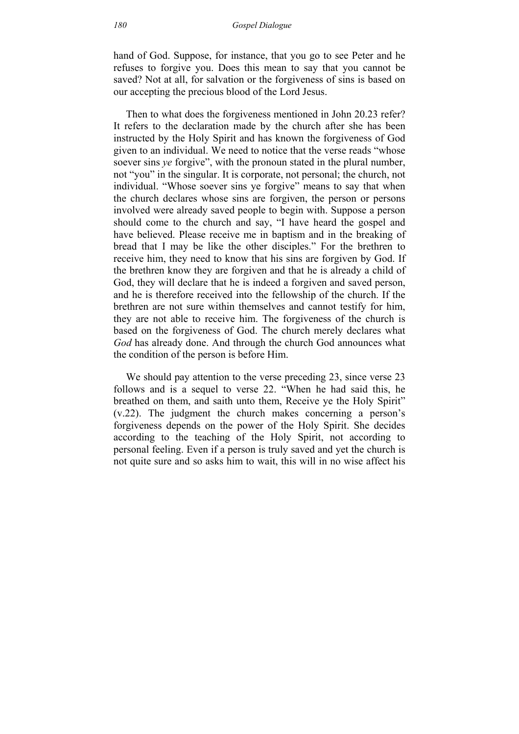hand of God. Suppose, for instance, that you go to see Peter and he refuses to forgive you. Does this mean to say that you cannot be saved? Not at all, for salvation or the forgiveness of sins is based on our accepting the precious blood of the Lord Jesus.

Then to what does the forgiveness mentioned in John 20.23 refer? It refers to the declaration made by the church after she has been instructed by the Holy Spirit and has known the forgiveness of God given to an individual. We need to notice that the verse reads "whose soever sins *ye* forgive", with the pronoun stated in the plural number, not "you" in the singular. It is corporate, not personal; the church, not individual. "Whose soever sins ye forgive" means to say that when the church declares whose sins are forgiven, the person or persons involved were already saved people to begin with. Suppose a person should come to the church and say, "I have heard the gospel and have believed. Please receive me in baptism and in the breaking of bread that I may be like the other disciples." For the brethren to receive him, they need to know that his sins are forgiven by God. If the brethren know they are forgiven and that he is already a child of God, they will declare that he is indeed a forgiven and saved person, and he is therefore received into the fellowship of the church. If the brethren are not sure within themselves and cannot testify for him, they are not able to receive him. The forgiveness of the church is based on the forgiveness of God. The church merely declares what *God* has already done. And through the church God announces what the condition of the person is before Him.

We should pay attention to the verse preceding 23, since verse 23 follows and is a sequel to verse 22. "When he had said this, he breathed on them, and saith unto them, Receive ye the Holy Spirit" (v.22). The judgment the church makes concerning a person's forgiveness depends on the power of the Holy Spirit. She decides according to the teaching of the Holy Spirit, not according to personal feeling. Even if a person is truly saved and yet the church is not quite sure and so asks him to wait, this will in no wise affect his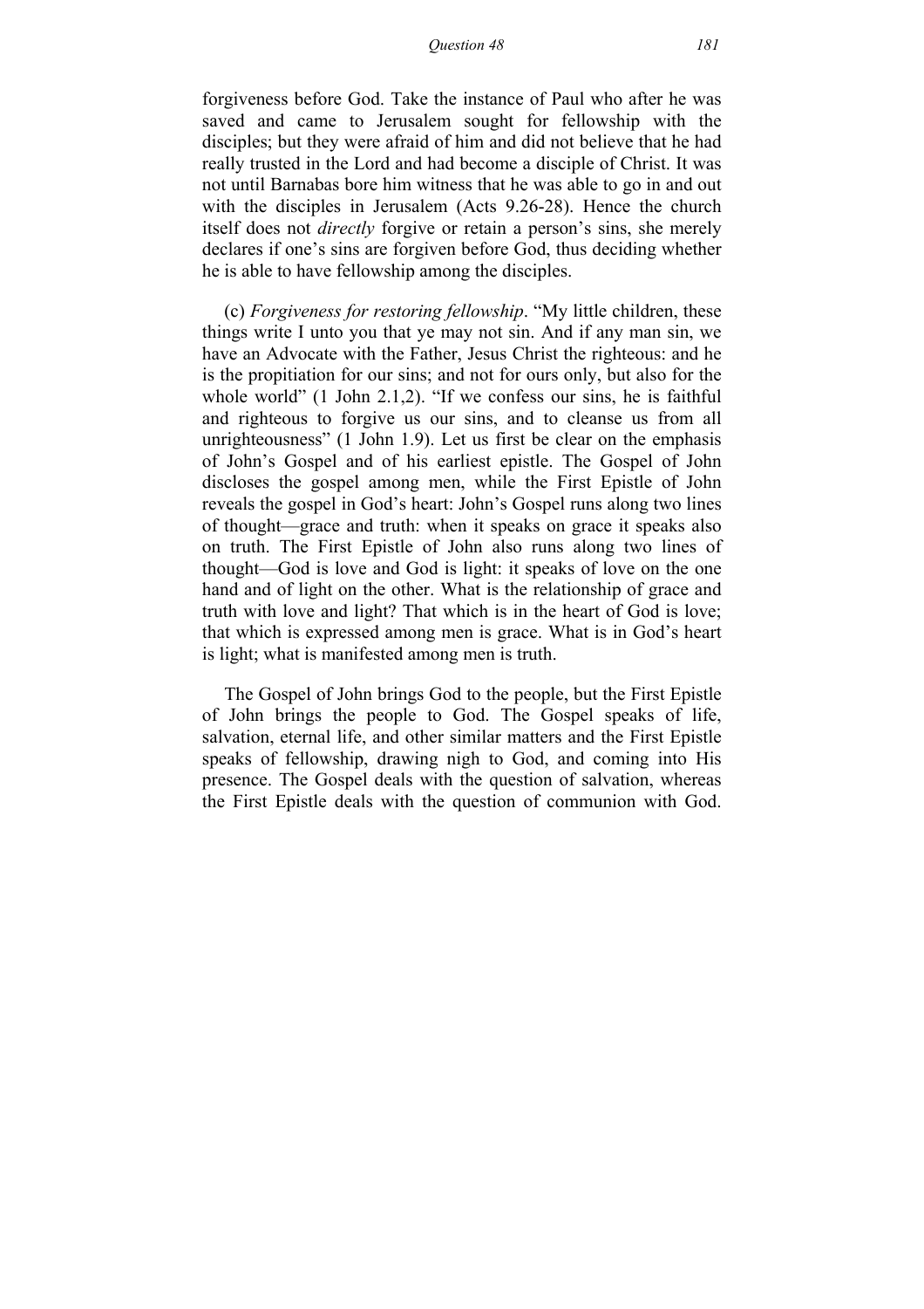forgiveness before God. Take the instance of Paul who after he was saved and came to Jerusalem sought for fellowship with the disciples; but they were afraid of him and did not believe that he had really trusted in the Lord and had become a disciple of Christ. It was not until Barnabas bore him witness that he was able to go in and out with the disciples in Jerusalem (Acts 9.26-28). Hence the church itself does not *directly* forgive or retain a person's sins, she merely declares if one's sins are forgiven before God, thus deciding whether he is able to have fellowship among the disciples.

(c) *Forgiveness for restoring fellowship*. "My little children, these things write I unto you that ye may not sin. And if any man sin, we have an Advocate with the Father, Jesus Christ the righteous: and he is the propitiation for our sins; and not for ours only, but also for the whole world" (1 John 2.1,2). "If we confess our sins, he is faithful and righteous to forgive us our sins, and to cleanse us from all unrighteousness" (1 John 1.9). Let us first be clear on the emphasis of John's Gospel and of his earliest epistle. The Gospel of John discloses the gospel among men, while the First Epistle of John reveals the gospel in God's heart: John's Gospel runs along two lines of thought—grace and truth: when it speaks on grace it speaks also on truth. The First Epistle of John also runs along two lines of thought—God is love and God is light: it speaks of love on the one hand and of light on the other. What is the relationship of grace and truth with love and light? That which is in the heart of God is love; that which is expressed among men is grace. What is in God's heart is light; what is manifested among men is truth.

The Gospel of John brings God to the people, but the First Epistle of John brings the people to God. The Gospel speaks of life, salvation, eternal life, and other similar matters and the First Epistle speaks of fellowship, drawing nigh to God, and coming into His presence. The Gospel deals with the question of salvation, whereas the First Epistle deals with the question of communion with God.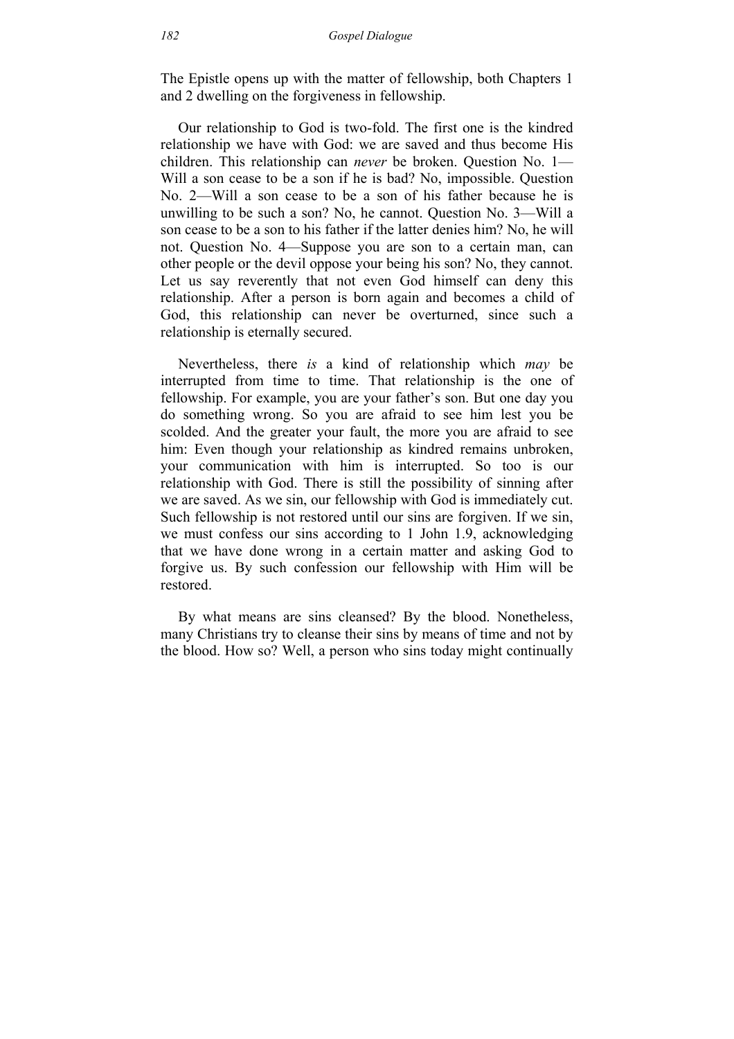The Epistle opens up with the matter of fellowship, both Chapters 1 and 2 dwelling on the forgiveness in fellowship.

Our relationship to God is two-fold. The first one is the kindred relationship we have with God: we are saved and thus become His children. This relationship can *never* be broken. Question No. 1—Will a son cease to be a son if he is bad? No, impossible. Question No. 2—Will a son cease to be a son of his father because he is unwilling to be such a son? No, he cannot. Question No. 3—Will a son cease to be a son to his father if the latter denies him? No, he will not. Question No. 4—Suppose you are son to a certain man, can other people or the devil oppose your being his son? No, they cannot. Let us say reverently that not even God himself can deny this relationship. After a person is born again and becomes a child of God, this relationship can never be overturned, since such a relationship is eternally secured.

Nevertheless, there *is* a kind of relationship which *may* be interrupted from time to time. That relationship is the one of fellowship. For example, you are your father's son. But one day you do something wrong. So you are afraid to see him lest you be scolded. And the greater your fault, the more you are afraid to see him: Even though your relationship as kindred remains unbroken, your communication with him is interrupted. So too is our relationship with God. There is still the possibility of sinning after we are saved. As we sin, our fellowship with God is immediately cut. Such fellowship is not restored until our sins are forgiven. If we sin, we must confess our sins according to 1 John 1.9, acknowledging that we have done wrong in a certain matter and asking God to forgive us. By such confession our fellowship with Him will be restored.

By what means are sins cleansed? By the blood. Nonetheless, many Christians try to cleanse their sins by means of time and not by the blood. How so? Well, a person who sins today might continually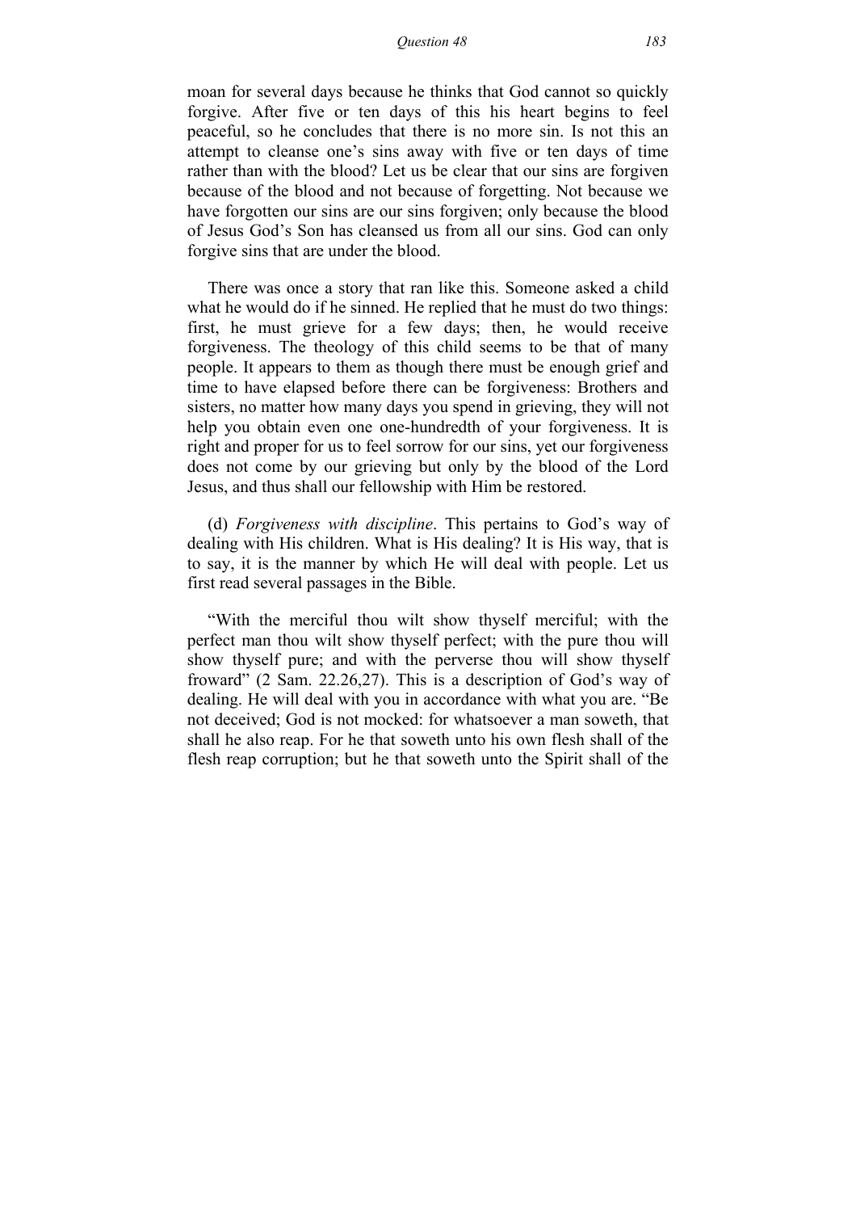moan for several days because he thinks that God cannot so quickly forgive. After five or ten days of this his heart begins to feel peaceful, so he concludes that there is no more sin. Is not this an attempt to cleanse one's sins away with five or ten days of time rather than with the blood? Let us be clear that our sins are forgiven because of the blood and not because of forgetting. Not because we have forgotten our sins are our sins forgiven; only because the blood of Jesus God's Son has cleansed us from all our sins. God can only forgive sins that are under the blood.

There was once a story that ran like this. Someone asked a child what he would do if he sinned. He replied that he must do two things: first, he must grieve for a few days; then, he would receive forgiveness. The theology of this child seems to be that of many people. It appears to them as though there must be enough grief and time to have elapsed before there can be forgiveness: Brothers and sisters, no matter how many days you spend in grieving, they will not help you obtain even one one-hundredth of your forgiveness. It is right and proper for us to feel sorrow for our sins, yet our forgiveness does not come by our grieving but only by the blood of the Lord Jesus, and thus shall our fellowship with Him be restored.

(d) *Forgiveness with discipline*. This pertains to God's way of dealing with His children. What is His dealing? It is His way, that is to say, it is the manner by which He will deal with people. Let us first read several passages in the Bible.

"With the merciful thou wilt show thyself merciful; with the perfect man thou wilt show thyself perfect; with the pure thou will show thyself pure; and with the perverse thou will show thyself froward" (2 Sam. 22.26,27). This is a description of God's way of dealing. He will deal with you in accordance with what you are. "Be not deceived; God is not mocked: for whatsoever a man soweth, that shall he also reap. For he that soweth unto his own flesh shall of the flesh reap corruption; but he that soweth unto the Spirit shall of the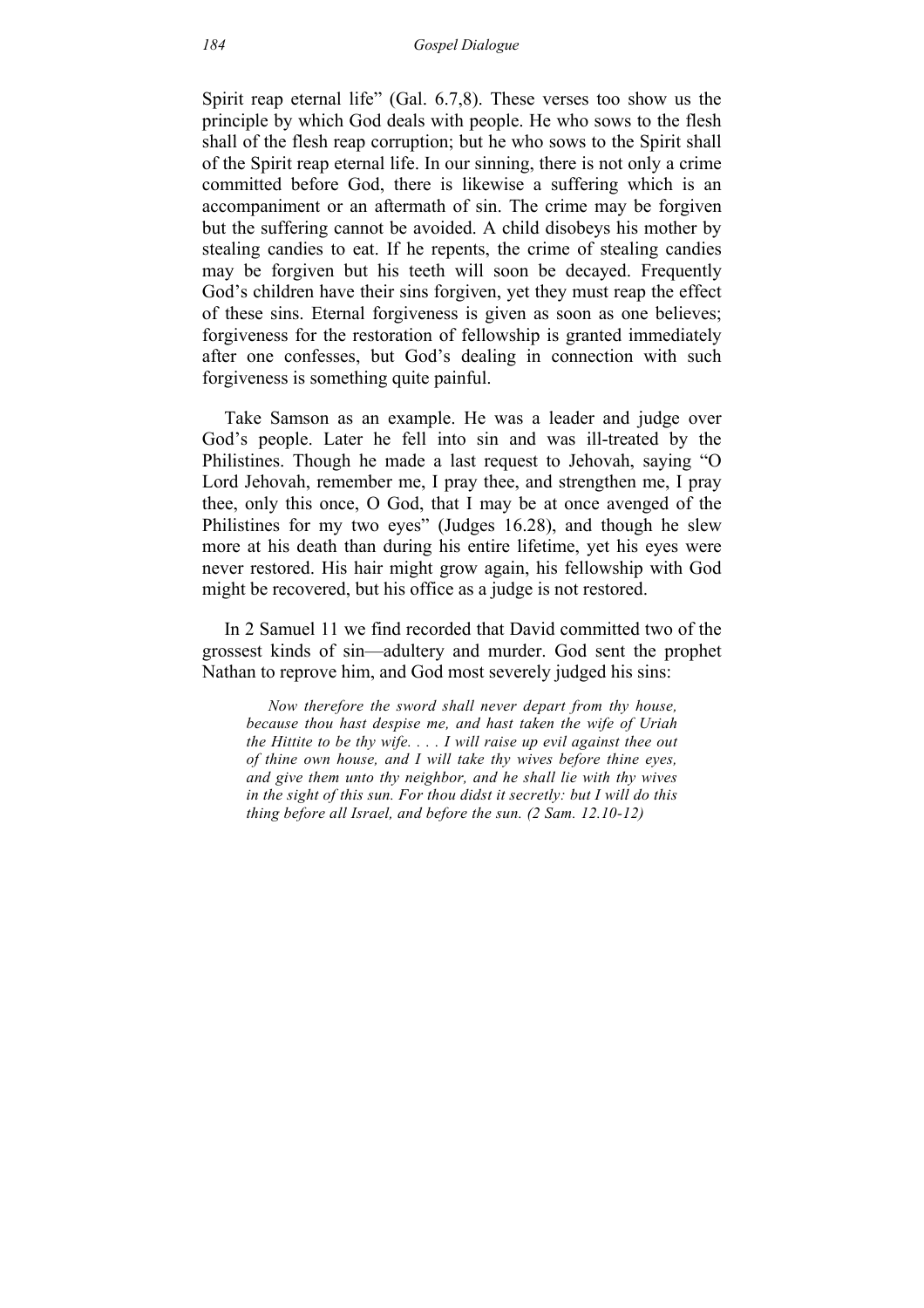Spirit reap eternal life" (Gal. 6.7,8). These verses too show us the principle by which God deals with people. He who sows to the flesh shall of the flesh reap corruption; but he who sows to the Spirit shall of the Spirit reap eternal life. In our sinning, there is not only a crime committed before God, there is likewise a suffering which is an accompaniment or an aftermath of sin. The crime may be forgiven but the suffering cannot be avoided. A child disobeys his mother by stealing candies to eat. If he repents, the crime of stealing candies may be forgiven but his teeth will soon be decayed. Frequently God's children have their sins forgiven, yet they must reap the effect of these sins. Eternal forgiveness is given as soon as one believes; forgiveness for the restoration of fellowship is granted immediately after one confesses, but God's dealing in connection with such forgiveness is something quite painful.

Take Samson as an example. He was a leader and judge over God's people. Later he fell into sin and was ill-treated by the Philistines. Though he made a last request to Jehovah, saying "O Lord Jehovah, remember me, I pray thee, and strengthen me, I pray thee, only this once, O God, that I may be at once avenged of the Philistines for my two eyes" (Judges 16.28), and though he slew more at his death than during his entire lifetime, yet his eyes were never restored. His hair might grow again, his fellowship with God might be recovered, but his office as a judge is not restored.

In 2 Samuel 11 we find recorded that David committed two of the grossest kinds of sin—adultery and murder. God sent the prophet Nathan to reprove him, and God most severely judged his sins:

> *Now therefore the sword shall never depart from thy house, because thou hast despise me, and hast taken the wife of Uriah the Hittite to be thy wife. . . . I will raise up evil against thee out of thine own house, and I will take thy wives before thine eyes, and give them unto thy neighbor, and he shall lie with thy wives in the sight of this sun. For thou didst it secretly: but I will do this thing before all Israel, and before the sun. (2 Sam. 12.10-12)*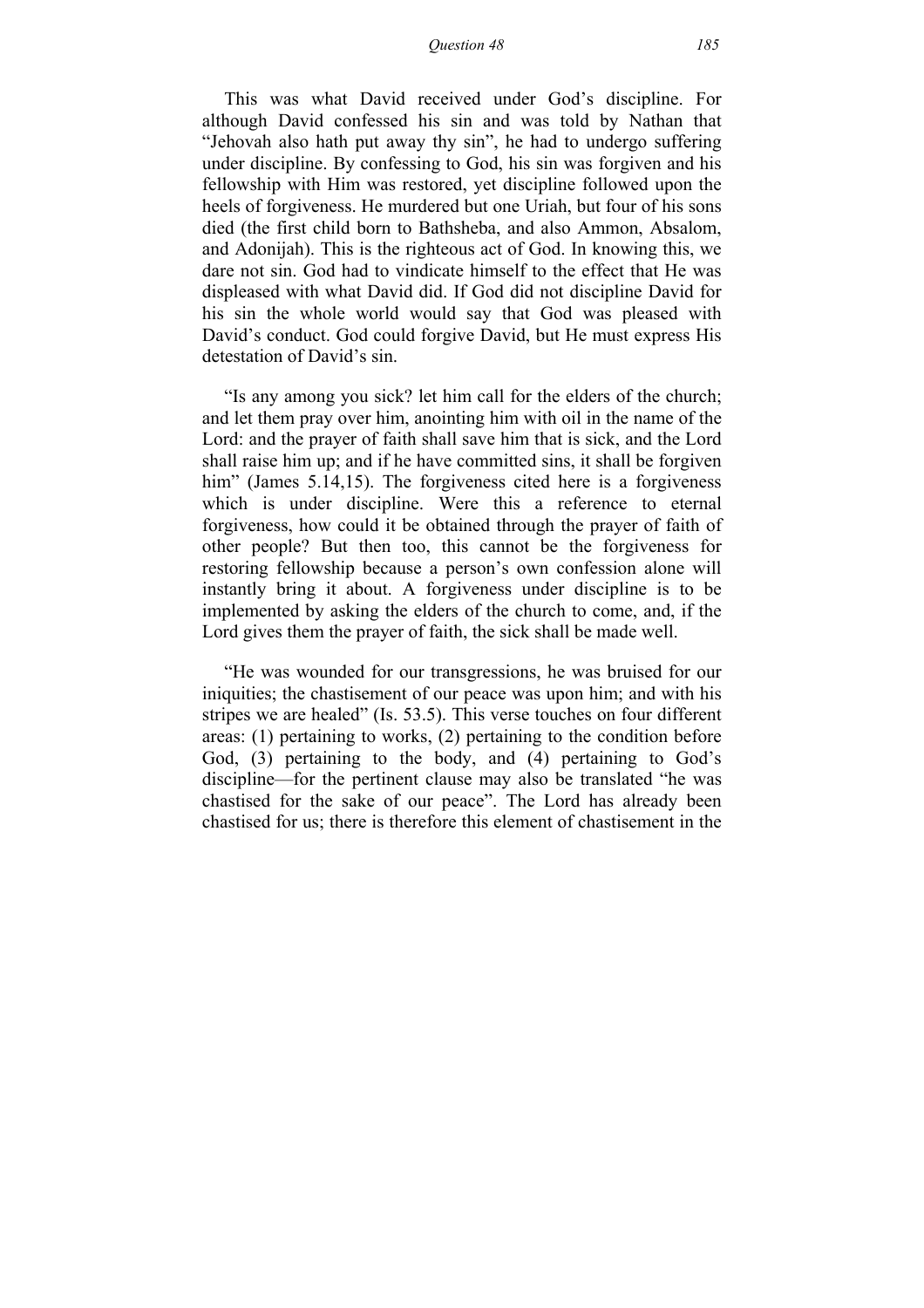This was what David received under God's discipline. For although David confessed his sin and was told by Nathan that "Jehovah also hath put away thy sin", he had to undergo suffering under discipline. By confessing to God, his sin was forgiven and his fellowship with Him was restored, yet discipline followed upon the heels of forgiveness. He murdered but one Uriah, but four of his sons died (the first child born to Bathsheba, and also Ammon, Absalom, and Adonijah). This is the righteous act of God. In knowing this, we dare not sin. God had to vindicate himself to the effect that He was displeased with what David did. If God did not discipline David for his sin the whole world would say that God was pleased with David's conduct. God could forgive David, but He must express His detestation of David's sin.

"Is any among you sick? let him call for the elders of the church; and let them pray over him, anointing him with oil in the name of the Lord: and the prayer of faith shall save him that is sick, and the Lord shall raise him up; and if he have committed sins, it shall be forgiven him" (James 5.14,15). The forgiveness cited here is a forgiveness which is under discipline. Were this a reference to eternal forgiveness, how could it be obtained through the prayer of faith of other people? But then too, this cannot be the forgiveness for restoring fellowship because a person's own confession alone will instantly bring it about. A forgiveness under discipline is to be implemented by asking the elders of the church to come, and, if the Lord gives them the prayer of faith, the sick shall be made well.

"He was wounded for our transgressions, he was bruised for our iniquities; the chastisement of our peace was upon him; and with his stripes we are healed" (Is. 53.5). This verse touches on four different areas: (1) pertaining to works, (2) pertaining to the condition before God, (3) pertaining to the body, and (4) pertaining to God's discipline—for the pertinent clause may also be translated "he was chastised for the sake of our peace". The Lord has already been chastised for us; there is therefore this element of chastisement in the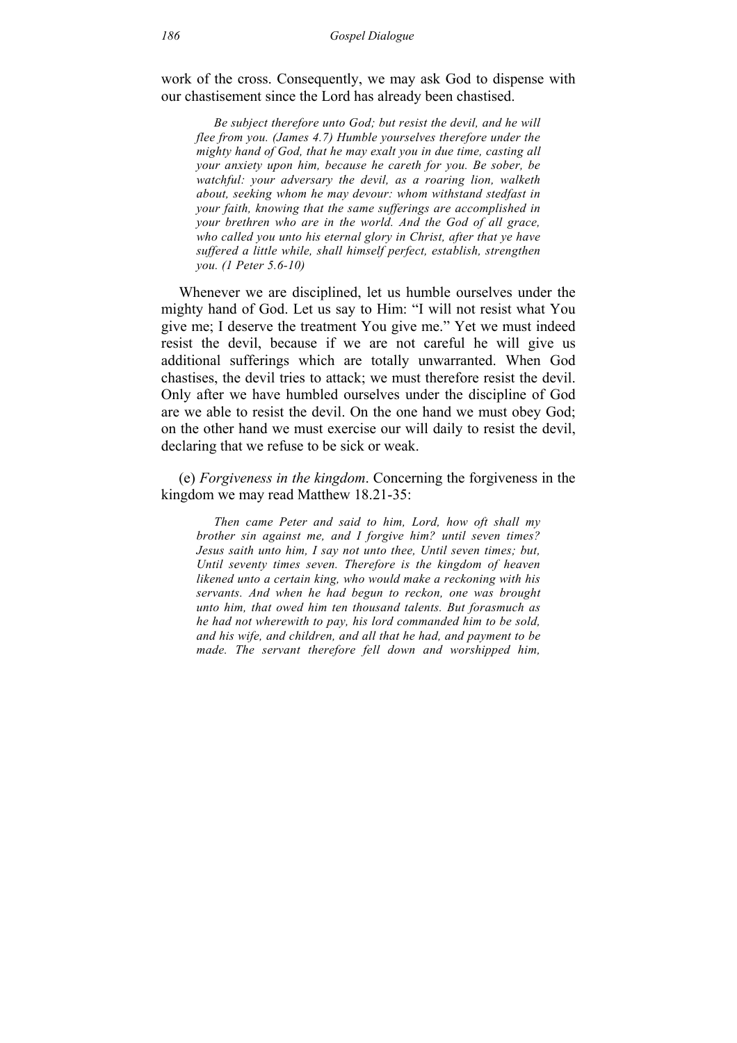work of the cross. Consequently, we may ask God to dispense with our chastisement since the Lord has already been chastised.

> *Be subject therefore unto God; but resist the devil, and he will flee from you. (James 4.7) Humble yourselves therefore under the mighty hand of God, that he may exalt you in due time, casting all your anxiety upon him, because he careth for you. Be sober, be watchful: your adversary the devil, as a roaring lion, walketh about, seeking whom he may devour: whom withstand stedfast in your faith, knowing that the same sufferings are accomplished in your brethren who are in the world. And the God of all grace, who called you unto his eternal glory in Christ, after that ye have suffered a little while, shall himself perfect, establish, strengthen you. (1 Peter 5.6-10)*

Whenever we are disciplined, let us humble ourselves under the mighty hand of God. Let us say to Him: "I will not resist what You give me; I deserve the treatment You give me." Yet we must indeed resist the devil, because if we are not careful he will give us additional sufferings which are totally unwarranted. When God chastises, the devil tries to attack; we must therefore resist the devil. Only after we have humbled ourselves under the discipline of God are we able to resist the devil. On the one hand we must obey God; on the other hand we must exercise our will daily to resist the devil, declaring that we refuse to be sick or weak.

(e) *Forgiveness in the kingdom*. Concerning the forgiveness in the kingdom we may read Matthew 18.21-35:

> *Then came Peter and said to him, Lord, how oft shall my brother sin against me, and I forgive him? until seven times? Jesus saith unto him, I say not unto thee, Until seven times; but, Until seventy times seven. Therefore is the kingdom of heaven likened unto a certain king, who would make a reckoning with his servants. And when he had begun to reckon, one was brought unto him, that owed him ten thousand talents. But forasmuch as he had not wherewith to pay, his lord commanded him to be sold, and his wife, and children, and all that he had, and payment to be made. The servant therefore fell down and worshipped him,*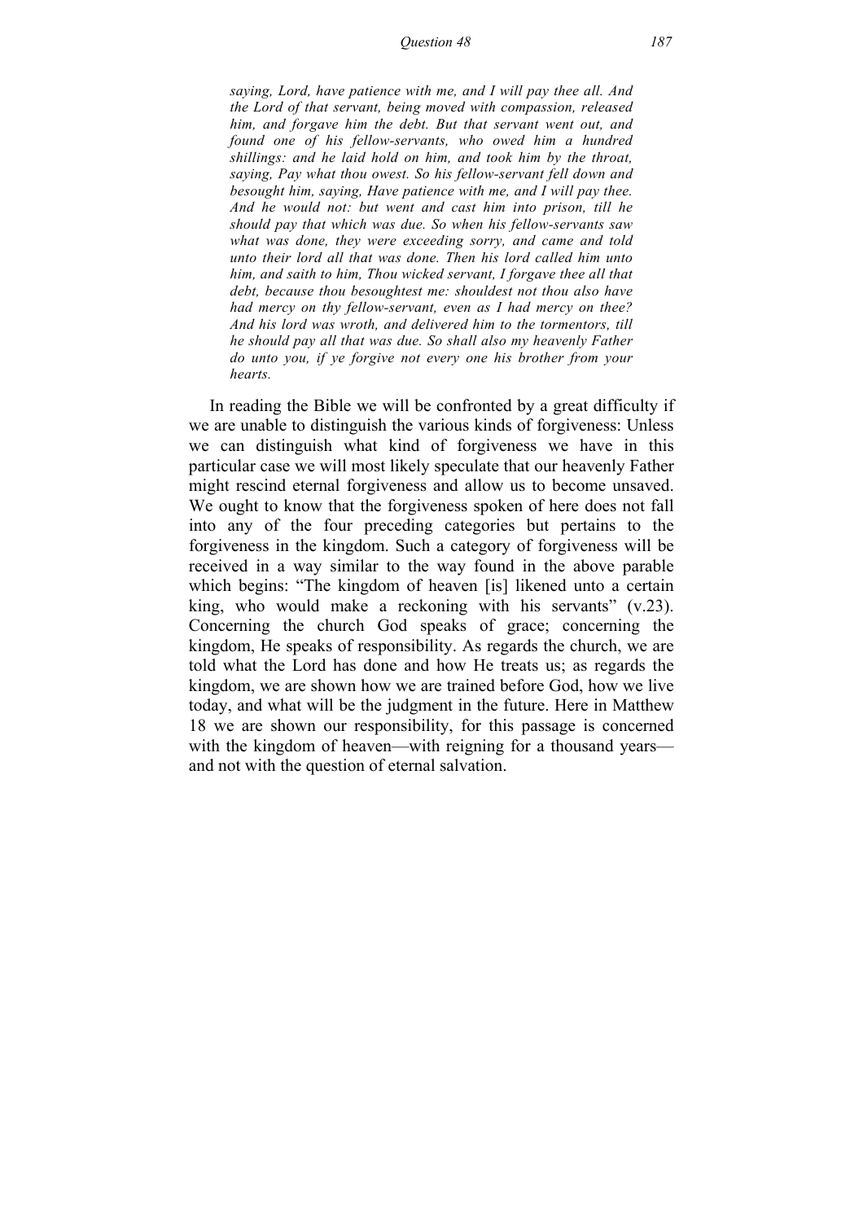*saying, Lord, have patience with me, and I will pay thee all. And the Lord of that servant, being moved with compassion, released him, and forgave him the debt. But that servant went out, and found one of his fellow-servants, who owed him a hundred shillings: and he laid hold on him, and took him by the throat, saying, Pay what thou owest. So his fellow-servant fell down and besought him, saying, Have patience with me, and I will pay thee. And he would not: but went and cast him into prison, till he should pay that which was due. So when his fellow-servants saw what was done, they were exceeding sorry, and came and told unto their lord all that was done. Then his lord called him unto him, and saith to him, Thou wicked servant, I forgave thee all that debt, because thou besoughtest me: shouldest not thou also have had mercy on thy fellow-servant, even as I had mercy on thee? And his lord was wroth, and delivered him to the tormentors, till he should pay all that was due. So shall also my heavenly Father do unto you, if ye forgive not every one his brother from your hearts.*

In reading the Bible we will be confronted by a great difficulty if we are unable to distinguish the various kinds of forgiveness: Unless we can distinguish what kind of forgiveness we have in this particular case we will most likely speculate that our heavenly Father might rescind eternal forgiveness and allow us to become unsaved. We ought to know that the forgiveness spoken of here does not fall into any of the four preceding categories but pertains to the forgiveness in the kingdom. Such a category of forgiveness will be received in a way similar to the way found in the above parable which begins: "The kingdom of heaven [is] likened unto a certain king, who would make a reckoning with his servants" (v.23). Concerning the church God speaks of grace; concerning the kingdom, He speaks of responsibility. As regards the church, we are told what the Lord has done and how He treats us; as regards the kingdom, we are shown how we are trained before God, how we live today, and what will be the judgment in the future. Here in Matthew 18 we are shown our responsibility, for this passage is concerned with the kingdom of heaven—with reigning for a thousand years—and not with the question of eternal salvation.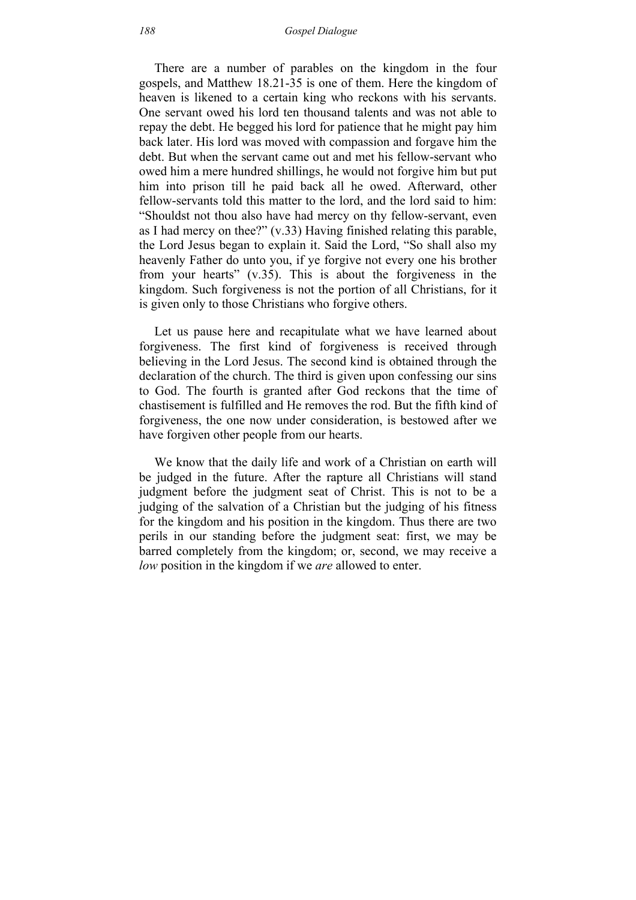There are a number of parables on the kingdom in the four gospels, and Matthew 18.21-35 is one of them. Here the kingdom of heaven is likened to a certain king who reckons with his servants. One servant owed his lord ten thousand talents and was not able to repay the debt. He begged his lord for patience that he might pay him back later. His lord was moved with compassion and forgave him the debt. But when the servant came out and met his fellow-servant who owed him a mere hundred shillings, he would not forgive him but put him into prison till he paid back all he owed. Afterward, other fellow-servants told this matter to the lord, and the lord said to him: "Shouldst not thou also have had mercy on thy fellow-servant, even as I had mercy on thee?" (v.33) Having finished relating this parable, the Lord Jesus began to explain it. Said the Lord, "So shall also my heavenly Father do unto you, if ye forgive not every one his brother from your hearts" (v.35). This is about the forgiveness in the kingdom. Such forgiveness is not the portion of all Christians, for it is given only to those Christians who forgive others.

Let us pause here and recapitulate what we have learned about forgiveness. The first kind of forgiveness is received through believing in the Lord Jesus. The second kind is obtained through the declaration of the church. The third is given upon confessing our sins to God. The fourth is granted after God reckons that the time of chastisement is fulfilled and He removes the rod. But the fifth kind of forgiveness, the one now under consideration, is bestowed after we have forgiven other people from our hearts.

We know that the daily life and work of a Christian on earth will be judged in the future. After the rapture all Christians will stand judgment before the judgment seat of Christ. This is not to be a judging of the salvation of a Christian but the judging of his fitness for the kingdom and his position in the kingdom. Thus there are two perils in our standing before the judgment seat: first, we may be barred completely from the kingdom; or, second, we may receive a *low* position in the kingdom if we *are* allowed to enter.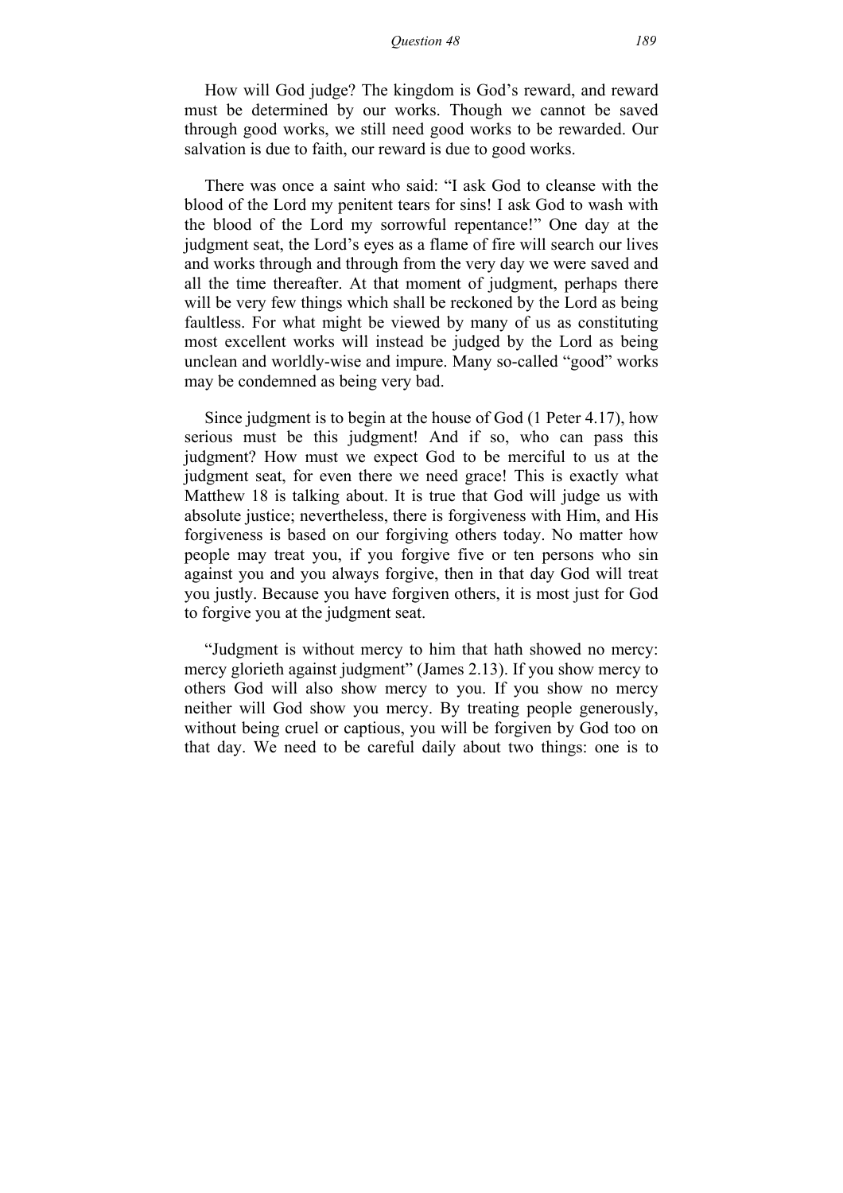How will God judge? The kingdom is God's reward, and reward must be determined by our works. Though we cannot be saved through good works, we still need good works to be rewarded. Our salvation is due to faith, our reward is due to good works.

There was once a saint who said: "I ask God to cleanse with the blood of the Lord my penitent tears for sins! I ask God to wash with the blood of the Lord my sorrowful repentance!" One day at the judgment seat, the Lord's eyes as a flame of fire will search our lives and works through and through from the very day we were saved and all the time thereafter. At that moment of judgment, perhaps there will be very few things which shall be reckoned by the Lord as being faultless. For what might be viewed by many of us as constituting most excellent works will instead be judged by the Lord as being unclean and worldly-wise and impure. Many so-called "good" works may be condemned as being very bad.

Since judgment is to begin at the house of God (1 Peter 4.17), how serious must be this judgment! And if so, who can pass this judgment? How must we expect God to be merciful to us at the judgment seat, for even there we need grace! This is exactly what Matthew 18 is talking about. It is true that God will judge us with absolute justice; nevertheless, there is forgiveness with Him, and His forgiveness is based on our forgiving others today. No matter how people may treat you, if you forgive five or ten persons who sin against you and you always forgive, then in that day God will treat you justly. Because you have forgiven others, it is most just for God to forgive you at the judgment seat.

"Judgment is without mercy to him that hath showed no mercy: mercy glorieth against judgment" (James 2.13). If you show mercy to others God will also show mercy to you. If you show no mercy neither will God show you mercy. By treating people generously, without being cruel or captious, you will be forgiven by God too on that day. We need to be careful daily about two things: one is to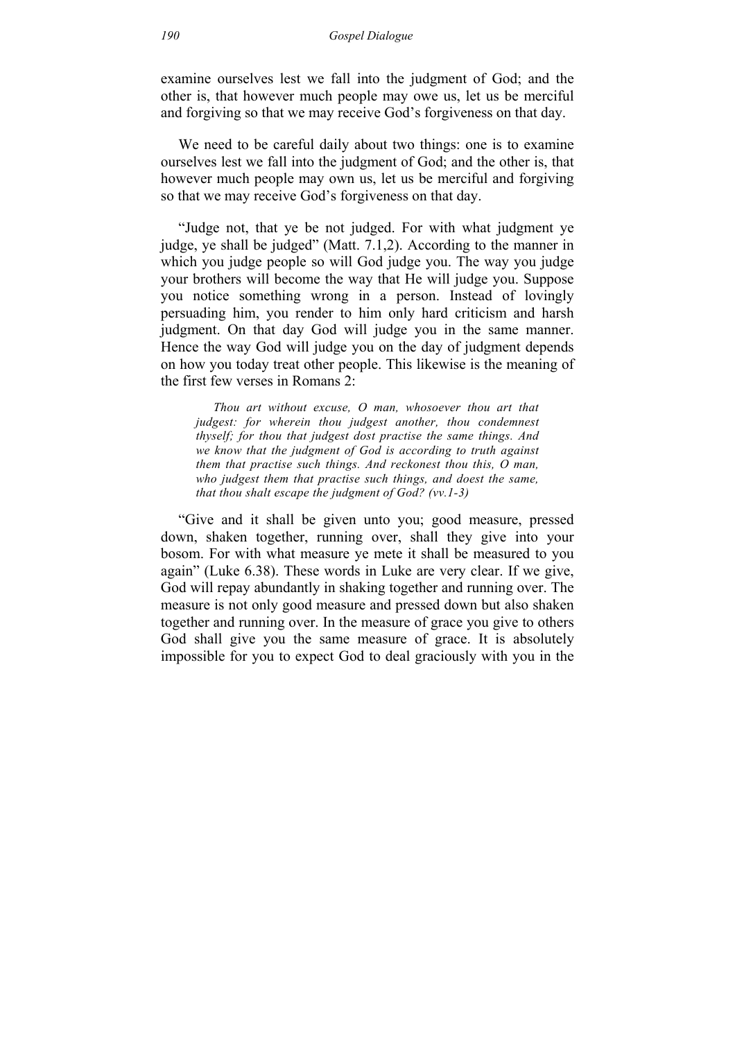examine ourselves lest we fall into the judgment of God; and the other is, that however much people may owe us, let us be merciful and forgiving so that we may receive God's forgiveness on that day.

We need to be careful daily about two things: one is to examine ourselves lest we fall into the judgment of God; and the other is, that however much people may own us, let us be merciful and forgiving so that we may receive God's forgiveness on that day.

"Judge not, that ye be not judged. For with what judgment ye judge, ye shall be judged" (Matt. 7.1,2). According to the manner in which you judge people so will God judge you. The way you judge your brothers will become the way that He will judge you. Suppose you notice something wrong in a person. Instead of lovingly persuading him, you render to him only hard criticism and harsh judgment. On that day God will judge you in the same manner. Hence the way God will judge you on the day of judgment depends on how you today treat other people. This likewise is the meaning of the first few verses in Romans 2:

> *Thou art without excuse, O man, whosoever thou art that judgest: for wherein thou judgest another, thou condemnest thyself; for thou that judgest dost practise the same things. And we know that the judgment of God is according to truth against them that practise such things. And reckonest thou this, O man, who judgest them that practise such things, and doest the same, that thou shalt escape the judgment of God? (vv.1-3)*

"Give and it shall be given unto you; good measure, pressed down, shaken together, running over, shall they give into your bosom. For with what measure ye mete it shall be measured to you again" (Luke 6.38). These words in Luke are very clear. If we give, God will repay abundantly in shaking together and running over. The measure is not only good measure and pressed down but also shaken together and running over. In the measure of grace you give to others God shall give you the same measure of grace. It is absolutely impossible for you to expect God to deal graciously with you in the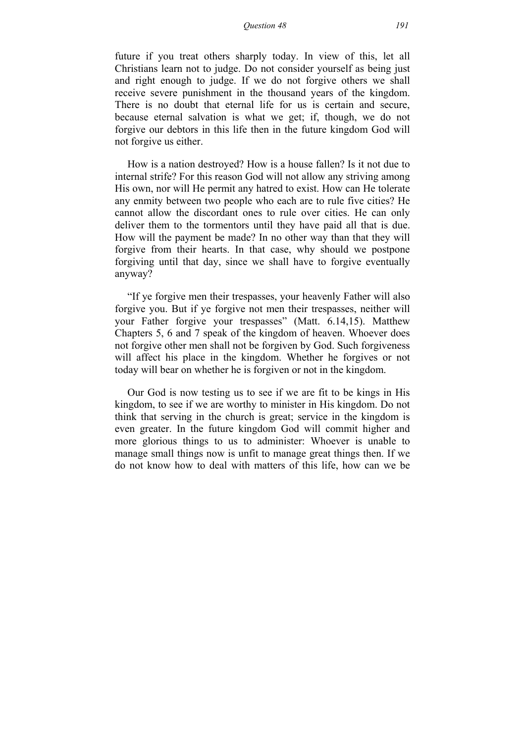future if you treat others sharply today. In view of this, let all Christians learn not to judge. Do not consider yourself as being just and right enough to judge. If we do not forgive others we shall receive severe punishment in the thousand years of the kingdom. There is no doubt that eternal life for us is certain and secure, because eternal salvation is what we get; if, though, we do not forgive our debtors in this life then in the future kingdom God will not forgive us either.

How is a nation destroyed? How is a house fallen? Is it not due to internal strife? For this reason God will not allow any striving among His own, nor will He permit any hatred to exist. How can He tolerate any enmity between two people who each are to rule five cities? He cannot allow the discordant ones to rule over cities. He can only deliver them to the tormentors until they have paid all that is due. How will the payment be made? In no other way than that they will forgive from their hearts. In that case, why should we postpone forgiving until that day, since we shall have to forgive eventually anyway?

"If ye forgive men their trespasses, your heavenly Father will also forgive you. But if ye forgive not men their trespasses, neither will your Father forgive your trespasses" (Matt. 6.14,15). Matthew Chapters 5, 6 and 7 speak of the kingdom of heaven. Whoever does not forgive other men shall not be forgiven by God. Such forgiveness will affect his place in the kingdom. Whether he forgives or not today will bear on whether he is forgiven or not in the kingdom.

Our God is now testing us to see if we are fit to be kings in His kingdom, to see if we are worthy to minister in His kingdom. Do not think that serving in the church is great; service in the kingdom is even greater. In the future kingdom God will commit higher and more glorious things to us to administer: Whoever is unable to manage small things now is unfit to manage great things then. If we do not know how to deal with matters of this life, how can we be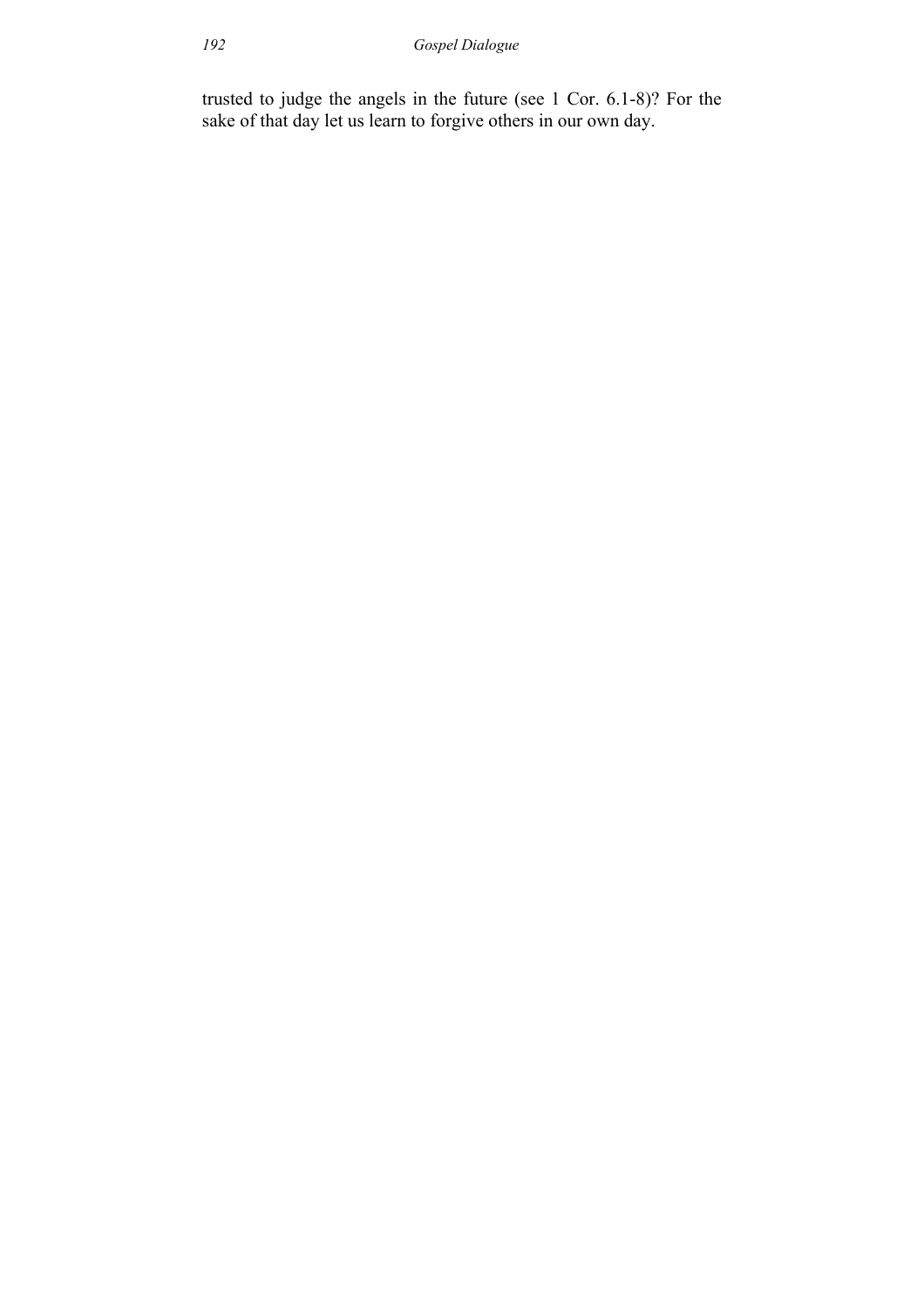trusted to judge the angels in the future (see 1 Cor. 6.1-8)? For the sake of that day let us learn to forgive others in our own day.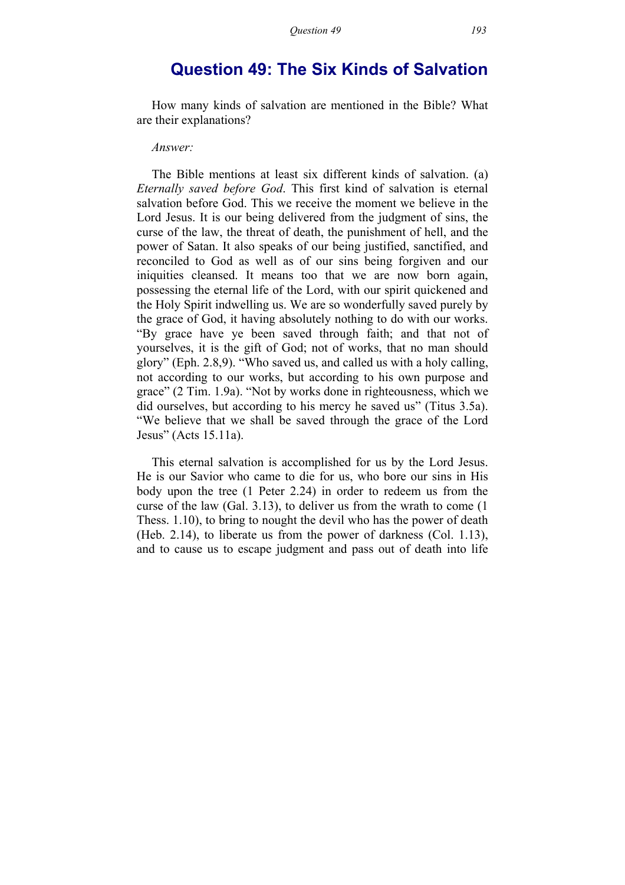## Question 49: The Six Kinds of Salvation

How many kinds of salvation are mentioned in the Bible? What are their explanations?

*Answer:*

The Bible mentions at least six different kinds of salvation. (a) *Eternally saved before God*. This first kind of salvation is eternal salvation before God. This we receive the moment we believe in the Lord Jesus. It is our being delivered from the judgment of sins, the curse of the law, the threat of death, the punishment of hell, and the power of Satan. It also speaks of our being justified, sanctified, and reconciled to God as well as of our sins being forgiven and our iniquities cleansed. It means too that we are now born again, possessing the eternal life of the Lord, with our spirit quickened and the Holy Spirit indwelling us. We are so wonderfully saved purely by the grace of God, it having absolutely nothing to do with our works. "By grace have ye been saved through faith; and that not of yourselves, it is the gift of God; not of works, that no man should glory" (Eph. 2.8,9). "Who saved us, and called us with a holy calling, not according to our works, but according to his own purpose and grace" (2 Tim. 1.9a). "Not by works done in righteousness, which we did ourselves, but according to his mercy he saved us" (Titus 3.5a). "We believe that we shall be saved through the grace of the Lord Jesus" (Acts 15.11a).

This eternal salvation is accomplished for us by the Lord Jesus. He is our Savior who came to die for us, who bore our sins in His body upon the tree (1 Peter 2.24) in order to redeem us from the curse of the law (Gal. 3.13), to deliver us from the wrath to come (1 Thess. 1.10), to bring to nought the devil who has the power of death (Heb. 2.14), to liberate us from the power of darkness (Col. 1.13), and to cause us to escape judgment and pass out of death into life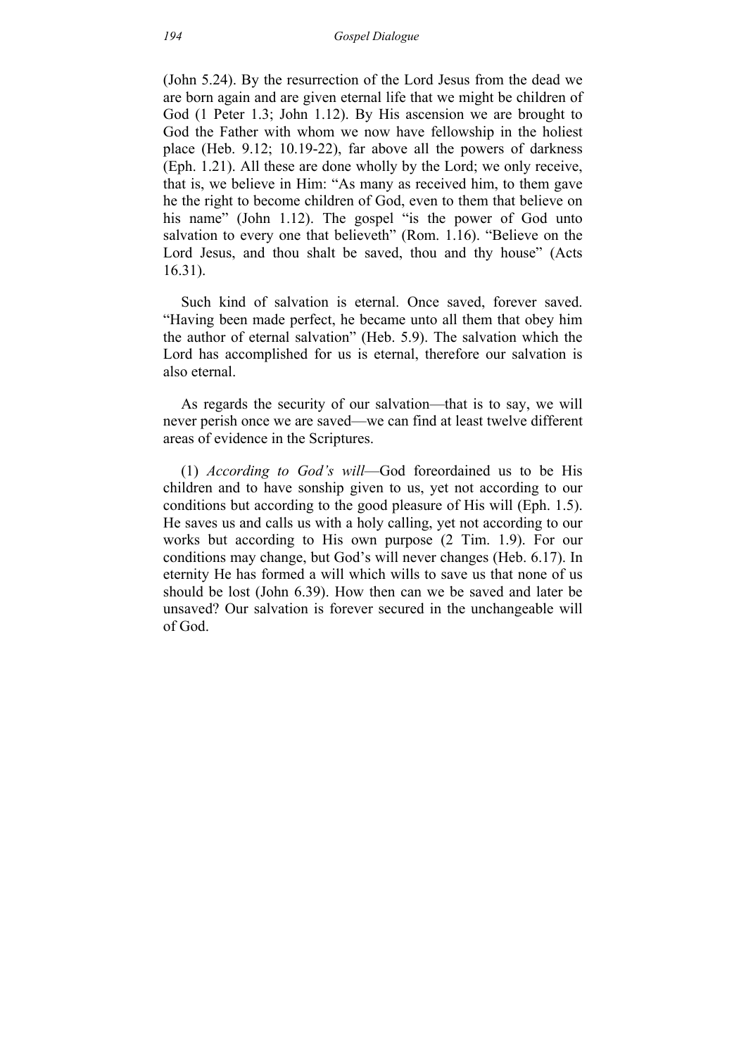(John 5.24). By the resurrection of the Lord Jesus from the dead we are born again and are given eternal life that we might be children of God (1 Peter 1.3; John 1.12). By His ascension we are brought to God the Father with whom we now have fellowship in the holiest place (Heb. 9.12; 10.19-22), far above all the powers of darkness (Eph. 1.21). All these are done wholly by the Lord; we only receive, that is, we believe in Him: "As many as received him, to them gave he the right to become children of God, even to them that believe on his name" (John 1.12). The gospel "is the power of God unto salvation to every one that believeth" (Rom. 1.16). "Believe on the Lord Jesus, and thou shalt be saved, thou and thy house" (Acts 16.31).

Such kind of salvation is eternal. Once saved, forever saved. "Having been made perfect, he became unto all them that obey him the author of eternal salvation" (Heb. 5.9). The salvation which the Lord has accomplished for us is eternal, therefore our salvation is also eternal.

As regards the security of our salvation—that is to say, we will never perish once we are saved—we can find at least twelve different areas of evidence in the Scriptures.

(1) *According to God's will*—God foreordained us to be His children and to have sonship given to us, yet not according to our conditions but according to the good pleasure of His will (Eph. 1.5). He saves us and calls us with a holy calling, yet not according to our works but according to His own purpose (2 Tim. 1.9). For our conditions may change, but God's will never changes (Heb. 6.17). In eternity He has formed a will which wills to save us that none of us should be lost (John 6.39). How then can we be saved and later be unsaved? Our salvation is forever secured in the unchangeable will of God.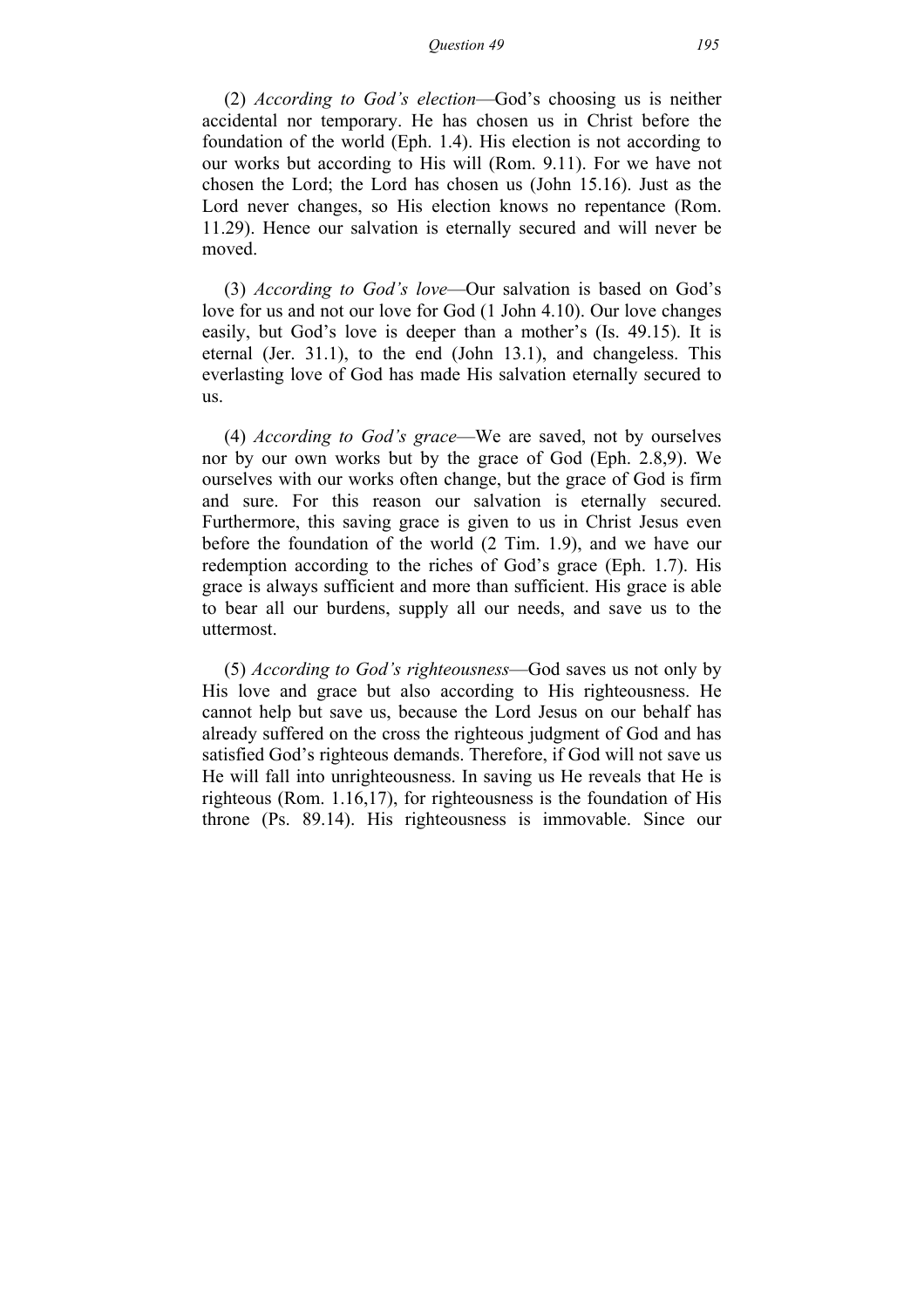(2) *According to God's election*—God's choosing us is neither accidental nor temporary. He has chosen us in Christ before the foundation of the world (Eph. 1.4). His election is not according to our works but according to His will (Rom. 9.11). For we have not chosen the Lord; the Lord has chosen us (John 15.16). Just as the Lord never changes, so His election knows no repentance (Rom. 11.29). Hence our salvation is eternally secured and will never be moved.

(3) *According to God's love*—Our salvation is based on God's love for us and not our love for God (1 John 4.10). Our love changes easily, but God's love is deeper than a mother's (Is. 49.15). It is eternal (Jer. 31.1), to the end (John 13.1), and changeless. This everlasting love of God has made His salvation eternally secured to us.

(4) *According to God's grace*—We are saved, not by ourselves nor by our own works but by the grace of God (Eph. 2.8,9). We ourselves with our works often change, but the grace of God is firm and sure. For this reason our salvation is eternally secured. Furthermore, this saving grace is given to us in Christ Jesus even before the foundation of the world (2 Tim. 1.9), and we have our redemption according to the riches of God's grace (Eph. 1.7). His grace is always sufficient and more than sufficient. His grace is able to bear all our burdens, supply all our needs, and save us to the uttermost.

(5) *According to God's righteousness*—God saves us not only by His love and grace but also according to His righteousness. He cannot help but save us, because the Lord Jesus on our behalf has already suffered on the cross the righteous judgment of God and has satisfied God's righteous demands. Therefore, if God will not save us He will fall into unrighteousness. In saving us He reveals that He is righteous (Rom. 1.16,17), for righteousness is the foundation of His throne (Ps. 89.14). His righteousness is immovable. Since our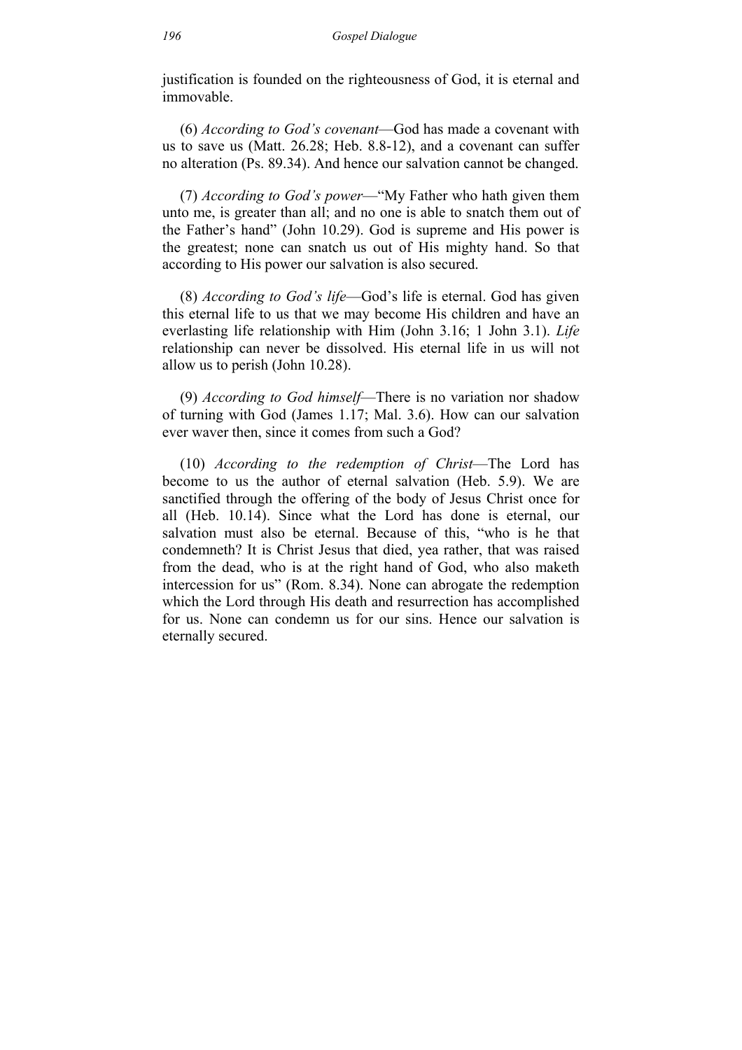justification is founded on the righteousness of God, it is eternal and immovable.

(6) *According to God's covenant*—God has made a covenant with us to save us (Matt. 26.28; Heb. 8.8-12), and a covenant can suffer no alteration (Ps. 89.34). And hence our salvation cannot be changed.

(7) *According to God's power*—"My Father who hath given them unto me, is greater than all; and no one is able to snatch them out of the Father's hand" (John 10.29). God is supreme and His power is the greatest; none can snatch us out of His mighty hand. So that according to His power our salvation is also secured.

(8) *According to God's life*—God's life is eternal. God has given this eternal life to us that we may become His children and have an everlasting life relationship with Him (John 3.16; 1 John 3.1). *Life* relationship can never be dissolved. His eternal life in us will not allow us to perish (John 10.28).

(9) *According to God himself*—There is no variation nor shadow of turning with God (James 1.17; Mal. 3.6). How can our salvation ever waver then, since it comes from such a God?

(10) *According to the redemption of Christ*—The Lord has become to us the author of eternal salvation (Heb. 5.9). We are sanctified through the offering of the body of Jesus Christ once for all (Heb. 10.14). Since what the Lord has done is eternal, our salvation must also be eternal. Because of this, "who is he that condemneth? It is Christ Jesus that died, yea rather, that was raised from the dead, who is at the right hand of God, who also maketh intercession for us" (Rom. 8.34). None can abrogate the redemption which the Lord through His death and resurrection has accomplished for us. None can condemn us for our sins. Hence our salvation is eternally secured.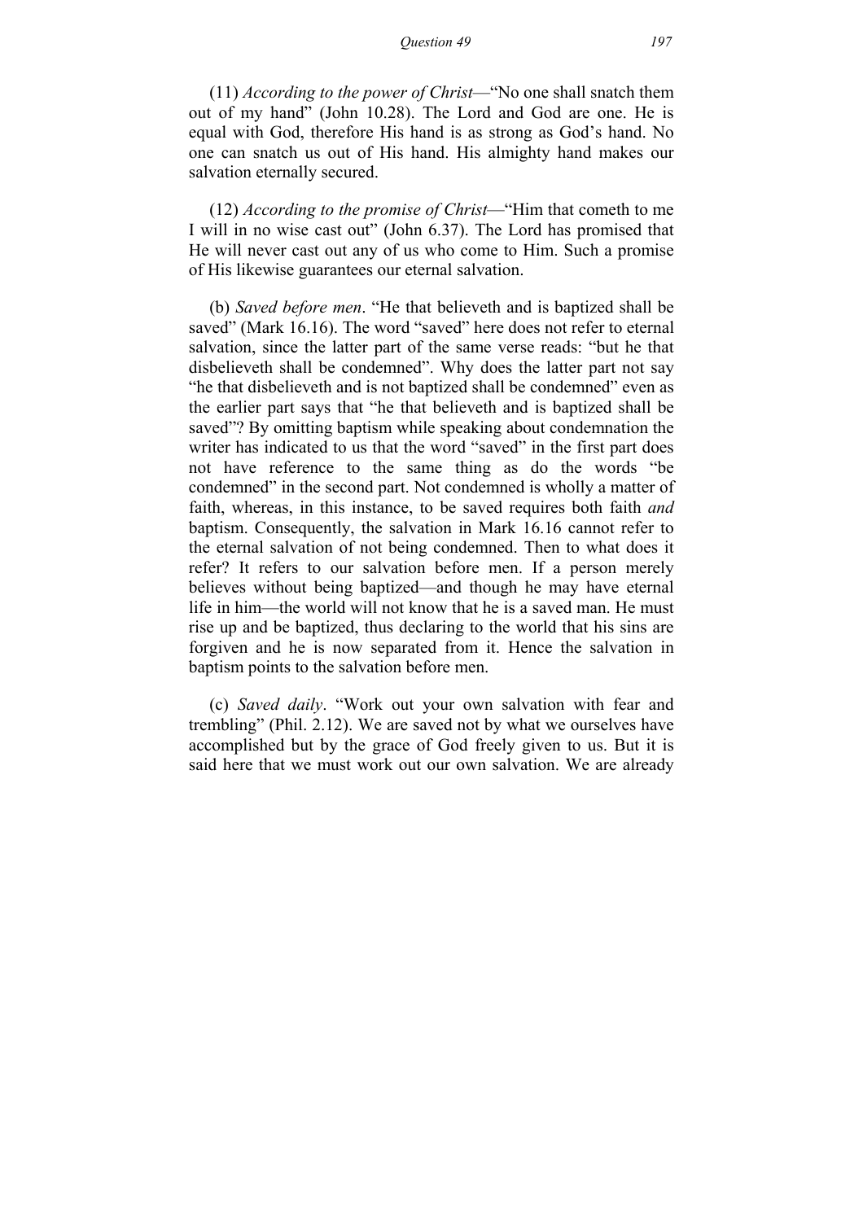(11) *According to the power of Christ*—"No one shall snatch them out of my hand" (John 10.28). The Lord and God are one. He is equal with God, therefore His hand is as strong as God's hand. No one can snatch us out of His hand. His almighty hand makes our salvation eternally secured.

(12) *According to the promise of Christ*—"Him that cometh to me I will in no wise cast out" (John 6.37). The Lord has promised that He will never cast out any of us who come to Him. Such a promise of His likewise guarantees our eternal salvation.

(b) *Saved before men*. "He that believeth and is baptized shall be saved" (Mark 16.16). The word "saved" here does not refer to eternal salvation, since the latter part of the same verse reads: "but he that disbelieveth shall be condemned". Why does the latter part not say "he that disbelieveth and is not baptized shall be condemned" even as the earlier part says that "he that believeth and is baptized shall be saved"? By omitting baptism while speaking about condemnation the writer has indicated to us that the word "saved" in the first part does not have reference to the same thing as do the words "be condemned" in the second part. Not condemned is wholly a matter of faith, whereas, in this instance, to be saved requires both faith *and* baptism. Consequently, the salvation in Mark 16.16 cannot refer to the eternal salvation of not being condemned. Then to what does it refer? It refers to our salvation before men. If a person merely believes without being baptized—and though he may have eternal life in him—the world will not know that he is a saved man. He must rise up and be baptized, thus declaring to the world that his sins are forgiven and he is now separated from it. Hence the salvation in baptism points to the salvation before men.

(c) *Saved daily*. "Work out your own salvation with fear and trembling" (Phil. 2.12). We are saved not by what we ourselves have accomplished but by the grace of God freely given to us. But it is said here that we must work out our own salvation. We are already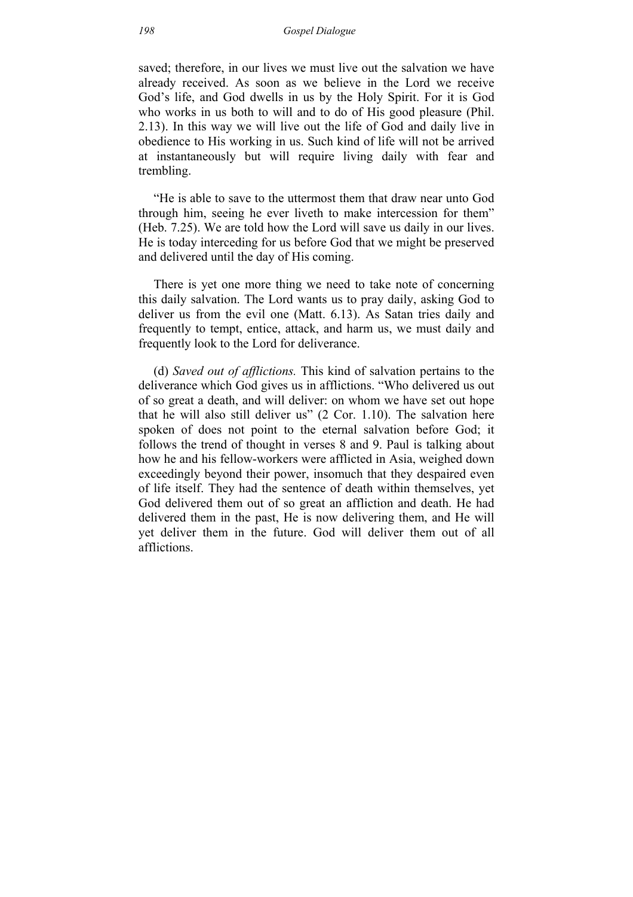saved; therefore, in our lives we must live out the salvation we have already received. As soon as we believe in the Lord we receive God's life, and God dwells in us by the Holy Spirit. For it is God who works in us both to will and to do of His good pleasure (Phil. 2.13). In this way we will live out the life of God and daily live in obedience to His working in us. Such kind of life will not be arrived at instantaneously but will require living daily with fear and trembling.

"He is able to save to the uttermost them that draw near unto God through him, seeing he ever liveth to make intercession for them" (Heb. 7.25). We are told how the Lord will save us daily in our lives. He is today interceding for us before God that we might be preserved and delivered until the day of His coming.

There is yet one more thing we need to take note of concerning this daily salvation. The Lord wants us to pray daily, asking God to deliver us from the evil one (Matt. 6.13). As Satan tries daily and frequently to tempt, entice, attack, and harm us, we must daily and frequently look to the Lord for deliverance.

(d) *Saved out of afflictions.* This kind of salvation pertains to the deliverance which God gives us in afflictions. "Who delivered us out of so great a death, and will deliver: on whom we have set out hope that he will also still deliver us" (2 Cor. 1.10). The salvation here spoken of does not point to the eternal salvation before God; it follows the trend of thought in verses 8 and 9. Paul is talking about how he and his fellow-workers were afflicted in Asia, weighed down exceedingly beyond their power, insomuch that they despaired even of life itself. They had the sentence of death within themselves, yet God delivered them out of so great an affliction and death. He had delivered them in the past, He is now delivering them, and He will yet deliver them in the future. God will deliver them out of all afflictions.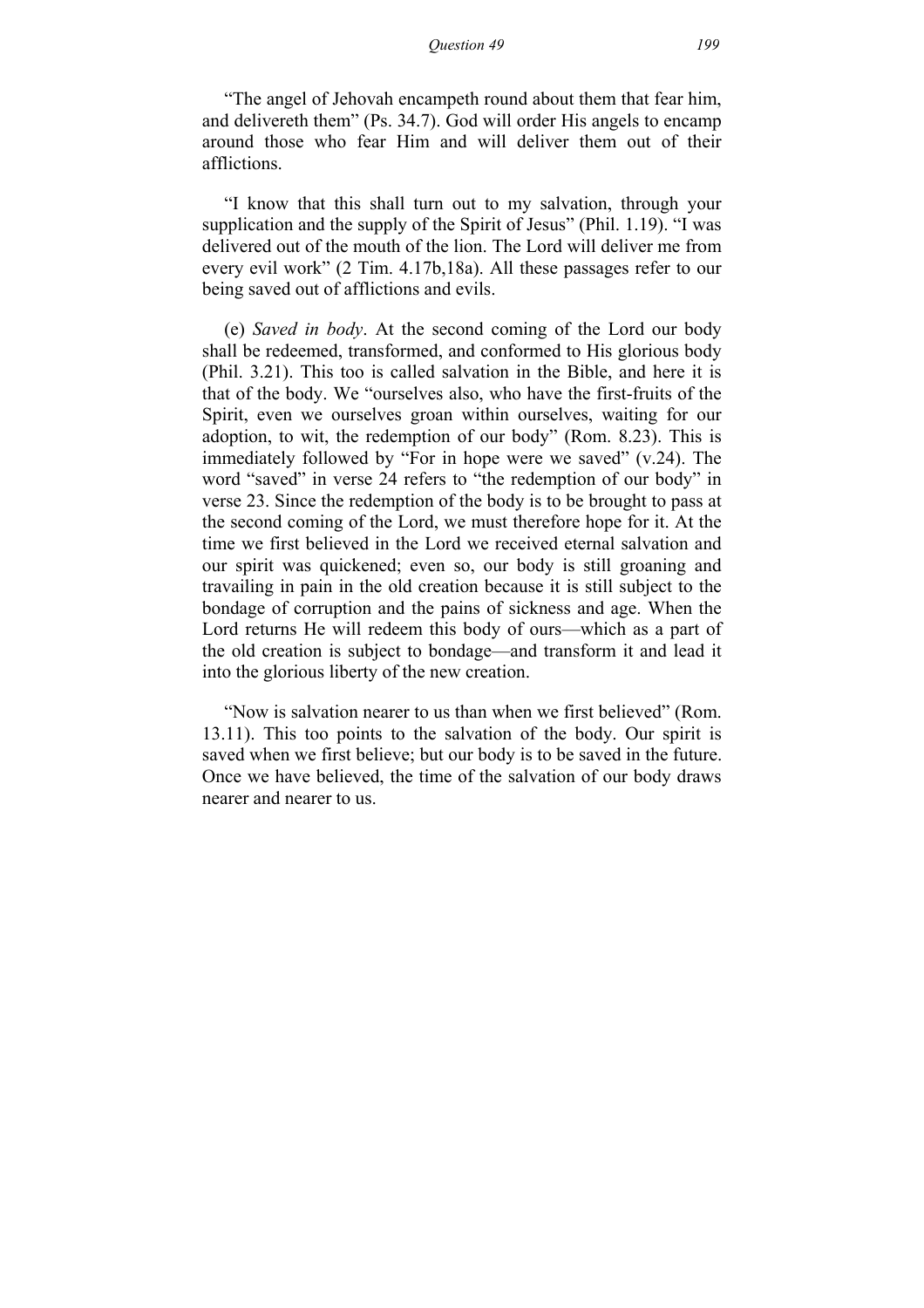"The angel of Jehovah encampeth round about them that fear him, and delivereth them" (Ps. 34.7). God will order His angels to encamp around those who fear Him and will deliver them out of their afflictions.

"I know that this shall turn out to my salvation, through your supplication and the supply of the Spirit of Jesus" (Phil. 1.19). "I was delivered out of the mouth of the lion. The Lord will deliver me from every evil work" (2 Tim. 4.17b,18a). All these passages refer to our being saved out of afflictions and evils.

(e) *Saved in body*. At the second coming of the Lord our body shall be redeemed, transformed, and conformed to His glorious body (Phil. 3.21). This too is called salvation in the Bible, and here it is that of the body. We "ourselves also, who have the first-fruits of the Spirit, even we ourselves groan within ourselves, waiting for our adoption, to wit, the redemption of our body" (Rom. 8.23). This is immediately followed by "For in hope were we saved" (v.24). The word "saved" in verse 24 refers to "the redemption of our body" in verse 23. Since the redemption of the body is to be brought to pass at the second coming of the Lord, we must therefore hope for it. At the time we first believed in the Lord we received eternal salvation and our spirit was quickened; even so, our body is still groaning and travailing in pain in the old creation because it is still subject to the bondage of corruption and the pains of sickness and age. When the Lord returns He will redeem this body of ours—which as a part of the old creation is subject to bondage—and transform it and lead it into the glorious liberty of the new creation.

"Now is salvation nearer to us than when we first believed" (Rom. 13.11). This too points to the salvation of the body. Our spirit is saved when we first believe; but our body is to be saved in the future. Once we have believed, the time of the salvation of our body draws nearer and nearer to us.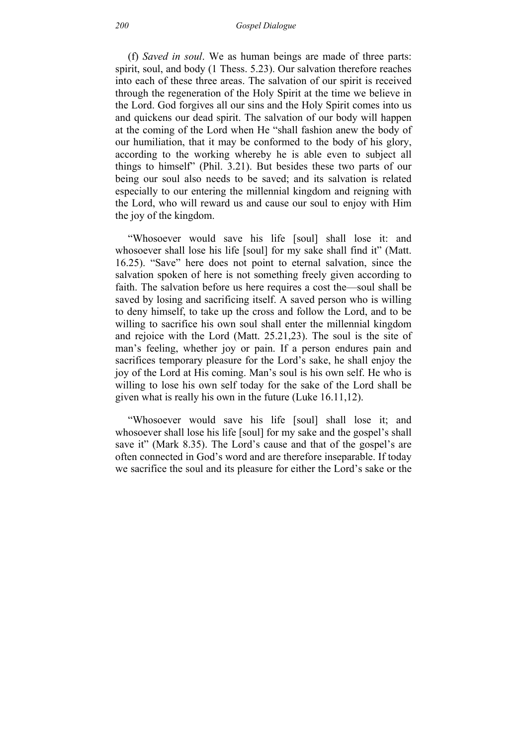(f) *Saved in soul*. We as human beings are made of three parts: spirit, soul, and body (1 Thess. 5.23). Our salvation therefore reaches into each of these three areas. The salvation of our spirit is received through the regeneration of the Holy Spirit at the time we believe in the Lord. God forgives all our sins and the Holy Spirit comes into us and quickens our dead spirit. The salvation of our body will happen at the coming of the Lord when He "shall fashion anew the body of our humiliation, that it may be conformed to the body of his glory, according to the working whereby he is able even to subject all things to himself" (Phil. 3.21). But besides these two parts of our being our soul also needs to be saved; and its salvation is related especially to our entering the millennial kingdom and reigning with the Lord, who will reward us and cause our soul to enjoy with Him the joy of the kingdom.

"Whosoever would save his life [soul] shall lose it: and whosoever shall lose his life [soul] for my sake shall find it" (Matt. 16.25). "Save" here does not point to eternal salvation, since the salvation spoken of here is not something freely given according to faith. The salvation before us here requires a cost the—soul shall be saved by losing and sacrificing itself. A saved person who is willing to deny himself, to take up the cross and follow the Lord, and to be willing to sacrifice his own soul shall enter the millennial kingdom and rejoice with the Lord (Matt. 25.21,23). The soul is the site of man's feeling, whether joy or pain. If a person endures pain and sacrifices temporary pleasure for the Lord's sake, he shall enjoy the joy of the Lord at His coming. Man's soul is his own self. He who is willing to lose his own self today for the sake of the Lord shall be given what is really his own in the future (Luke 16.11,12).

"Whosoever would save his life [soul] shall lose it; and whosoever shall lose his life [soul] for my sake and the gospel's shall save it" (Mark 8.35). The Lord's cause and that of the gospel's are often connected in God's word and are therefore inseparable. If today we sacrifice the soul and its pleasure for either the Lord's sake or the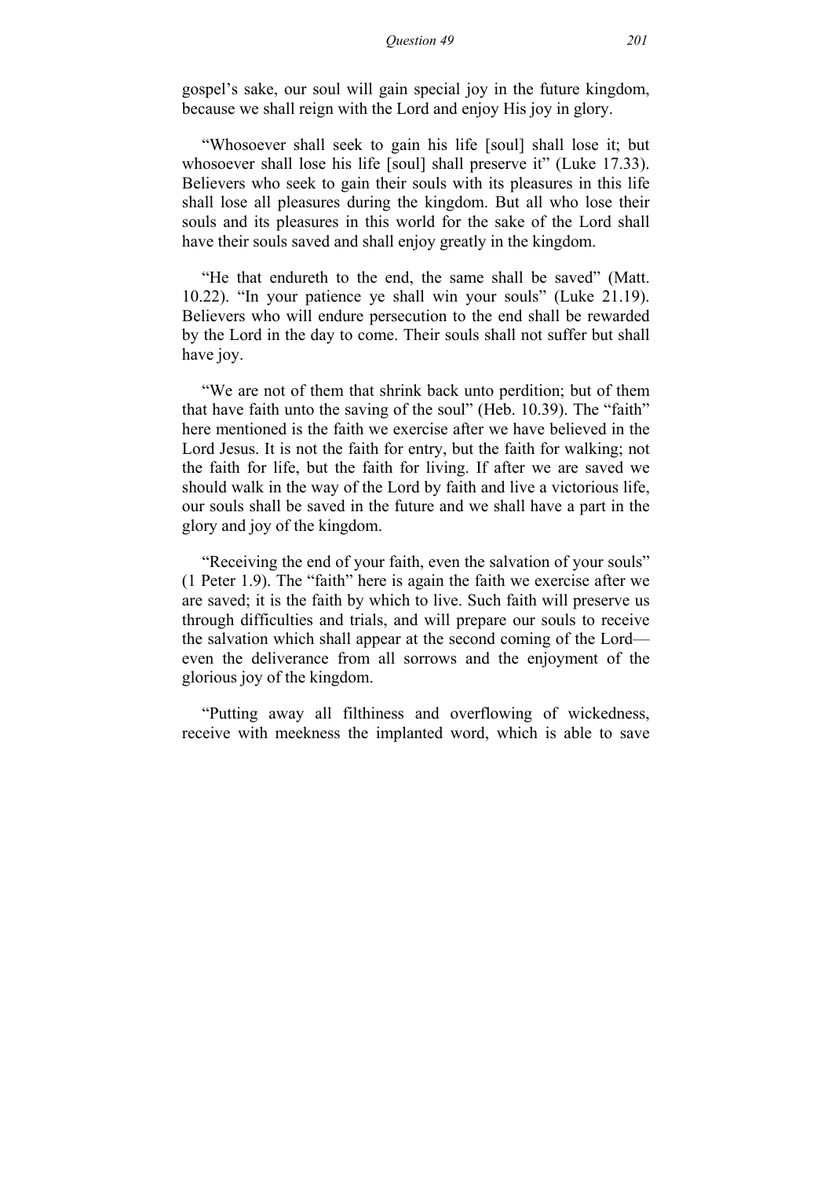gospel's sake, our soul will gain special joy in the future kingdom, because we shall reign with the Lord and enjoy His joy in glory.

"Whosoever shall seek to gain his life [soul] shall lose it; but whosoever shall lose his life [soul] shall preserve it" (Luke 17.33). Believers who seek to gain their souls with its pleasures in this life shall lose all pleasures during the kingdom. But all who lose their souls and its pleasures in this world for the sake of the Lord shall have their souls saved and shall enjoy greatly in the kingdom.

"He that endureth to the end, the same shall be saved" (Matt. 10.22). "In your patience ye shall win your souls" (Luke 21.19). Believers who will endure persecution to the end shall be rewarded by the Lord in the day to come. Their souls shall not suffer but shall have joy.

"We are not of them that shrink back unto perdition; but of them that have faith unto the saving of the soul" (Heb. 10.39). The "faith" here mentioned is the faith we exercise after we have believed in the Lord Jesus. It is not the faith for entry, but the faith for walking; not the faith for life, but the faith for living. If after we are saved we should walk in the way of the Lord by faith and live a victorious life, our souls shall be saved in the future and we shall have a part in the glory and joy of the kingdom.

"Receiving the end of your faith, even the salvation of your souls" (1 Peter 1.9). The "faith" here is again the faith we exercise after we are saved; it is the faith by which to live. Such faith will preserve us through difficulties and trials, and will prepare our souls to receive the salvation which shall appear at the second coming of the Lord—even the deliverance from all sorrows and the enjoyment of the glorious joy of the kingdom.

"Putting away all filthiness and overflowing of wickedness, receive with meekness the implanted word, which is able to save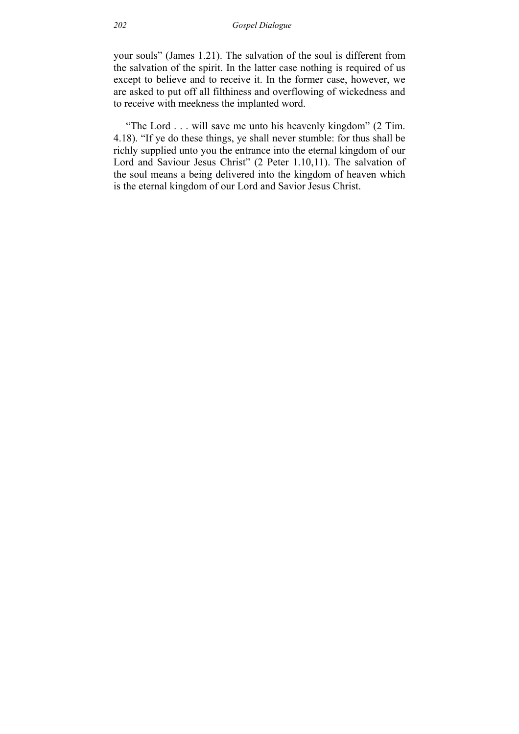your souls" (James 1.21). The salvation of the soul is different from the salvation of the spirit. In the latter case nothing is required of us except to believe and to receive it. In the former case, however, we are asked to put off all filthiness and overflowing of wickedness and to receive with meekness the implanted word.

"The Lord . . . will save me unto his heavenly kingdom" (2 Tim. 4.18). "If ye do these things, ye shall never stumble: for thus shall be richly supplied unto you the entrance into the eternal kingdom of our Lord and Saviour Jesus Christ" (2 Peter 1.10,11). The salvation of the soul means a being delivered into the kingdom of heaven which is the eternal kingdom of our Lord and Savior Jesus Christ.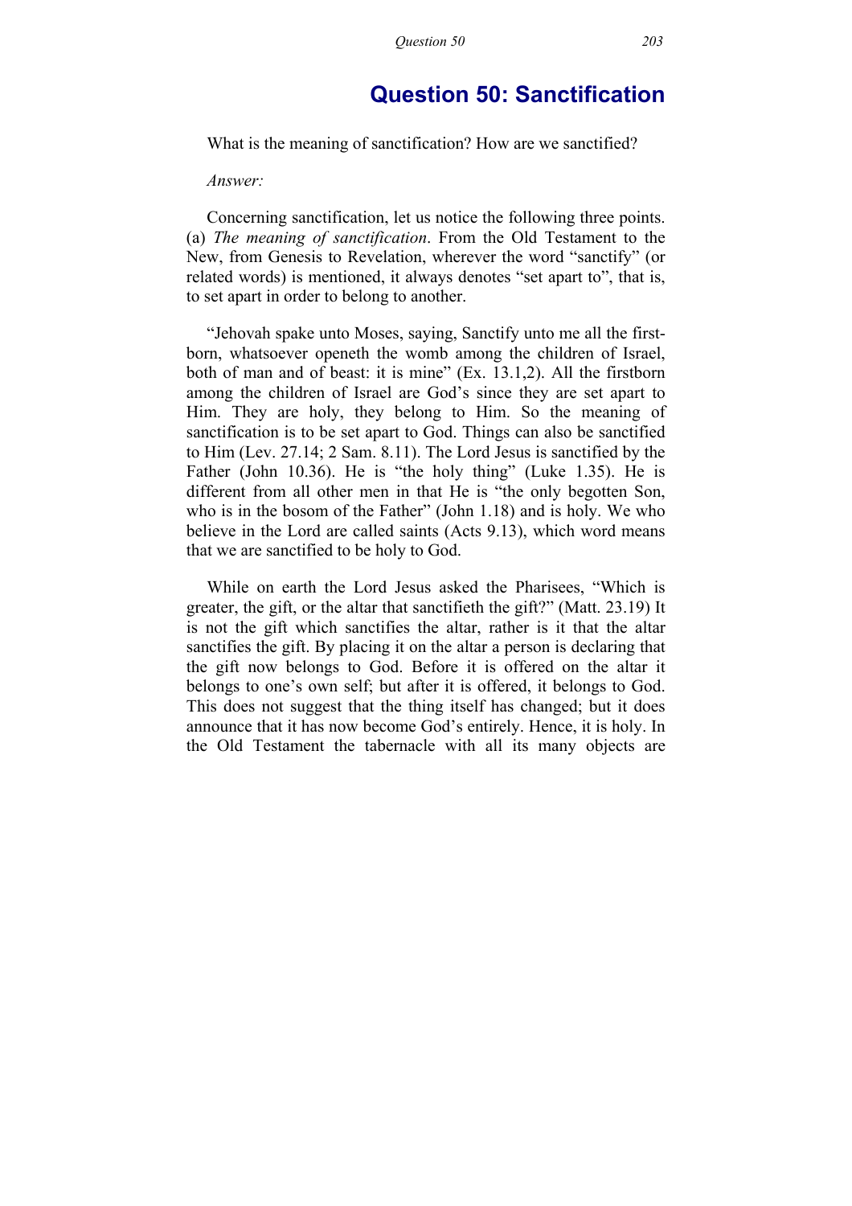# Question 50: Sanctification

What is the meaning of sanctification? How are we sanctified?

*Answer:*

Concerning sanctification, let us notice the following three points. (a) *The meaning of sanctification*. From the Old Testament to the New, from Genesis to Revelation, wherever the word "sanctify" (or related words) is mentioned, it always denotes "set apart to", that is, to set apart in order to belong to another.

"Jehovah spake unto Moses, saying, Sanctify unto me all the first-born, whatsoever openeth the womb among the children of Israel, both of man and of beast: it is mine" (Ex. 13.1,2). All the firstborn among the children of Israel are God's since they are set apart to Him. They are holy, they belong to Him. So the meaning of sanctification is to be set apart to God. Things can also be sanctified to Him (Lev. 27.14; 2 Sam. 8.11). The Lord Jesus is sanctified by the Father (John 10.36). He is "the holy thing" (Luke 1.35). He is different from all other men in that He is "the only begotten Son, who is in the bosom of the Father" (John 1.18) and is holy. We who believe in the Lord are called saints (Acts 9.13), which word means that we are sanctified to be holy to God.

While on earth the Lord Jesus asked the Pharisees, "Which is greater, the gift, or the altar that sanctifieth the gift?" (Matt. 23.19) It is not the gift which sanctifies the altar, rather is it that the altar sanctifies the gift. By placing it on the altar a person is declaring that the gift now belongs to God. Before it is offered on the altar it belongs to one's own self; but after it is offered, it belongs to God. This does not suggest that the thing itself has changed; but it does announce that it has now become God's entirely. Hence, it is holy. In the Old Testament the tabernacle with all its many objects are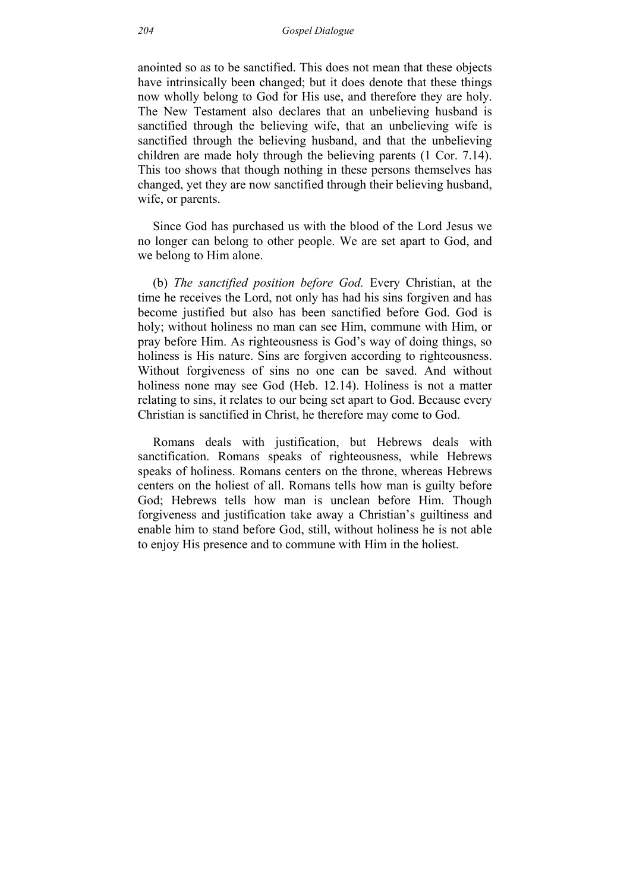anointed so as to be sanctified. This does not mean that these objects have intrinsically been changed; but it does denote that these things now wholly belong to God for His use, and therefore they are holy. The New Testament also declares that an unbelieving husband is sanctified through the believing wife, that an unbelieving wife is sanctified through the believing husband, and that the unbelieving children are made holy through the believing parents (1 Cor. 7.14). This too shows that though nothing in these persons themselves has changed, yet they are now sanctified through their believing husband, wife, or parents.

Since God has purchased us with the blood of the Lord Jesus we no longer can belong to other people. We are set apart to God, and we belong to Him alone.

(b) *The sanctified position before God.* Every Christian, at the time he receives the Lord, not only has had his sins forgiven and has become justified but also has been sanctified before God. God is holy; without holiness no man can see Him, commune with Him, or pray before Him. As righteousness is God's way of doing things, so holiness is His nature. Sins are forgiven according to righteousness. Without forgiveness of sins no one can be saved. And without holiness none may see God (Heb. 12.14). Holiness is not a matter relating to sins, it relates to our being set apart to God. Because every Christian is sanctified in Christ, he therefore may come to God.

Romans deals with justification, but Hebrews deals with sanctification. Romans speaks of righteousness, while Hebrews speaks of holiness. Romans centers on the throne, whereas Hebrews centers on the holiest of all. Romans tells how man is guilty before God; Hebrews tells how man is unclean before Him. Though forgiveness and justification take away a Christian's guiltiness and enable him to stand before God, still, without holiness he is not able to enjoy His presence and to commune with Him in the holiest.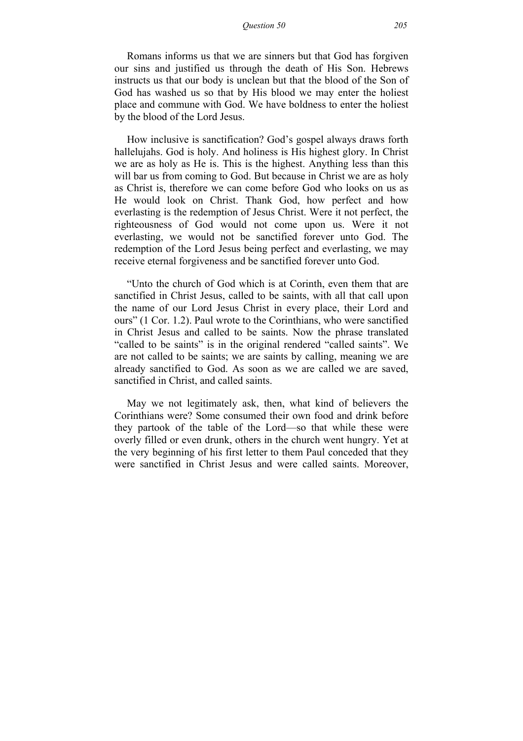Romans informs us that we are sinners but that God has forgiven our sins and justified us through the death of His Son. Hebrews instructs us that our body is unclean but that the blood of the Son of God has washed us so that by His blood we may enter the holiest place and commune with God. We have boldness to enter the holiest by the blood of the Lord Jesus.

How inclusive is sanctification? God's gospel always draws forth hallelujahs. God is holy. And holiness is His highest glory. In Christ we are as holy as He is. This is the highest. Anything less than this will bar us from coming to God. But because in Christ we are as holy as Christ is, therefore we can come before God who looks on us as He would look on Christ. Thank God, how perfect and how everlasting is the redemption of Jesus Christ. Were it not perfect, the righteousness of God would not come upon us. Were it not everlasting, we would not be sanctified forever unto God. The redemption of the Lord Jesus being perfect and everlasting, we may receive eternal forgiveness and be sanctified forever unto God.

"Unto the church of God which is at Corinth, even them that are sanctified in Christ Jesus, called to be saints, with all that call upon the name of our Lord Jesus Christ in every place, their Lord and ours" (1 Cor. 1.2). Paul wrote to the Corinthians, who were sanctified in Christ Jesus and called to be saints. Now the phrase translated "called to be saints" is in the original rendered "called saints". We are not called to be saints; we are saints by calling, meaning we are already sanctified to God. As soon as we are called we are saved, sanctified in Christ, and called saints.

May we not legitimately ask, then, what kind of believers the Corinthians were? Some consumed their own food and drink before they partook of the table of the Lord—so that while these were overly filled or even drunk, others in the church went hungry. Yet at the very beginning of his first letter to them Paul conceded that they were sanctified in Christ Jesus and were called saints. Moreover,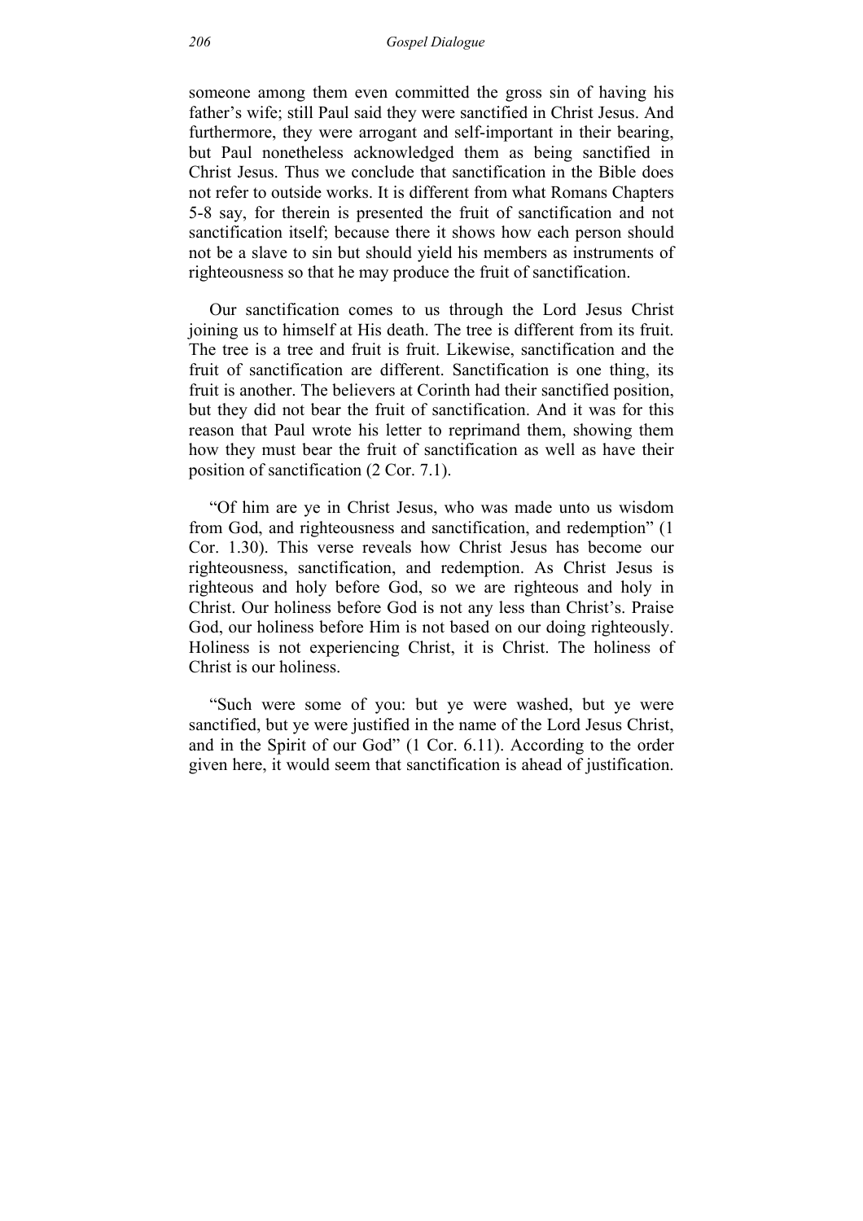someone among them even committed the gross sin of having his father's wife; still Paul said they were sanctified in Christ Jesus. And furthermore, they were arrogant and self-important in their bearing, but Paul nonetheless acknowledged them as being sanctified in Christ Jesus. Thus we conclude that sanctification in the Bible does not refer to outside works. It is different from what Romans Chapters 5-8 say, for therein is presented the fruit of sanctification and not sanctification itself; because there it shows how each person should not be a slave to sin but should yield his members as instruments of righteousness so that he may produce the fruit of sanctification.

Our sanctification comes to us through the Lord Jesus Christ joining us to himself at His death. The tree is different from its fruit. The tree is a tree and fruit is fruit. Likewise, sanctification and the fruit of sanctification are different. Sanctification is one thing, its fruit is another. The believers at Corinth had their sanctified position, but they did not bear the fruit of sanctification. And it was for this reason that Paul wrote his letter to reprimand them, showing them how they must bear the fruit of sanctification as well as have their position of sanctification (2 Cor. 7.1).

"Of him are ye in Christ Jesus, who was made unto us wisdom from God, and righteousness and sanctification, and redemption" (1 Cor. 1.30). This verse reveals how Christ Jesus has become our righteousness, sanctification, and redemption. As Christ Jesus is righteous and holy before God, so we are righteous and holy in Christ. Our holiness before God is not any less than Christ's. Praise God, our holiness before Him is not based on our doing righteously. Holiness is not experiencing Christ, it is Christ. The holiness of Christ is our holiness.

"Such were some of you: but ye were washed, but ye were sanctified, but ye were justified in the name of the Lord Jesus Christ, and in the Spirit of our God" (1 Cor. 6.11). According to the order given here, it would seem that sanctification is ahead of justification.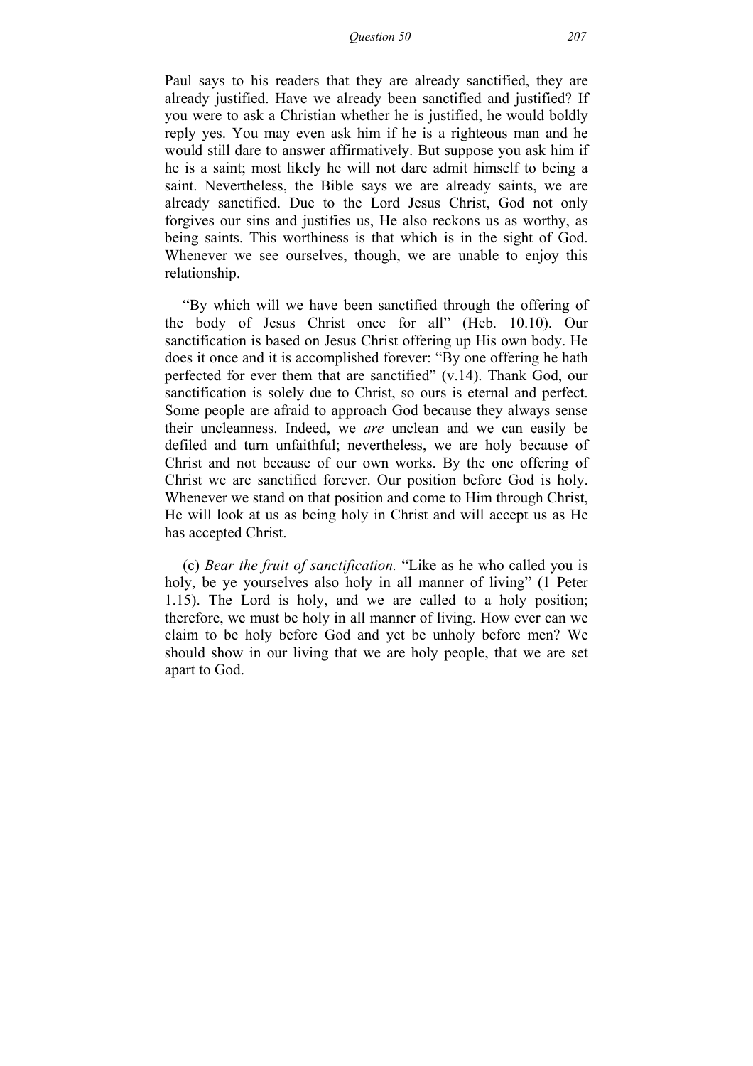Paul says to his readers that they are already sanctified, they are already justified. Have we already been sanctified and justified? If you were to ask a Christian whether he is justified, he would boldly reply yes. You may even ask him if he is a righteous man and he would still dare to answer affirmatively. But suppose you ask him if he is a saint; most likely he will not dare admit himself to being a saint. Nevertheless, the Bible says we are already saints, we are already sanctified. Due to the Lord Jesus Christ, God not only forgives our sins and justifies us, He also reckons us as worthy, as being saints. This worthiness is that which is in the sight of God. Whenever we see ourselves, though, we are unable to enjoy this relationship.

"By which will we have been sanctified through the offering of the body of Jesus Christ once for all" (Heb. 10.10). Our sanctification is based on Jesus Christ offering up His own body. He does it once and it is accomplished forever: "By one offering he hath perfected for ever them that are sanctified" (v.14). Thank God, our sanctification is solely due to Christ, so ours is eternal and perfect. Some people are afraid to approach God because they always sense their uncleanness. Indeed, we *are* unclean and we can easily be defiled and turn unfaithful; nevertheless, we are holy because of Christ and not because of our own works. By the one offering of Christ we are sanctified forever. Our position before God is holy. Whenever we stand on that position and come to Him through Christ, He will look at us as being holy in Christ and will accept us as He has accepted Christ.

(c) *Bear the fruit of sanctification.* "Like as he who called you is holy, be ye yourselves also holy in all manner of living" (1 Peter 1.15). The Lord is holy, and we are called to a holy position; therefore, we must be holy in all manner of living. How ever can we claim to be holy before God and yet be unholy before men? We should show in our living that we are holy people, that we are set apart to God.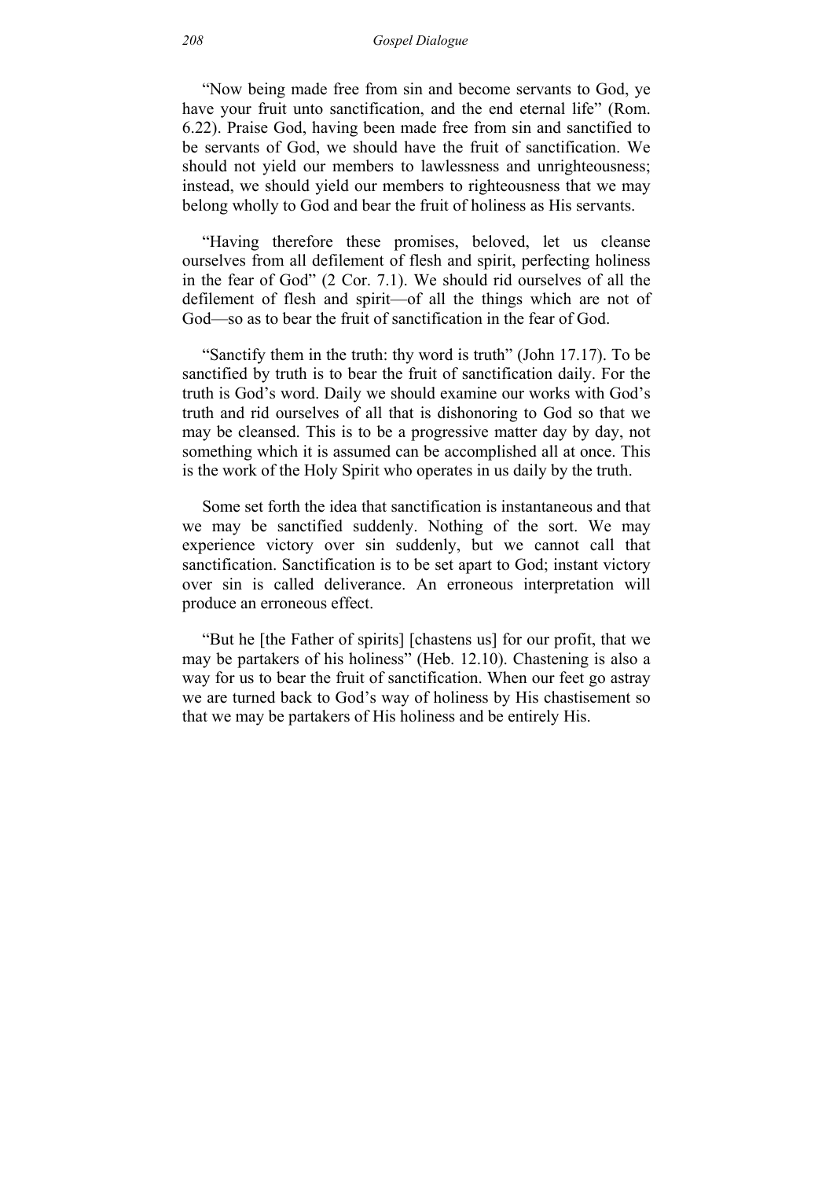"Now being made free from sin and become servants to God, ye have your fruit unto sanctification, and the end eternal life" (Rom. 6.22). Praise God, having been made free from sin and sanctified to be servants of God, we should have the fruit of sanctification. We should not yield our members to lawlessness and unrighteousness; instead, we should yield our members to righteousness that we may belong wholly to God and bear the fruit of holiness as His servants.

"Having therefore these promises, beloved, let us cleanse ourselves from all defilement of flesh and spirit, perfecting holiness in the fear of God" (2 Cor. 7.1). We should rid ourselves of all the defilement of flesh and spirit—of all the things which are not of God—so as to bear the fruit of sanctification in the fear of God.

"Sanctify them in the truth: thy word is truth" (John 17.17). To be sanctified by truth is to bear the fruit of sanctification daily. For the truth is God's word. Daily we should examine our works with God's truth and rid ourselves of all that is dishonoring to God so that we may be cleansed. This is to be a progressive matter day by day, not something which it is assumed can be accomplished all at once. This is the work of the Holy Spirit who operates in us daily by the truth.

Some set forth the idea that sanctification is instantaneous and that we may be sanctified suddenly. Nothing of the sort. We may experience victory over sin suddenly, but we cannot call that sanctification. Sanctification is to be set apart to God; instant victory over sin is called deliverance. An erroneous interpretation will produce an erroneous effect.

"But he [the Father of spirits] [chastens us] for our profit, that we may be partakers of his holiness" (Heb. 12.10). Chastening is also a way for us to bear the fruit of sanctification. When our feet go astray we are turned back to God's way of holiness by His chastisement so that we may be partakers of His holiness and be entirely His.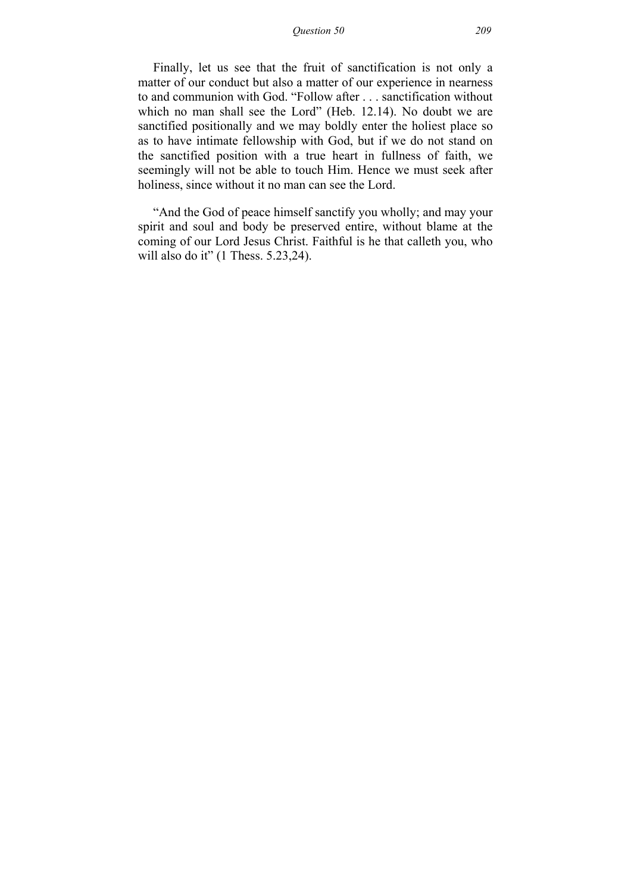Finally, let us see that the fruit of sanctification is not only a matter of our conduct but also a matter of our experience in nearness to and communion with God. "Follow after . . . sanctification without which no man shall see the Lord" (Heb. 12.14). No doubt we are sanctified positionally and we may boldly enter the holiest place so as to have intimate fellowship with God, but if we do not stand on the sanctified position with a true heart in fullness of faith, we seemingly will not be able to touch Him. Hence we must seek after holiness, since without it no man can see the Lord.

"And the God of peace himself sanctify you wholly; and may your spirit and soul and body be preserved entire, without blame at the coming of our Lord Jesus Christ. Faithful is he that calleth you, who will also do it" (1 Thess. 5.23,24).